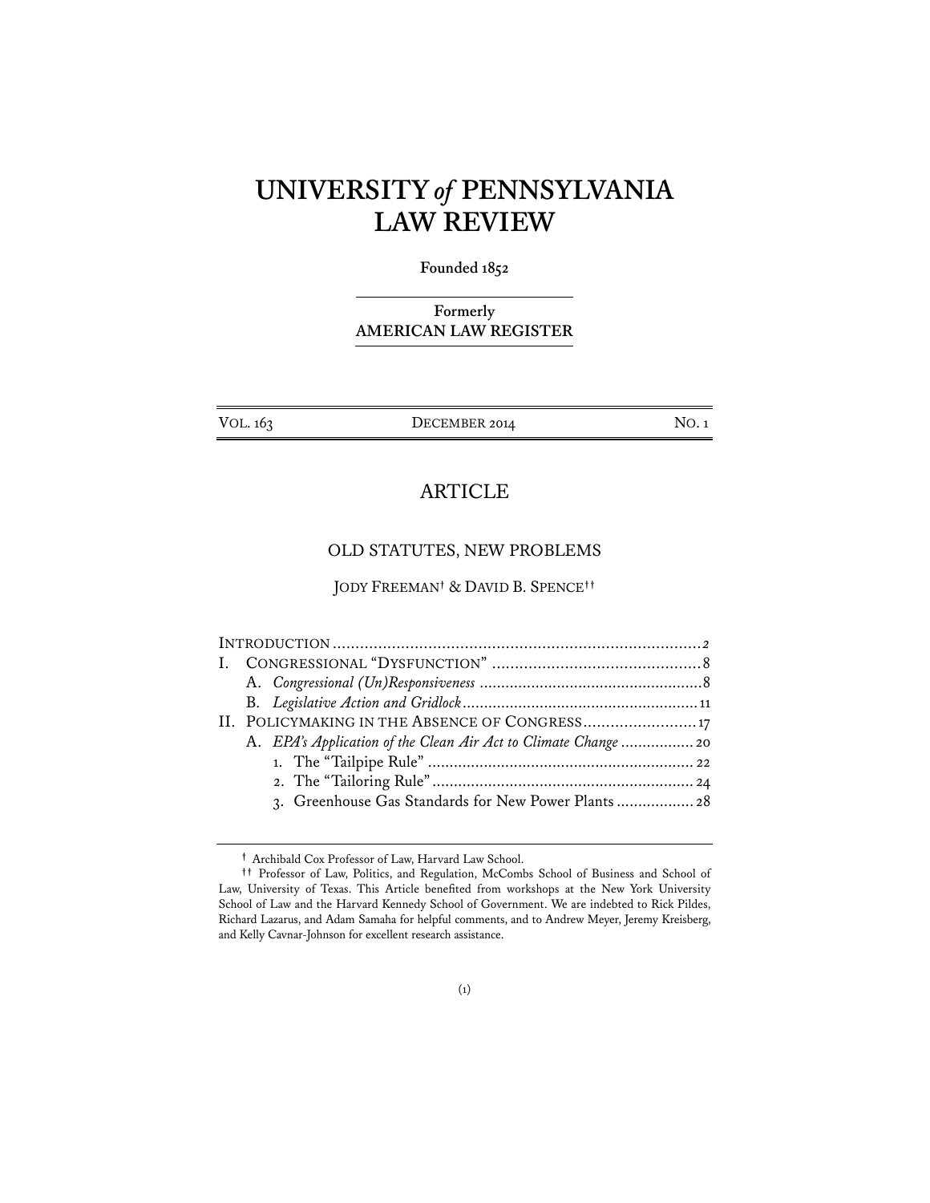# UNIVERSITY *of* PENNSYLVANIA LAW REVIEW

**Founded 1852**

**Formerly**
**AMERICAN LAW REGISTER**

| VOL. 163 | DECEMBER 2014 | NO. 1 |
|---|---|---|

## ARTICLE

### OLD STATUTES, NEW PROBLEMS

JODY FREEMAN[†] & DAVID B. SPENCE[††]

INTRODUCTION .................................................................................. 2

I. CONGRESSIONAL "DYSFUNCTION" .............................................. 8

 A. *Congressional (Un)Responsiveness* .................................................. 8

 B. *Legislative Action and Gridlock* ...................................................... 11

II. POLICYMAKING IN THE ABSENCE OF CONGRESS ......................... 17

 A. *EPA's Application of the Clean Air Act to Climate Change* ................. 20

  1. The "Tailpipe Rule" ............................................................. 22

  2. The "Tailoring Rule" ............................................................ 24

  3. Greenhouse Gas Standards for New Power Plants .................. 28

---

[†] Archibald Cox Professor of Law, Harvard Law School.

[††] Professor of Law, Politics, and Regulation, McCombs School of Business and School of Law, University of Texas. This Article benefited from workshops at the New York University School of Law and the Harvard Kennedy School of Government. We are indebted to Rick Pildes, Richard Lazarus, and Adam Samaha for helpful comments, and to Andrew Meyer, Jeremy Kreisberg, and Kelly Cavnar-Johnson for excellent research assistance.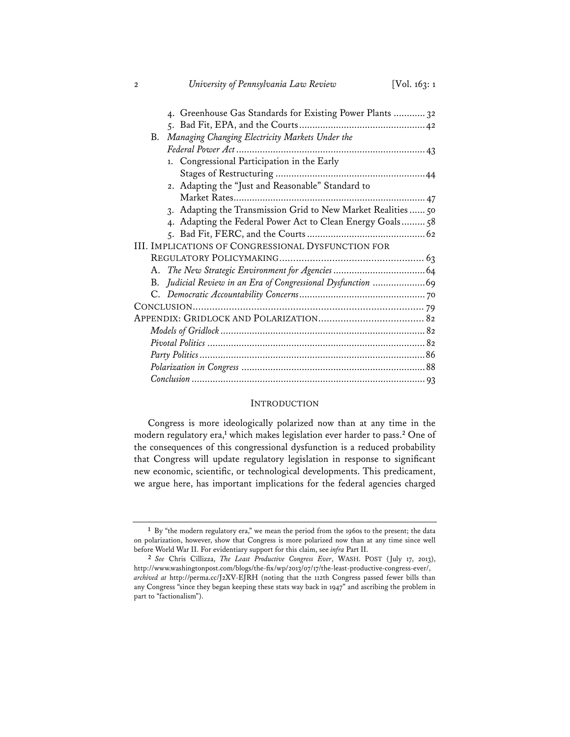4. Greenhouse Gas Standards for Existing Power Plants ............ 32
5. Bad Fit, EPA, and the Courts ................................................ 42

B. *Managing Changing Electricity Markets Under the Federal Power Act* ........................................................................ 43

1. Congressional Participation in the Early Stages of Restructuring ......................................................... 44
2. Adapting the "Just and Reasonable" Standard to Market Rates ......................................................................... 47
3. Adapting the Transmission Grid to New Market Realities ...... 50
4. Adapting the Federal Power Act to Clean Energy Goals ......... 58
5. Bad Fit, FERC, and the Courts ............................................. 62

III. IMPLICATIONS OF CONGRESSIONAL DYSFUNCTION FOR REGULATORY POLICYMAKING .................................................... 63

A. *The New Strategic Environment for Agencies* .................................. 64
B. *Judicial Review in an Era of Congressional Dysfunction* .................... 69
C. *Democratic Accountability Concerns* ............................................... 70

CONCLUSION .................................................................................... 79

APPENDIX: GRIDLOCK AND POLARIZATION ...................................... 82

*Models of Gridlock* ............................................................................. 82
*Pivotal Politics* .................................................................................. 82
*Party Politics* ..................................................................................... 86
*Polarization in Congress* ..................................................................... 88
*Conclusion* ........................................................................................ 93

## INTRODUCTION

Congress is more ideologically polarized now than at any time in the modern regulatory era,[1] which makes legislation ever harder to pass.[2] One of the consequences of this congressional dysfunction is a reduced probability that Congress will update regulatory legislation in response to significant new economic, scientific, or technological developments. This predicament, we argue here, has important implications for the federal agencies charged

---

[1] By "the modern regulatory era," we mean the period from the 1960s to the present; the data on polarization, however, show that Congress is more polarized now than at any time since well before World War II. For evidentiary support for this claim, see *infra* Part II.

[2] *See* Chris Cillizza, *The Least Productive Congress Ever*, WASH. POST (July 17, 2013), http://www.washingtonpost.com/blogs/the-fix/wp/2013/07/17/the-least-productive-congress-ever/, *archived at* http://perma.cc/J2XV-EJRH (noting that the 112th Congress passed fewer bills than any Congress "since they began keeping these stats way back in 1947" and ascribing the problem in part to "factionalism").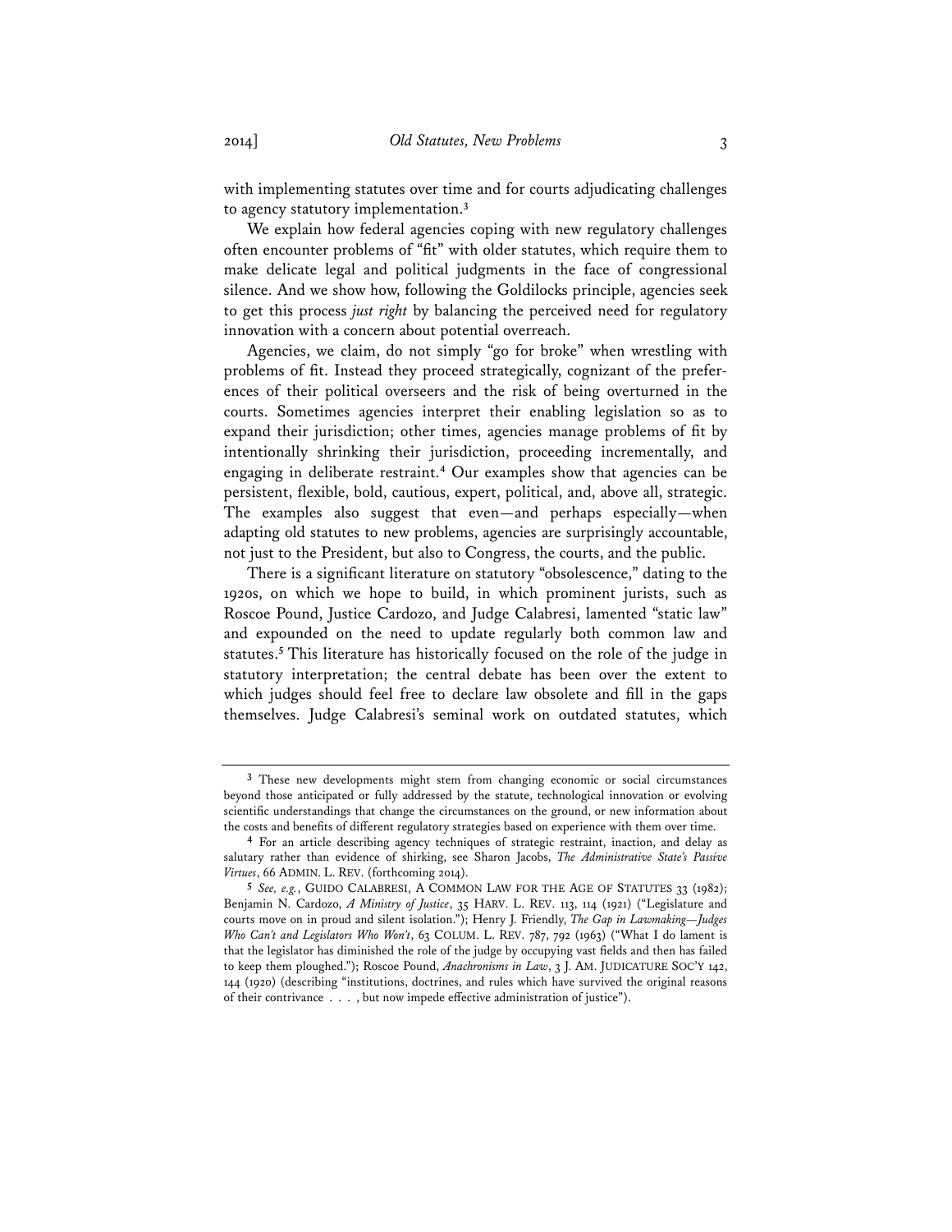with implementing statutes over time and for courts adjudicating challenges to agency statutory implementation.[3]

We explain how federal agencies coping with new regulatory challenges often encounter problems of "fit" with older statutes, which require them to make delicate legal and political judgments in the face of congressional silence. And we show how, following the Goldilocks principle, agencies seek to get this process *just right* by balancing the perceived need for regulatory innovation with a concern about potential overreach.

Agencies, we claim, do not simply "go for broke" when wrestling with problems of fit. Instead they proceed strategically, cognizant of the preferences of their political overseers and the risk of being overturned in the courts. Sometimes agencies interpret their enabling legislation so as to expand their jurisdiction; other times, agencies manage problems of fit by intentionally shrinking their jurisdiction, proceeding incrementally, and engaging in deliberate restraint.[4] Our examples show that agencies can be persistent, flexible, bold, cautious, expert, political, and, above all, strategic. The examples also suggest that even—and perhaps especially—when adapting old statutes to new problems, agencies are surprisingly accountable, not just to the President, but also to Congress, the courts, and the public.

There is a significant literature on statutory "obsolescence," dating to the 1920s, on which we hope to build, in which prominent jurists, such as Roscoe Pound, Justice Cardozo, and Judge Calabresi, lamented "static law" and expounded on the need to update regularly both common law and statutes.[5] This literature has historically focused on the role of the judge in statutory interpretation; the central debate has been over the extent to which judges should feel free to declare law obsolete and fill in the gaps themselves. Judge Calabresi's seminal work on outdated statutes, which

---

[3] These new developments might stem from changing economic or social circumstances beyond those anticipated or fully addressed by the statute, technological innovation or evolving scientific understandings that change the circumstances on the ground, or new information about the costs and benefits of different regulatory strategies based on experience with them over time.

[4] For an article describing agency techniques of strategic restraint, inaction, and delay as salutary rather than evidence of shirking, see Sharon Jacobs, *The Administrative State's Passive Virtues*, 66 ADMIN. L. REV. (forthcoming 2014).

[5] *See, e.g.*, GUIDO CALABRESI, A COMMON LAW FOR THE AGE OF STATUTES 33 (1982); Benjamin N. Cardozo, *A Ministry of Justice*, 35 HARV. L. REV. 113, 114 (1921) ("Legislature and courts move on in proud and silent isolation."); Henry J. Friendly, *The Gap in Lawmaking—Judges Who Can't and Legislators Who Won't*, 63 COLUM. L. REV. 787, 792 (1963) ("What I do lament is that the legislator has diminished the role of the judge by occupying vast fields and then has failed to keep them ploughed."); Roscoe Pound, *Anachronisms in Law*, 3 J. AM. JUDICATURE SOC'Y 142, 144 (1920) (describing "institutions, doctrines, and rules which have survived the original reasons of their contrivance . . . , but now impede effective administration of justice").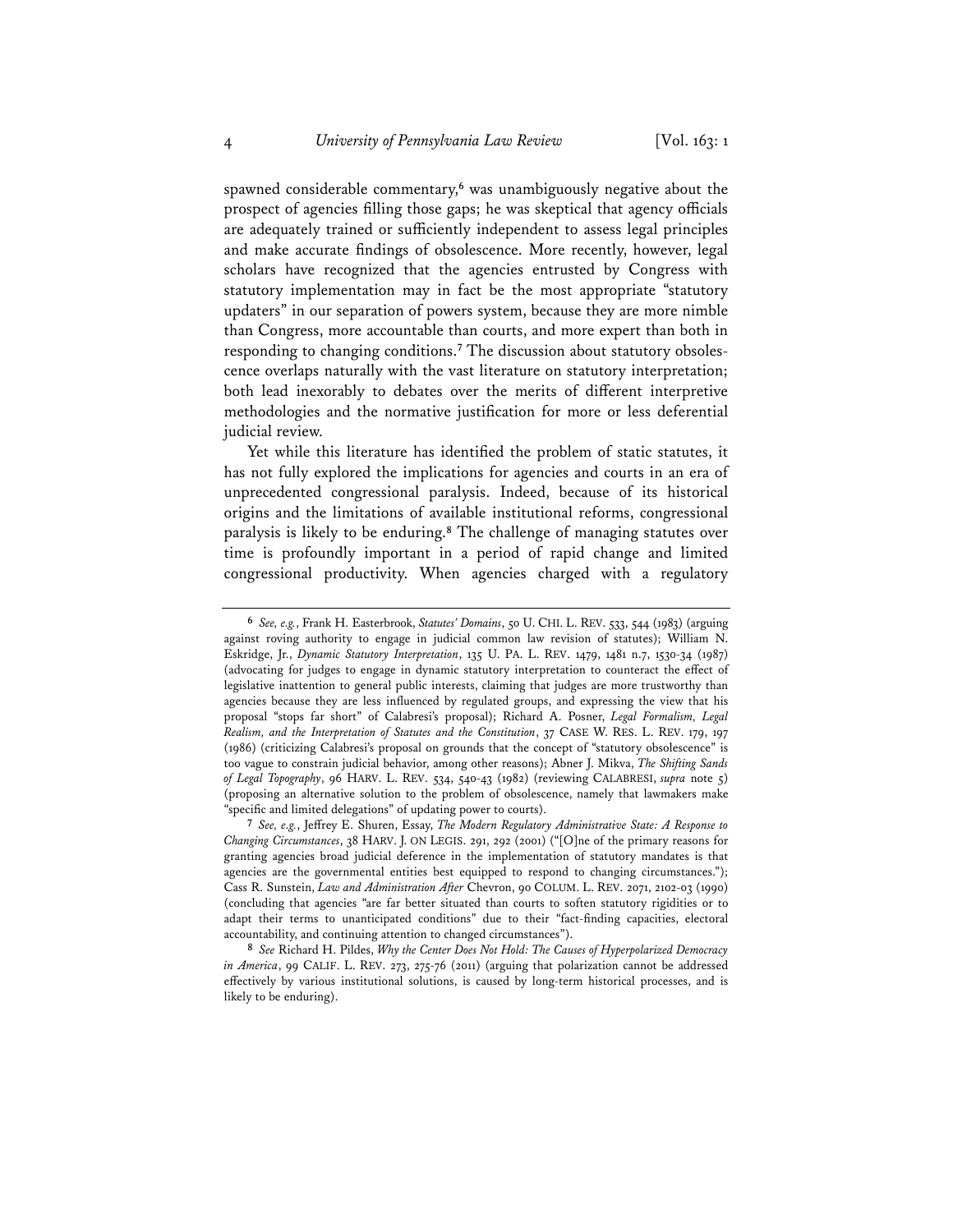spawned considerable commentary,[6] was unambiguously negative about the prospect of agencies filling those gaps; he was skeptical that agency officials are adequately trained or sufficiently independent to assess legal principles and make accurate findings of obsolescence. More recently, however, legal scholars have recognized that the agencies entrusted by Congress with statutory implementation may in fact be the most appropriate "statutory updaters" in our separation of powers system, because they are more nimble than Congress, more accountable than courts, and more expert than both in responding to changing conditions.[7] The discussion about statutory obsolescence overlaps naturally with the vast literature on statutory interpretation; both lead inexorably to debates over the merits of different interpretive methodologies and the normative justification for more or less deferential judicial review.

Yet while this literature has identified the problem of static statutes, it has not fully explored the implications for agencies and courts in an era of unprecedented congressional paralysis. Indeed, because of its historical origins and the limitations of available institutional reforms, congressional paralysis is likely to be enduring.[8] The challenge of managing statutes over time is profoundly important in a period of rapid change and limited congressional productivity. When agencies charged with a regulatory

---

[6] *See, e.g.*, Frank H. Easterbrook, *Statutes' Domains*, 50 U. CHI. L. REV. 533, 544 (1983) (arguing against roving authority to engage in judicial common law revision of statutes); William N. Eskridge, Jr., *Dynamic Statutory Interpretation*, 135 U. PA. L. REV. 1479, 1481 n.7, 1530-34 (1987) (advocating for judges to engage in dynamic statutory interpretation to counteract the effect of legislative inattention to general public interests, claiming that judges are more trustworthy than agencies because they are less influenced by regulated groups, and expressing the view that his proposal "stops far short" of Calabresi's proposal); Richard A. Posner, *Legal Formalism, Legal Realism, and the Interpretation of Statutes and the Constitution*, 37 CASE W. RES. L. REV. 179, 197 (1986) (criticizing Calabresi's proposal on grounds that the concept of "statutory obsolescence" is too vague to constrain judicial behavior, among other reasons); Abner J. Mikva, *The Shifting Sands of Legal Topography*, 96 HARV. L. REV. 534, 540-43 (1982) (reviewing CALABRESI, *supra* note 5) (proposing an alternative solution to the problem of obsolescence, namely that lawmakers make "specific and limited delegations" of updating power to courts).

[7] *See, e.g.*, Jeffrey E. Shuren, Essay, *The Modern Regulatory Administrative State: A Response to Changing Circumstances*, 38 HARV. J. ON LEGIS. 291, 292 (2001) ("[O]ne of the primary reasons for granting agencies broad judicial deference in the implementation of statutory mandates is that agencies are the governmental entities best equipped to respond to changing circumstances."); Cass R. Sunstein, *Law and Administration After* Chevron, 90 COLUM. L. REV. 2071, 2102-03 (1990) (concluding that agencies "are far better situated than courts to soften statutory rigidities or to adapt their terms to unanticipated conditions" due to their "fact-finding capacities, electoral accountability, and continuing attention to changed circumstances").

[8] *See* Richard H. Pildes, *Why the Center Does Not Hold: The Causes of Hyperpolarized Democracy in America*, 99 CALIF. L. REV. 273, 275-76 (2011) (arguing that polarization cannot be addressed effectively by various institutional solutions, is caused by long-term historical processes, and is likely to be enduring).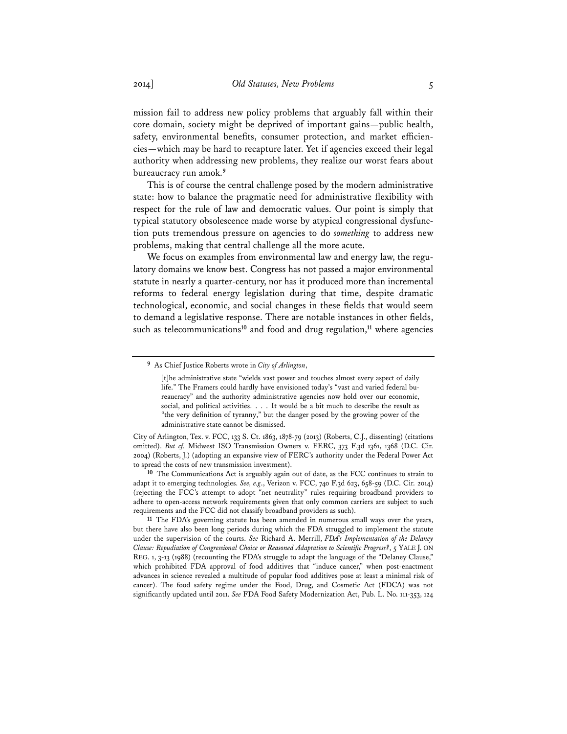mission fail to address new policy problems that arguably fall within their core domain, society might be deprived of important gains—public health, safety, environmental benefits, consumer protection, and market efficiencies—which may be hard to recapture later. Yet if agencies exceed their legal authority when addressing new problems, they realize our worst fears about bureaucracy run amok.[9]

This is of course the central challenge posed by the modern administrative state: how to balance the pragmatic need for administrative flexibility with respect for the rule of law and democratic values. Our point is simply that typical statutory obsolescence made worse by atypical congressional dysfunction puts tremendous pressure on agencies to do *something* to address new problems, making that central challenge all the more acute.

We focus on examples from environmental law and energy law, the regulatory domains we know best. Congress has not passed a major environmental statute in nearly a quarter-century, nor has it produced more than incremental reforms to federal energy legislation during that time, despite dramatic technological, economic, and social changes in these fields that would seem to demand a legislative response. There are notable instances in other fields, such as telecommunications[10] and food and drug regulation,[11] where agencies

---

[9] As Chief Justice Roberts wrote in *City of Arlington*,

> [t]he administrative state "wields vast power and touches almost every aspect of daily life." The Framers could hardly have envisioned today's "vast and varied federal bureaucracy" and the authority administrative agencies now hold over our economic, social, and political activities. . . . It would be a bit much to describe the result as "the very definition of tyranny," but the danger posed by the growing power of the administrative state cannot be dismissed.

City of Arlington, Tex. v. FCC, 133 S. Ct. 1863, 1878-79 (2013) (Roberts, C.J., dissenting) (citations omitted). *But cf.* Midwest ISO Transmission Owners v. FERC, 373 F.3d 1361, 1368 (D.C. Cir. 2004) (Roberts, J.) (adopting an expansive view of FERC's authority under the Federal Power Act to spread the costs of new transmission investment).

[10] The Communications Act is arguably again out of date, as the FCC continues to strain to adapt it to emerging technologies. *See, e.g.*, Verizon v. FCC, 740 F.3d 623, 658-59 (D.C. Cir. 2014) (rejecting the FCC's attempt to adopt "net neutrality" rules requiring broadband providers to adhere to open-access network requirements given that only common carriers are subject to such requirements and the FCC did not classify broadband providers as such).

[11] The FDA's governing statute has been amended in numerous small ways over the years, but there have also been long periods during which the FDA struggled to implement the statute under the supervision of the courts. *See* Richard A. Merrill, *FDA's Implementation of the Delaney Clause: Repudiation of Congressional Choice or Reasoned Adaptation to Scientific Progress?*, 5 YALE J. ON REG. 1, 3-13 (1988) (recounting the FDA's struggle to adapt the language of the "Delaney Clause," which prohibited FDA approval of food additives that "induce cancer," when post-enactment advances in science revealed a multitude of popular food additives pose at least a minimal risk of cancer). The food safety regime under the Food, Drug, and Cosmetic Act (FDCA) was not significantly updated until 2011. *See* FDA Food Safety Modernization Act, Pub. L. No. 111-353, 124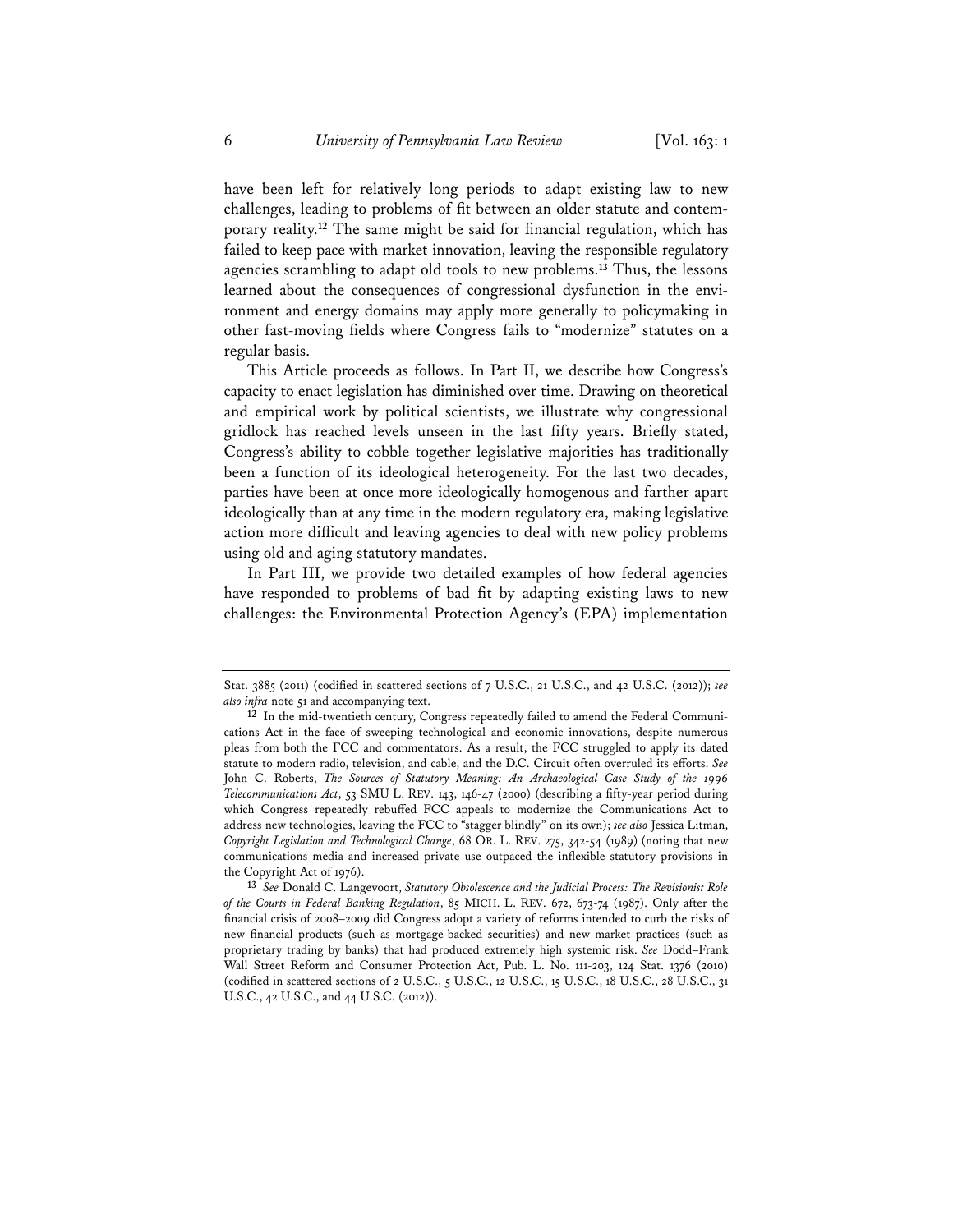have been left for relatively long periods to adapt existing law to new challenges, leading to problems of fit between an older statute and contemporary reality.[12] The same might be said for financial regulation, which has failed to keep pace with market innovation, leaving the responsible regulatory agencies scrambling to adapt old tools to new problems.[13] Thus, the lessons learned about the consequences of congressional dysfunction in the environment and energy domains may apply more generally to policymaking in other fast-moving fields where Congress fails to "modernize" statutes on a regular basis.

This Article proceeds as follows. In Part II, we describe how Congress's capacity to enact legislation has diminished over time. Drawing on theoretical and empirical work by political scientists, we illustrate why congressional gridlock has reached levels unseen in the last fifty years. Briefly stated, Congress's ability to cobble together legislative majorities has traditionally been a function of its ideological heterogeneity. For the last two decades, parties have been at once more ideologically homogenous and farther apart ideologically than at any time in the modern regulatory era, making legislative action more difficult and leaving agencies to deal with new policy problems using old and aging statutory mandates.

In Part III, we provide two detailed examples of how federal agencies have responded to problems of bad fit by adapting existing laws to new challenges: the Environmental Protection Agency's (EPA) implementation

---

Stat. 3885 (2011) (codified in scattered sections of 7 U.S.C., 21 U.S.C., and 42 U.S.C. (2012)); *see also infra* note 51 and accompanying text.

[12] In the mid-twentieth century, Congress repeatedly failed to amend the Federal Communications Act in the face of sweeping technological and economic innovations, despite numerous pleas from both the FCC and commentators. As a result, the FCC struggled to apply its dated statute to modern radio, television, and cable, and the D.C. Circuit often overruled its efforts. *See* John C. Roberts, *The Sources of Statutory Meaning: An Archaeological Case Study of the 1996 Telecommunications Act*, 53 SMU L. REV. 143, 146-47 (2000) (describing a fifty-year period during which Congress repeatedly rebuffed FCC appeals to modernize the Communications Act to address new technologies, leaving the FCC to "stagger blindly" on its own); *see also* Jessica Litman, *Copyright Legislation and Technological Change*, 68 OR. L. REV. 275, 342-54 (1989) (noting that new communications media and increased private use outpaced the inflexible statutory provisions in the Copyright Act of 1976).

[13] *See* Donald C. Langevoort, *Statutory Obsolescence and the Judicial Process: The Revisionist Role of the Courts in Federal Banking Regulation*, 85 MICH. L. REV. 672, 673-74 (1987). Only after the financial crisis of 2008–2009 did Congress adopt a variety of reforms intended to curb the risks of new financial products (such as mortgage-backed securities) and new market practices (such as proprietary trading by banks) that had produced extremely high systemic risk. *See* Dodd–Frank Wall Street Reform and Consumer Protection Act, Pub. L. No. 111-203, 124 Stat. 1376 (2010) (codified in scattered sections of 2 U.S.C., 5 U.S.C., 12 U.S.C., 15 U.S.C., 18 U.S.C., 28 U.S.C., 31 U.S.C., 42 U.S.C., and 44 U.S.C. (2012)).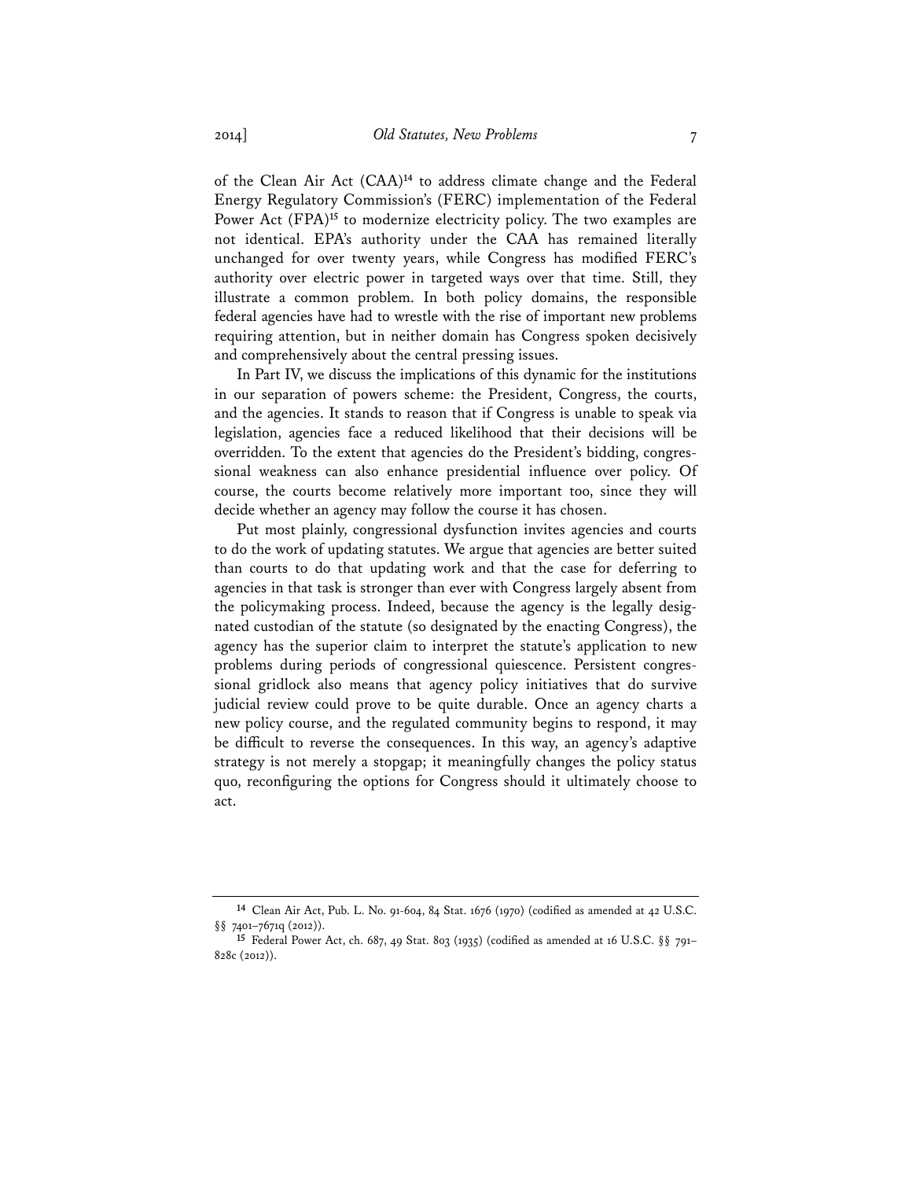of the Clean Air Act (CAA)[14] to address climate change and the Federal Energy Regulatory Commission's (FERC) implementation of the Federal Power Act (FPA)[15] to modernize electricity policy. The two examples are not identical. EPA's authority under the CAA has remained literally unchanged for over twenty years, while Congress has modified FERC's authority over electric power in targeted ways over that time. Still, they illustrate a common problem. In both policy domains, the responsible federal agencies have had to wrestle with the rise of important new problems requiring attention, but in neither domain has Congress spoken decisively and comprehensively about the central pressing issues.

In Part IV, we discuss the implications of this dynamic for the institutions in our separation of powers scheme: the President, Congress, the courts, and the agencies. It stands to reason that if Congress is unable to speak via legislation, agencies face a reduced likelihood that their decisions will be overridden. To the extent that agencies do the President's bidding, congressional weakness can also enhance presidential influence over policy. Of course, the courts become relatively more important too, since they will decide whether an agency may follow the course it has chosen.

Put most plainly, congressional dysfunction invites agencies and courts to do the work of updating statutes. We argue that agencies are better suited than courts to do that updating work and that the case for deferring to agencies in that task is stronger than ever with Congress largely absent from the policymaking process. Indeed, because the agency is the legally designated custodian of the statute (so designated by the enacting Congress), the agency has the superior claim to interpret the statute's application to new problems during periods of congressional quiescence. Persistent congressional gridlock also means that agency policy initiatives that do survive judicial review could prove to be quite durable. Once an agency charts a new policy course, and the regulated community begins to respond, it may be difficult to reverse the consequences. In this way, an agency's adaptive strategy is not merely a stopgap; it meaningfully changes the policy status quo, reconfiguring the options for Congress should it ultimately choose to act.

---

[14] Clean Air Act, Pub. L. No. 91-604, 84 Stat. 1676 (1970) (codified as amended at 42 U.S.C. §§ 7401–7671q (2012)).

[15] Federal Power Act, ch. 687, 49 Stat. 803 (1935) (codified as amended at 16 U.S.C. §§ 791–828c (2012)).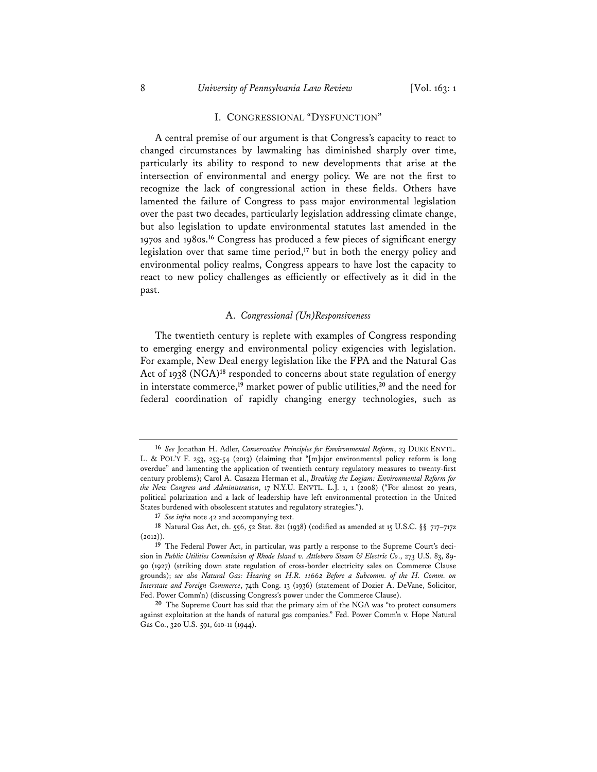## I. CONGRESSIONAL "DYSFUNCTION"

A central premise of our argument is that Congress's capacity to react to changed circumstances by lawmaking has diminished sharply over time, particularly its ability to respond to new developments that arise at the intersection of environmental and energy policy. We are not the first to recognize the lack of congressional action in these fields. Others have lamented the failure of Congress to pass major environmental legislation over the past two decades, particularly legislation addressing climate change, but also legislation to update environmental statutes last amended in the 1970s and 1980s.[16] Congress has produced a few pieces of significant energy legislation over that same time period,[17] but in both the energy policy and environmental policy realms, Congress appears to have lost the capacity to react to new policy challenges as efficiently or effectively as it did in the past.

### A. *Congressional (Un)Responsiveness*

The twentieth century is replete with examples of Congress responding to emerging energy and environmental policy exigencies with legislation. For example, New Deal energy legislation like the FPA and the Natural Gas Act of 1938 (NGA)[18] responded to concerns about state regulation of energy in interstate commerce,[19] market power of public utilities,[20] and the need for federal coordination of rapidly changing energy technologies, such as

---

[16] *See* Jonathan H. Adler, *Conservative Principles for Environmental Reform*, 23 DUKE ENVTL. L. & POL'Y F. 253, 253-54 (2013) (claiming that "[m]ajor environmental policy reform is long overdue" and lamenting the application of twentieth century regulatory measures to twenty-first century problems); Carol A. Casazza Herman et al., *Breaking the Logjam: Environmental Reform for the New Congress and Administration*, 17 N.Y.U. ENVTL. L.J. 1, 1 (2008) ("For almost 20 years, political polarization and a lack of leadership have left environmental protection in the United States burdened with obsolescent statutes and regulatory strategies.").

[17] *See infra* note 42 and accompanying text.

[18] Natural Gas Act, ch. 556, 52 Stat. 821 (1938) (codified as amended at 15 U.S.C. §§ 717–717z (2012)).

[19] The Federal Power Act, in particular, was partly a response to the Supreme Court's decision in *Public Utilities Commission of Rhode Island v. Attleboro Steam & Electric Co*., 273 U.S. 83, 89-90 (1927) (striking down state regulation of cross-border electricity sales on Commerce Clause grounds); *see also Natural Gas: Hearing on H.R. 11662 Before a Subcomm. of the H. Comm. on Interstate and Foreign Commerce*, 74th Cong. 13 (1936) (statement of Dozier A. DeVane, Solicitor, Fed. Power Comm'n) (discussing Congress's power under the Commerce Clause).

[20] The Supreme Court has said that the primary aim of the NGA was "to protect consumers against exploitation at the hands of natural gas companies." Fed. Power Comm'n v. Hope Natural Gas Co., 320 U.S. 591, 610-11 (1944).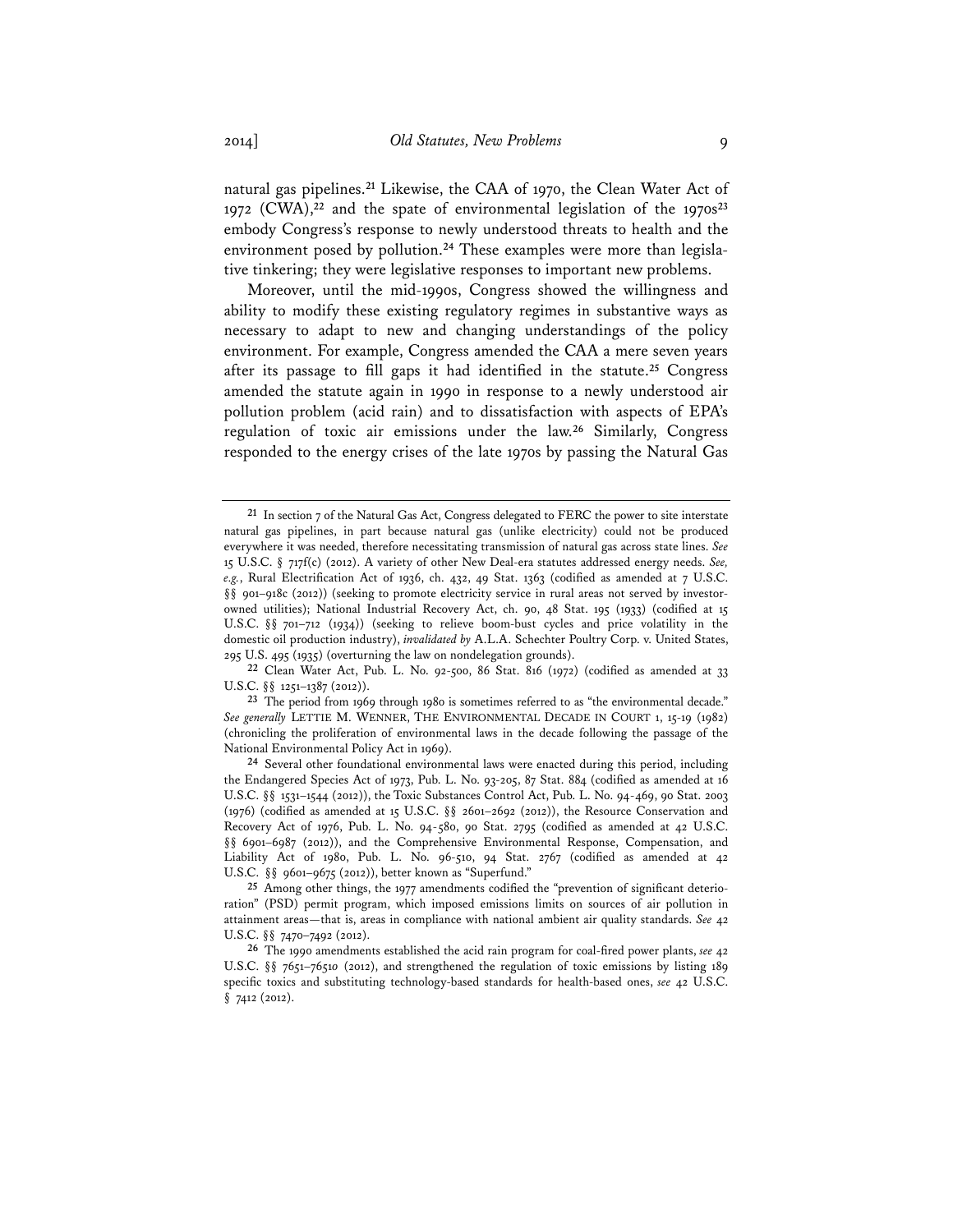natural gas pipelines.[21] Likewise, the CAA of 1970, the Clean Water Act of 1972 (CWA),[22] and the spate of environmental legislation of the 1970s[23] embody Congress's response to newly understood threats to health and the environment posed by pollution.[24] These examples were more than legislative tinkering; they were legislative responses to important new problems.

Moreover, until the mid-1990s, Congress showed the willingness and ability to modify these existing regulatory regimes in substantive ways as necessary to adapt to new and changing understandings of the policy environment. For example, Congress amended the CAA a mere seven years after its passage to fill gaps it had identified in the statute.[25] Congress amended the statute again in 1990 in response to a newly understood air pollution problem (acid rain) and to dissatisfaction with aspects of EPA's regulation of toxic air emissions under the law.[26] Similarly, Congress responded to the energy crises of the late 1970s by passing the Natural Gas

---

[21] In section 7 of the Natural Gas Act, Congress delegated to FERC the power to site interstate natural gas pipelines, in part because natural gas (unlike electricity) could not be produced everywhere it was needed, therefore necessitating transmission of natural gas across state lines. *See* 15 U.S.C. § 717f(c) (2012). A variety of other New Deal-era statutes addressed energy needs. *See, e.g.*, Rural Electrification Act of 1936, ch. 432, 49 Stat. 1363 (codified as amended at 7 U.S.C. §§ 901–918c (2012)) (seeking to promote electricity service in rural areas not served by investor-owned utilities); National Industrial Recovery Act, ch. 90, 48 Stat. 195 (1933) (codified at 15 U.S.C. §§ 701–712 (1934)) (seeking to relieve boom-bust cycles and price volatility in the domestic oil production industry), *invalidated by* A.L.A. Schechter Poultry Corp. v. United States, 295 U.S. 495 (1935) (overturning the law on nondelegation grounds).

[22] Clean Water Act, Pub. L. No. 92-500, 86 Stat. 816 (1972) (codified as amended at 33 U.S.C. §§ 1251–1387 (2012)).

[23] The period from 1969 through 1980 is sometimes referred to as "the environmental decade." *See generally* LETTIE M. WENNER, THE ENVIRONMENTAL DECADE IN COURT 1, 15-19 (1982) (chronicling the proliferation of environmental laws in the decade following the passage of the National Environmental Policy Act in 1969).

[24] Several other foundational environmental laws were enacted during this period, including the Endangered Species Act of 1973, Pub. L. No. 93-205, 87 Stat. 884 (codified as amended at 16 U.S.C. §§ 1531–1544 (2012)), the Toxic Substances Control Act, Pub. L. No. 94-469, 90 Stat. 2003 (1976) (codified as amended at 15 U.S.C. §§ 2601–2692 (2012)), the Resource Conservation and Recovery Act of 1976, Pub. L. No. 94-580, 90 Stat. 2795 (codified as amended at 42 U.S.C. §§ 6901–6987 (2012)), and the Comprehensive Environmental Response, Compensation, and Liability Act of 1980, Pub. L. No. 96-510, 94 Stat. 2767 (codified as amended at 42 U.S.C. §§ 9601–9675 (2012)), better known as "Superfund."

[25] Among other things, the 1977 amendments codified the "prevention of significant deterioration" (PSD) permit program, which imposed emissions limits on sources of air pollution in attainment areas—that is, areas in compliance with national ambient air quality standards. *See* 42 U.S.C. §§ 7470–7492 (2012).

[26] The 1990 amendments established the acid rain program for coal-fired power plants, *see* 42 U.S.C. §§ 7651–7651o (2012), and strengthened the regulation of toxic emissions by listing 189 specific toxics and substituting technology-based standards for health-based ones, *see* 42 U.S.C. § 7412 (2012).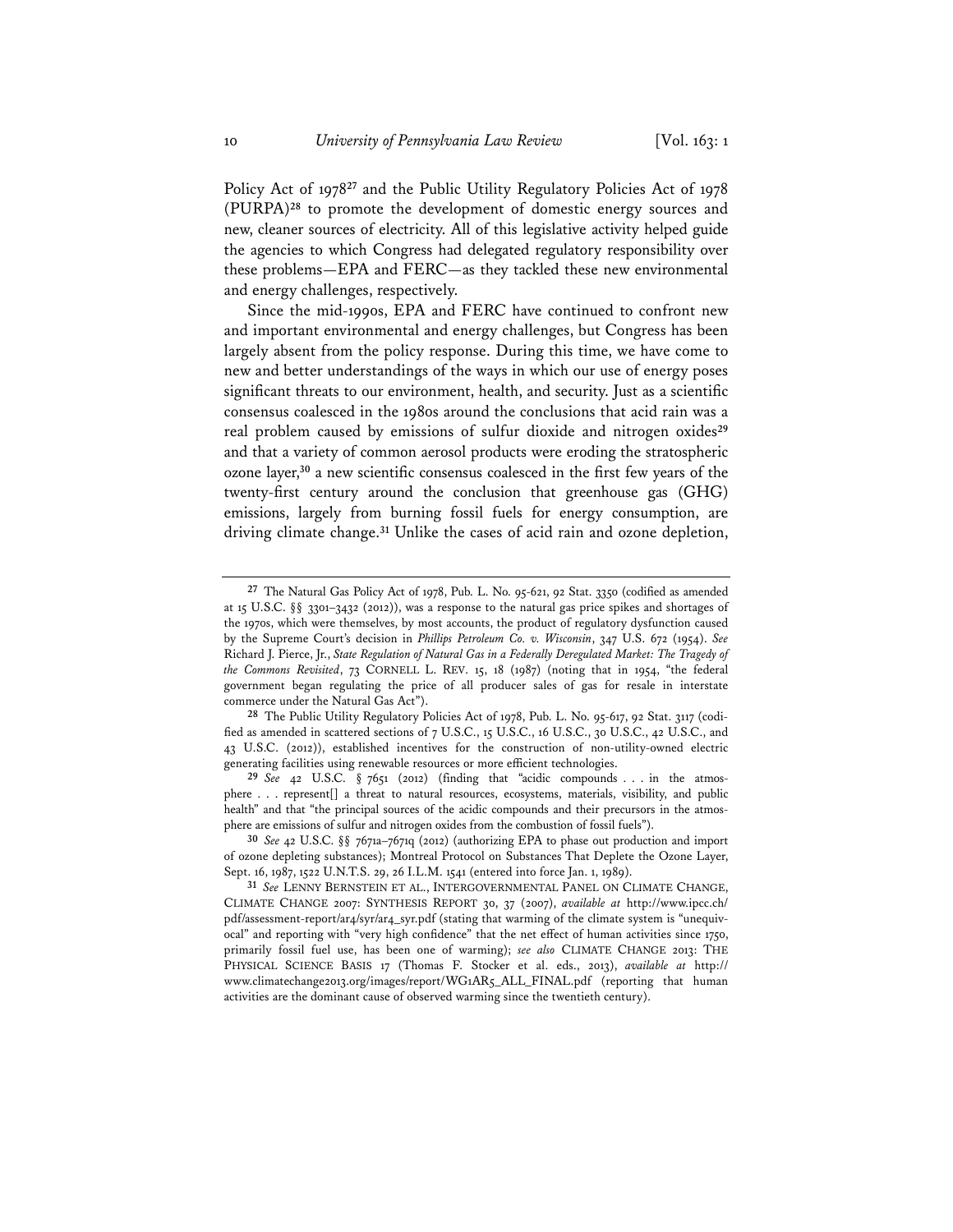Policy Act of 1978[27] and the Public Utility Regulatory Policies Act of 1978 (PURPA)[28] to promote the development of domestic energy sources and new, cleaner sources of electricity. All of this legislative activity helped guide the agencies to which Congress had delegated regulatory responsibility over these problems—EPA and FERC—as they tackled these new environmental and energy challenges, respectively.

Since the mid-1990s, EPA and FERC have continued to confront new and important environmental and energy challenges, but Congress has been largely absent from the policy response. During this time, we have come to new and better understandings of the ways in which our use of energy poses significant threats to our environment, health, and security. Just as a scientific consensus coalesced in the 1980s around the conclusions that acid rain was a real problem caused by emissions of sulfur dioxide and nitrogen oxides[29] and that a variety of common aerosol products were eroding the stratospheric ozone layer,[30] a new scientific consensus coalesced in the first few years of the twenty-first century around the conclusion that greenhouse gas (GHG) emissions, largely from burning fossil fuels for energy consumption, are driving climate change.[31] Unlike the cases of acid rain and ozone depletion,

---

[27] The Natural Gas Policy Act of 1978, Pub. L. No. 95-621, 92 Stat. 3350 (codified as amended at 15 U.S.C. §§ 3301–3432 (2012)), was a response to the natural gas price spikes and shortages of the 1970s, which were themselves, by most accounts, the product of regulatory dysfunction caused by the Supreme Court's decision in *Phillips Petroleum Co. v. Wisconsin*, 347 U.S. 672 (1954). *See* Richard J. Pierce, Jr., *State Regulation of Natural Gas in a Federally Deregulated Market: The Tragedy of the Commons Revisited*, 73 CORNELL L. REV. 15, 18 (1987) (noting that in 1954, "the federal government began regulating the price of all producer sales of gas for resale in interstate commerce under the Natural Gas Act").

[28] The Public Utility Regulatory Policies Act of 1978, Pub. L. No. 95-617, 92 Stat. 3117 (codified as amended in scattered sections of 7 U.S.C., 15 U.S.C., 16 U.S.C., 30 U.S.C., 42 U.S.C., and 43 U.S.C. (2012)), established incentives for the construction of non-utility-owned electric generating facilities using renewable resources or more efficient technologies.

[29] *See* 42 U.S.C. § 7651 (2012) (finding that "acidic compounds . . . in the atmosphere . . . represent[] a threat to natural resources, ecosystems, materials, visibility, and public health" and that "the principal sources of the acidic compounds and their precursors in the atmosphere are emissions of sulfur and nitrogen oxides from the combustion of fossil fuels").

[30] *See* 42 U.S.C. §§ 7671a–7671q (2012) (authorizing EPA to phase out production and import of ozone depleting substances); Montreal Protocol on Substances That Deplete the Ozone Layer, Sept. 16, 1987, 1522 U.N.T.S. 29, 26 I.L.M. 1541 (entered into force Jan. 1, 1989).

[31] *See* LENNY BERNSTEIN ET AL., INTERGOVERNMENTAL PANEL ON CLIMATE CHANGE, CLIMATE CHANGE 2007: SYNTHESIS REPORT 30, 37 (2007), *available at* http://www.ipcc.ch/pdf/assessment-report/ar4/syr/ar4_syr.pdf (stating that warming of the climate system is "unequivocal" and reporting with "very high confidence" that the net effect of human activities since 1750, primarily fossil fuel use, has been one of warming); *see also* CLIMATE CHANGE 2013: THE PHYSICAL SCIENCE BASIS 17 (Thomas F. Stocker et al. eds., 2013), *available at* http://www.climatechange2013.org/images/report/WG1AR5_ALL_FINAL.pdf (reporting that human activities are the dominant cause of observed warming since the twentieth century).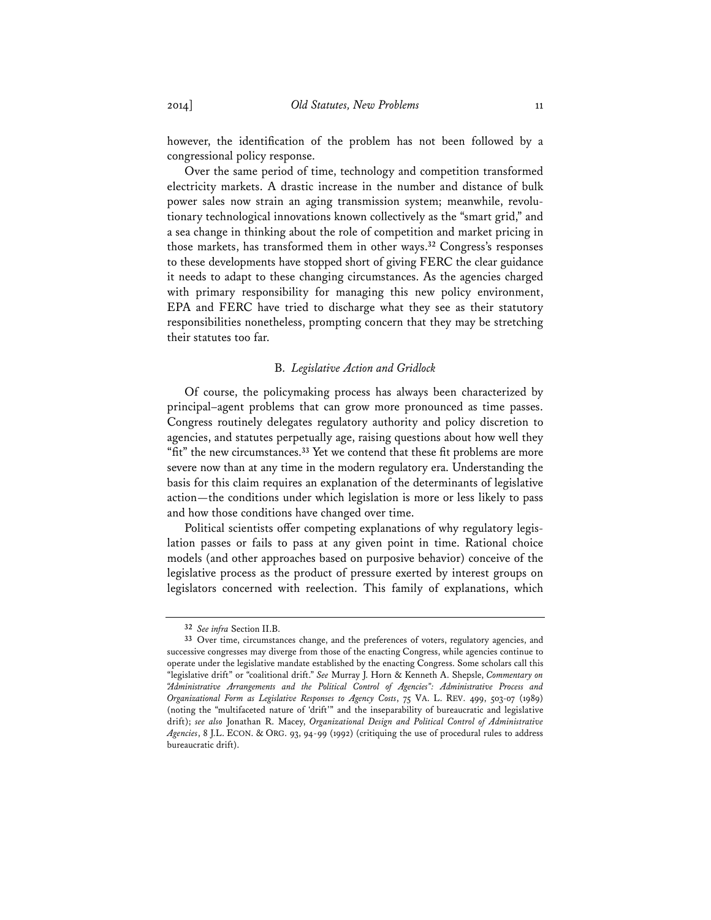however, the identification of the problem has not been followed by a congressional policy response.

Over the same period of time, technology and competition transformed electricity markets. A drastic increase in the number and distance of bulk power sales now strain an aging transmission system; meanwhile, revolutionary technological innovations known collectively as the "smart grid," and a sea change in thinking about the role of competition and market pricing in those markets, has transformed them in other ways.[32] Congress's responses to these developments have stopped short of giving FERC the clear guidance it needs to adapt to these changing circumstances. As the agencies charged with primary responsibility for managing this new policy environment, EPA and FERC have tried to discharge what they see as their statutory responsibilities nonetheless, prompting concern that they may be stretching their statutes too far.

### B. *Legislative Action and Gridlock*

Of course, the policymaking process has always been characterized by principal–agent problems that can grow more pronounced as time passes. Congress routinely delegates regulatory authority and policy discretion to agencies, and statutes perpetually age, raising questions about how well they "fit" the new circumstances.[33] Yet we contend that these fit problems are more severe now than at any time in the modern regulatory era. Understanding the basis for this claim requires an explanation of the determinants of legislative action—the conditions under which legislation is more or less likely to pass and how those conditions have changed over time.

Political scientists offer competing explanations of why regulatory legislation passes or fails to pass at any given point in time. Rational choice models (and other approaches based on purposive behavior) conceive of the legislative process as the product of pressure exerted by interest groups on legislators concerned with reelection. This family of explanations, which

---

[32] *See infra* Section II.B.

[33] Over time, circumstances change, and the preferences of voters, regulatory agencies, and successive congresses may diverge from those of the enacting Congress, while agencies continue to operate under the legislative mandate established by the enacting Congress. Some scholars call this "legislative drift" or "coalitional drift." *See* Murray J. Horn & Kenneth A. Shepsle, *Commentary on "Administrative Arrangements and the Political Control of Agencies": Administrative Process and Organizational Form as Legislative Responses to Agency Costs*, 75 VA. L. REV. 499, 503-07 (1989) (noting the "multifaceted nature of 'drift'" and the inseparability of bureaucratic and legislative drift); *see also* Jonathan R. Macey, *Organizational Design and Political Control of Administrative Agencies*, 8 J.L. ECON. & ORG. 93, 94-99 (1992) (critiquing the use of procedural rules to address bureaucratic drift).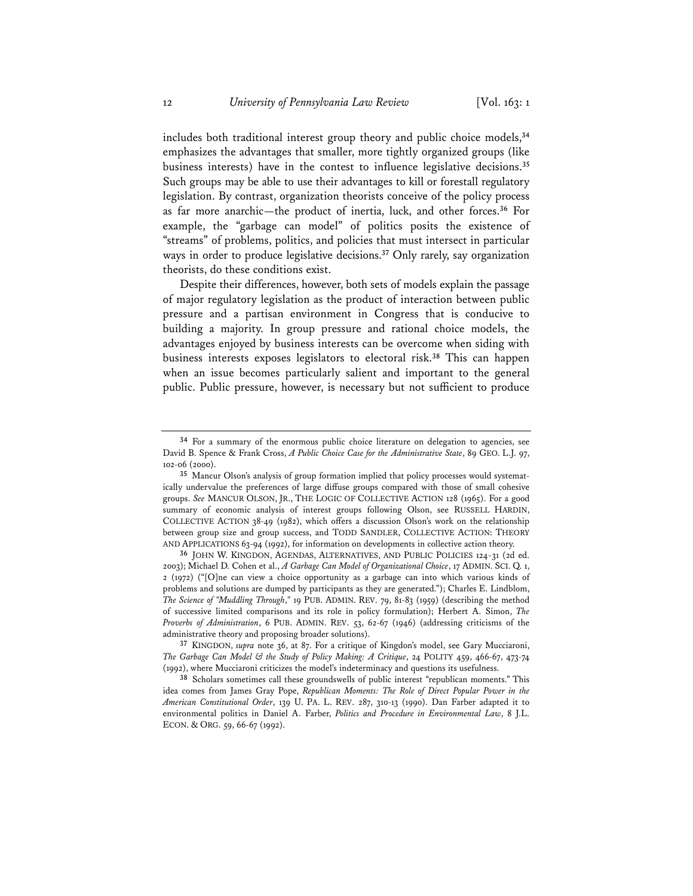includes both traditional interest group theory and public choice models,[34] emphasizes the advantages that smaller, more tightly organized groups (like business interests) have in the contest to influence legislative decisions.[35] Such groups may be able to use their advantages to kill or forestall regulatory legislation. By contrast, organization theorists conceive of the policy process as far more anarchic—the product of inertia, luck, and other forces.[36] For example, the "garbage can model" of politics posits the existence of "streams" of problems, politics, and policies that must intersect in particular ways in order to produce legislative decisions.[37] Only rarely, say organization theorists, do these conditions exist.

Despite their differences, however, both sets of models explain the passage of major regulatory legislation as the product of interaction between public pressure and a partisan environment in Congress that is conducive to building a majority. In group pressure and rational choice models, the advantages enjoyed by business interests can be overcome when siding with business interests exposes legislators to electoral risk.[38] This can happen when an issue becomes particularly salient and important to the general public. Public pressure, however, is necessary but not sufficient to produce

---

[34] For a summary of the enormous public choice literature on delegation to agencies, see David B. Spence & Frank Cross, *A Public Choice Case for the Administrative State*, 89 GEO. L.J. 97, 102-06 (2000).

[35] Mancur Olson's analysis of group formation implied that policy processes would systematically undervalue the preferences of large diffuse groups compared with those of small cohesive groups. *See* MANCUR OLSON, JR., THE LOGIC OF COLLECTIVE ACTION 128 (1965). For a good summary of economic analysis of interest groups following Olson, see RUSSELL HARDIN, COLLECTIVE ACTION 38-49 (1982), which offers a discussion Olson's work on the relationship between group size and group success, and TODD SANDLER, COLLECTIVE ACTION: THEORY AND APPLICATIONS 63-94 (1992), for information on developments in collective action theory.

[36] JOHN W. KINGDON, AGENDAS, ALTERNATIVES, AND PUBLIC POLICIES 124-31 (2d ed. 2003); Michael D. Cohen et al., *A Garbage Can Model of Organizational Choice*, 17 ADMIN. SCI. Q. 1, 2 (1972) ("[O]ne can view a choice opportunity as a garbage can into which various kinds of problems and solutions are dumped by participants as they are generated."); Charles E. Lindblom, *The Science of "Muddling Through*,*"* 19 PUB. ADMIN. REV. 79, 81-83 (1959) (describing the method of successive limited comparisons and its role in policy formulation); Herbert A. Simon, *The Proverbs of Administration*, 6 PUB. ADMIN. REV. 53, 62-67 (1946) (addressing criticisms of the administrative theory and proposing broader solutions).

[37] KINGDON, *supra* note 36, at 87. For a critique of Kingdon's model, see Gary Mucciaroni, *The Garbage Can Model & the Study of Policy Making: A Critique*, 24 POLITY 459, 466-67, 473-74 (1992), where Mucciaroni criticizes the model's indeterminacy and questions its usefulness.

[38] Scholars sometimes call these groundswells of public interest "republican moments." This idea comes from James Gray Pope, *Republican Moments: The Role of Direct Popular Power in the American Constitutional Order*, 139 U. PA. L. REV. 287, 310-13 (1990). Dan Farber adapted it to environmental politics in Daniel A. Farber, *Politics and Procedure in Environmental Law*, 8 J.L. ECON. & ORG. 59, 66-67 (1992).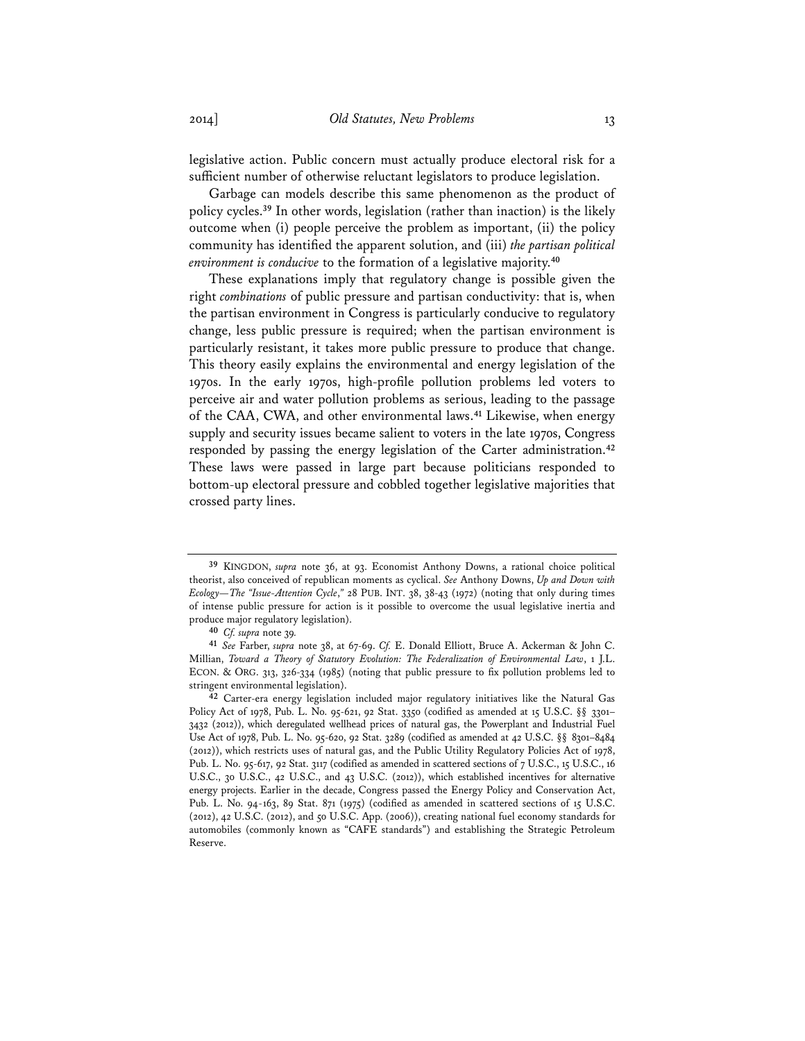legislative action. Public concern must actually produce electoral risk for a sufficient number of otherwise reluctant legislators to produce legislation.

Garbage can models describe this same phenomenon as the product of policy cycles.[39] In other words, legislation (rather than inaction) is the likely outcome when (i) people perceive the problem as important, (ii) the policy community has identified the apparent solution, and (iii) *the partisan political environment is conducive* to the formation of a legislative majority.[40]

These explanations imply that regulatory change is possible given the right *combinations* of public pressure and partisan conductivity: that is, when the partisan environment in Congress is particularly conducive to regulatory change, less public pressure is required; when the partisan environment is particularly resistant, it takes more public pressure to produce that change. This theory easily explains the environmental and energy legislation of the 1970s. In the early 1970s, high-profile pollution problems led voters to perceive air and water pollution problems as serious, leading to the passage of the CAA, CWA, and other environmental laws.[41] Likewise, when energy supply and security issues became salient to voters in the late 1970s, Congress responded by passing the energy legislation of the Carter administration.[42] These laws were passed in large part because politicians responded to bottom-up electoral pressure and cobbled together legislative majorities that crossed party lines.

---

[39] KINGDON, *supra* note 36, at 93. Economist Anthony Downs, a rational choice political theorist, also conceived of republican moments as cyclical. *See* Anthony Downs, *Up and Down with Ecology—The "Issue-Attention Cycle*,*"* 28 PUB. INT. 38, 38-43 (1972) (noting that only during times of intense public pressure for action is it possible to overcome the usual legislative inertia and produce major regulatory legislation).

[40] *Cf. supra* note 39.

[41] *See* Farber, *supra* note 38, at 67-69. *Cf.* E. Donald Elliott, Bruce A. Ackerman & John C. Millian, *Toward a Theory of Statutory Evolution: The Federalization of Environmental Law*, 1 J.L. ECON. & ORG. 313, 326-334 (1985) (noting that public pressure to fix pollution problems led to stringent environmental legislation).

[42] Carter-era energy legislation included major regulatory initiatives like the Natural Gas Policy Act of 1978, Pub. L. No. 95-621, 92 Stat. 3350 (codified as amended at 15 U.S.C. §§ 3301–3432 (2012)), which deregulated wellhead prices of natural gas, the Powerplant and Industrial Fuel Use Act of 1978, Pub. L. No. 95-620, 92 Stat. 3289 (codified as amended at 42 U.S.C. §§ 8301–8484 (2012)), which restricts uses of natural gas, and the Public Utility Regulatory Policies Act of 1978, Pub. L. No. 95-617, 92 Stat. 3117 (codified as amended in scattered sections of 7 U.S.C., 15 U.S.C., 16 U.S.C., 30 U.S.C., 42 U.S.C., and 43 U.S.C. (2012)), which established incentives for alternative energy projects. Earlier in the decade, Congress passed the Energy Policy and Conservation Act, Pub. L. No. 94-163, 89 Stat. 871 (1975) (codified as amended in scattered sections of 15 U.S.C. (2012), 42 U.S.C. (2012), and 50 U.S.C. App. (2006)), creating national fuel economy standards for automobiles (commonly known as "CAFE standards") and establishing the Strategic Petroleum Reserve.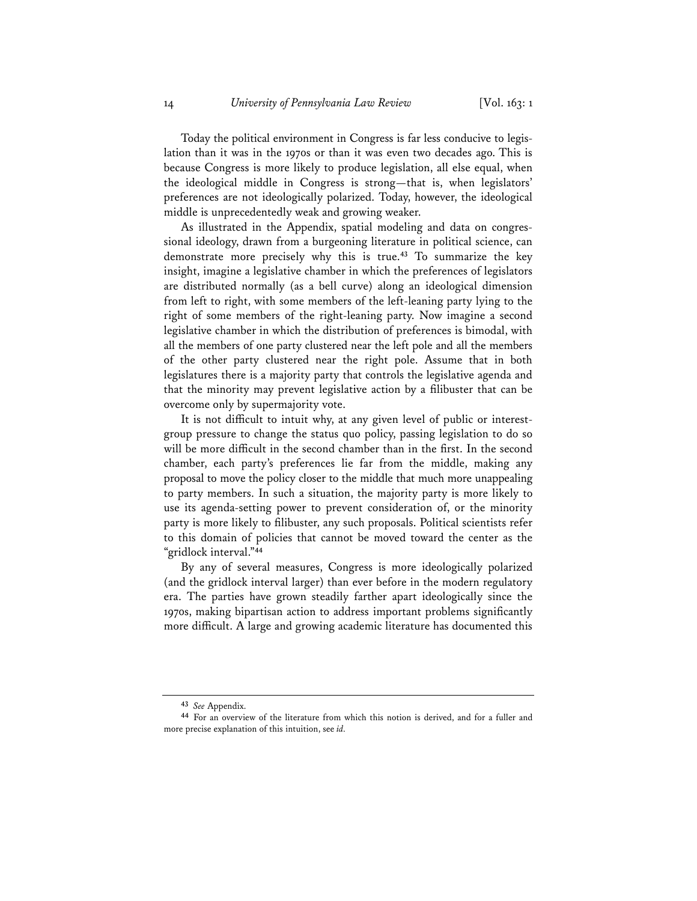Today the political environment in Congress is far less conducive to legislation than it was in the 1970s or than it was even two decades ago. This is because Congress is more likely to produce legislation, all else equal, when the ideological middle in Congress is strong—that is, when legislators' preferences are not ideologically polarized. Today, however, the ideological middle is unprecedentedly weak and growing weaker.

As illustrated in the Appendix, spatial modeling and data on congressional ideology, drawn from a burgeoning literature in political science, can demonstrate more precisely why this is true.[43] To summarize the key insight, imagine a legislative chamber in which the preferences of legislators are distributed normally (as a bell curve) along an ideological dimension from left to right, with some members of the left-leaning party lying to the right of some members of the right-leaning party. Now imagine a second legislative chamber in which the distribution of preferences is bimodal, with all the members of one party clustered near the left pole and all the members of the other party clustered near the right pole. Assume that in both legislatures there is a majority party that controls the legislative agenda and that the minority may prevent legislative action by a filibuster that can be overcome only by supermajority vote.

It is not difficult to intuit why, at any given level of public or interest-group pressure to change the status quo policy, passing legislation to do so will be more difficult in the second chamber than in the first. In the second chamber, each party's preferences lie far from the middle, making any proposal to move the policy closer to the middle that much more unappealing to party members. In such a situation, the majority party is more likely to use its agenda-setting power to prevent consideration of, or the minority party is more likely to filibuster, any such proposals. Political scientists refer to this domain of policies that cannot be moved toward the center as the "gridlock interval."[44]

By any of several measures, Congress is more ideologically polarized (and the gridlock interval larger) than ever before in the modern regulatory era. The parties have grown steadily farther apart ideologically since the 1970s, making bipartisan action to address important problems significantly more difficult. A large and growing academic literature has documented this

---

[43] *See* Appendix.

[44] For an overview of the literature from which this notion is derived, and for a fuller and more precise explanation of this intuition, see *id.*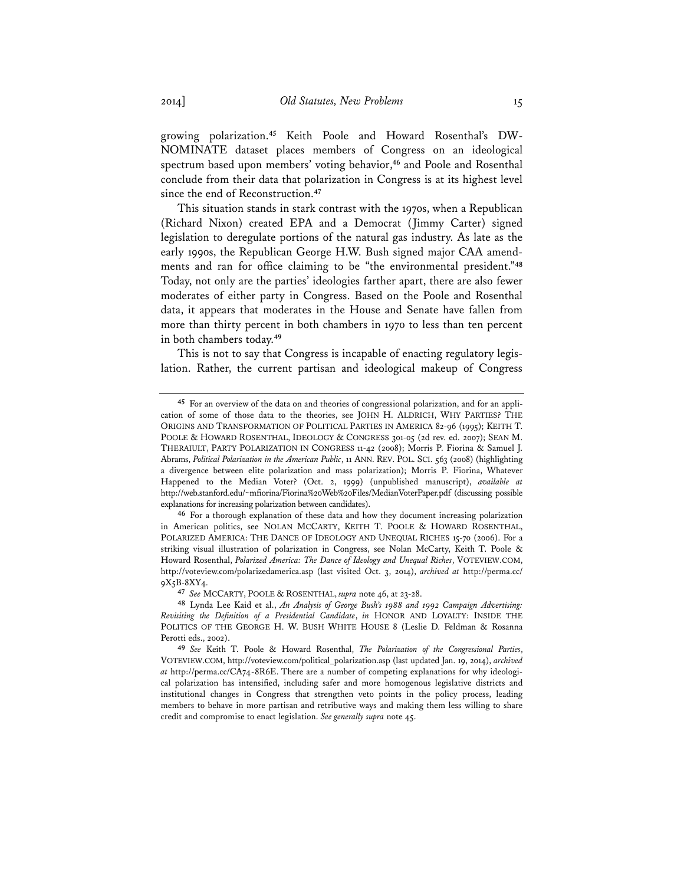growing polarization.[45] Keith Poole and Howard Rosenthal's DW-NOMINATE dataset places members of Congress on an ideological spectrum based upon members' voting behavior,[46] and Poole and Rosenthal conclude from their data that polarization in Congress is at its highest level since the end of Reconstruction.[47]

This situation stands in stark contrast with the 1970s, when a Republican (Richard Nixon) created EPA and a Democrat (Jimmy Carter) signed legislation to deregulate portions of the natural gas industry. As late as the early 1990s, the Republican George H.W. Bush signed major CAA amendments and ran for office claiming to be "the environmental president."[48] Today, not only are the parties' ideologies farther apart, there are also fewer moderates of either party in Congress. Based on the Poole and Rosenthal data, it appears that moderates in the House and Senate have fallen from more than thirty percent in both chambers in 1970 to less than ten percent in both chambers today.[49]

This is not to say that Congress is incapable of enacting regulatory legislation. Rather, the current partisan and ideological makeup of Congress

---

[45] For an overview of the data on and theories of congressional polarization, and for an application of some of those data to the theories, see JOHN H. ALDRICH, WHY PARTIES? THE ORIGINS AND TRANSFORMATION OF POLITICAL PARTIES IN AMERICA 82-96 (1995); KEITH T. POOLE & HOWARD ROSENTHAL, IDEOLOGY & CONGRESS 301-05 (2d rev. ed. 2007); SEAN M. THERAIULT, PARTY POLARIZATION IN CONGRESS 11-42 (2008); Morris P. Fiorina & Samuel J. Abrams, *Political Polarization in the American Public*, 11 ANN. REV. POL. SCI. 563 (2008) (highlighting a divergence between elite polarization and mass polarization); Morris P. Fiorina, Whatever Happened to the Median Voter? (Oct. 2, 1999) (unpublished manuscript), *available at* http://web.stanford.edu/~mfiorina/Fiorina%20Web%20Files/MedianVoterPaper.pdf (discussing possible explanations for increasing polarization between candidates).

[46] For a thorough explanation of these data and how they document increasing polarization in American politics, see NOLAN MCCARTY, KEITH T. POOLE & HOWARD ROSENTHAL, POLARIZED AMERICA: THE DANCE OF IDEOLOGY AND UNEQUAL RICHES 15-70 (2006). For a striking visual illustration of polarization in Congress, see Nolan McCarty, Keith T. Poole & Howard Rosenthal, *Polarized America: The Dance of Ideology and Unequal Riches*, VOTEVIEW.COM, http://voteview.com/polarizedamerica.asp (last visited Oct. 3, 2014), *archived at* http://perma.cc/9X5B-8XY4.

[47] *See* MCCARTY, POOLE & ROSENTHAL, *supra* note 46, at 23-28.

[48] Lynda Lee Kaid et al., *An Analysis of George Bush's 1988 and 1992 Campaign Advertising: Revisiting the Definition of a Presidential Candidate*, *in* HONOR AND LOYALTY: INSIDE THE POLITICS OF THE GEORGE H. W. BUSH WHITE HOUSE 8 (Leslie D. Feldman & Rosanna Perotti eds., 2002).

[49] *See* Keith T. Poole & Howard Rosenthal, *The Polarization of the Congressional Parties*, VOTEVIEW.COM, http://voteview.com/political_polarization.asp (last updated Jan. 19, 2014), *archived at* http://perma.cc/CA74-8R6E. There are a number of competing explanations for why ideological polarization has intensified, including safer and more homogenous legislative districts and institutional changes in Congress that strengthen veto points in the policy process, leading members to behave in more partisan and retributive ways and making them less willing to share credit and compromise to enact legislation. *See generally supra* note 45.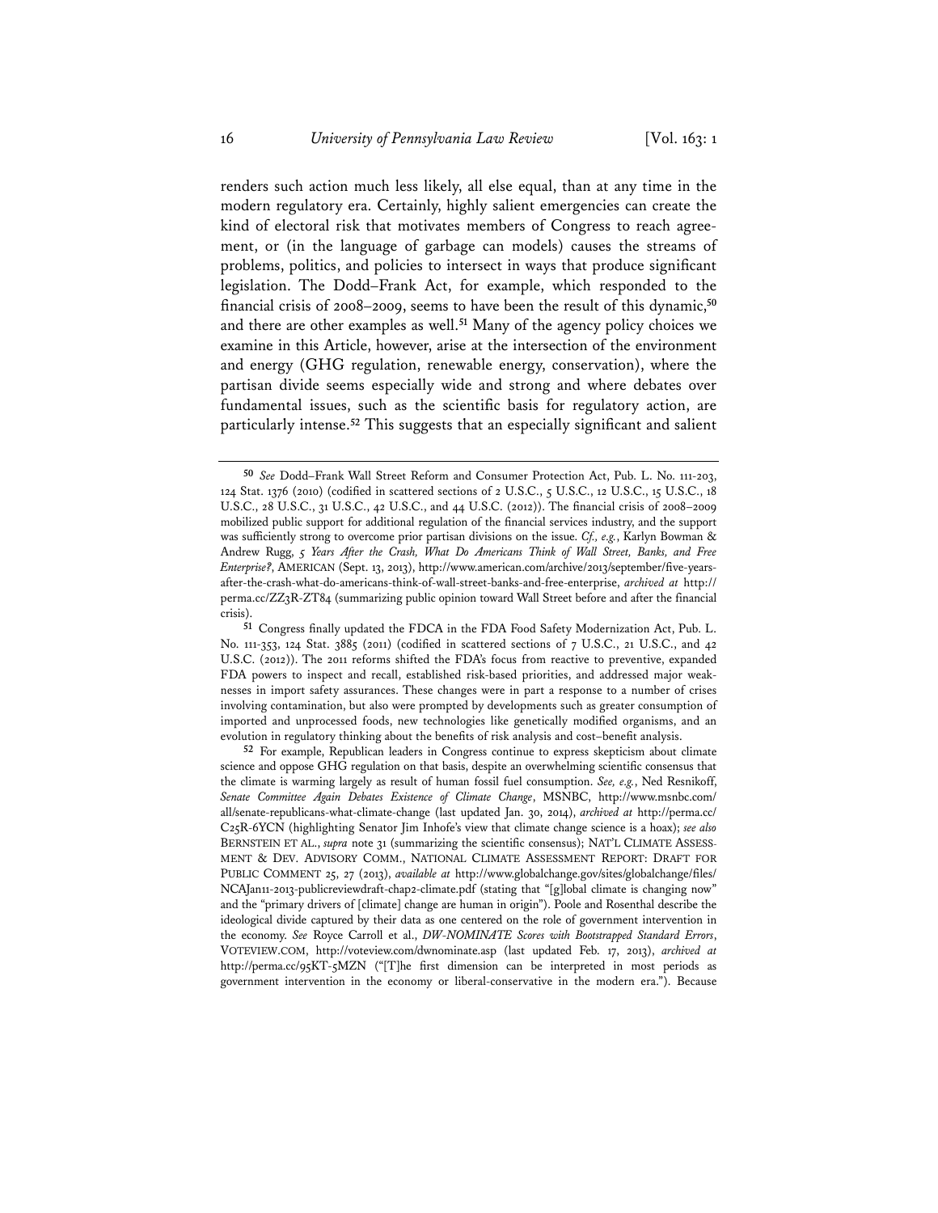renders such action much less likely, all else equal, than at any time in the modern regulatory era. Certainly, highly salient emergencies can create the kind of electoral risk that motivates members of Congress to reach agreement, or (in the language of garbage can models) causes the streams of problems, politics, and policies to intersect in ways that produce significant legislation. The Dodd–Frank Act, for example, which responded to the financial crisis of 2008–2009, seems to have been the result of this dynamic,[50] and there are other examples as well.[51] Many of the agency policy choices we examine in this Article, however, arise at the intersection of the environment and energy (GHG regulation, renewable energy, conservation), where the partisan divide seems especially wide and strong and where debates over fundamental issues, such as the scientific basis for regulatory action, are particularly intense.[52] This suggests that an especially significant and salient

---

[50] *See* Dodd–Frank Wall Street Reform and Consumer Protection Act, Pub. L. No. 111-203, 124 Stat. 1376 (2010) (codified in scattered sections of 2 U.S.C., 5 U.S.C., 12 U.S.C., 15 U.S.C., 18 U.S.C., 28 U.S.C., 31 U.S.C., 42 U.S.C., and 44 U.S.C. (2012)). The financial crisis of 2008–2009 mobilized public support for additional regulation of the financial services industry, and the support was sufficiently strong to overcome prior partisan divisions on the issue. *Cf., e.g.*, Karlyn Bowman & Andrew Rugg, *5 Years After the Crash, What Do Americans Think of Wall Street, Banks, and Free Enterprise?*, AMERICAN (Sept. 13, 2013), http://www.american.com/archive/2013/september/five-years-after-the-crash-what-do-americans-think-of-wall-street-banks-and-free-enterprise, *archived at* http://perma.cc/ZZ3R-ZT84 (summarizing public opinion toward Wall Street before and after the financial crisis).

[51] Congress finally updated the FDCA in the FDA Food Safety Modernization Act, Pub. L. No. 111-353, 124 Stat. 3885 (2011) (codified in scattered sections of 7 U.S.C., 21 U.S.C., and 42 U.S.C. (2012)). The 2011 reforms shifted the FDA's focus from reactive to preventive, expanded FDA powers to inspect and recall, established risk-based priorities, and addressed major weaknesses in import safety assurances. These changes were in part a response to a number of crises involving contamination, but also were prompted by developments such as greater consumption of imported and unprocessed foods, new technologies like genetically modified organisms, and an evolution in regulatory thinking about the benefits of risk analysis and cost–benefit analysis.

[52] For example, Republican leaders in Congress continue to express skepticism about climate science and oppose GHG regulation on that basis, despite an overwhelming scientific consensus that the climate is warming largely as result of human fossil fuel consumption. *See, e.g.*, Ned Resnikoff, *Senate Committee Again Debates Existence of Climate Change*, MSNBC, http://www.msnbc.com/all/senate-republicans-what-climate-change (last updated Jan. 30, 2014), *archived at* http://perma.cc/C25R-6YCN (highlighting Senator Jim Inhofe's view that climate change science is a hoax); *see also* BERNSTEIN ET AL., *supra* note 31 (summarizing the scientific consensus); NAT'L CLIMATE ASSESSMENT & DEV. ADVISORY COMM., NATIONAL CLIMATE ASSESSMENT REPORT: DRAFT FOR PUBLIC COMMENT 25, 27 (2013), *available at* http://www.globalchange.gov/sites/globalchange/files/NCAJan11-2013-publicreviewdraft-chap2-climate.pdf (stating that "[g]lobal climate is changing now" and the "primary drivers of [climate] change are human in origin"). Poole and Rosenthal describe the ideological divide captured by their data as one centered on the role of government intervention in the economy. *See* Royce Carroll et al., *DW-NOMINATE Scores with Bootstrapped Standard Errors*, VOTEVIEW.COM, http://voteview.com/dwnominate.asp (last updated Feb. 17, 2013), *archived at* http://perma.cc/95KT-5MZN ("[T]he first dimension can be interpreted in most periods as government intervention in the economy or liberal-conservative in the modern era."). Because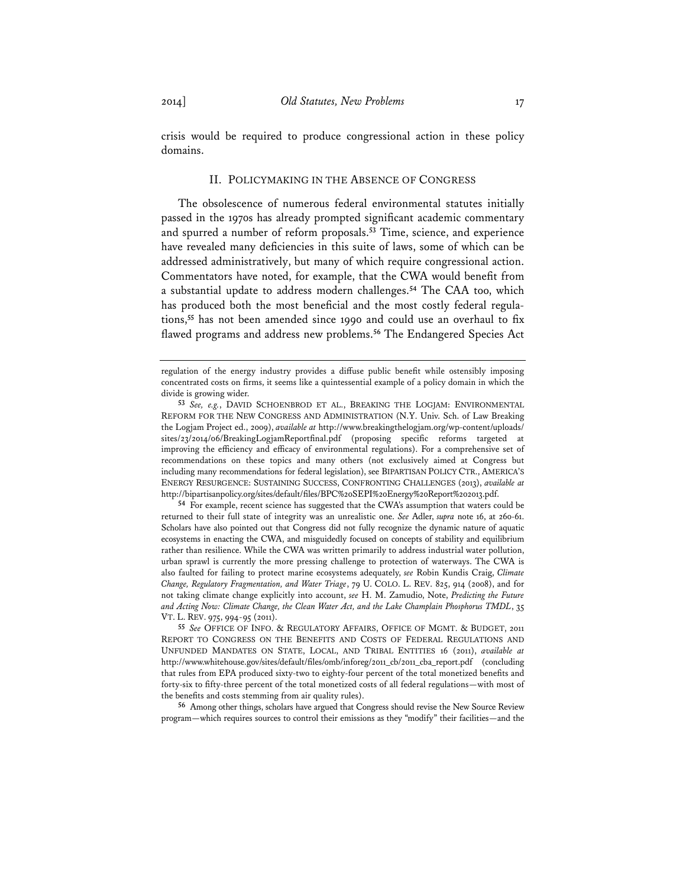crisis would be required to produce congressional action in these policy domains.

## II. POLICYMAKING IN THE ABSENCE OF CONGRESS

The obsolescence of numerous federal environmental statutes initially passed in the 1970s has already prompted significant academic commentary and spurred a number of reform proposals.[53] Time, science, and experience have revealed many deficiencies in this suite of laws, some of which can be addressed administratively, but many of which require congressional action. Commentators have noted, for example, that the CWA would benefit from a substantial update to address modern challenges.[54] The CAA too, which has produced both the most beneficial and the most costly federal regulations,[55] has not been amended since 1990 and could use an overhaul to fix flawed programs and address new problems.[56] The Endangered Species Act

---

regulation of the energy industry provides a diffuse public benefit while ostensibly imposing concentrated costs on firms, it seems like a quintessential example of a policy domain in which the divide is growing wider.

[53] *See, e.g.*, DAVID SCHOENBROD ET AL., BREAKING THE LOGJAM: ENVIRONMENTAL REFORM FOR THE NEW CONGRESS AND ADMINISTRATION (N.Y. Univ. Sch. of Law Breaking the Logjam Project ed., 2009), *available at* http://www.breakingthelogjam.org/wp-content/uploads/sites/23/2014/06/BreakingLogjamReportfinal.pdf (proposing specific reforms targeted at improving the efficiency and efficacy of environmental regulations). For a comprehensive set of recommendations on these topics and many others (not exclusively aimed at Congress but including many recommendations for federal legislation), see BIPARTISAN POLICY CTR., AMERICA'S ENERGY RESURGENCE: SUSTAINING SUCCESS, CONFRONTING CHALLENGES (2013), *available at* http://bipartisanpolicy.org/sites/default/files/BPC%20SEPI%20Energy%20Report%202013.pdf.

[54] For example, recent science has suggested that the CWA's assumption that waters could be returned to their full state of integrity was an unrealistic one. *See* Adler, *supra* note 16, at 260-61. Scholars have also pointed out that Congress did not fully recognize the dynamic nature of aquatic ecosystems in enacting the CWA, and misguidedly focused on concepts of stability and equilibrium rather than resilience. While the CWA was written primarily to address industrial water pollution, urban sprawl is currently the more pressing challenge to protection of waterways. The CWA is also faulted for failing to protect marine ecosystems adequately, *see* Robin Kundis Craig, *Climate Change, Regulatory Fragmentation, and Water Triage*, 79 U. COLO. L. REV. 825, 914 (2008), and for not taking climate change explicitly into account, *see* H. M. Zamudio, Note, *Predicting the Future and Acting Now: Climate Change, the Clean Water Act, and the Lake Champlain Phosphorus TMDL*, 35 VT. L. REV. 975, 994-95 (2011).

[55] *See* OFFICE OF INFO. & REGULATORY AFFAIRS, OFFICE OF MGMT. & BUDGET, 2011 REPORT TO CONGRESS ON THE BENEFITS AND COSTS OF FEDERAL REGULATIONS AND UNFUNDED MANDATES ON STATE, LOCAL, AND TRIBAL ENTITIES 16 (2011), *available at* http://www.whitehouse.gov/sites/default/files/omb/inforeg/2011_cb/2011_cba_report.pdf (concluding that rules from EPA produced sixty-two to eighty-four percent of the total monetized benefits and forty-six to fifty-three percent of the total monetized costs of all federal regulations—with most of the benefits and costs stemming from air quality rules).

[56] Among other things, scholars have argued that Congress should revise the New Source Review program—which requires sources to control their emissions as they "modify" their facilities—and the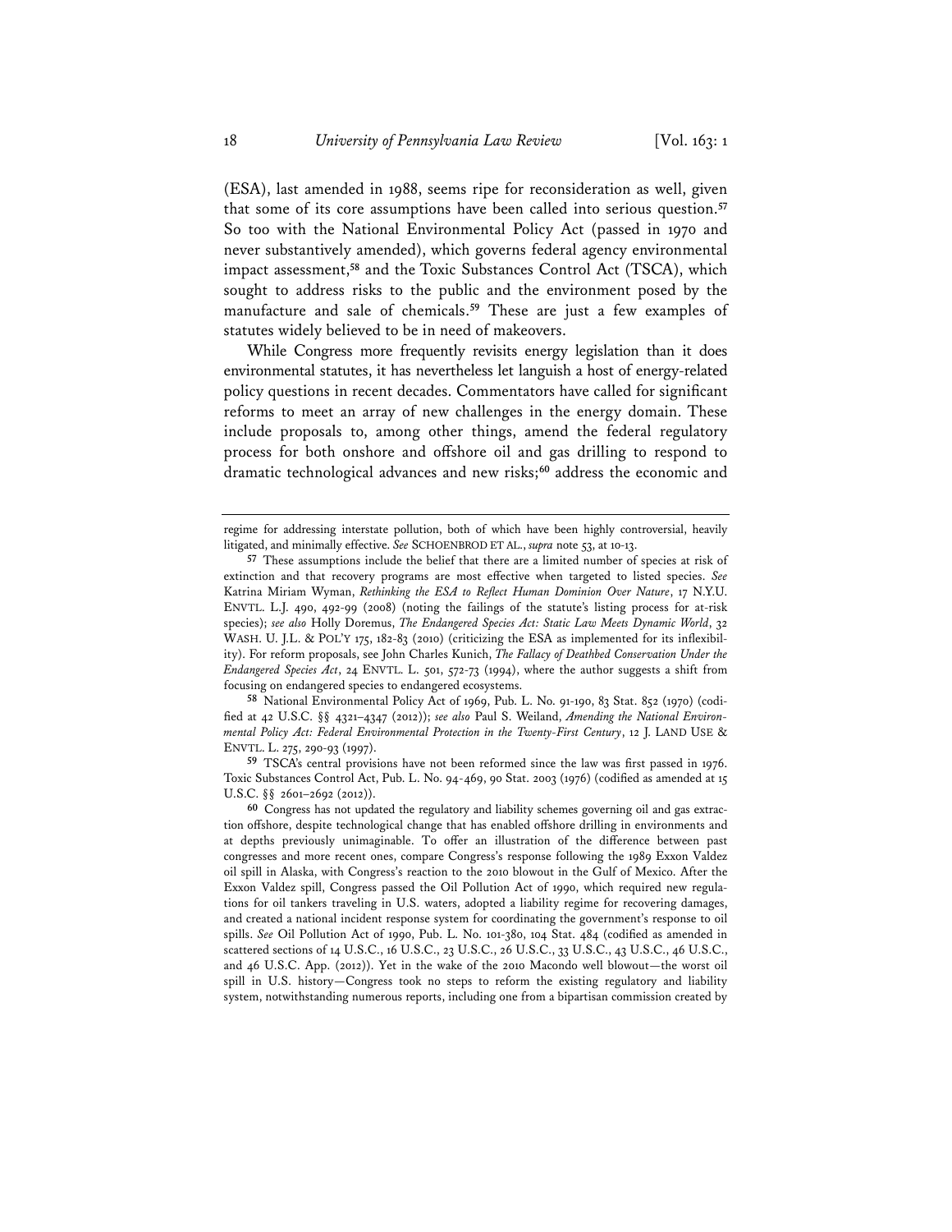(ESA), last amended in 1988, seems ripe for reconsideration as well, given that some of its core assumptions have been called into serious question.[57] So too with the National Environmental Policy Act (passed in 1970 and never substantively amended), which governs federal agency environmental impact assessment,[58] and the Toxic Substances Control Act (TSCA), which sought to address risks to the public and the environment posed by the manufacture and sale of chemicals.[59] These are just a few examples of statutes widely believed to be in need of makeovers.

While Congress more frequently revisits energy legislation than it does environmental statutes, it has nevertheless let languish a host of energy-related policy questions in recent decades. Commentators have called for significant reforms to meet an array of new challenges in the energy domain. These include proposals to, among other things, amend the federal regulatory process for both onshore and offshore oil and gas drilling to respond to dramatic technological advances and new risks;[60] address the economic and

---

regime for addressing interstate pollution, both of which have been highly controversial, heavily litigated, and minimally effective. *See* SCHOENBROD ET AL., *supra* note 53, at 10-13.

[57] These assumptions include the belief that there are a limited number of species at risk of extinction and that recovery programs are most effective when targeted to listed species. *See* Katrina Miriam Wyman, *Rethinking the ESA to Reflect Human Dominion Over Nature*, 17 N.Y.U. ENVTL. L.J. 490, 492-99 (2008) (noting the failings of the statute's listing process for at-risk species); *see also* Holly Doremus, *The Endangered Species Act: Static Law Meets Dynamic World*, 32 WASH. U. J.L. & POL'Y 175, 182-83 (2010) (criticizing the ESA as implemented for its inflexibility). For reform proposals, see John Charles Kunich, *The Fallacy of Deathbed Conservation Under the Endangered Species Act*, 24 ENVTL. L. 501, 572-73 (1994), where the author suggests a shift from focusing on endangered species to endangered ecosystems.

[58] National Environmental Policy Act of 1969, Pub. L. No. 91-190, 83 Stat. 852 (1970) (codified at 42 U.S.C. §§ 4321–4347 (2012)); *see also* Paul S. Weiland, *Amending the National Environmental Policy Act: Federal Environmental Protection in the Twenty-First Century*, 12 J. LAND USE & ENVTL. L. 275, 290-93 (1997).

[59] TSCA's central provisions have not been reformed since the law was first passed in 1976. Toxic Substances Control Act, Pub. L. No. 94-469, 90 Stat. 2003 (1976) (codified as amended at 15 U.S.C. §§ 2601–2692 (2012)).

[60] Congress has not updated the regulatory and liability schemes governing oil and gas extraction offshore, despite technological change that has enabled offshore drilling in environments and at depths previously unimaginable. To offer an illustration of the difference between past congresses and more recent ones, compare Congress's response following the 1989 Exxon Valdez oil spill in Alaska, with Congress's reaction to the 2010 blowout in the Gulf of Mexico. After the Exxon Valdez spill, Congress passed the Oil Pollution Act of 1990, which required new regulations for oil tankers traveling in U.S. waters, adopted a liability regime for recovering damages, and created a national incident response system for coordinating the government's response to oil spills. *See* Oil Pollution Act of 1990, Pub. L. No. 101-380, 104 Stat. 484 (codified as amended in scattered sections of 14 U.S.C., 16 U.S.C., 23 U.S.C., 26 U.S.C., 33 U.S.C., 43 U.S.C., 46 U.S.C., and 46 U.S.C. App. (2012)). Yet in the wake of the 2010 Macondo well blowout—the worst oil spill in U.S. history—Congress took no steps to reform the existing regulatory and liability system, notwithstanding numerous reports, including one from a bipartisan commission created by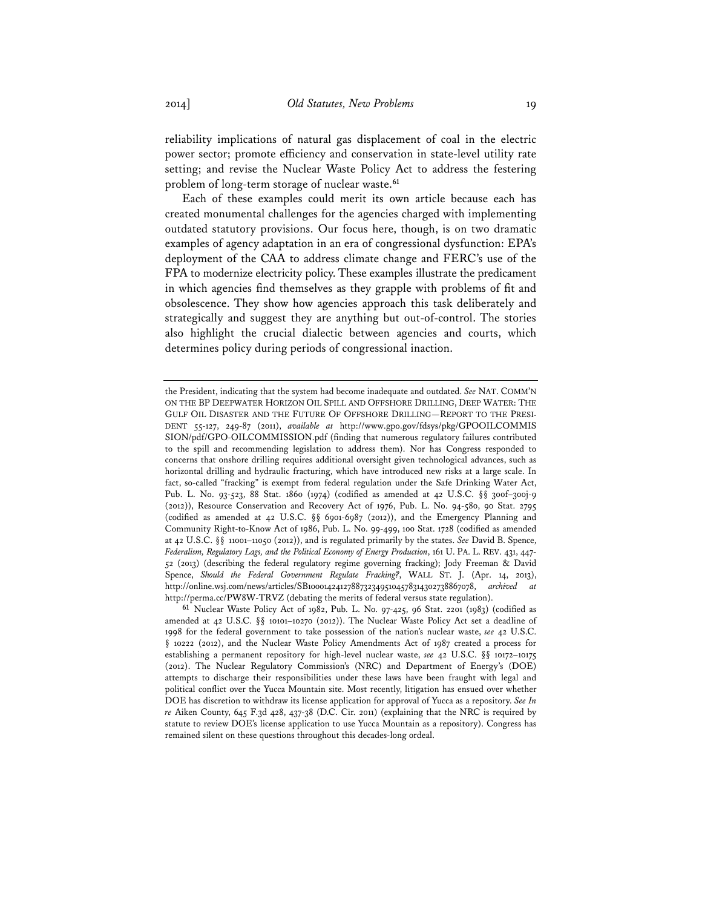reliability implications of natural gas displacement of coal in the electric power sector; promote efficiency and conservation in state-level utility rate setting; and revise the Nuclear Waste Policy Act to address the festering problem of long-term storage of nuclear waste.[61]

Each of these examples could merit its own article because each has created monumental challenges for the agencies charged with implementing outdated statutory provisions. Our focus here, though, is on two dramatic examples of agency adaptation in an era of congressional dysfunction: EPA's deployment of the CAA to address climate change and FERC's use of the FPA to modernize electricity policy. These examples illustrate the predicament in which agencies find themselves as they grapple with problems of fit and obsolescence. They show how agencies approach this task deliberately and strategically and suggest they are anything but out-of-control. The stories also highlight the crucial dialectic between agencies and courts, which determines policy during periods of congressional inaction.

---

the President, indicating that the system had become inadequate and outdated. *See* NAT. COMM'N ON THE BP DEEPWATER HORIZON OIL SPILL AND OFFSHORE DRILLING, DEEP WATER: THE GULF OIL DISASTER AND THE FUTURE OF OFFSHORE DRILLING—REPORT TO THE PRESIDENT 55-127, 249-87 (2011), *available at* http://www.gpo.gov/fdsys/pkg/GPOOILCOMMISSION/pdf/GPO-OILCOMMISSION.pdf (finding that numerous regulatory failures contributed to the spill and recommending legislation to address them). Nor has Congress responded to concerns that onshore drilling requires additional oversight given technological advances, such as horizontal drilling and hydraulic fracturing, which have introduced new risks at a large scale. In fact, so-called "fracking" is exempt from federal regulation under the Safe Drinking Water Act, Pub. L. No. 93-523, 88 Stat. 1860 (1974) (codified as amended at 42 U.S.C. §§ 300f–300j-9 (2012)), Resource Conservation and Recovery Act of 1976, Pub. L. No. 94-580, 90 Stat. 2795 (codified as amended at 42 U.S.C. §§ 6901-6987 (2012)), and the Emergency Planning and Community Right-to-Know Act of 1986, Pub. L. No. 99-499, 100 Stat. 1728 (codified as amended at 42 U.S.C. §§ 11001–11050 (2012)), and is regulated primarily by the states. *See* David B. Spence, *Federalism, Regulatory Lags, and the Political Economy of Energy Production*, 161 U. PA. L. REV. 431, 447-52 (2013) (describing the federal regulatory regime governing fracking); Jody Freeman & David Spence, *Should the Federal Government Regulate Fracking?*, WALL ST. J. (Apr. 14, 2013), http://online.wsj.com/news/articles/SB10001424127887323495104578314302738867078, *archived at* http://perma.cc/PW8W-TRVZ (debating the merits of federal versus state regulation).

[61] Nuclear Waste Policy Act of 1982, Pub. L. No. 97-425, 96 Stat. 2201 (1983) (codified as amended at 42 U.S.C. §§ 10101–10270 (2012)). The Nuclear Waste Policy Act set a deadline of 1998 for the federal government to take possession of the nation's nuclear waste, *see* 42 U.S.C. § 10222 (2012), and the Nuclear Waste Policy Amendments Act of 1987 created a process for establishing a permanent repository for high-level nuclear waste, *see* 42 U.S.C. §§ 10172–10175 (2012). The Nuclear Regulatory Commission's (NRC) and Department of Energy's (DOE) attempts to discharge their responsibilities under these laws have been fraught with legal and political conflict over the Yucca Mountain site. Most recently, litigation has ensued over whether DOE has discretion to withdraw its license application for approval of Yucca as a repository. *See In re* Aiken County, 645 F.3d 428, 437-38 (D.C. Cir. 2011) (explaining that the NRC is required by statute to review DOE's license application to use Yucca Mountain as a repository). Congress has remained silent on these questions throughout this decades-long ordeal.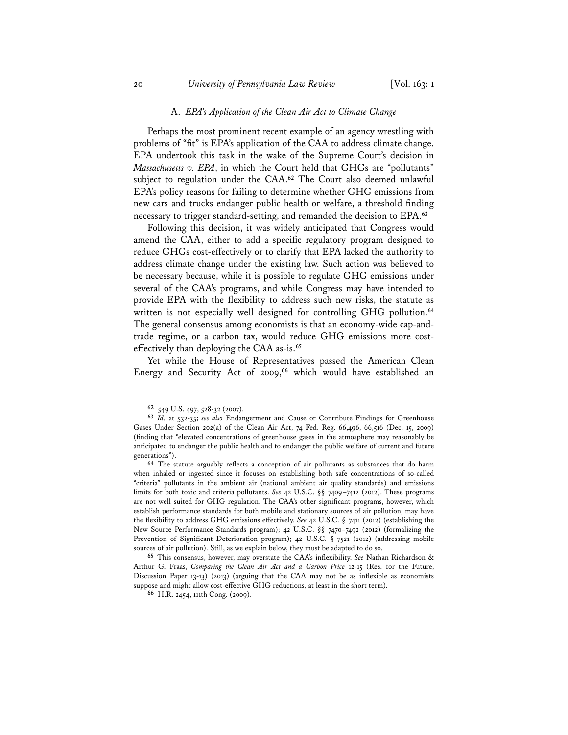### A. *EPA's Application of the Clean Air Act to Climate Change*

Perhaps the most prominent recent example of an agency wrestling with problems of "fit" is EPA's application of the CAA to address climate change. EPA undertook this task in the wake of the Supreme Court's decision in *Massachusetts v. EPA*, in which the Court held that GHGs are "pollutants" subject to regulation under the CAA.[62] The Court also deemed unlawful EPA's policy reasons for failing to determine whether GHG emissions from new cars and trucks endanger public health or welfare, a threshold finding necessary to trigger standard-setting, and remanded the decision to EPA.[63]

Following this decision, it was widely anticipated that Congress would amend the CAA, either to add a specific regulatory program designed to reduce GHGs cost-effectively or to clarify that EPA lacked the authority to address climate change under the existing law. Such action was believed to be necessary because, while it is possible to regulate GHG emissions under several of the CAA's programs, and while Congress may have intended to provide EPA with the flexibility to address such new risks, the statute as written is not especially well designed for controlling GHG pollution.[64] The general consensus among economists is that an economy-wide cap-and-trade regime, or a carbon tax, would reduce GHG emissions more cost-effectively than deploying the CAA as-is.[65]

Yet while the House of Representatives passed the American Clean Energy and Security Act of 2009,[66] which would have established an

---

[62] 549 U.S. 497, 528-32 (2007).

[63] *Id.* at 532-35; *see also* Endangerment and Cause or Contribute Findings for Greenhouse Gases Under Section 202(a) of the Clean Air Act, 74 Fed. Reg. 66,496, 66,516 (Dec. 15, 2009) (finding that "elevated concentrations of greenhouse gases in the atmosphere may reasonably be anticipated to endanger the public health and to endanger the public welfare of current and future generations").

[64] The statute arguably reflects a conception of air pollutants as substances that do harm when inhaled or ingested since it focuses on establishing both safe concentrations of so-called "criteria" pollutants in the ambient air (national ambient air quality standards) and emissions limits for both toxic and criteria pollutants. *See* 42 U.S.C. §§ 7409–7412 (2012). These programs are not well suited for GHG regulation. The CAA's other significant programs, however, which establish performance standards for both mobile and stationary sources of air pollution, may have the flexibility to address GHG emissions effectively. *See* 42 U.S.C. § 7411 (2012) (establishing the New Source Performance Standards program); 42 U.S.C. §§ 7470–7492 (2012) (formalizing the Prevention of Significant Deterioration program); 42 U.S.C. § 7521 (2012) (addressing mobile sources of air pollution). Still, as we explain below, they must be adapted to do so.

[65] This consensus, however, may overstate the CAA's inflexibility. *See* Nathan Richardson & Arthur G. Fraas, *Comparing the Clean Air Act and a Carbon Price* 12-15 (Res. for the Future, Discussion Paper 13-13) (2013) (arguing that the CAA may not be as inflexible as economists suppose and might allow cost-effective GHG reductions, at least in the short term).

[66] H.R. 2454, 111th Cong. (2009).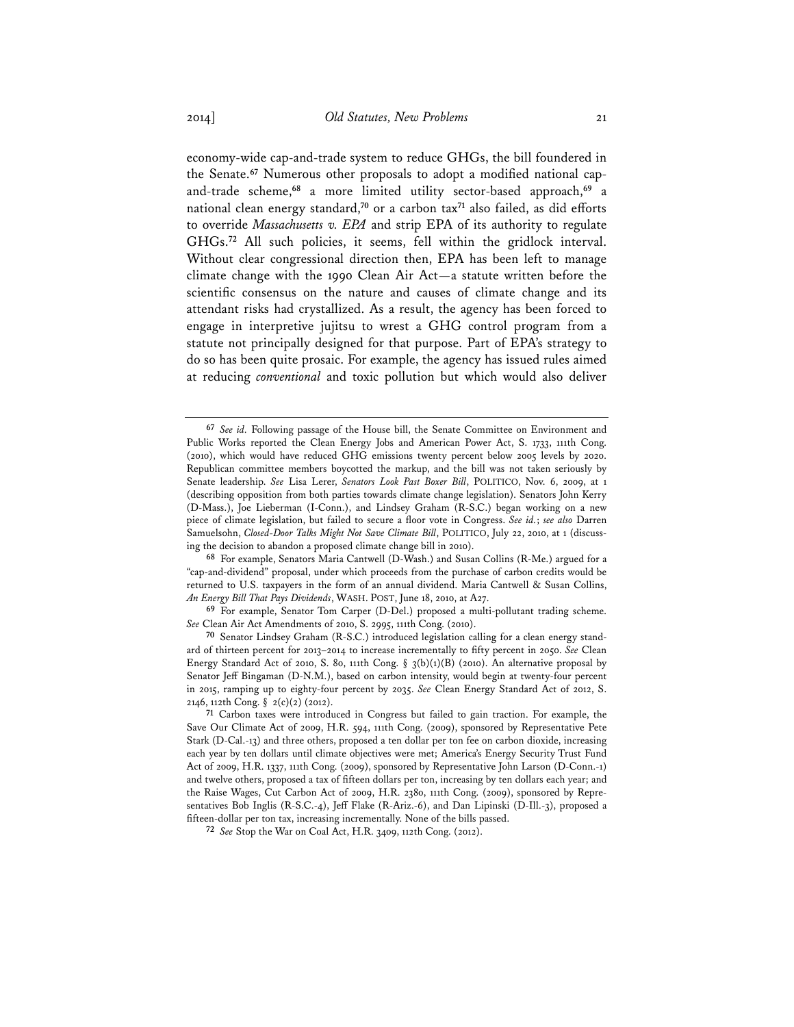economy-wide cap-and-trade system to reduce GHGs, the bill foundered in the Senate.[67] Numerous other proposals to adopt a modified national cap-and-trade scheme,[68] a more limited utility sector-based approach,[69] a national clean energy standard,[70] or a carbon tax[71] also failed, as did efforts to override *Massachusetts v. EPA* and strip EPA of its authority to regulate GHGs.[72] All such policies, it seems, fell within the gridlock interval. Without clear congressional direction then, EPA has been left to manage climate change with the 1990 Clean Air Act—a statute written before the scientific consensus on the nature and causes of climate change and its attendant risks had crystallized. As a result, the agency has been forced to engage in interpretive jujitsu to wrest a GHG control program from a statute not principally designed for that purpose. Part of EPA's strategy to do so has been quite prosaic. For example, the agency has issued rules aimed at reducing *conventional* and toxic pollution but which would also deliver

---

[67] *See id.* Following passage of the House bill, the Senate Committee on Environment and Public Works reported the Clean Energy Jobs and American Power Act, S. 1733, 111th Cong. (2010), which would have reduced GHG emissions twenty percent below 2005 levels by 2020. Republican committee members boycotted the markup, and the bill was not taken seriously by Senate leadership. *See* Lisa Lerer, *Senators Look Past Boxer Bill*, POLITICO, Nov. 6, 2009, at 1 (describing opposition from both parties towards climate change legislation). Senators John Kerry (D-Mass.), Joe Lieberman (I-Conn.), and Lindsey Graham (R-S.C.) began working on a new piece of climate legislation, but failed to secure a floor vote in Congress. *See id.*; *see also* Darren Samuelsohn, *Closed-Door Talks Might Not Save Climate Bill*, POLITICO, July 22, 2010, at 1 (discussing the decision to abandon a proposed climate change bill in 2010).

[68] For example, Senators Maria Cantwell (D-Wash.) and Susan Collins (R-Me.) argued for a "cap-and-dividend" proposal, under which proceeds from the purchase of carbon credits would be returned to U.S. taxpayers in the form of an annual dividend. Maria Cantwell & Susan Collins, *An Energy Bill That Pays Dividends*, WASH. POST, June 18, 2010, at A27.

[69] For example, Senator Tom Carper (D-Del.) proposed a multi-pollutant trading scheme. *See* Clean Air Act Amendments of 2010, S. 2995, 111th Cong. (2010).

[70] Senator Lindsey Graham (R-S.C.) introduced legislation calling for a clean energy standard of thirteen percent for 2013–2014 to increase incrementally to fifty percent in 2050. *See* Clean Energy Standard Act of 2010, S. 80, 111th Cong. § 3(b)(1)(B) (2010). An alternative proposal by Senator Jeff Bingaman (D-N.M.), based on carbon intensity, would begin at twenty-four percent in 2015, ramping up to eighty-four percent by 2035. *See* Clean Energy Standard Act of 2012, S. 2146, 112th Cong. § 2(c)(2) (2012).

[71] Carbon taxes were introduced in Congress but failed to gain traction. For example, the Save Our Climate Act of 2009, H.R. 594, 111th Cong. (2009), sponsored by Representative Pete Stark (D-Cal.-13) and three others, proposed a ten dollar per ton fee on carbon dioxide, increasing each year by ten dollars until climate objectives were met; America's Energy Security Trust Fund Act of 2009, H.R. 1337, 111th Cong. (2009), sponsored by Representative John Larson (D-Conn.-1) and twelve others, proposed a tax of fifteen dollars per ton, increasing by ten dollars each year; and the Raise Wages, Cut Carbon Act of 2009, H.R. 2380, 111th Cong. (2009), sponsored by Representatives Bob Inglis (R-S.C.-4), Jeff Flake (R-Ariz.-6), and Dan Lipinski (D-Ill.-3), proposed a fifteen-dollar per ton tax, increasing incrementally. None of the bills passed.

[72] *See* Stop the War on Coal Act, H.R. 3409, 112th Cong. (2012).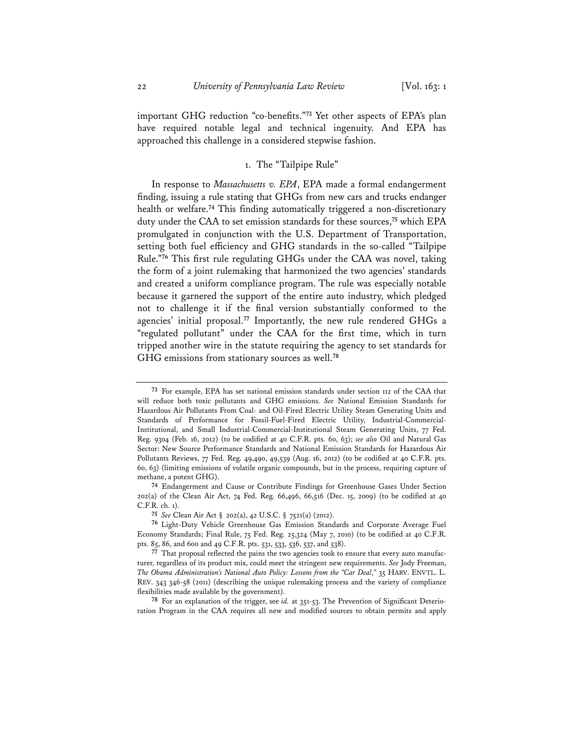important GHG reduction "co-benefits."[73] Yet other aspects of EPA's plan have required notable legal and technical ingenuity. And EPA has approached this challenge in a considered stepwise fashion.

### 1. The "Tailpipe Rule"

In response to *Massachusetts v. EPA*, EPA made a formal endangerment finding, issuing a rule stating that GHGs from new cars and trucks endanger health or welfare.[74] This finding automatically triggered a non-discretionary duty under the CAA to set emission standards for these sources,[75] which EPA promulgated in conjunction with the U.S. Department of Transportation, setting both fuel efficiency and GHG standards in the so-called "Tailpipe Rule."[76] This first rule regulating GHGs under the CAA was novel, taking the form of a joint rulemaking that harmonized the two agencies' standards and created a uniform compliance program. The rule was especially notable because it garnered the support of the entire auto industry, which pledged not to challenge it if the final version substantially conformed to the agencies' initial proposal.[77] Importantly, the new rule rendered GHGs a "regulated pollutant" under the CAA for the first time, which in turn tripped another wire in the statute requiring the agency to set standards for GHG emissions from stationary sources as well.[78]

---

[73] For example, EPA has set national emission standards under section 112 of the CAA that will reduce both toxic pollutants and GHG emissions. *See* National Emission Standards for Hazardous Air Pollutants From Coal- and Oil-Fired Electric Utility Steam Generating Units and Standards of Performance for Fossil-Fuel-Fired Electric Utility, Industrial-Commercial-Institutional, and Small Industrial-Commercial-Institutional Steam Generating Units, 77 Fed. Reg. 9304 (Feb. 16, 2012) (to be codified at 40 C.F.R. pts. 60, 63); *see also* Oil and Natural Gas Sector: New Source Performance Standards and National Emission Standards for Hazardous Air Pollutants Reviews, 77 Fed. Reg. 49,490, 49,539 (Aug. 16, 2012) (to be codified at 40 C.F.R. pts. 60, 63) (limiting emissions of volatile organic compounds, but in the process, requiring capture of methane, a potent GHG).

[74] Endangerment and Cause or Contribute Findings for Greenhouse Gases Under Section 202(a) of the Clean Air Act, 74 Fed. Reg. 66,496, 66,516 (Dec. 15, 2009) (to be codified at 40 C.F.R. ch. 1).

[75] *See* Clean Air Act § 202(a), 42 U.S.C. § 7521(a) (2012).

[76] Light-Duty Vehicle Greenhouse Gas Emission Standards and Corporate Average Fuel Economy Standards; Final Rule, 75 Fed. Reg. 25,324 (May 7, 2010) (to be codified at 40 C.F.R. pts. 85, 86, and 600 and 49 C.F.R. pts. 531, 533, 536, 537, and 538).

[77] That proposal reflected the pains the two agencies took to ensure that every auto manufacturer, regardless of its product mix, could meet the stringent new requirements. *See* Jody Freeman, *The Obama Administration's National Auto Policy: Lessons from the "Car Deal*,*"* 35 HARV. ENVTL. L. REV. 343 346-58 (2011) (describing the unique rulemaking process and the variety of compliance flexibilities made available by the government).

[78] For an explanation of the trigger, see *id.* at 351-53. The Prevention of Significant Deterioration Program in the CAA requires all new and modified sources to obtain permits and apply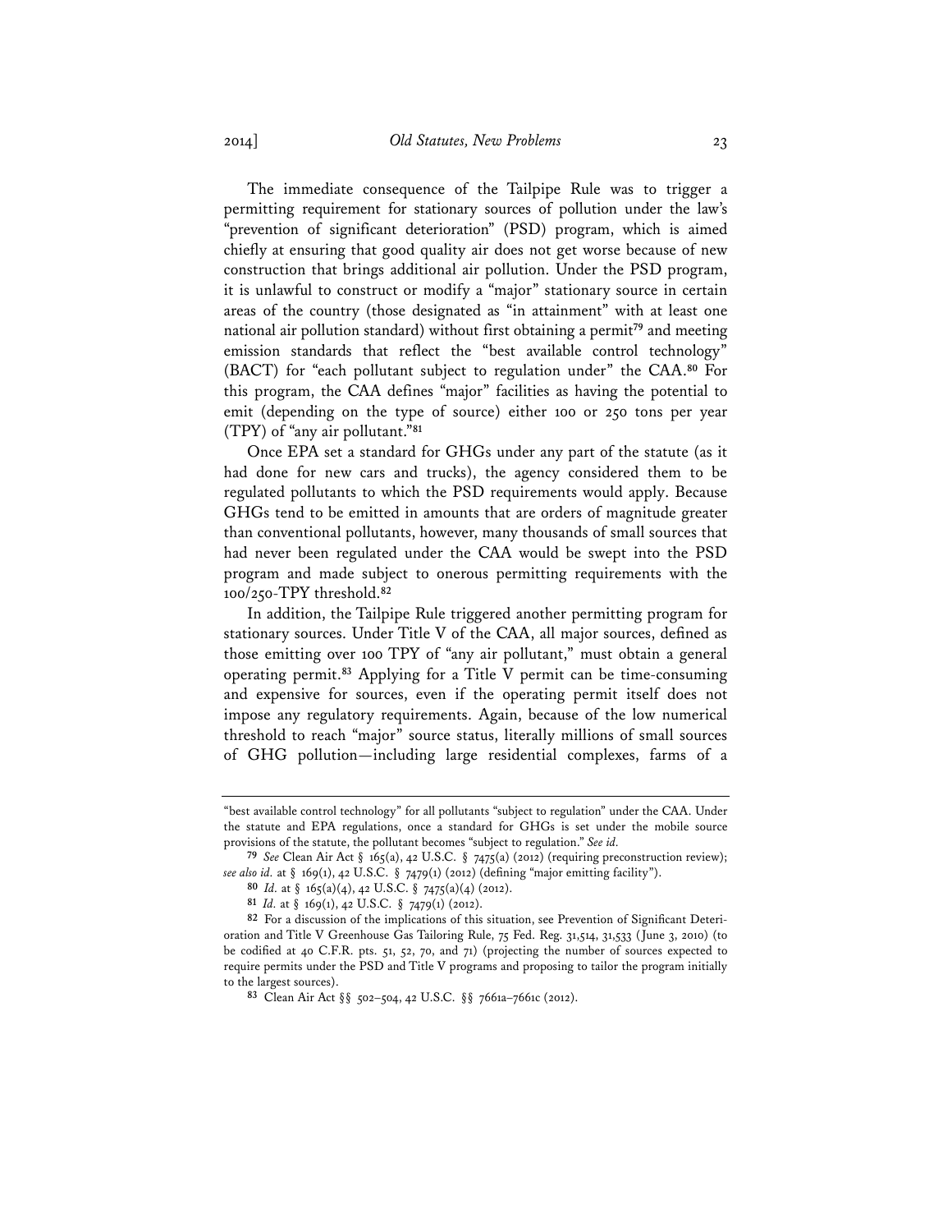The immediate consequence of the Tailpipe Rule was to trigger a permitting requirement for stationary sources of pollution under the law's "prevention of significant deterioration" (PSD) program, which is aimed chiefly at ensuring that good quality air does not get worse because of new construction that brings additional air pollution. Under the PSD program, it is unlawful to construct or modify a "major" stationary source in certain areas of the country (those designated as "in attainment" with at least one national air pollution standard) without first obtaining a permit[79] and meeting emission standards that reflect the "best available control technology" (BACT) for "each pollutant subject to regulation under" the CAA.[80] For this program, the CAA defines "major" facilities as having the potential to emit (depending on the type of source) either 100 or 250 tons per year (TPY) of "any air pollutant."[81]

Once EPA set a standard for GHGs under any part of the statute (as it had done for new cars and trucks), the agency considered them to be regulated pollutants to which the PSD requirements would apply. Because GHGs tend to be emitted in amounts that are orders of magnitude greater than conventional pollutants, however, many thousands of small sources that had never been regulated under the CAA would be swept into the PSD program and made subject to onerous permitting requirements with the 100/250-TPY threshold.[82]

In addition, the Tailpipe Rule triggered another permitting program for stationary sources. Under Title V of the CAA, all major sources, defined as those emitting over 100 TPY of "any air pollutant," must obtain a general operating permit.[83] Applying for a Title V permit can be time-consuming and expensive for sources, even if the operating permit itself does not impose any regulatory requirements. Again, because of the low numerical threshold to reach "major" source status, literally millions of small sources of GHG pollution—including large residential complexes, farms of a

---

"best available control technology" for all pollutants "subject to regulation" under the CAA. Under the statute and EPA regulations, once a standard for GHGs is set under the mobile source provisions of the statute, the pollutant becomes "subject to regulation." *See id.*

79 *See* Clean Air Act § 165(a), 42 U.S.C. § 7475(a) (2012) (requiring preconstruction review); *see also id.* at § 169(1), 42 U.S.C. § 7479(1) (2012) (defining "major emitting facility").

80 *Id.* at § 165(a)(4), 42 U.S.C. § 7475(a)(4) (2012).

81 *Id.* at § 169(1), 42 U.S.C. § 7479(1) (2012).

82 For a discussion of the implications of this situation, see Prevention of Significant Deterioration and Title V Greenhouse Gas Tailoring Rule, 75 Fed. Reg. 31,514, 31,533 (June 3, 2010) (to be codified at 40 C.F.R. pts. 51, 52, 70, and 71) (projecting the number of sources expected to require permits under the PSD and Title V programs and proposing to tailor the program initially to the largest sources).

83 Clean Air Act §§ 502–504, 42 U.S.C. §§ 7661a–7661c (2012).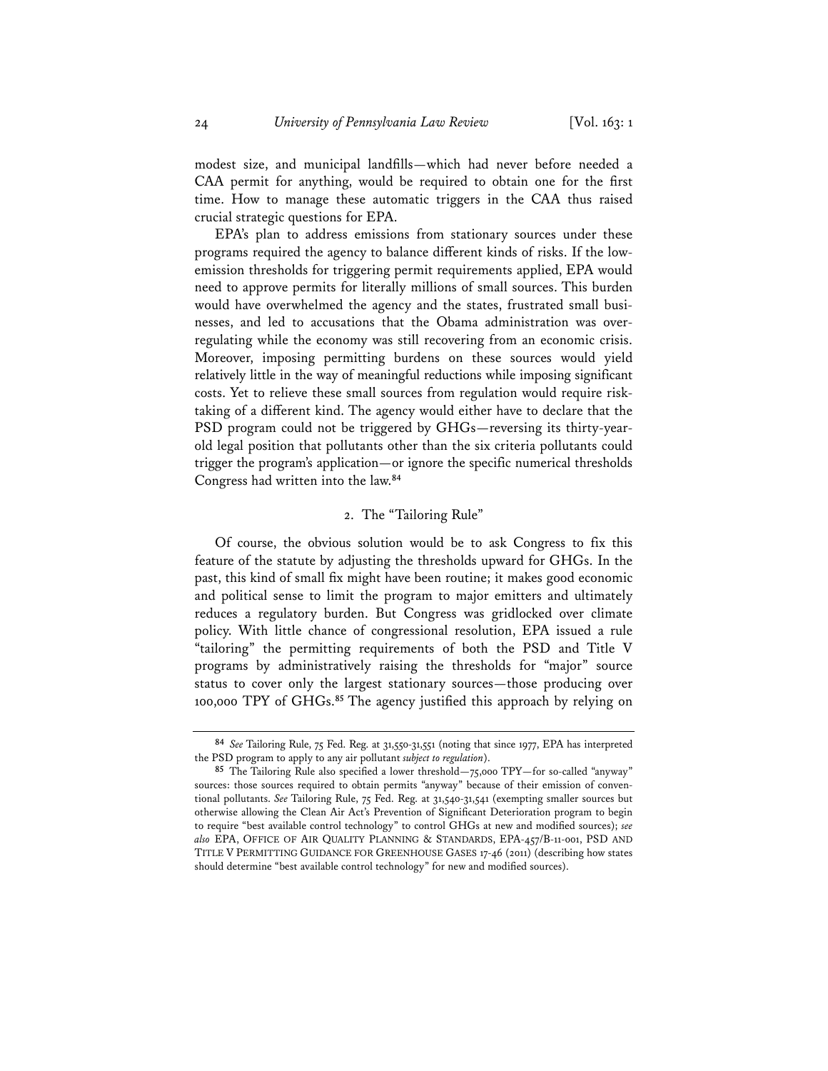modest size, and municipal landfills—which had never before needed a CAA permit for anything, would be required to obtain one for the first time. How to manage these automatic triggers in the CAA thus raised crucial strategic questions for EPA.

EPA's plan to address emissions from stationary sources under these programs required the agency to balance different kinds of risks. If the low-emission thresholds for triggering permit requirements applied, EPA would need to approve permits for literally millions of small sources. This burden would have overwhelmed the agency and the states, frustrated small businesses, and led to accusations that the Obama administration was over-regulating while the economy was still recovering from an economic crisis. Moreover, imposing permitting burdens on these sources would yield relatively little in the way of meaningful reductions while imposing significant costs. Yet to relieve these small sources from regulation would require risk-taking of a different kind. The agency would either have to declare that the PSD program could not be triggered by GHGs—reversing its thirty-year-old legal position that pollutants other than the six criteria pollutants could trigger the program's application—or ignore the specific numerical thresholds Congress had written into the law.[84]

### 2. The "Tailoring Rule"

Of course, the obvious solution would be to ask Congress to fix this feature of the statute by adjusting the thresholds upward for GHGs. In the past, this kind of small fix might have been routine; it makes good economic and political sense to limit the program to major emitters and ultimately reduces a regulatory burden. But Congress was gridlocked over climate policy. With little chance of congressional resolution, EPA issued a rule "tailoring" the permitting requirements of both the PSD and Title V programs by administratively raising the thresholds for "major" source status to cover only the largest stationary sources—those producing over 100,000 TPY of GHGs.[85] The agency justified this approach by relying on

---

[84] *See* Tailoring Rule, 75 Fed. Reg. at 31,550-31,551 (noting that since 1977, EPA has interpreted the PSD program to apply to any air pollutant *subject to regulation*).

[85] The Tailoring Rule also specified a lower threshold—75,000 TPY—for so-called "anyway" sources: those sources required to obtain permits "anyway" because of their emission of conventional pollutants. *See* Tailoring Rule, 75 Fed. Reg. at 31,540-31,541 (exempting smaller sources but otherwise allowing the Clean Air Act's Prevention of Significant Deterioration program to begin to require "best available control technology" to control GHGs at new and modified sources); *see also* EPA, OFFICE OF AIR QUALITY PLANNING & STANDARDS, EPA-457/B-11-001, PSD AND TITLE V PERMITTING GUIDANCE FOR GREENHOUSE GASES 17-46 (2011) (describing how states should determine "best available control technology" for new and modified sources).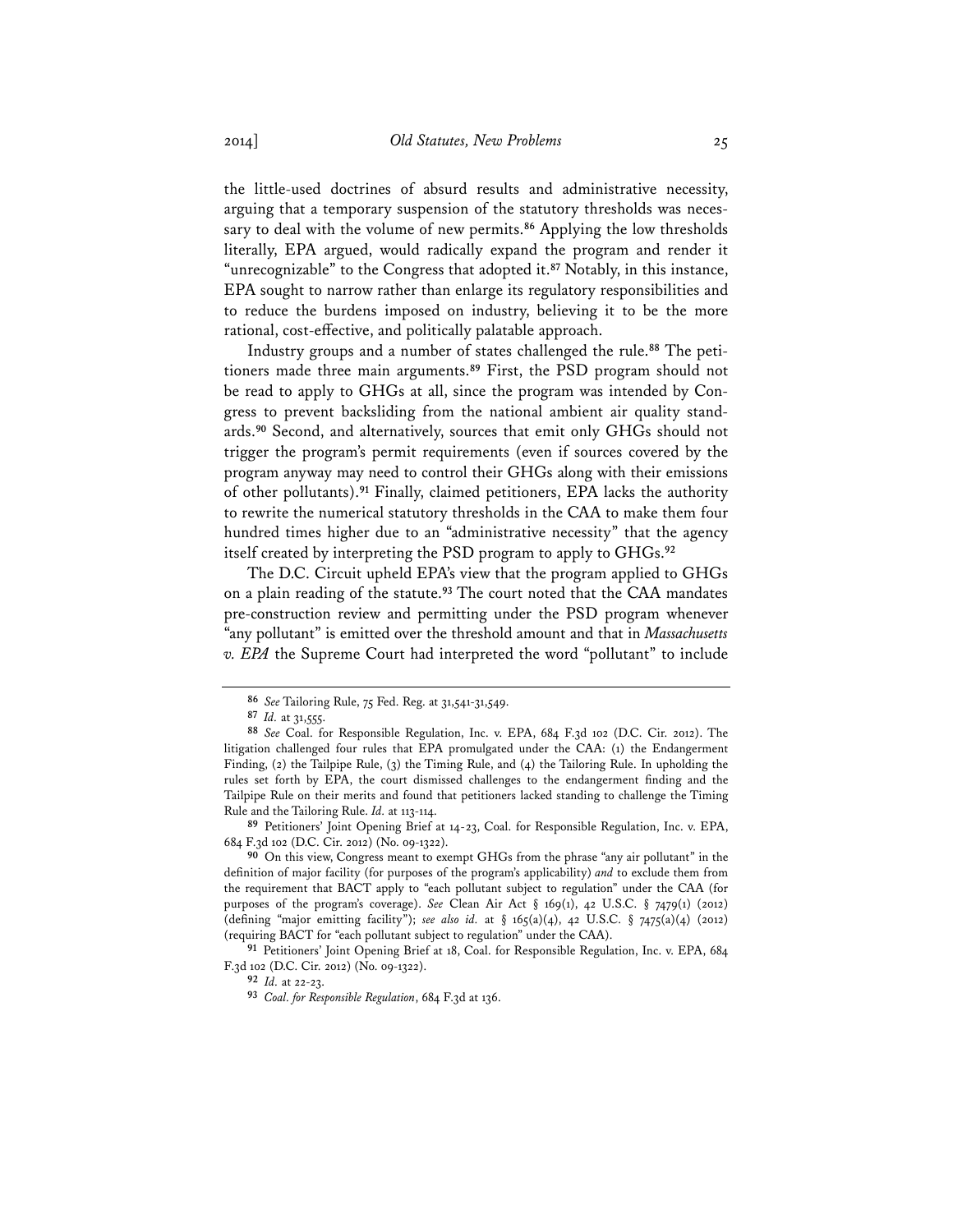the little-used doctrines of absurd results and administrative necessity, arguing that a temporary suspension of the statutory thresholds was necessary to deal with the volume of new permits.[86] Applying the low thresholds literally, EPA argued, would radically expand the program and render it "unrecognizable" to the Congress that adopted it.[87] Notably, in this instance, EPA sought to narrow rather than enlarge its regulatory responsibilities and to reduce the burdens imposed on industry, believing it to be the more rational, cost-effective, and politically palatable approach.

Industry groups and a number of states challenged the rule.[88] The petitioners made three main arguments.[89] First, the PSD program should not be read to apply to GHGs at all, since the program was intended by Congress to prevent backsliding from the national ambient air quality standards.[90] Second, and alternatively, sources that emit only GHGs should not trigger the program's permit requirements (even if sources covered by the program anyway may need to control their GHGs along with their emissions of other pollutants).[91] Finally, claimed petitioners, EPA lacks the authority to rewrite the numerical statutory thresholds in the CAA to make them four hundred times higher due to an "administrative necessity" that the agency itself created by interpreting the PSD program to apply to GHGs.[92]

The D.C. Circuit upheld EPA's view that the program applied to GHGs on a plain reading of the statute.[93] The court noted that the CAA mandates pre-construction review and permitting under the PSD program whenever "any pollutant" is emitted over the threshold amount and that in *Massachusetts v. EPA* the Supreme Court had interpreted the word "pollutant" to include

---

[86] *See* Tailoring Rule, 75 Fed. Reg. at 31,541-31,549.

[87] *Id.* at 31,555.

[88] *See* Coal. for Responsible Regulation, Inc. v. EPA, 684 F.3d 102 (D.C. Cir. 2012). The litigation challenged four rules that EPA promulgated under the CAA: (1) the Endangerment Finding, (2) the Tailpipe Rule, (3) the Timing Rule, and (4) the Tailoring Rule. In upholding the rules set forth by EPA, the court dismissed challenges to the endangerment finding and the Tailpipe Rule on their merits and found that petitioners lacked standing to challenge the Timing Rule and the Tailoring Rule. *Id.* at 113-114.

[89] Petitioners' Joint Opening Brief at 14-23, Coal. for Responsible Regulation, Inc. v. EPA, 684 F.3d 102 (D.C. Cir. 2012) (No. 09-1322).

[90] On this view, Congress meant to exempt GHGs from the phrase "any air pollutant" in the definition of major facility (for purposes of the program's applicability) *and* to exclude them from the requirement that BACT apply to "each pollutant subject to regulation" under the CAA (for purposes of the program's coverage). *See* Clean Air Act § 169(1), 42 U.S.C. § 7479(1) (2012) (defining "major emitting facility"); *see also id.* at § 165(a)(4), 42 U.S.C. § 7475(a)(4) (2012) (requiring BACT for "each pollutant subject to regulation" under the CAA).

[91] Petitioners' Joint Opening Brief at 18, Coal. for Responsible Regulation, Inc. v. EPA, 684 F.3d 102 (D.C. Cir. 2012) (No. 09-1322).

[92] *Id.* at 22-23.

[93] *Coal. for Responsible Regulation*, 684 F.3d at 136.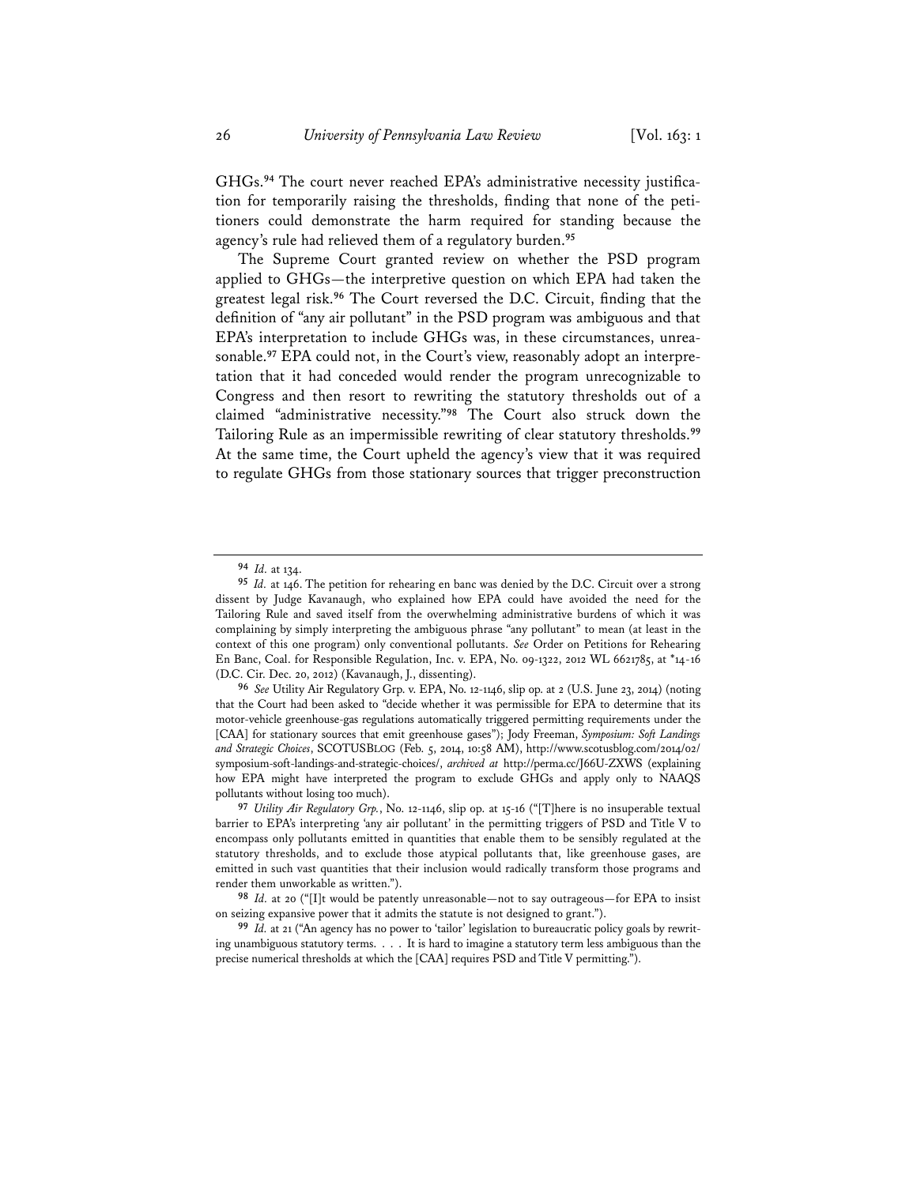GHGs.[94] The court never reached EPA's administrative necessity justification for temporarily raising the thresholds, finding that none of the petitioners could demonstrate the harm required for standing because the agency's rule had relieved them of a regulatory burden.[95]

The Supreme Court granted review on whether the PSD program applied to GHGs—the interpretive question on which EPA had taken the greatest legal risk.[96] The Court reversed the D.C. Circuit, finding that the definition of "any air pollutant" in the PSD program was ambiguous and that EPA's interpretation to include GHGs was, in these circumstances, unreasonable.[97] EPA could not, in the Court's view, reasonably adopt an interpretation that it had conceded would render the program unrecognizable to Congress and then resort to rewriting the statutory thresholds out of a claimed "administrative necessity."[98] The Court also struck down the Tailoring Rule as an impermissible rewriting of clear statutory thresholds.[99] At the same time, the Court upheld the agency's view that it was required to regulate GHGs from those stationary sources that trigger preconstruction

---

[94] *Id.* at 134.

[95] *Id.* at 146. The petition for rehearing en banc was denied by the D.C. Circuit over a strong dissent by Judge Kavanaugh, who explained how EPA could have avoided the need for the Tailoring Rule and saved itself from the overwhelming administrative burdens of which it was complaining by simply interpreting the ambiguous phrase "any pollutant" to mean (at least in the context of this one program) only conventional pollutants. *See* Order on Petitions for Rehearing En Banc, Coal. for Responsible Regulation, Inc. v. EPA, No. 09-1322, 2012 WL 6621785, at *14-16 (D.C. Cir. Dec. 20, 2012) (Kavanaugh, J., dissenting).

[96] *See* Utility Air Regulatory Grp. v. EPA, No. 12-1146, slip op. at 2 (U.S. June 23, 2014) (noting that the Court had been asked to "decide whether it was permissible for EPA to determine that its motor-vehicle greenhouse-gas regulations automatically triggered permitting requirements under the [CAA] for stationary sources that emit greenhouse gases"); Jody Freeman, *Symposium: Soft Landings and Strategic Choices*, SCOTUSBLOG (Feb. 5, 2014, 10:58 AM), http://www.scotusblog.com/2014/02/symposium-soft-landings-and-strategic-choices/, *archived at* http://perma.cc/J66U-ZXWS (explaining how EPA might have interpreted the program to exclude GHGs and apply only to NAAQS pollutants without losing too much).

[97] *Utility Air Regulatory Grp.*, No. 12-1146, slip op. at 15-16 ("[T]here is no insuperable textual barrier to EPA's interpreting 'any air pollutant' in the permitting triggers of PSD and Title V to encompass only pollutants emitted in quantities that enable them to be sensibly regulated at the statutory thresholds, and to exclude those atypical pollutants that, like greenhouse gases, are emitted in such vast quantities that their inclusion would radically transform those programs and render them unworkable as written.").

[98] *Id.* at 20 ("[I]t would be patently unreasonable—not to say outrageous—for EPA to insist on seizing expansive power that it admits the statute is not designed to grant.").

[99] *Id.* at 21 ("An agency has no power to 'tailor' legislation to bureaucratic policy goals by rewriting unambiguous statutory terms. . . . It is hard to imagine a statutory term less ambiguous than the precise numerical thresholds at which the [CAA] requires PSD and Title V permitting.").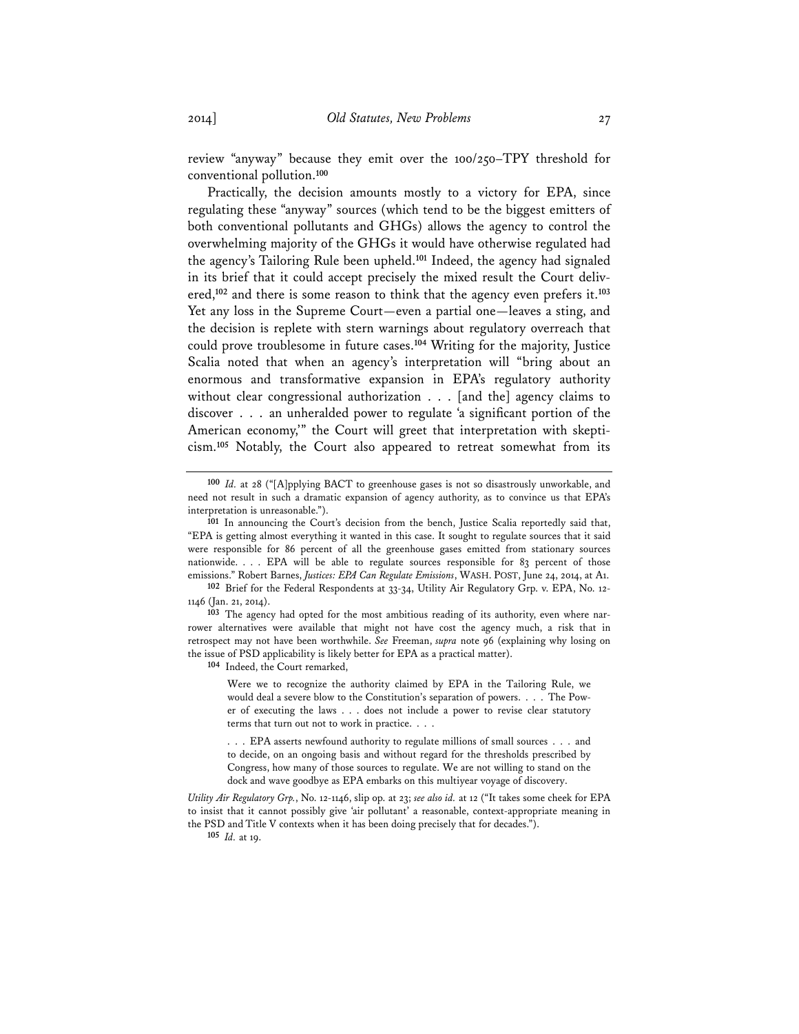review "anyway" because they emit over the 100/250–TPY threshold for conventional pollution.[100]

Practically, the decision amounts mostly to a victory for EPA, since regulating these "anyway" sources (which tend to be the biggest emitters of both conventional pollutants and GHGs) allows the agency to control the overwhelming majority of the GHGs it would have otherwise regulated had the agency's Tailoring Rule been upheld.[101] Indeed, the agency had signaled in its brief that it could accept precisely the mixed result the Court delivered,[102] and there is some reason to think that the agency even prefers it.[103] Yet any loss in the Supreme Court—even a partial one—leaves a sting, and the decision is replete with stern warnings about regulatory overreach that could prove troublesome in future cases.[104] Writing for the majority, Justice Scalia noted that when an agency's interpretation will "bring about an enormous and transformative expansion in EPA's regulatory authority without clear congressional authorization . . . [and the] agency claims to discover . . . an unheralded power to regulate 'a significant portion of the American economy,'" the Court will greet that interpretation with skepticism.[105] Notably, the Court also appeared to retreat somewhat from its

---

[100] *Id.* at 28 ("[A]pplying BACT to greenhouse gases is not so disastrously unworkable, and need not result in such a dramatic expansion of agency authority, as to convince us that EPA's interpretation is unreasonable.").

[101] In announcing the Court's decision from the bench, Justice Scalia reportedly said that, "EPA is getting almost everything it wanted in this case. It sought to regulate sources that it said were responsible for 86 percent of all the greenhouse gases emitted from stationary sources nationwide. . . . EPA will be able to regulate sources responsible for 83 percent of those emissions." Robert Barnes, *Justices: EPA Can Regulate Emissions*, WASH. POST, June 24, 2014, at A1.

[102] Brief for the Federal Respondents at 33-34, Utility Air Regulatory Grp. v. EPA, No. 12-1146 (Jan. 21, 2014).

[103] The agency had opted for the most ambitious reading of its authority, even where narrower alternatives were available that might not have cost the agency much, a risk that in retrospect may not have been worthwhile. *See* Freeman, *supra* note 96 (explaining why losing on the issue of PSD applicability is likely better for EPA as a practical matter).

[104] Indeed, the Court remarked,

> Were we to recognize the authority claimed by EPA in the Tailoring Rule, we would deal a severe blow to the Constitution's separation of powers. . . . The Power of executing the laws . . . does not include a power to revise clear statutory terms that turn out not to work in practice. . . .
>
> . . . EPA asserts newfound authority to regulate millions of small sources . . . and to decide, on an ongoing basis and without regard for the thresholds prescribed by Congress, how many of those sources to regulate. We are not willing to stand on the dock and wave goodbye as EPA embarks on this multiyear voyage of discovery.

*Utility Air Regulatory Grp.*, No. 12-1146, slip op. at 23; *see also id.* at 12 ("It takes some cheek for EPA to insist that it cannot possibly give 'air pollutant' a reasonable, context-appropriate meaning in the PSD and Title V contexts when it has been doing precisely that for decades.").

[105] *Id.* at 19.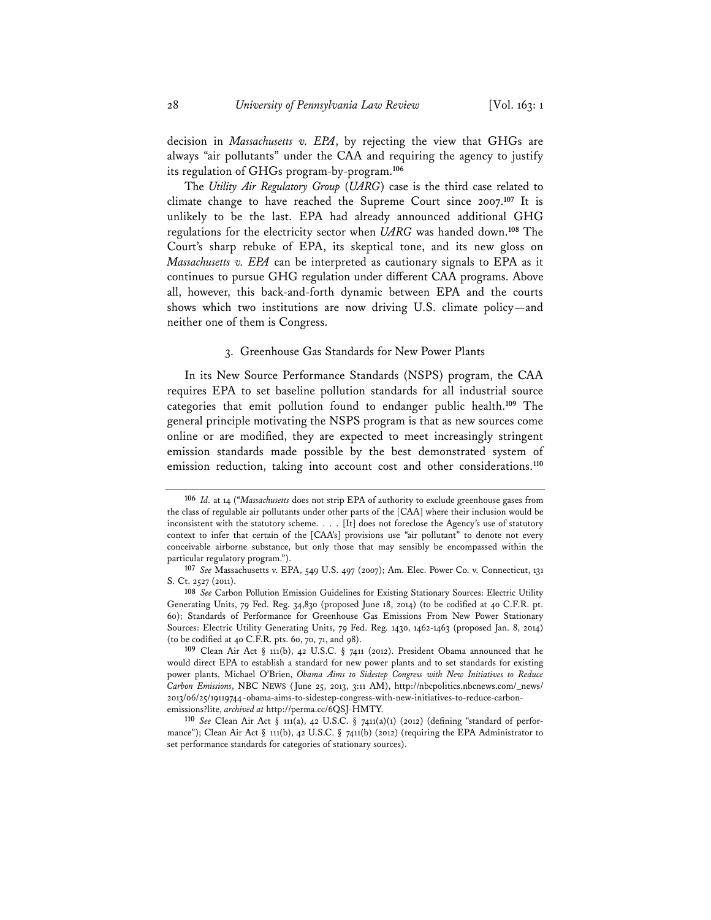decision in *Massachusetts v. EPA*, by rejecting the view that GHGs are always "air pollutants" under the CAA and requiring the agency to justify its regulation of GHGs program-by-program.[106]

The *Utility Air Regulatory Group* (*UARG*) case is the third case related to climate change to have reached the Supreme Court since 2007.[107] It is unlikely to be the last. EPA had already announced additional GHG regulations for the electricity sector when *UARG* was handed down.[108] The Court's sharp rebuke of EPA, its skeptical tone, and its new gloss on *Massachusetts v. EPA* can be interpreted as cautionary signals to EPA as it continues to pursue GHG regulation under different CAA programs. Above all, however, this back-and-forth dynamic between EPA and the courts shows which two institutions are now driving U.S. climate policy—and neither one of them is Congress.

### 3. Greenhouse Gas Standards for New Power Plants

In its New Source Performance Standards (NSPS) program, the CAA requires EPA to set baseline pollution standards for all industrial source categories that emit pollution found to endanger public health.[109] The general principle motivating the NSPS program is that as new sources come online or are modified, they are expected to meet increasingly stringent emission standards made possible by the best demonstrated system of emission reduction, taking into account cost and other considerations.[110]

---

[106] *Id.* at 14 ("*Massachusetts* does not strip EPA of authority to exclude greenhouse gases from the class of regulable air pollutants under other parts of the [CAA] where their inclusion would be inconsistent with the statutory scheme. . . . [It] does not foreclose the Agency's use of statutory context to infer that certain of the [CAA's] provisions use "air pollutant" to denote not every conceivable airborne substance, but only those that may sensibly be encompassed within the particular regulatory program.").

[107] *See* Massachusetts v. EPA, 549 U.S. 497 (2007); Am. Elec. Power Co. v. Connecticut, 131 S. Ct. 2527 (2011).

[108] *See* Carbon Pollution Emission Guidelines for Existing Stationary Sources: Electric Utility Generating Units, 79 Fed. Reg. 34,830 (proposed June 18, 2014) (to be codified at 40 C.F.R. pt. 60); Standards of Performance for Greenhouse Gas Emissions From New Power Stationary Sources: Electric Utility Generating Units, 79 Fed. Reg. 1430, 1462-1463 (proposed Jan. 8, 2014) (to be codified at 40 C.F.R. pts. 60, 70, 71, and 98).

[109] Clean Air Act § 111(b), 42 U.S.C. § 7411 (2012). President Obama announced that he would direct EPA to establish a standard for new power plants and to set standards for existing power plants. Michael O'Brien, *Obama Aims to Sidestep Congress with New Initiatives to Reduce Carbon Emissions*, NBC NEWS (June 25, 2013, 3:11 AM), http://nbcpolitics.nbcnews.com/_news/2013/06/25/19119744-obama-aims-to-sidestep-congress-with-new-initiatives-to-reduce-carbon-emissions?lite, *archived at* http://perma.cc/6QSJ-HMTY.

[110] *See* Clean Air Act § 111(a), 42 U.S.C. § 7411(a)(1) (2012) (defining "standard of performance"); Clean Air Act § 111(b), 42 U.S.C. § 7411(b) (2012) (requiring the EPA Administrator to set performance standards for categories of stationary sources).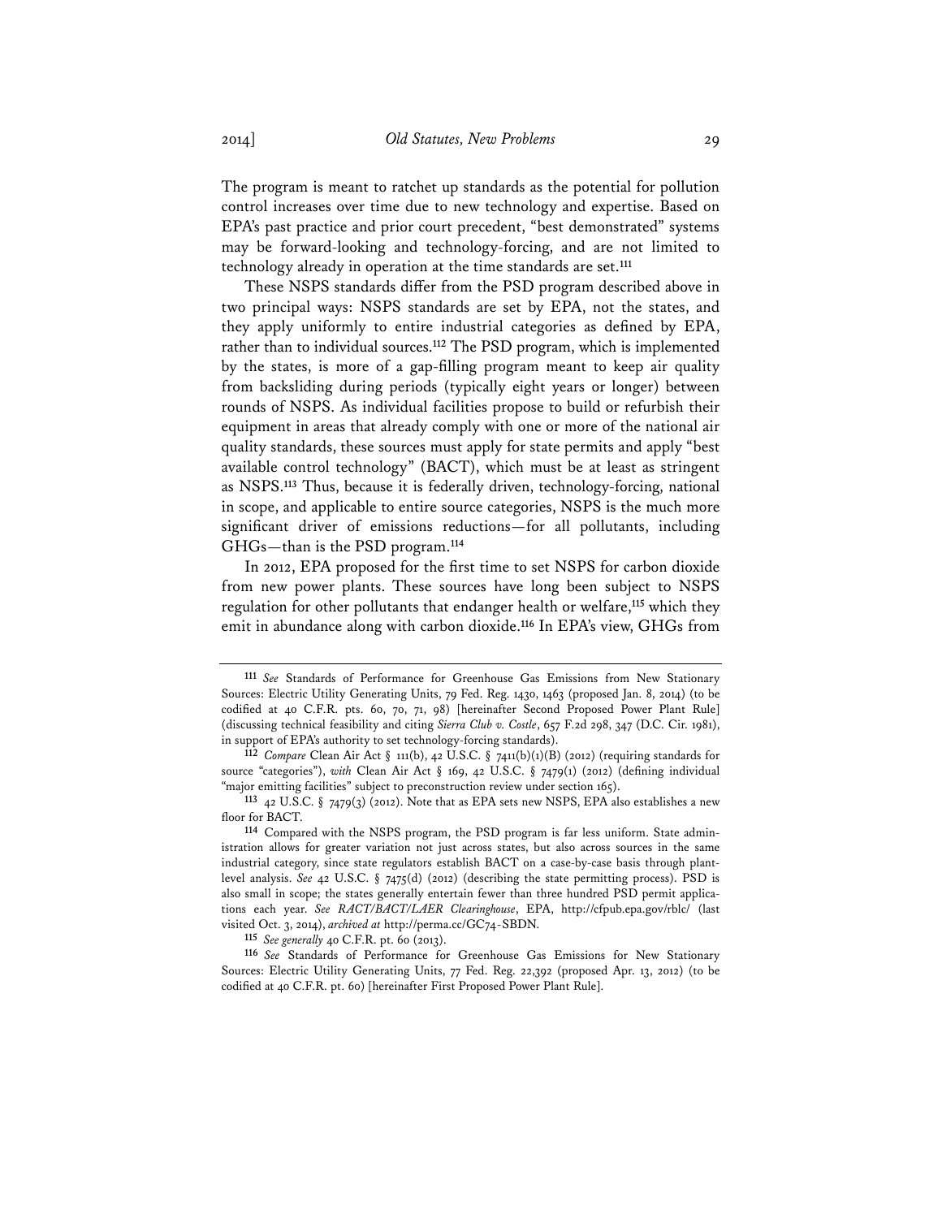The program is meant to ratchet up standards as the potential for pollution control increases over time due to new technology and expertise. Based on EPA's past practice and prior court precedent, "best demonstrated" systems may be forward-looking and technology-forcing, and are not limited to technology already in operation at the time standards are set.[111]

These NSPS standards differ from the PSD program described above in two principal ways: NSPS standards are set by EPA, not the states, and they apply uniformly to entire industrial categories as defined by EPA, rather than to individual sources.[112] The PSD program, which is implemented by the states, is more of a gap-filling program meant to keep air quality from backsliding during periods (typically eight years or longer) between rounds of NSPS. As individual facilities propose to build or refurbish their equipment in areas that already comply with one or more of the national air quality standards, these sources must apply for state permits and apply "best available control technology" (BACT), which must be at least as stringent as NSPS.[113] Thus, because it is federally driven, technology-forcing, national in scope, and applicable to entire source categories, NSPS is the much more significant driver of emissions reductions—for all pollutants, including GHGs—than is the PSD program.[114]

In 2012, EPA proposed for the first time to set NSPS for carbon dioxide from new power plants. These sources have long been subject to NSPS regulation for other pollutants that endanger health or welfare,[115] which they emit in abundance along with carbon dioxide.[116] In EPA's view, GHGs from

---

[111] *See* Standards of Performance for Greenhouse Gas Emissions from New Stationary Sources: Electric Utility Generating Units, 79 Fed. Reg. 1430, 1463 (proposed Jan. 8, 2014) (to be codified at 40 C.F.R. pts. 60, 70, 71, 98) [hereinafter Second Proposed Power Plant Rule] (discussing technical feasibility and citing *Sierra Club v. Costle*, 657 F.2d 298, 347 (D.C. Cir. 1981), in support of EPA's authority to set technology-forcing standards).

[112] *Compare* Clean Air Act § 111(b), 42 U.S.C. § 7411(b)(1)(B) (2012) (requiring standards for source "categories"), *with* Clean Air Act § 169, 42 U.S.C. § 7479(1) (2012) (defining individual "major emitting facilities" subject to preconstruction review under section 165).

[113] 42 U.S.C. § 7479(3) (2012). Note that as EPA sets new NSPS, EPA also establishes a new floor for BACT.

[114] Compared with the NSPS program, the PSD program is far less uniform. State administration allows for greater variation not just across states, but also across sources in the same industrial category, since state regulators establish BACT on a case-by-case basis through plant-level analysis. *See* 42 U.S.C. § 7475(d) (2012) (describing the state permitting process). PSD is also small in scope; the states generally entertain fewer than three hundred PSD permit applications each year. *See RACT/BACT/LAER Clearinghouse*, EPA, http://cfpub.epa.gov/rblc/ (last visited Oct. 3, 2014), *archived at* http://perma.cc/GC74-SBDN.

[115] *See generally* 40 C.F.R. pt. 60 (2013).

[116] *See* Standards of Performance for Greenhouse Gas Emissions for New Stationary Sources: Electric Utility Generating Units, 77 Fed. Reg. 22,392 (proposed Apr. 13, 2012) (to be codified at 40 C.F.R. pt. 60) [hereinafter First Proposed Power Plant Rule].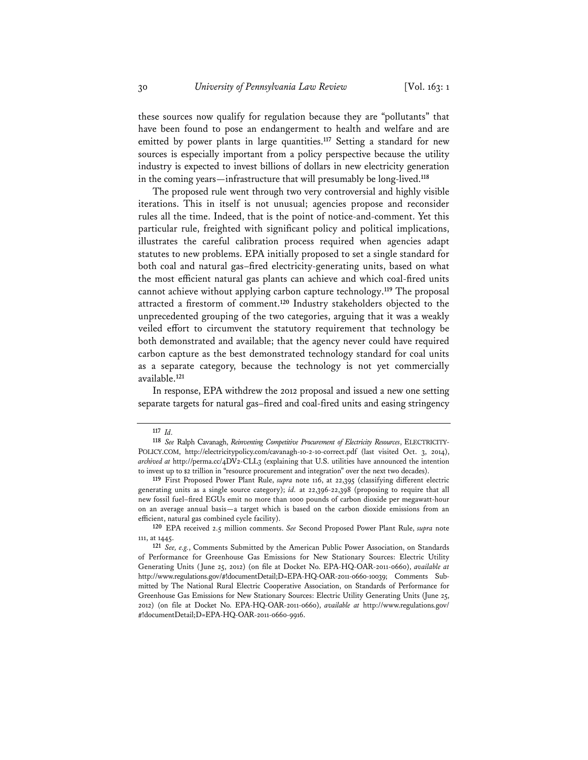these sources now qualify for regulation because they are "pollutants" that have been found to pose an endangerment to health and welfare and are emitted by power plants in large quantities.[117] Setting a standard for new sources is especially important from a policy perspective because the utility industry is expected to invest billions of dollars in new electricity generation in the coming years—infrastructure that will presumably be long-lived.[118]

The proposed rule went through two very controversial and highly visible iterations. This in itself is not unusual; agencies propose and reconsider rules all the time. Indeed, that is the point of notice-and-comment. Yet this particular rule, freighted with significant policy and political implications, illustrates the careful calibration process required when agencies adapt statutes to new problems. EPA initially proposed to set a single standard for both coal and natural gas–fired electricity-generating units, based on what the most efficient natural gas plants can achieve and which coal-fired units cannot achieve without applying carbon capture technology.[119] The proposal attracted a firestorm of comment.[120] Industry stakeholders objected to the unprecedented grouping of the two categories, arguing that it was a weakly veiled effort to circumvent the statutory requirement that technology be both demonstrated and available; that the agency never could have required carbon capture as the best demonstrated technology standard for coal units as a separate category, because the technology is not yet commercially available.[121]

In response, EPA withdrew the 2012 proposal and issued a new one setting separate targets for natural gas–fired and coal-fired units and easing stringency

---

[117] *Id.*

[118] *See* Ralph Cavanagh, *Reinventing Competitive Procurement of Electricity Resources*, ELECTRICITY-POLICY.COM, http://electricitypolicy.com/cavanagh-10-2-10-correct.pdf (last visited Oct. 3, 2014), *archived at* http://perma.cc/4DV2-CLL3 (explaining that U.S. utilities have announced the intention to invest up to $2 trillion in "resource procurement and integration" over the next two decades).

[119] First Proposed Power Plant Rule, *supra* note 116, at 22,395 (classifying different electric generating units as a single source category); *id.* at 22,396-22,398 (proposing to require that all new fossil fuel–fired EGUs emit no more than 1000 pounds of carbon dioxide per megawatt-hour on an average annual basis—a target which is based on the carbon dioxide emissions from an efficient, natural gas combined cycle facility).

[120] EPA received 2.5 million comments. *See* Second Proposed Power Plant Rule, *supra* note 111, at 1445.

[121] *See, e.g.*, Comments Submitted by the American Public Power Association, on Standards of Performance for Greenhouse Gas Emissions for New Stationary Sources: Electric Utility Generating Units (June 25, 2012) (on file at Docket No. EPA-HQ-OAR-2011-0660), *available at* http://www.regulations.gov/#!documentDetail;D=EPA-HQ-OAR-2011-0660-10039; Comments Submitted by The National Rural Electric Cooperative Association, on Standards of Performance for Greenhouse Gas Emissions for New Stationary Sources: Electric Utility Generating Units (June 25, 2012) (on file at Docket No. EPA-HQ-OAR-2011-0660), *available at* http://www.regulations.gov/#!documentDetail;D=EPA-HQ-OAR-2011-0660-9916.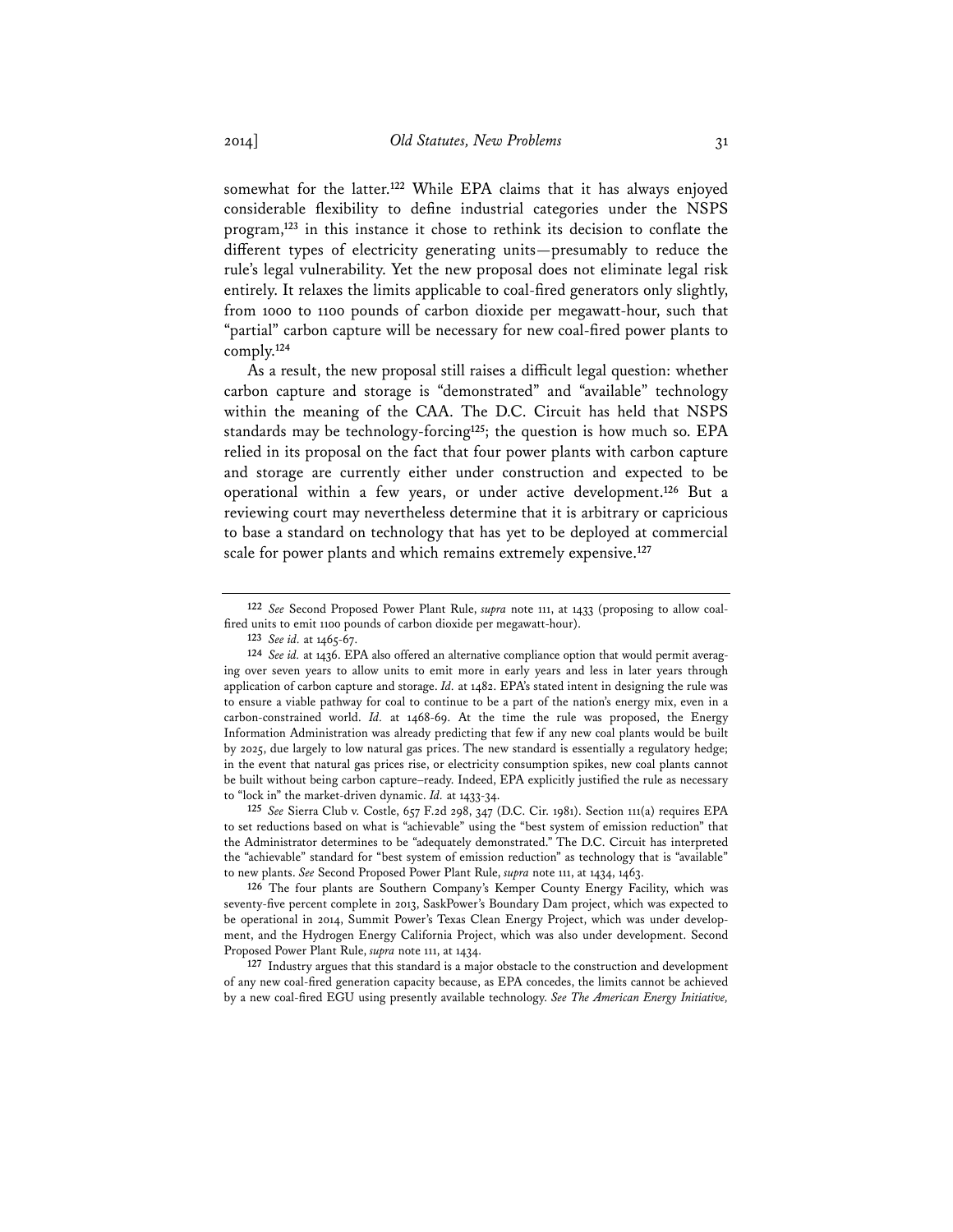somewhat for the latter.[122] While EPA claims that it has always enjoyed considerable flexibility to define industrial categories under the NSPS program,[123] in this instance it chose to rethink its decision to conflate the different types of electricity generating units—presumably to reduce the rule's legal vulnerability. Yet the new proposal does not eliminate legal risk entirely. It relaxes the limits applicable to coal-fired generators only slightly, from 1000 to 1100 pounds of carbon dioxide per megawatt-hour, such that "partial" carbon capture will be necessary for new coal-fired power plants to comply.[124]

As a result, the new proposal still raises a difficult legal question: whether carbon capture and storage is "demonstrated" and "available" technology within the meaning of the CAA. The D.C. Circuit has held that NSPS standards may be technology-forcing[125]; the question is how much so. EPA relied in its proposal on the fact that four power plants with carbon capture and storage are currently either under construction and expected to be operational within a few years, or under active development.[126] But a reviewing court may nevertheless determine that it is arbitrary or capricious to base a standard on technology that has yet to be deployed at commercial scale for power plants and which remains extremely expensive.[127]

---

**122** *See* Second Proposed Power Plant Rule, *supra* note 111, at 1433 (proposing to allow coal-fired units to emit 1100 pounds of carbon dioxide per megawatt-hour).

**123** *See id.* at 1465-67.

**124** *See id.* at 1436. EPA also offered an alternative compliance option that would permit averaging over seven years to allow units to emit more in early years and less in later years through application of carbon capture and storage. *Id.* at 1482. EPA's stated intent in designing the rule was to ensure a viable pathway for coal to continue to be a part of the nation's energy mix, even in a carbon-constrained world. *Id.* at 1468-69. At the time the rule was proposed, the Energy Information Administration was already predicting that few if any new coal plants would be built by 2025, due largely to low natural gas prices. The new standard is essentially a regulatory hedge; in the event that natural gas prices rise, or electricity consumption spikes, new coal plants cannot be built without being carbon capture–ready. Indeed, EPA explicitly justified the rule as necessary to "lock in" the market-driven dynamic. *Id.* at 1433-34.

**125** *See* Sierra Club v. Costle, 657 F.2d 298, 347 (D.C. Cir. 1981). Section 111(a) requires EPA to set reductions based on what is "achievable" using the "best system of emission reduction" that the Administrator determines to be "adequately demonstrated." The D.C. Circuit has interpreted the "achievable" standard for "best system of emission reduction" as technology that is "available" to new plants. *See* Second Proposed Power Plant Rule, *supra* note 111, at 1434, 1463.

**126** The four plants are Southern Company's Kemper County Energy Facility, which was seventy-five percent complete in 2013, SaskPower's Boundary Dam project, which was expected to be operational in 2014, Summit Power's Texas Clean Energy Project, which was under development, and the Hydrogen Energy California Project, which was also under development. Second Proposed Power Plant Rule, *supra* note 111, at 1434.

**127** Industry argues that this standard is a major obstacle to the construction and development of any new coal-fired generation capacity because, as EPA concedes, the limits cannot be achieved by a new coal-fired EGU using presently available technology. *See The American Energy Initiative,*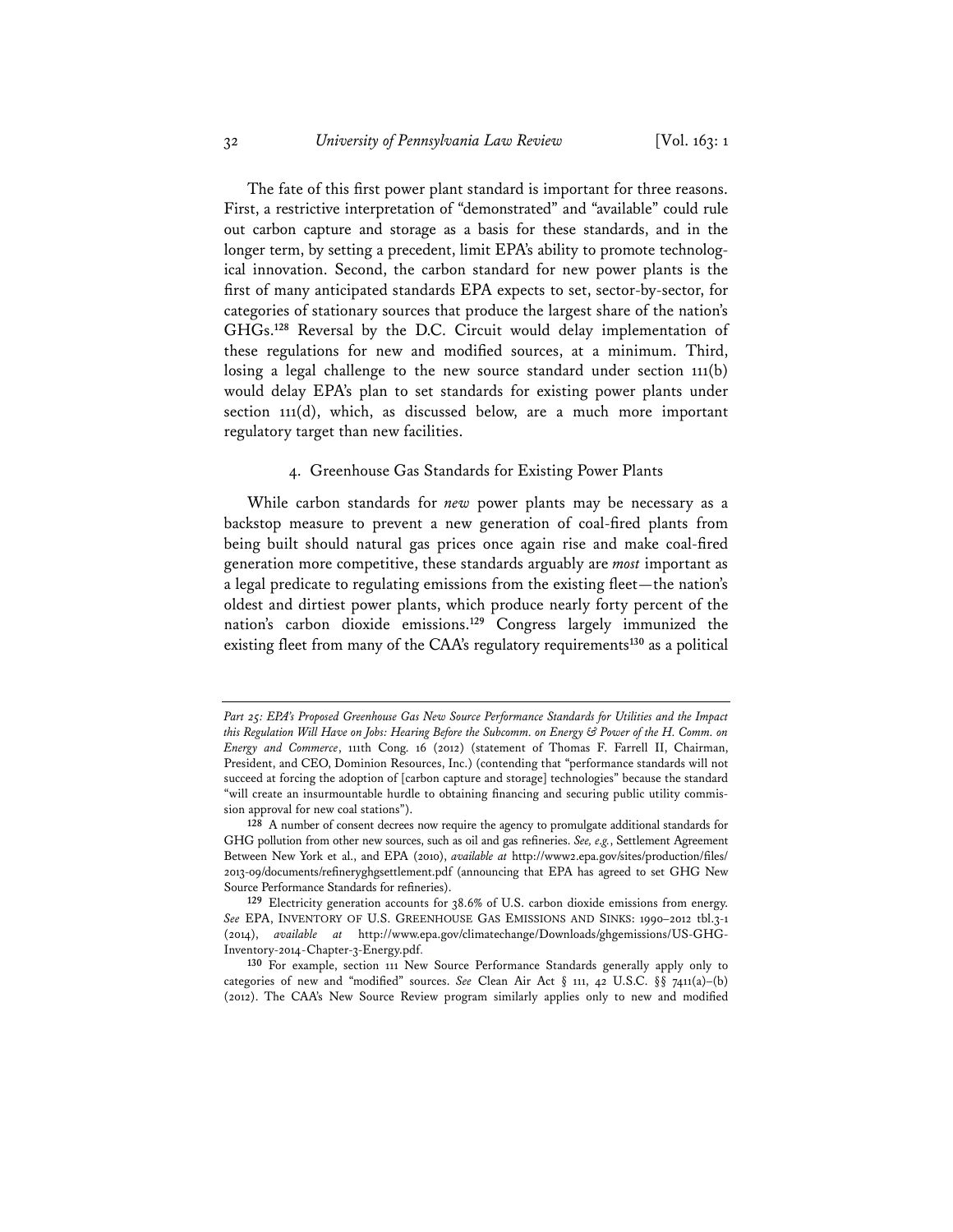The fate of this first power plant standard is important for three reasons. First, a restrictive interpretation of "demonstrated" and "available" could rule out carbon capture and storage as a basis for these standards, and in the longer term, by setting a precedent, limit EPA's ability to promote technological innovation. Second, the carbon standard for new power plants is the first of many anticipated standards EPA expects to set, sector-by-sector, for categories of stationary sources that produce the largest share of the nation's GHGs.[128] Reversal by the D.C. Circuit would delay implementation of these regulations for new and modified sources, at a minimum. Third, losing a legal challenge to the new source standard under section 111(b) would delay EPA's plan to set standards for existing power plants under section 111(d), which, as discussed below, are a much more important regulatory target than new facilities.

#### 4. Greenhouse Gas Standards for Existing Power Plants

While carbon standards for *new* power plants may be necessary as a backstop measure to prevent a new generation of coal-fired plants from being built should natural gas prices once again rise and make coal-fired generation more competitive, these standards arguably are *most* important as a legal predicate to regulating emissions from the existing fleet—the nation's oldest and dirtiest power plants, which produce nearly forty percent of the nation's carbon dioxide emissions.[129] Congress largely immunized the existing fleet from many of the CAA's regulatory requirements[130] as a political

---

*Part 25: EPA's Proposed Greenhouse Gas New Source Performance Standards for Utilities and the Impact this Regulation Will Have on Jobs: Hearing Before the Subcomm. on Energy & Power of the H. Comm. on Energy and Commerce*, 111th Cong. 16 (2012) (statement of Thomas F. Farrell II, Chairman, President, and CEO, Dominion Resources, Inc.) (contending that "performance standards will not succeed at forcing the adoption of [carbon capture and storage] technologies" because the standard "will create an insurmountable hurdle to obtaining financing and securing public utility commission approval for new coal stations").

[128] A number of consent decrees now require the agency to promulgate additional standards for GHG pollution from other new sources, such as oil and gas refineries. *See, e.g.*, Settlement Agreement Between New York et al., and EPA (2010), *available at* http://www2.epa.gov/sites/production/files/2013-09/documents/refineryghgsettlement.pdf (announcing that EPA has agreed to set GHG New Source Performance Standards for refineries).

[129] Electricity generation accounts for 38.6% of U.S. carbon dioxide emissions from energy. *See* EPA, INVENTORY OF U.S. GREENHOUSE GAS EMISSIONS AND SINKS: 1990–2012 tbl.3-1 (2014), *available at* http://www.epa.gov/climatechange/Downloads/ghgemissions/US-GHG-Inventory-2014-Chapter-3-Energy.pdf.

[130] For example, section 111 New Source Performance Standards generally apply only to categories of new and "modified" sources. *See* Clean Air Act § 111, 42 U.S.C. §§ 7411(a)–(b) (2012). The CAA's New Source Review program similarly applies only to new and modified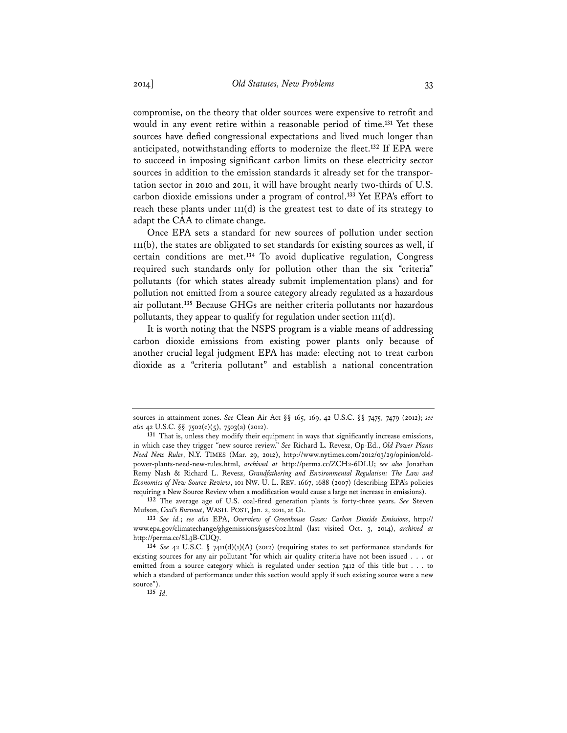compromise, on the theory that older sources were expensive to retrofit and would in any event retire within a reasonable period of time.[131] Yet these sources have defied congressional expectations and lived much longer than anticipated, notwithstanding efforts to modernize the fleet.[132] If EPA were to succeed in imposing significant carbon limits on these electricity sector sources in addition to the emission standards it already set for the transportation sector in 2010 and 2011, it will have brought nearly two-thirds of U.S. carbon dioxide emissions under a program of control.[133] Yet EPA's effort to reach these plants under 111(d) is the greatest test to date of its strategy to adapt the CAA to climate change.

Once EPA sets a standard for new sources of pollution under section 111(b), the states are obligated to set standards for existing sources as well, if certain conditions are met.[134] To avoid duplicative regulation, Congress required such standards only for pollution other than the six "criteria" pollutants (for which states already submit implementation plans) and for pollution not emitted from a source category already regulated as a hazardous air pollutant.[135] Because GHGs are neither criteria pollutants nor hazardous pollutants, they appear to qualify for regulation under section 111(d).

It is worth noting that the NSPS program is a viable means of addressing carbon dioxide emissions from existing power plants only because of another crucial legal judgment EPA has made: electing not to treat carbon dioxide as a "criteria pollutant" and establish a national concentration

---

sources in attainment zones. *See* Clean Air Act §§ 165, 169, 42 U.S.C. §§ 7475, 7479 (2012); *see also* 42 U.S.C. §§ 7502(c)(5), 7503(a) (2012).

[131] That is, unless they modify their equipment in ways that significantly increase emissions, in which case they trigger "new source review." *See* Richard L. Revesz, Op-Ed., *Old Power Plants Need New Rules*, N.Y. TIMES (Mar. 29, 2012), http://www.nytimes.com/2012/03/29/opinion/old-power-plants-need-new-rules.html, *archived at* http://perma.cc/ZCH2-6DLU; *see also* Jonathan Remy Nash & Richard L. Revesz, *Grandfathering and Environmental Regulation: The Law and Economics of New Source Review*, 101 NW. U. L. REV. 1667, 1688 (2007) (describing EPA's policies requiring a New Source Review when a modification would cause a large net increase in emissions).

[132] The average age of U.S. coal-fired generation plants is forty-three years. *See* Steven Mufson, *Coal's Burnout*, WASH. POST, Jan. 2, 2011, at G1.

[133] *See id.*; *see also* EPA, *Overview of Greenhouse Gases: Carbon Dioxide Emissions*, http://www.epa.gov/climatechange/ghgemissions/gases/co2.html (last visited Oct. 3, 2014), *archived at* http://perma.cc/8L3B-CUQ7.

[134] *See* 42 U.S.C. § 7411(d)(1)(A) (2012) (requiring states to set performance standards for existing sources for any air pollutant "for which air quality criteria have not been issued . . . or emitted from a source category which is regulated under section 7412 of this title but . . . to which a standard of performance under this section would apply if such existing source were a new source").

[135] *Id.*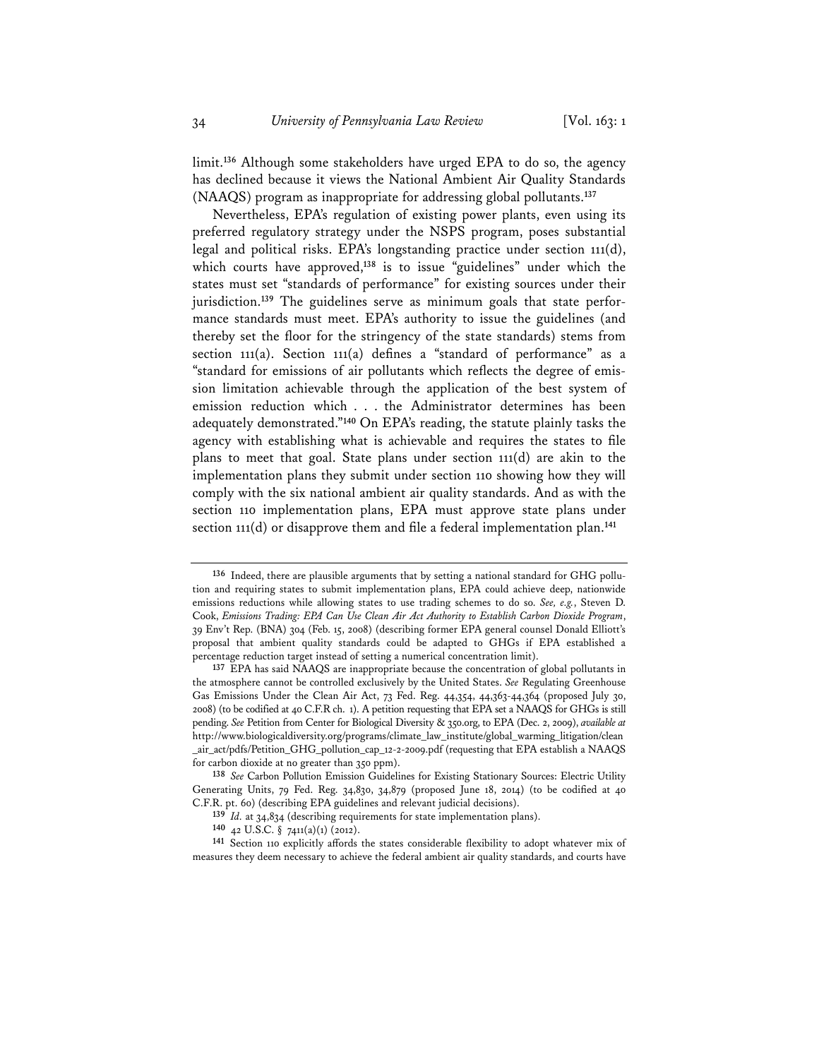limit.[136] Although some stakeholders have urged EPA to do so, the agency has declined because it views the National Ambient Air Quality Standards (NAAQS) program as inappropriate for addressing global pollutants.[137]

Nevertheless, EPA's regulation of existing power plants, even using its preferred regulatory strategy under the NSPS program, poses substantial legal and political risks. EPA's longstanding practice under section 111(d), which courts have approved,[138] is to issue "guidelines" under which the states must set "standards of performance" for existing sources under their jurisdiction.[139] The guidelines serve as minimum goals that state performance standards must meet. EPA's authority to issue the guidelines (and thereby set the floor for the stringency of the state standards) stems from section 111(a). Section 111(a) defines a "standard of performance" as a "standard for emissions of air pollutants which reflects the degree of emission limitation achievable through the application of the best system of emission reduction which . . . the Administrator determines has been adequately demonstrated."[140] On EPA's reading, the statute plainly tasks the agency with establishing what is achievable and requires the states to file plans to meet that goal. State plans under section 111(d) are akin to the implementation plans they submit under section 110 showing how they will comply with the six national ambient air quality standards. And as with the section 110 implementation plans, EPA must approve state plans under section 111(d) or disapprove them and file a federal implementation plan.[141]

---

**136** Indeed, there are plausible arguments that by setting a national standard for GHG pollution and requiring states to submit implementation plans, EPA could achieve deep, nationwide emissions reductions while allowing states to use trading schemes to do so. *See, e.g.*, Steven D. Cook, *Emissions Trading: EPA Can Use Clean Air Act Authority to Establish Carbon Dioxide Program*, 39 Env't Rep. (BNA) 304 (Feb. 15, 2008) (describing former EPA general counsel Donald Elliott's proposal that ambient quality standards could be adapted to GHGs if EPA established a percentage reduction target instead of setting a numerical concentration limit).

**137** EPA has said NAAQS are inappropriate because the concentration of global pollutants in the atmosphere cannot be controlled exclusively by the United States. *See* Regulating Greenhouse Gas Emissions Under the Clean Air Act, 73 Fed. Reg. 44,354, 44,363-44,364 (proposed July 30, 2008) (to be codified at 40 C.F.R ch. 1). A petition requesting that EPA set a NAAQS for GHGs is still pending. *See* Petition from Center for Biological Diversity & 350.org, to EPA (Dec. 2, 2009), *available at* http://www.biologicaldiversity.org/programs/climate_law_institute/global_warming_litigation/clean_air_act/pdfs/Petition_GHG_pollution_cap_12-2-2009.pdf (requesting that EPA establish a NAAQS for carbon dioxide at no greater than 350 ppm).

**138** *See* Carbon Pollution Emission Guidelines for Existing Stationary Sources: Electric Utility Generating Units, 79 Fed. Reg. 34,830, 34,879 (proposed June 18, 2014) (to be codified at 40 C.F.R. pt. 60) (describing EPA guidelines and relevant judicial decisions).

**139** *Id.* at 34,834 (describing requirements for state implementation plans).

**140** 42 U.S.C. § 7411(a)(1) (2012).

**141** Section 110 explicitly affords the states considerable flexibility to adopt whatever mix of measures they deem necessary to achieve the federal ambient air quality standards, and courts have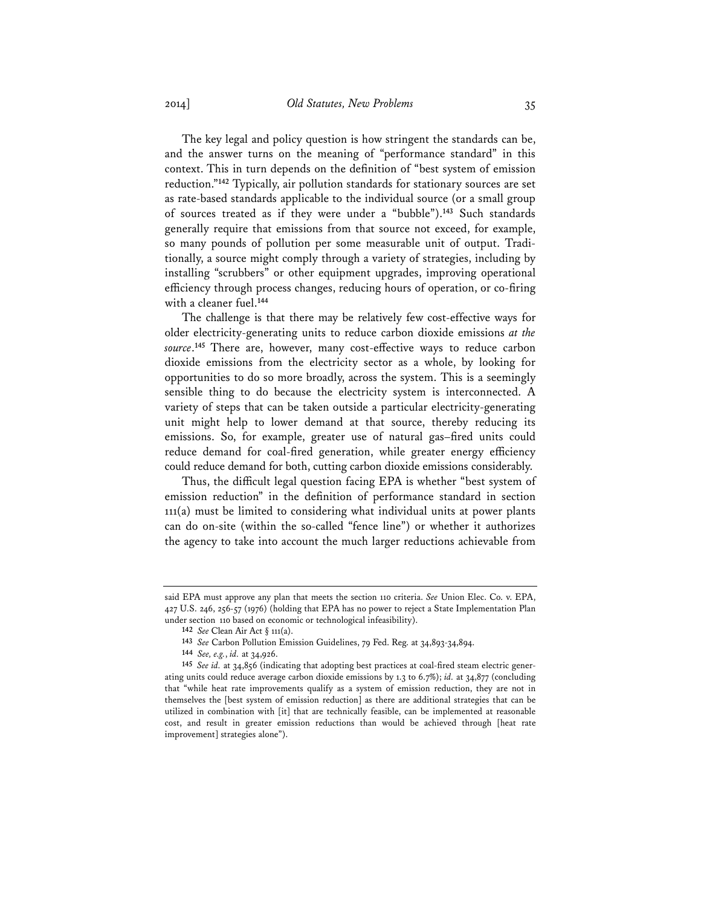The key legal and policy question is how stringent the standards can be, and the answer turns on the meaning of "performance standard" in this context. This in turn depends on the definition of "best system of emission reduction."[142] Typically, air pollution standards for stationary sources are set as rate-based standards applicable to the individual source (or a small group of sources treated as if they were under a "bubble").[143] Such standards generally require that emissions from that source not exceed, for example, so many pounds of pollution per some measurable unit of output. Traditionally, a source might comply through a variety of strategies, including by installing "scrubbers" or other equipment upgrades, improving operational efficiency through process changes, reducing hours of operation, or co-firing with a cleaner fuel.[144]

The challenge is that there may be relatively few cost-effective ways for older electricity-generating units to reduce carbon dioxide emissions *at the source*.[145] There are, however, many cost-effective ways to reduce carbon dioxide emissions from the electricity sector as a whole, by looking for opportunities to do so more broadly, across the system. This is a seemingly sensible thing to do because the electricity system is interconnected. A variety of steps that can be taken outside a particular electricity-generating unit might help to lower demand at that source, thereby reducing its emissions. So, for example, greater use of natural gas–fired units could reduce demand for coal-fired generation, while greater energy efficiency could reduce demand for both, cutting carbon dioxide emissions considerably.

Thus, the difficult legal question facing EPA is whether "best system of emission reduction" in the definition of performance standard in section 111(a) must be limited to considering what individual units at power plants can do on-site (within the so-called "fence line") or whether it authorizes the agency to take into account the much larger reductions achievable from

---

said EPA must approve any plan that meets the section 110 criteria. *See* Union Elec. Co. v. EPA, 427 U.S. 246, 256-57 (1976) (holding that EPA has no power to reject a State Implementation Plan under section 110 based on economic or technological infeasibility).

142 *See* Clean Air Act § 111(a).

143 *See* Carbon Pollution Emission Guidelines, 79 Fed. Reg. at 34,893-34,894.

144 *See, e.g.*, *id.* at 34,926.

145 *See id.* at 34,856 (indicating that adopting best practices at coal-fired steam electric generating units could reduce average carbon dioxide emissions by 1.3 to 6.7%); *id.* at 34,877 (concluding that "while heat rate improvements qualify as a system of emission reduction, they are not in themselves the [best system of emission reduction] as there are additional strategies that can be utilized in combination with [it] that are technically feasible, can be implemented at reasonable cost, and result in greater emission reductions than would be achieved through [heat rate improvement] strategies alone").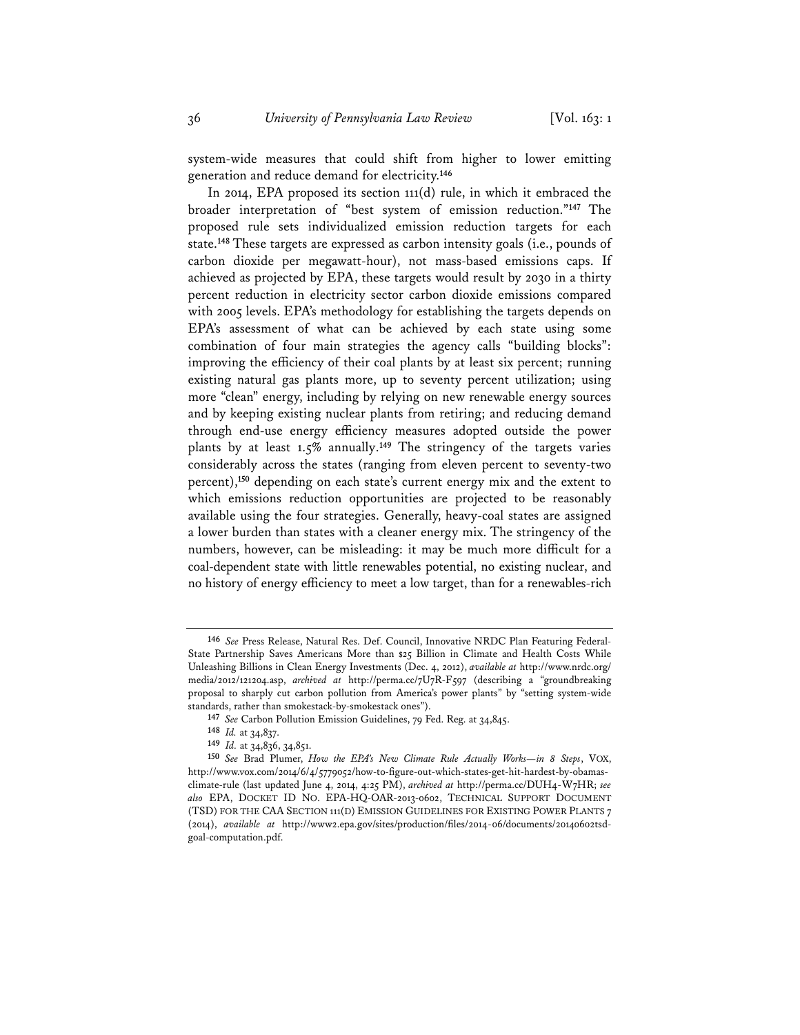system-wide measures that could shift from higher to lower emitting generation and reduce demand for electricity.[146]

In 2014, EPA proposed its section 111(d) rule, in which it embraced the broader interpretation of "best system of emission reduction."[147] The proposed rule sets individualized emission reduction targets for each state.[148] These targets are expressed as carbon intensity goals (i.e., pounds of carbon dioxide per megawatt-hour), not mass-based emissions caps. If achieved as projected by EPA, these targets would result by 2030 in a thirty percent reduction in electricity sector carbon dioxide emissions compared with 2005 levels. EPA's methodology for establishing the targets depends on EPA's assessment of what can be achieved by each state using some combination of four main strategies the agency calls "building blocks": improving the efficiency of their coal plants by at least six percent; running existing natural gas plants more, up to seventy percent utilization; using more "clean" energy, including by relying on new renewable energy sources and by keeping existing nuclear plants from retiring; and reducing demand through end-use energy efficiency measures adopted outside the power plants by at least 1.5% annually.[149] The stringency of the targets varies considerably across the states (ranging from eleven percent to seventy-two percent),[150] depending on each state's current energy mix and the extent to which emissions reduction opportunities are projected to be reasonably available using the four strategies. Generally, heavy-coal states are assigned a lower burden than states with a cleaner energy mix. The stringency of the numbers, however, can be misleading: it may be much more difficult for a coal-dependent state with little renewables potential, no existing nuclear, and no history of energy efficiency to meet a low target, than for a renewables-rich

---

[146] *See* Press Release, Natural Res. Def. Council, Innovative NRDC Plan Featuring Federal-State Partnership Saves Americans More than $25 Billion in Climate and Health Costs While Unleashing Billions in Clean Energy Investments (Dec. 4, 2012), *available at* http://www.nrdc.org/media/2012/121204.asp, *archived at* http://perma.cc/7U7R-F597 (describing a "groundbreaking proposal to sharply cut carbon pollution from America's power plants" by "setting system-wide standards, rather than smokestack-by-smokestack ones").

[147] *See* Carbon Pollution Emission Guidelines, 79 Fed. Reg. at 34,845.

[148] *Id.* at 34,837.

[149] *Id.* at 34,836, 34,851.

[150] *See* Brad Plumer, *How the EPA's New Climate Rule Actually Works—in 8 Steps*, VOX, http://www.vox.com/2014/6/4/5779052/how-to-figure-out-which-states-get-hit-hardest-by-obamas-climate-rule (last updated June 4, 2014, 4:25 PM), *archived at* http://perma.cc/DUH4-W7HR; *see also* EPA, DOCKET ID NO. EPA-HQ-OAR-2013-0602, TECHNICAL SUPPORT DOCUMENT (TSD) FOR THE CAA SECTION 111(D) EMISSION GUIDELINES FOR EXISTING POWER PLANTS 7 (2014), *available at* http://www2.epa.gov/sites/production/files/2014-06/documents/20140602tsd-goal-computation.pdf.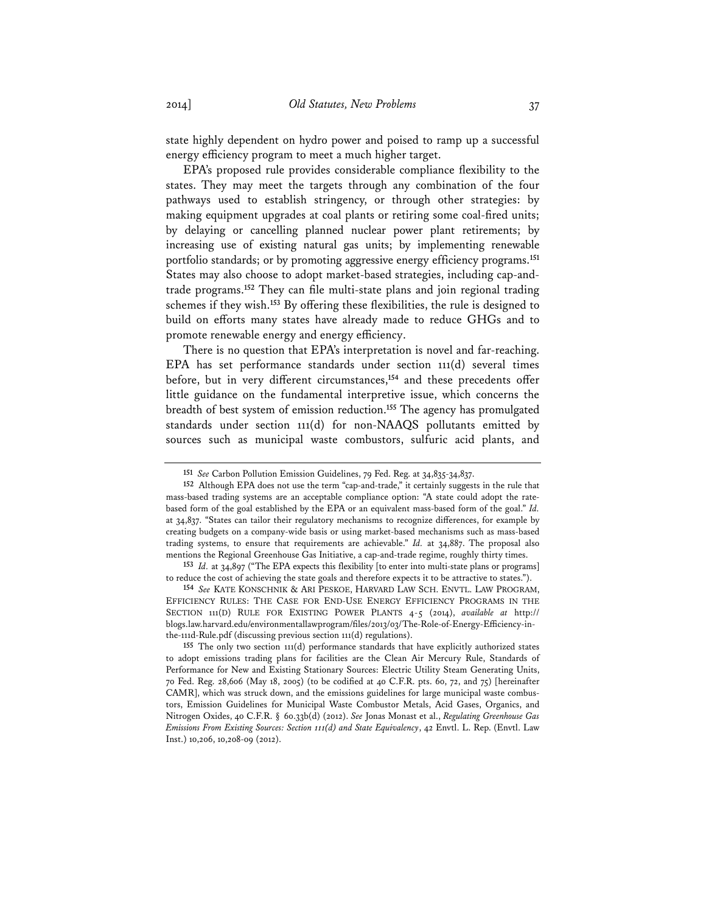state highly dependent on hydro power and poised to ramp up a successful energy efficiency program to meet a much higher target.

EPA's proposed rule provides considerable compliance flexibility to the states. They may meet the targets through any combination of the four pathways used to establish stringency, or through other strategies: by making equipment upgrades at coal plants or retiring some coal-fired units; by delaying or cancelling planned nuclear power plant retirements; by increasing use of existing natural gas units; by implementing renewable portfolio standards; or by promoting aggressive energy efficiency programs.[151] States may also choose to adopt market-based strategies, including cap-and-trade programs.[152] They can file multi-state plans and join regional trading schemes if they wish.[153] By offering these flexibilities, the rule is designed to build on efforts many states have already made to reduce GHGs and to promote renewable energy and energy efficiency.

There is no question that EPA's interpretation is novel and far-reaching. EPA has set performance standards under section 111(d) several times before, but in very different circumstances,[154] and these precedents offer little guidance on the fundamental interpretive issue, which concerns the breadth of best system of emission reduction.[155] The agency has promulgated standards under section 111(d) for non-NAAQS pollutants emitted by sources such as municipal waste combustors, sulfuric acid plants, and

---

[151] *See* Carbon Pollution Emission Guidelines, 79 Fed. Reg. at 34,835-34,837.

[152] Although EPA does not use the term "cap-and-trade," it certainly suggests in the rule that mass-based trading systems are an acceptable compliance option: "A state could adopt the rate-based form of the goal established by the EPA or an equivalent mass-based form of the goal." *Id.* at 34,837. "States can tailor their regulatory mechanisms to recognize differences, for example by creating budgets on a company-wide basis or using market-based mechanisms such as mass-based trading systems, to ensure that requirements are achievable." *Id.* at 34,887. The proposal also mentions the Regional Greenhouse Gas Initiative, a cap-and-trade regime, roughly thirty times.

[153] *Id.* at 34,897 ("The EPA expects this flexibility [to enter into multi-state plans or programs] to reduce the cost of achieving the state goals and therefore expects it to be attractive to states.").

[154] *See* KATE KONSCHNIK & ARI PESKOE, HARVARD LAW SCH. ENVTL. LAW PROGRAM, EFFICIENCY RULES: THE CASE FOR END-USE ENERGY EFFICIENCY PROGRAMS IN THE SECTION 111(D) RULE FOR EXISTING POWER PLANTS 4-5 (2014), *available at* http://blogs.law.harvard.edu/environmentallawprogram/files/2013/03/The-Role-of-Energy-Efficiency-in-the-111d-Rule.pdf (discussing previous section 111(d) regulations).

[155] The only two section 111(d) performance standards that have explicitly authorized states to adopt emissions trading plans for facilities are the Clean Air Mercury Rule, Standards of Performance for New and Existing Stationary Sources: Electric Utility Steam Generating Units, 70 Fed. Reg. 28,606 (May 18, 2005) (to be codified at 40 C.F.R. pts. 60, 72, and 75) [hereinafter CAMR], which was struck down, and the emissions guidelines for large municipal waste combustors, Emission Guidelines for Municipal Waste Combustor Metals, Acid Gases, Organics, and Nitrogen Oxides, 40 C.F.R. § 60.33b(d) (2012). *See* Jonas Monast et al., *Regulating Greenhouse Gas Emissions From Existing Sources: Section 111(d) and State Equivalency*, 42 Envtl. L. Rep. (Envtl. Law Inst.) 10,206, 10,208-09 (2012).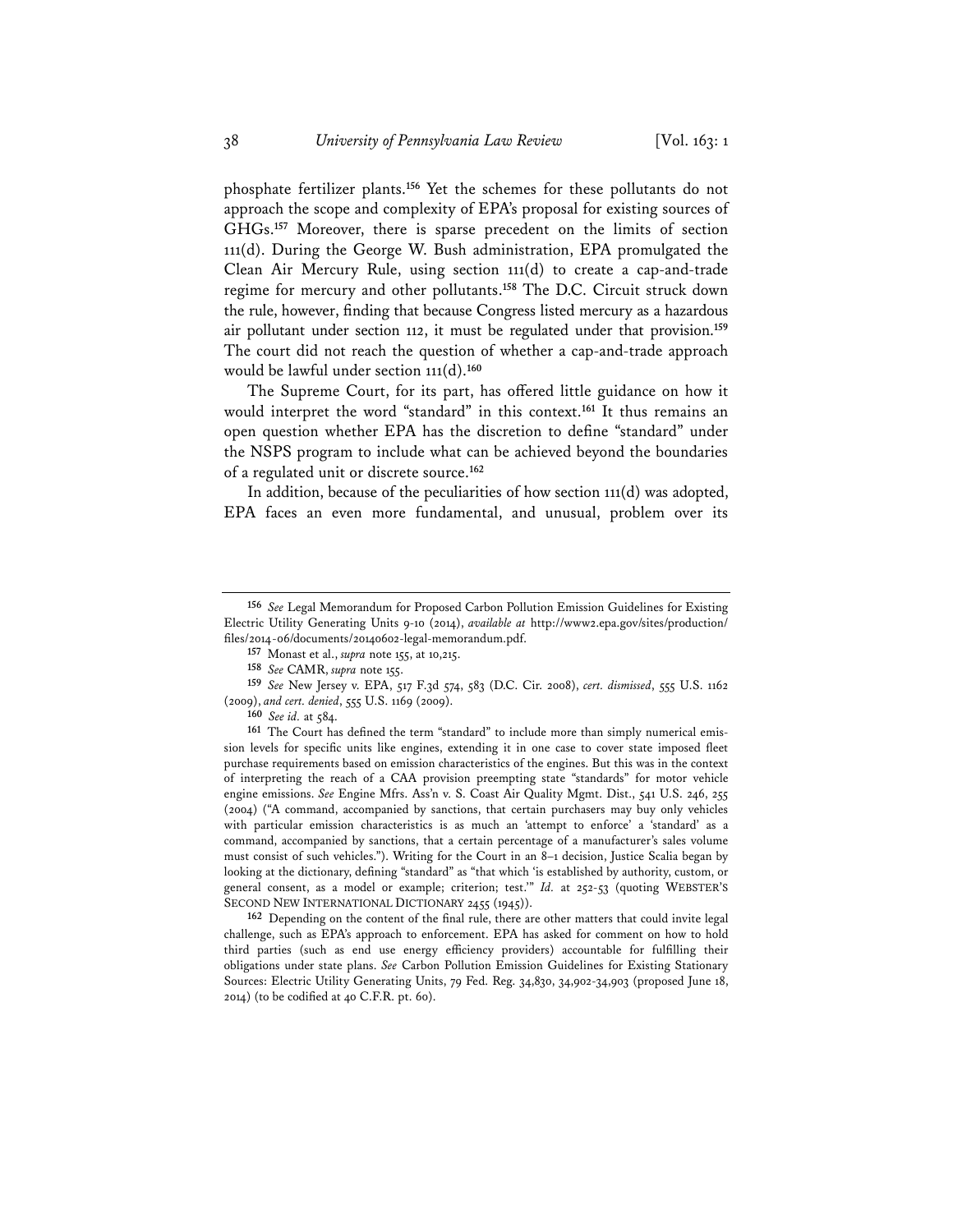phosphate fertilizer plants.[156] Yet the schemes for these pollutants do not approach the scope and complexity of EPA's proposal for existing sources of GHGs.[157] Moreover, there is sparse precedent on the limits of section 111(d). During the George W. Bush administration, EPA promulgated the Clean Air Mercury Rule, using section 111(d) to create a cap-and-trade regime for mercury and other pollutants.[158] The D.C. Circuit struck down the rule, however, finding that because Congress listed mercury as a hazardous air pollutant under section 112, it must be regulated under that provision.[159] The court did not reach the question of whether a cap-and-trade approach would be lawful under section 111(d).[160]

The Supreme Court, for its part, has offered little guidance on how it would interpret the word "standard" in this context.[161] It thus remains an open question whether EPA has the discretion to define "standard" under the NSPS program to include what can be achieved beyond the boundaries of a regulated unit or discrete source.[162]

In addition, because of the peculiarities of how section 111(d) was adopted, EPA faces an even more fundamental, and unusual, problem over its

---

[156] *See* Legal Memorandum for Proposed Carbon Pollution Emission Guidelines for Existing Electric Utility Generating Units 9-10 (2014), *available at* http://www2.epa.gov/sites/production/files/2014-06/documents/20140602-legal-memorandum.pdf.

[157] Monast et al., *supra* note 155, at 10,215.

[158] *See* CAMR, *supra* note 155.

[159] *See* New Jersey v. EPA, 517 F.3d 574, 583 (D.C. Cir. 2008), *cert. dismissed*, 555 U.S. 1162 (2009), *and cert. denied*, 555 U.S. 1169 (2009).

[160] *See id.* at 584.

[161] The Court has defined the term "standard" to include more than simply numerical emission levels for specific units like engines, extending it in one case to cover state imposed fleet purchase requirements based on emission characteristics of the engines. But this was in the context of interpreting the reach of a CAA provision preempting state "standards" for motor vehicle engine emissions. *See* Engine Mfrs. Ass'n v. S. Coast Air Quality Mgmt. Dist., 541 U.S. 246, 255 (2004) ("A command, accompanied by sanctions, that certain purchasers may buy only vehicles with particular emission characteristics is as much an 'attempt to enforce' a 'standard' as a command, accompanied by sanctions, that a certain percentage of a manufacturer's sales volume must consist of such vehicles."). Writing for the Court in an 8–1 decision, Justice Scalia began by looking at the dictionary, defining "standard" as "that which 'is established by authority, custom, or general consent, as a model or example; criterion; test.'" *Id.* at 252-53 (quoting WEBSTER'S SECOND NEW INTERNATIONAL DICTIONARY 2455 (1945)).

[162] Depending on the content of the final rule, there are other matters that could invite legal challenge, such as EPA's approach to enforcement. EPA has asked for comment on how to hold third parties (such as end use energy efficiency providers) accountable for fulfilling their obligations under state plans. *See* Carbon Pollution Emission Guidelines for Existing Stationary Sources: Electric Utility Generating Units, 79 Fed. Reg. 34,830, 34,902-34,903 (proposed June 18, 2014) (to be codified at 40 C.F.R. pt. 60).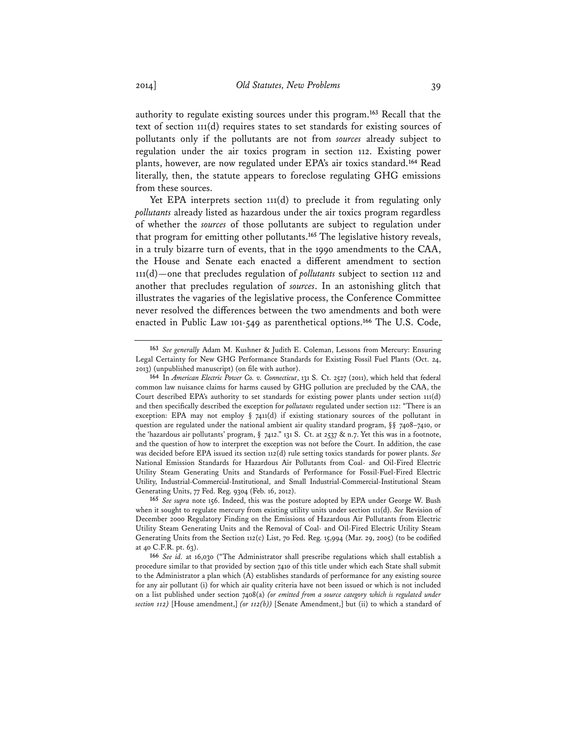authority to regulate existing sources under this program.[163] Recall that the text of section 111(d) requires states to set standards for existing sources of pollutants only if the pollutants are not from *sources* already subject to regulation under the air toxics program in section 112. Existing power plants, however, are now regulated under EPA's air toxics standard.[164] Read literally, then, the statute appears to foreclose regulating GHG emissions from these sources.

Yet EPA interprets section 111(d) to preclude it from regulating only *pollutants* already listed as hazardous under the air toxics program regardless of whether the *sources* of those pollutants are subject to regulation under that program for emitting other pollutants.[165] The legislative history reveals, in a truly bizarre turn of events, that in the 1990 amendments to the CAA, the House and Senate each enacted a different amendment to section 111(d)—one that precludes regulation of *pollutants* subject to section 112 and another that precludes regulation of *sources*. In an astonishing glitch that illustrates the vagaries of the legislative process, the Conference Committee never resolved the differences between the two amendments and both were enacted in Public Law 101-549 as parenthetical options.[166] The U.S. Code,

---

[163] *See generally* Adam M. Kushner & Judith E. Coleman, Lessons from Mercury: Ensuring Legal Certainty for New GHG Performance Standards for Existing Fossil Fuel Plants (Oct. 24, 2013) (unpublished manuscript) (on file with author).

[164] In *American Electric Power Co. v. Connecticut*, 131 S. Ct. 2527 (2011), which held that federal common law nuisance claims for harms caused by GHG pollution are precluded by the CAA, the Court described EPA's authority to set standards for existing power plants under section 111(d) and then specifically described the exception for *pollutants* regulated under section 112: "There is an exception: EPA may not employ § 7411(d) if existing stationary sources of the pollutant in question are regulated under the national ambient air quality standard program, §§ 7408–7410, or the 'hazardous air pollutants' program, § 7412." 131 S. Ct. at 2537 & n.7. Yet this was in a footnote, and the question of how to interpret the exception was not before the Court. In addition, the case was decided before EPA issued its section 112(d) rule setting toxics standards for power plants. *See* National Emission Standards for Hazardous Air Pollutants from Coal- and Oil-Fired Electric Utility Steam Generating Units and Standards of Performance for Fossil-Fuel-Fired Electric Utility, Industrial-Commercial-Institutional, and Small Industrial-Commercial-Institutional Steam Generating Units, 77 Fed. Reg. 9304 (Feb. 16, 2012).

[165] *See supra* note 156. Indeed, this was the posture adopted by EPA under George W. Bush when it sought to regulate mercury from existing utility units under section 111(d). *See* Revision of December 2000 Regulatory Finding on the Emissions of Hazardous Air Pollutants from Electric Utility Steam Generating Units and the Removal of Coal- and Oil-Fired Electric Utility Steam Generating Units from the Section 112(c) List, 70 Fed. Reg. 15,994 (Mar. 29, 2005) (to be codified at 40 C.F.R. pt. 63).

[166] *See id.* at 16,030 ("The Administrator shall prescribe regulations which shall establish a procedure similar to that provided by section 7410 of this title under which each State shall submit to the Administrator a plan which (A) establishes standards of performance for any existing source for any air pollutant (i) for which air quality criteria have not been issued or which is not included on a list published under section 7408(a) *(or emitted from a source category which is regulated under section 112)* [House amendment,] *(or 112(b))* [Senate Amendment,] but (ii) to which a standard of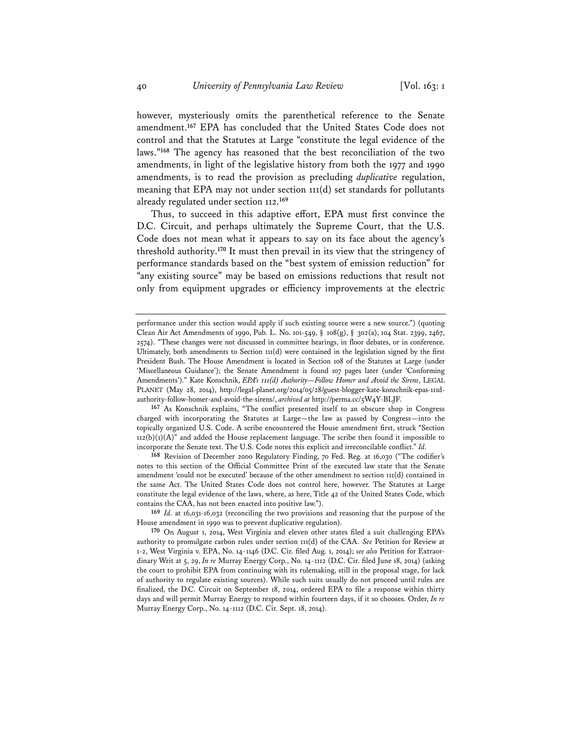however, mysteriously omits the parenthetical reference to the Senate amendment.[167] EPA has concluded that the United States Code does not control and that the Statutes at Large "constitute the legal evidence of the laws."[168] The agency has reasoned that the best reconciliation of the two amendments, in light of the legislative history from both the 1977 and 1990 amendments, is to read the provision as precluding *duplicative* regulation, meaning that EPA may not under section 111(d) set standards for pollutants already regulated under section 112.[169]

Thus, to succeed in this adaptive effort, EPA must first convince the D.C. Circuit, and perhaps ultimately the Supreme Court, that the U.S. Code does not mean what it appears to say on its face about the agency's threshold authority.[170] It must then prevail in its view that the stringency of performance standards based on the "best system of emission reduction" for "any existing source" may be based on emissions reductions that result not only from equipment upgrades or efficiency improvements at the electric

---

performance under this section would apply if such existing source were a new source.") (quoting Clean Air Act Amendments of 1990, Pub. L. No. 101-549, § 108(g), § 302(a), 104 Stat. 2399, 2467, 2574). "These changes were not discussed in committee hearings, in floor debates, or in conference. Ultimately, both amendments to Section 111(d) were contained in the legislation signed by the first President Bush. The House Amendment is located in Section 108 of the Statutes at Large (under 'Miscellaneous Guidance'); the Senate Amendment is found 107 pages later (under 'Conforming Amendments')." Kate Konschnik, *EPA's 111(d) Authority—Follow Homer and Avoid the Sirens*, LEGAL PLANET (May 28, 2014), http://legal-planet.org/2014/05/28/guest-blogger-kate-konschnik-epas-111d-authority-follow-homer-and-avoid-the-sirens/, *archived at* http://perma.cc/5W4Y-BLJF.

[167] As Konschnik explains, "The conflict presented itself to an obscure shop in Congress charged with incorporating the Statutes at Large—the law as passed by Congress—into the topically organized U.S. Code. A scribe encountered the House amendment first, struck "Section 112(b)(1)(A)" and added the House replacement language. The scribe then found it impossible to incorporate the Senate text. The U.S. Code notes this explicit and irreconcilable conflict." *Id.*

[168] Revision of December 2000 Regulatory Finding, 70 Fed. Reg. at 16,030 ("The codifier's notes to this section of the Official Committee Print of the executed law state that the Senate amendment 'could not be executed' because of the other amendment to section 111(d) contained in the same Act. The United States Code does not control here, however. The Statutes at Large constitute the legal evidence of the laws, where, as here, Title 42 of the United States Code, which contains the CAA, has not been enacted into positive law.").

[169] *Id.* at 16,031-16,032 (reconciling the two provisions and reasoning that the purpose of the House amendment in 1990 was to prevent duplicative regulation).

[170] On August 1, 2014, West Virginia and eleven other states filed a suit challenging EPA's authority to promulgate carbon rules under section 111(d) of the CAA. *See* Petition for Review at 1-2, West Virginia v. EPA, No. 14-1146 (D.C. Cir. filed Aug. 1, 2014); *see also* Petition for Extraordinary Writ at 5, 29, *In re* Murray Energy Corp., No. 14-1112 (D.C. Cir. filed June 18, 2014) (asking the court to prohibit EPA from continuing with its rulemaking, still in the proposal stage, for lack of authority to regulate existing sources). While such suits usually do not proceed until rules are finalized, the D.C. Circuit on September 18, 2014, ordered EPA to file a response within thirty days and will permit Murray Energy to respond within fourteen days, if it so chooses. Order, *In re* Murray Energy Corp., No. 14-1112 (D.C. Cir. Sept. 18, 2014).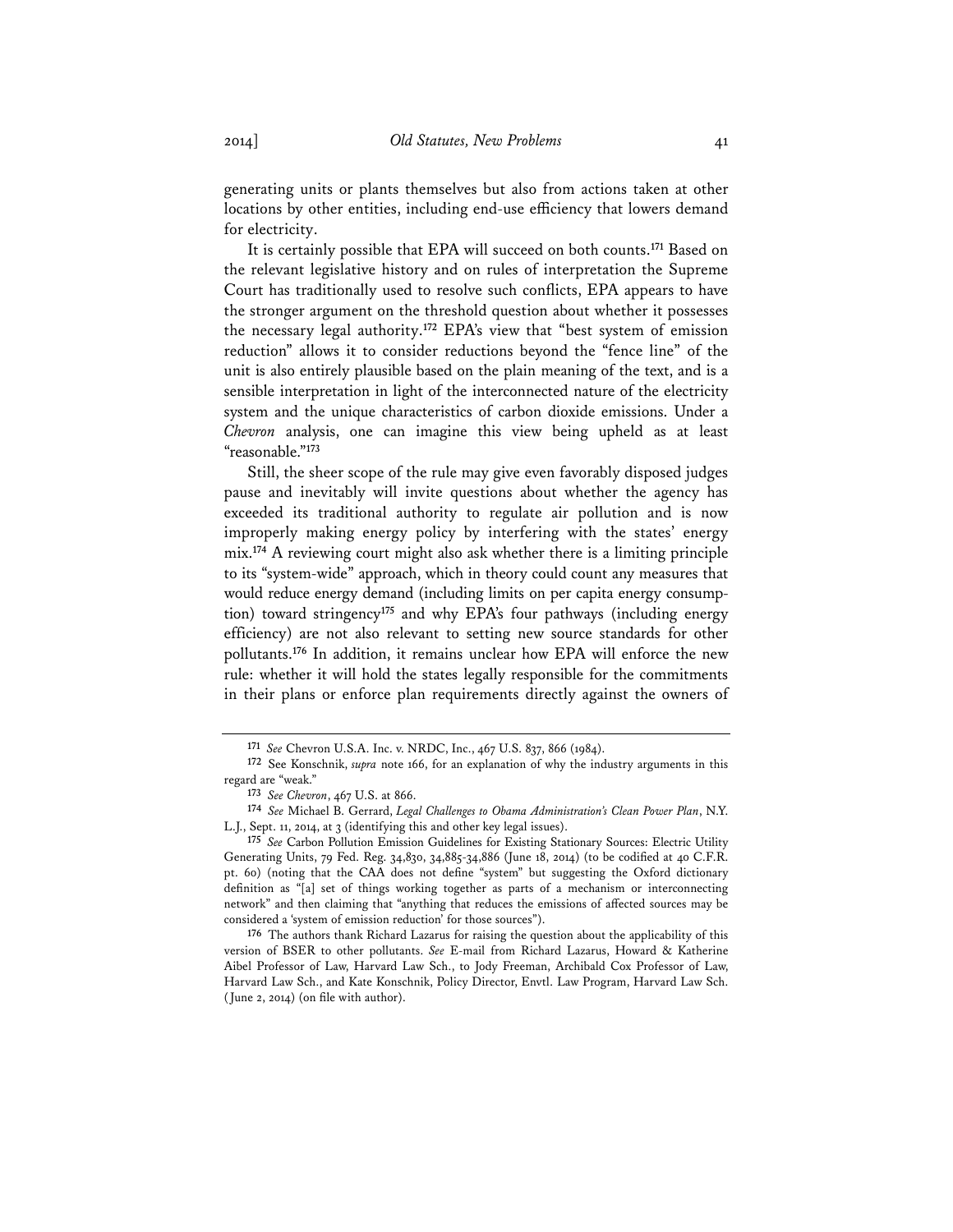generating units or plants themselves but also from actions taken at other locations by other entities, including end-use efficiency that lowers demand for electricity.

It is certainly possible that EPA will succeed on both counts.[171] Based on the relevant legislative history and on rules of interpretation the Supreme Court has traditionally used to resolve such conflicts, EPA appears to have the stronger argument on the threshold question about whether it possesses the necessary legal authority.[172] EPA's view that "best system of emission reduction" allows it to consider reductions beyond the "fence line" of the unit is also entirely plausible based on the plain meaning of the text, and is a sensible interpretation in light of the interconnected nature of the electricity system and the unique characteristics of carbon dioxide emissions. Under a *Chevron* analysis, one can imagine this view being upheld as at least "reasonable."[173]

Still, the sheer scope of the rule may give even favorably disposed judges pause and inevitably will invite questions about whether the agency has exceeded its traditional authority to regulate air pollution and is now improperly making energy policy by interfering with the states' energy mix.[174] A reviewing court might also ask whether there is a limiting principle to its "system-wide" approach, which in theory could count any measures that would reduce energy demand (including limits on per capita energy consumption) toward stringency[175] and why EPA's four pathways (including energy efficiency) are not also relevant to setting new source standards for other pollutants.[176] In addition, it remains unclear how EPA will enforce the new rule: whether it will hold the states legally responsible for the commitments in their plans or enforce plan requirements directly against the owners of

---

[171] *See* Chevron U.S.A. Inc. v. NRDC, Inc., 467 U.S. 837, 866 (1984).

[172] See Konschnik, *supra* note 166, for an explanation of why the industry arguments in this regard are "weak."

[173] *See Chevron*, 467 U.S. at 866.

[174] *See* Michael B. Gerrard, *Legal Challenges to Obama Administration's Clean Power Plan*, N.Y. L.J., Sept. 11, 2014, at 3 (identifying this and other key legal issues).

[175] *See* Carbon Pollution Emission Guidelines for Existing Stationary Sources: Electric Utility Generating Units, 79 Fed. Reg. 34,830, 34,885-34,886 (June 18, 2014) (to be codified at 40 C.F.R. pt. 60) (noting that the CAA does not define "system" but suggesting the Oxford dictionary definition as "[a] set of things working together as parts of a mechanism or interconnecting network" and then claiming that "anything that reduces the emissions of affected sources may be considered a 'system of emission reduction' for those sources").

[176] The authors thank Richard Lazarus for raising the question about the applicability of this version of BSER to other pollutants. *See* E-mail from Richard Lazarus, Howard & Katherine Aibel Professor of Law, Harvard Law Sch., to Jody Freeman, Archibald Cox Professor of Law, Harvard Law Sch., and Kate Konschnik, Policy Director, Envtl. Law Program, Harvard Law Sch. (June 2, 2014) (on file with author).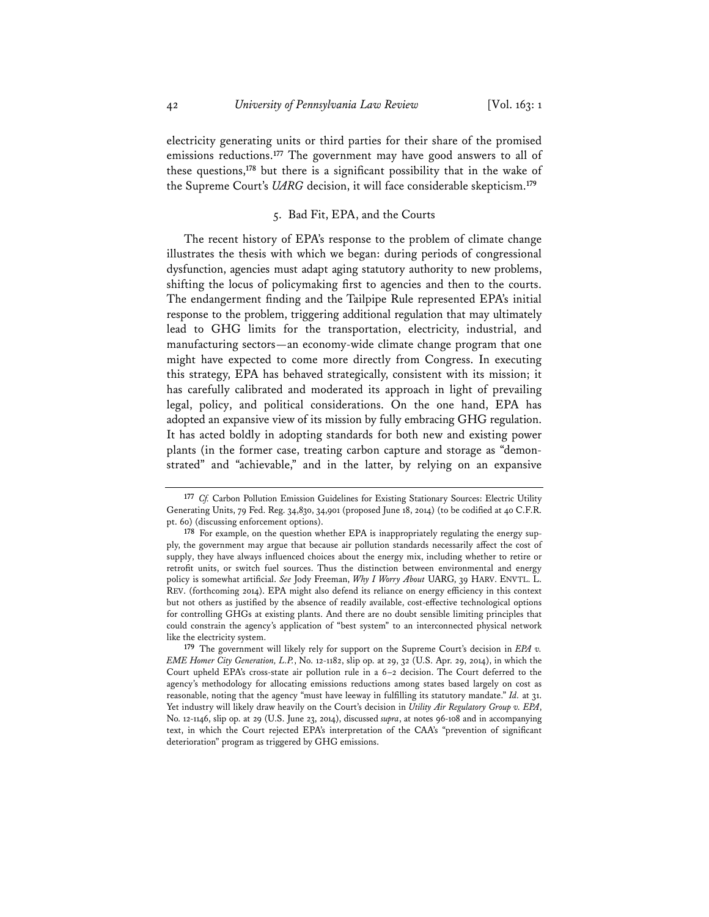electricity generating units or third parties for their share of the promised emissions reductions.[177] The government may have good answers to all of these questions,[178] but there is a significant possibility that in the wake of the Supreme Court's *UARG* decision, it will face considerable skepticism.[179]

### 5. Bad Fit, EPA, and the Courts

The recent history of EPA's response to the problem of climate change illustrates the thesis with which we began: during periods of congressional dysfunction, agencies must adapt aging statutory authority to new problems, shifting the locus of policymaking first to agencies and then to the courts. The endangerment finding and the Tailpipe Rule represented EPA's initial response to the problem, triggering additional regulation that may ultimately lead to GHG limits for the transportation, electricity, industrial, and manufacturing sectors—an economy-wide climate change program that one might have expected to come more directly from Congress. In executing this strategy, EPA has behaved strategically, consistent with its mission; it has carefully calibrated and moderated its approach in light of prevailing legal, policy, and political considerations. On the one hand, EPA has adopted an expansive view of its mission by fully embracing GHG regulation. It has acted boldly in adopting standards for both new and existing power plants (in the former case, treating carbon capture and storage as "demonstrated" and "achievable," and in the latter, by relying on an expansive

---

[177] *Cf.* Carbon Pollution Emission Guidelines for Existing Stationary Sources: Electric Utility Generating Units, 79 Fed. Reg. 34,830, 34,901 (proposed June 18, 2014) (to be codified at 40 C.F.R. pt. 60) (discussing enforcement options).

[178] For example, on the question whether EPA is inappropriately regulating the energy supply, the government may argue that because air pollution standards necessarily affect the cost of supply, they have always influenced choices about the energy mix, including whether to retire or retrofit units, or switch fuel sources. Thus the distinction between environmental and energy policy is somewhat artificial. *See* Jody Freeman, *Why I Worry About* UARG, 39 HARV. ENVTL. L. REV. (forthcoming 2014). EPA might also defend its reliance on energy efficiency in this context but not others as justified by the absence of readily available, cost-effective technological options for controlling GHGs at existing plants. And there are no doubt sensible limiting principles that could constrain the agency's application of "best system" to an interconnected physical network like the electricity system.

[179] The government will likely rely for support on the Supreme Court's decision in *EPA v. EME Homer City Generation, L.P.*, No. 12-1182, slip op. at 29, 32 (U.S. Apr. 29, 2014), in which the Court upheld EPA's cross-state air pollution rule in a 6–2 decision. The Court deferred to the agency's methodology for allocating emissions reductions among states based largely on cost as reasonable, noting that the agency "must have leeway in fulfilling its statutory mandate." *Id.* at 31. Yet industry will likely draw heavily on the Court's decision in *Utility Air Regulatory Group v. EPA*, No. 12-1146, slip op. at 29 (U.S. June 23, 2014), discussed *supra*, at notes 96-108 and in accompanying text, in which the Court rejected EPA's interpretation of the CAA's "prevention of significant deterioration" program as triggered by GHG emissions.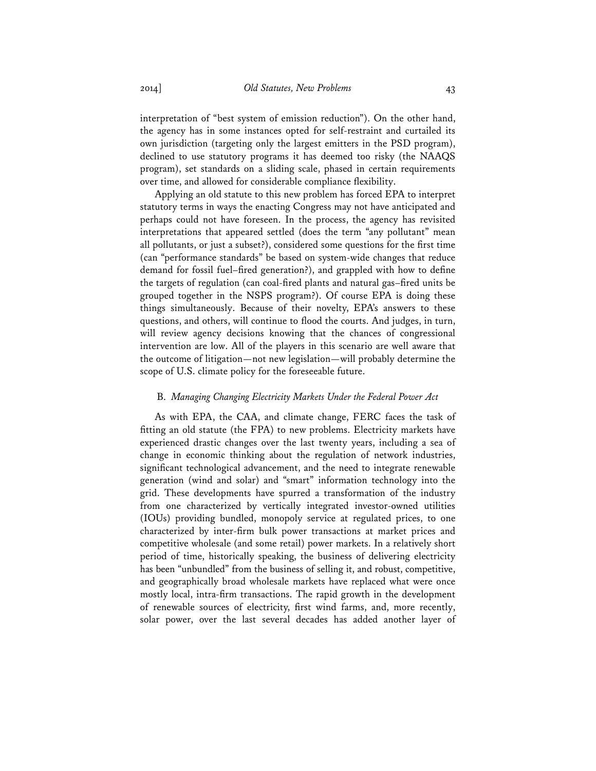interpretation of "best system of emission reduction"). On the other hand, the agency has in some instances opted for self-restraint and curtailed its own jurisdiction (targeting only the largest emitters in the PSD program), declined to use statutory programs it has deemed too risky (the NAAQS program), set standards on a sliding scale, phased in certain requirements over time, and allowed for considerable compliance flexibility.

Applying an old statute to this new problem has forced EPA to interpret statutory terms in ways the enacting Congress may not have anticipated and perhaps could not have foreseen. In the process, the agency has revisited interpretations that appeared settled (does the term "any pollutant" mean all pollutants, or just a subset?), considered some questions for the first time (can "performance standards" be based on system-wide changes that reduce demand for fossil fuel–fired generation?), and grappled with how to define the targets of regulation (can coal-fired plants and natural gas–fired units be grouped together in the NSPS program?). Of course EPA is doing these things simultaneously. Because of their novelty, EPA's answers to these questions, and others, will continue to flood the courts. And judges, in turn, will review agency decisions knowing that the chances of congressional intervention are low. All of the players in this scenario are well aware that the outcome of litigation—not new legislation—will probably determine the scope of U.S. climate policy for the foreseeable future.

### B. *Managing Changing Electricity Markets Under the Federal Power Act*

As with EPA, the CAA, and climate change, FERC faces the task of fitting an old statute (the FPA) to new problems. Electricity markets have experienced drastic changes over the last twenty years, including a sea of change in economic thinking about the regulation of network industries, significant technological advancement, and the need to integrate renewable generation (wind and solar) and "smart" information technology into the grid. These developments have spurred a transformation of the industry from one characterized by vertically integrated investor-owned utilities (IOUs) providing bundled, monopoly service at regulated prices, to one characterized by inter-firm bulk power transactions at market prices and competitive wholesale (and some retail) power markets. In a relatively short period of time, historically speaking, the business of delivering electricity has been "unbundled" from the business of selling it, and robust, competitive, and geographically broad wholesale markets have replaced what were once mostly local, intra-firm transactions. The rapid growth in the development of renewable sources of electricity, first wind farms, and, more recently, solar power, over the last several decades has added another layer of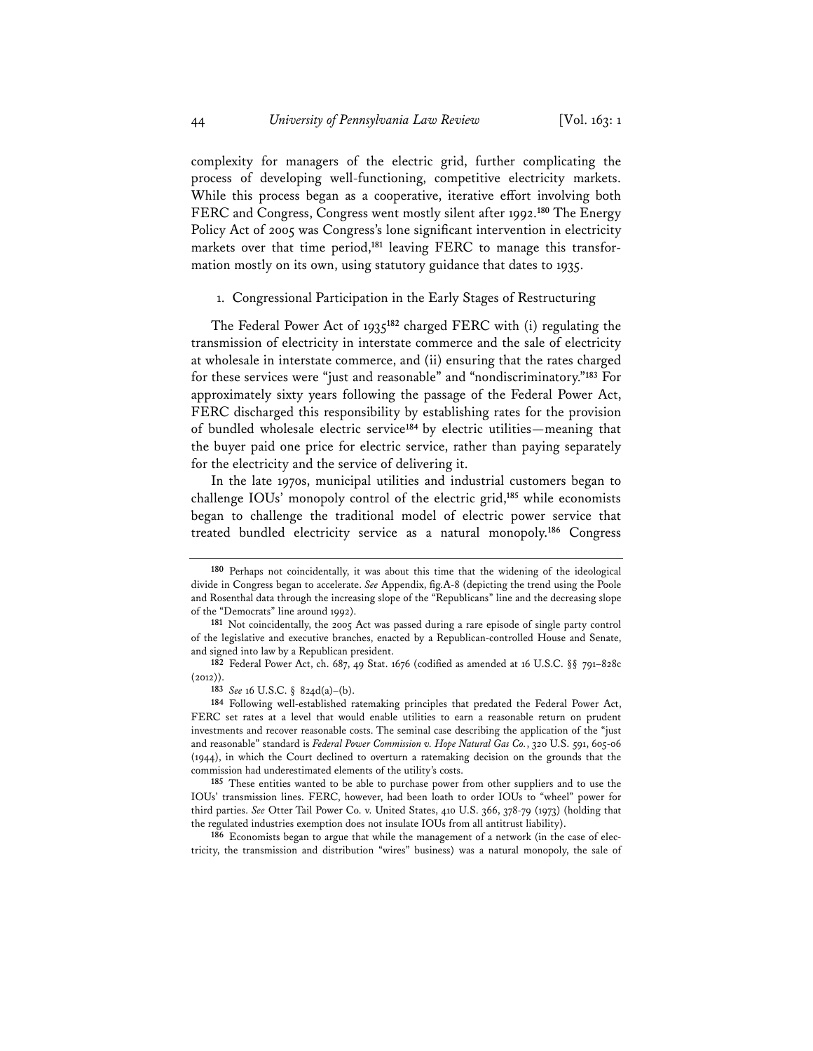complexity for managers of the electric grid, further complicating the process of developing well-functioning, competitive electricity markets. While this process began as a cooperative, iterative effort involving both FERC and Congress, Congress went mostly silent after 1992.[180] The Energy Policy Act of 2005 was Congress's lone significant intervention in electricity markets over that time period,[181] leaving FERC to manage this transformation mostly on its own, using statutory guidance that dates to 1935.

### 1. Congressional Participation in the Early Stages of Restructuring

The Federal Power Act of 1935[182] charged FERC with (i) regulating the transmission of electricity in interstate commerce and the sale of electricity at wholesale in interstate commerce, and (ii) ensuring that the rates charged for these services were "just and reasonable" and "nondiscriminatory."[183] For approximately sixty years following the passage of the Federal Power Act, FERC discharged this responsibility by establishing rates for the provision of bundled wholesale electric service[184] by electric utilities—meaning that the buyer paid one price for electric service, rather than paying separately for the electricity and the service of delivering it.

In the late 1970s, municipal utilities and industrial customers began to challenge IOUs' monopoly control of the electric grid,[185] while economists began to challenge the traditional model of electric power service that treated bundled electricity service as a natural monopoly.[186] Congress

---

[180] Perhaps not coincidentally, it was about this time that the widening of the ideological divide in Congress began to accelerate. *See* Appendix, fig.A-8 (depicting the trend using the Poole and Rosenthal data through the increasing slope of the "Republicans" line and the decreasing slope of the "Democrats" line around 1992).

[181] Not coincidentally, the 2005 Act was passed during a rare episode of single party control of the legislative and executive branches, enacted by a Republican-controlled House and Senate, and signed into law by a Republican president.

[182] Federal Power Act, ch. 687, 49 Stat. 1676 (codified as amended at 16 U.S.C. §§ 791–828c (2012)).

[183] *See* 16 U.S.C. § 824d(a)–(b).

[184] Following well-established ratemaking principles that predated the Federal Power Act, FERC set rates at a level that would enable utilities to earn a reasonable return on prudent investments and recover reasonable costs. The seminal case describing the application of the "just and reasonable" standard is *Federal Power Commission v. Hope Natural Gas Co.*, 320 U.S. 591, 605-06 (1944), in which the Court declined to overturn a ratemaking decision on the grounds that the commission had underestimated elements of the utility's costs.

[185] These entities wanted to be able to purchase power from other suppliers and to use the IOUs' transmission lines. FERC, however, had been loath to order IOUs to "wheel" power for third parties. *See* Otter Tail Power Co. v. United States, 410 U.S. 366, 378-79 (1973) (holding that the regulated industries exemption does not insulate IOUs from all antitrust liability).

[186] Economists began to argue that while the management of a network (in the case of electricity, the transmission and distribution "wires" business) was a natural monopoly, the sale of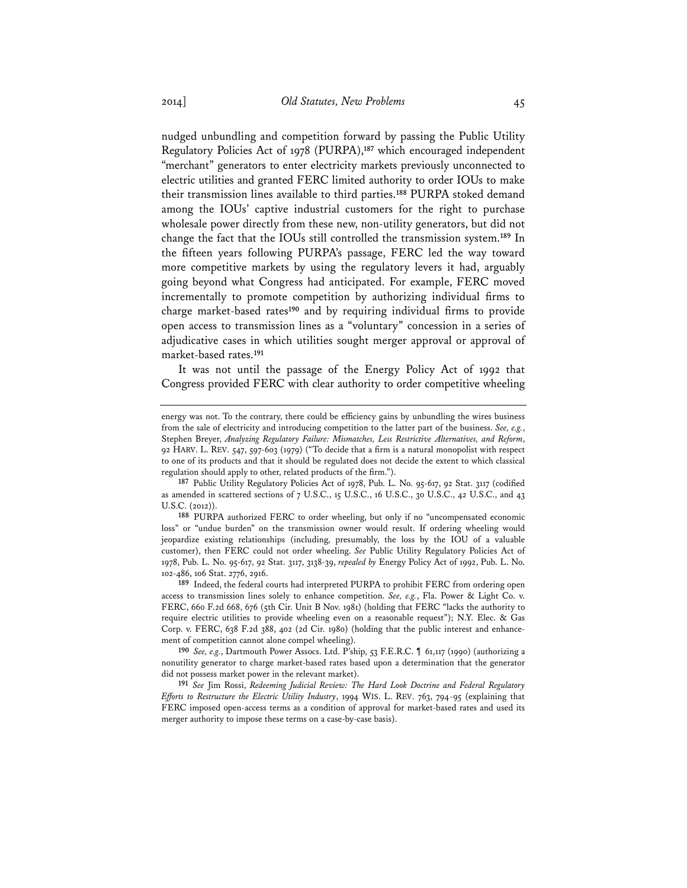nudged unbundling and competition forward by passing the Public Utility Regulatory Policies Act of 1978 (PURPA),[187] which encouraged independent "merchant" generators to enter electricity markets previously unconnected to electric utilities and granted FERC limited authority to order IOUs to make their transmission lines available to third parties.[188] PURPA stoked demand among the IOUs' captive industrial customers for the right to purchase wholesale power directly from these new, non-utility generators, but did not change the fact that the IOUs still controlled the transmission system.[189] In the fifteen years following PURPA's passage, FERC led the way toward more competitive markets by using the regulatory levers it had, arguably going beyond what Congress had anticipated. For example, FERC moved incrementally to promote competition by authorizing individual firms to charge market-based rates[190] and by requiring individual firms to provide open access to transmission lines as a "voluntary" concession in a series of adjudicative cases in which utilities sought merger approval or approval of market-based rates.[191]

It was not until the passage of the Energy Policy Act of 1992 that Congress provided FERC with clear authority to order competitive wheeling

---

energy was not. To the contrary, there could be efficiency gains by unbundling the wires business from the sale of electricity and introducing competition to the latter part of the business. *See, e.g.*, Stephen Breyer, *Analyzing Regulatory Failure: Mismatches, Less Restrictive Alternatives, and Reform*, 92 HARV. L. REV. 547, 597-603 (1979) ("To decide that a firm is a natural monopolist with respect to one of its products and that it should be regulated does not decide the extent to which classical regulation should apply to other, related products of the firm.").

[187] Public Utility Regulatory Policies Act of 1978, Pub. L. No. 95-617, 92 Stat. 3117 (codified as amended in scattered sections of 7 U.S.C., 15 U.S.C., 16 U.S.C., 30 U.S.C., 42 U.S.C., and 43 U.S.C. (2012)).

[188] PURPA authorized FERC to order wheeling, but only if no "uncompensated economic loss" or "undue burden" on the transmission owner would result. If ordering wheeling would jeopardize existing relationships (including, presumably, the loss by the IOU of a valuable customer), then FERC could not order wheeling. *See* Public Utility Regulatory Policies Act of 1978, Pub. L. No. 95-617, 92 Stat. 3117, 3138-39, *repealed by* Energy Policy Act of 1992, Pub. L. No. 102-486, 106 Stat. 2776, 2916.

[189] Indeed, the federal courts had interpreted PURPA to prohibit FERC from ordering open access to transmission lines solely to enhance competition. *See, e.g.*, Fla. Power & Light Co. v. FERC, 660 F.2d 668, 676 (5th Cir. Unit B Nov. 1981) (holding that FERC "lacks the authority to require electric utilities to provide wheeling even on a reasonable request"); N.Y. Elec. & Gas Corp. v. FERC, 638 F.2d 388, 402 (2d Cir. 1980) (holding that the public interest and enhancement of competition cannot alone compel wheeling).

[190] *See, e.g.*, Dartmouth Power Assocs. Ltd. P'ship, 53 F.E.R.C. ¶ 61,117 (1990) (authorizing a nonutility generator to charge market-based rates based upon a determination that the generator did not possess market power in the relevant market).

[191] *See* Jim Rossi, *Redeeming Judicial Review: The Hard Look Doctrine and Federal Regulatory Efforts to Restructure the Electric Utility Industry*, 1994 WIS. L. REV. 763, 794-95 (explaining that FERC imposed open-access terms as a condition of approval for market-based rates and used its merger authority to impose these terms on a case-by-case basis).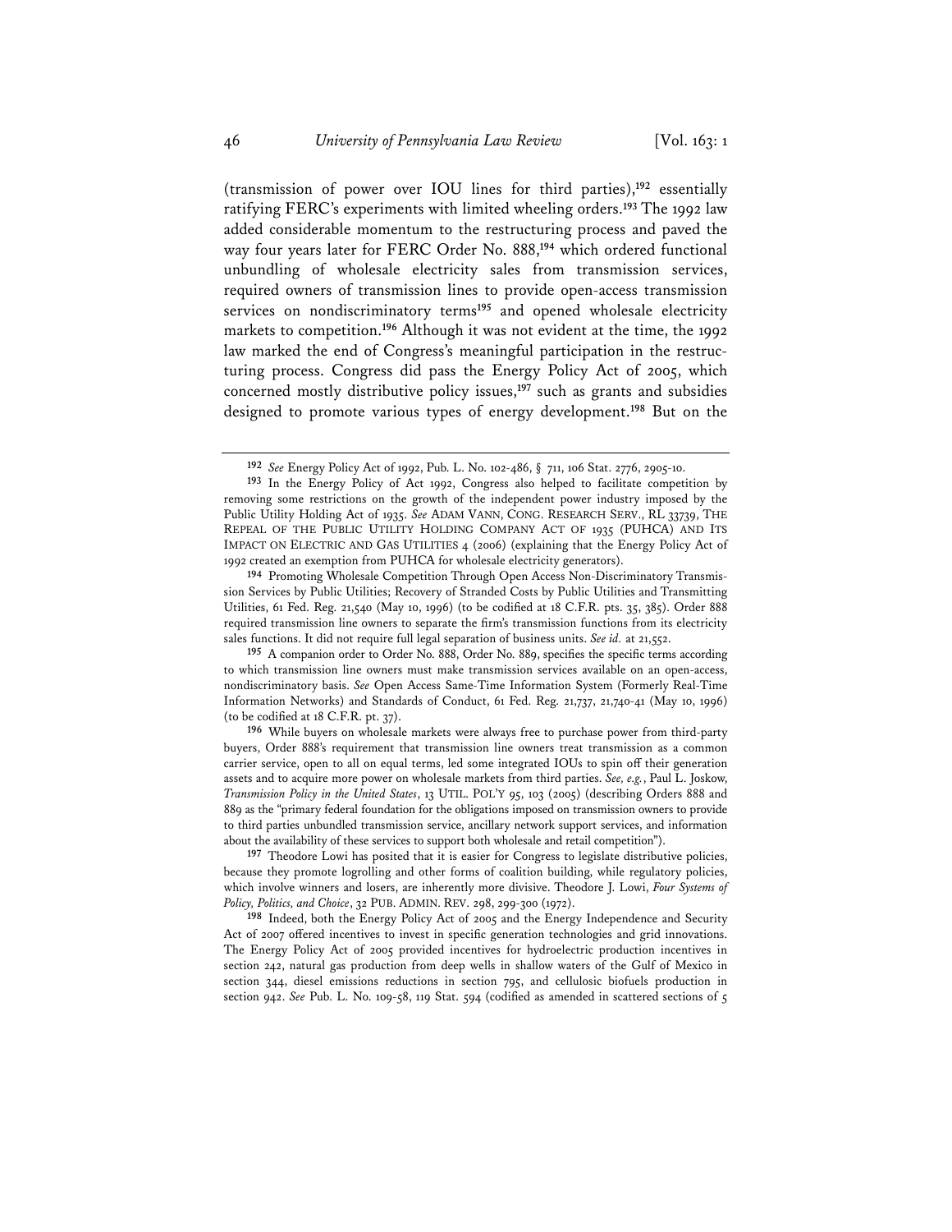(transmission of power over IOU lines for third parties),[192] essentially ratifying FERC's experiments with limited wheeling orders.[193] The 1992 law added considerable momentum to the restructuring process and paved the way four years later for FERC Order No. 888,[194] which ordered functional unbundling of wholesale electricity sales from transmission services, required owners of transmission lines to provide open-access transmission services on nondiscriminatory terms[195] and opened wholesale electricity markets to competition.[196] Although it was not evident at the time, the 1992 law marked the end of Congress's meaningful participation in the restructuring process. Congress did pass the Energy Policy Act of 2005, which concerned mostly distributive policy issues,[197] such as grants and subsidies designed to promote various types of energy development.[198] But on the

---

[192] *See* Energy Policy Act of 1992, Pub. L. No. 102-486, § 711, 106 Stat. 2776, 2905-10.

[193] In the Energy Policy of Act 1992, Congress also helped to facilitate competition by removing some restrictions on the growth of the independent power industry imposed by the Public Utility Holding Act of 1935. *See* ADAM VANN, CONG. RESEARCH SERV., RL 33739, THE REPEAL OF THE PUBLIC UTILITY HOLDING COMPANY ACT OF 1935 (PUHCA) AND ITS IMPACT ON ELECTRIC AND GAS UTILITIES 4 (2006) (explaining that the Energy Policy Act of 1992 created an exemption from PUHCA for wholesale electricity generators).

[194] Promoting Wholesale Competition Through Open Access Non-Discriminatory Transmission Services by Public Utilities; Recovery of Stranded Costs by Public Utilities and Transmitting Utilities, 61 Fed. Reg. 21,540 (May 10, 1996) (to be codified at 18 C.F.R. pts. 35, 385). Order 888 required transmission line owners to separate the firm's transmission functions from its electricity sales functions. It did not require full legal separation of business units. *See id.* at 21,552.

[195] A companion order to Order No. 888, Order No. 889, specifies the specific terms according to which transmission line owners must make transmission services available on an open-access, nondiscriminatory basis. *See* Open Access Same-Time Information System (Formerly Real-Time Information Networks) and Standards of Conduct, 61 Fed. Reg. 21,737, 21,740-41 (May 10, 1996) (to be codified at 18 C.F.R. pt. 37).

[196] While buyers on wholesale markets were always free to purchase power from third-party buyers, Order 888's requirement that transmission line owners treat transmission as a common carrier service, open to all on equal terms, led some integrated IOUs to spin off their generation assets and to acquire more power on wholesale markets from third parties. *See, e.g.*, Paul L. Joskow, *Transmission Policy in the United States*, 13 UTIL. POL'Y 95, 103 (2005) (describing Orders 888 and 889 as the "primary federal foundation for the obligations imposed on transmission owners to provide to third parties unbundled transmission service, ancillary network support services, and information about the availability of these services to support both wholesale and retail competition").

[197] Theodore Lowi has posited that it is easier for Congress to legislate distributive policies, because they promote logrolling and other forms of coalition building, while regulatory policies, which involve winners and losers, are inherently more divisive. Theodore J. Lowi, *Four Systems of Policy, Politics, and Choice*, 32 PUB. ADMIN. REV. 298, 299-300 (1972).

[198] Indeed, both the Energy Policy Act of 2005 and the Energy Independence and Security Act of 2007 offered incentives to invest in specific generation technologies and grid innovations. The Energy Policy Act of 2005 provided incentives for hydroelectric production incentives in section 242, natural gas production from deep wells in shallow waters of the Gulf of Mexico in section 344, diesel emissions reductions in section 795, and cellulosic biofuels production in section 942. *See* Pub. L. No. 109-58, 119 Stat. 594 (codified as amended in scattered sections of 5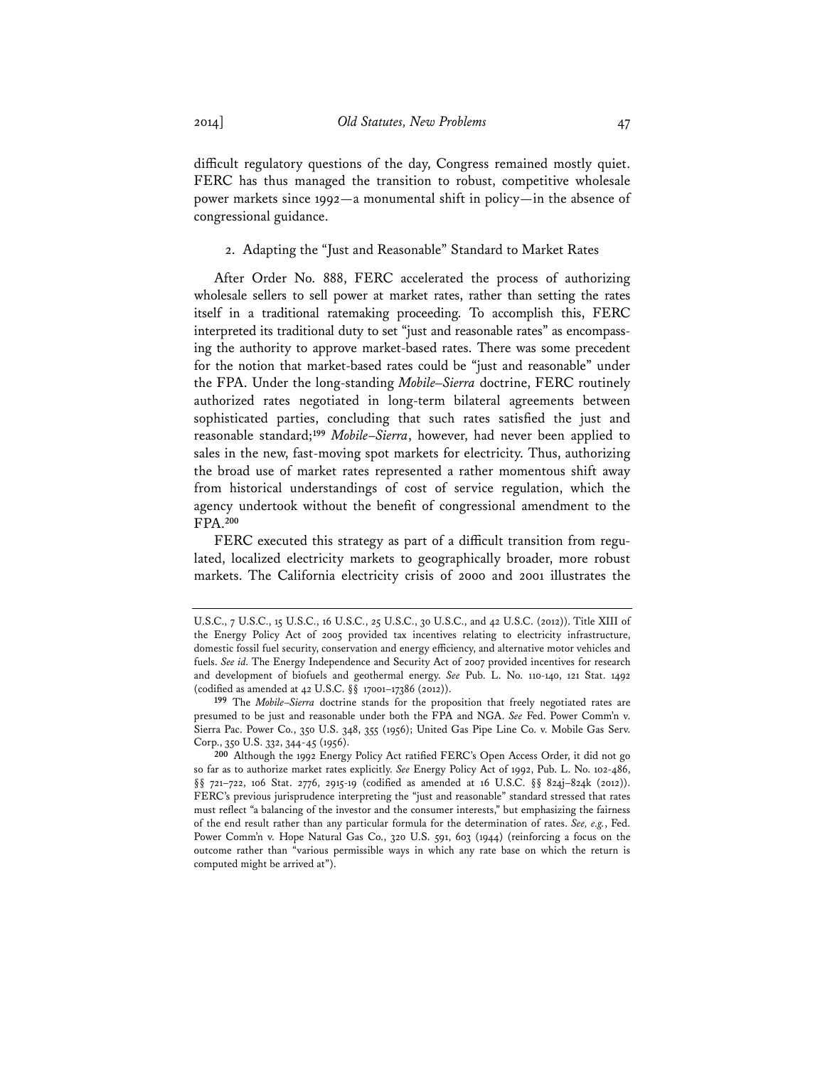difficult regulatory questions of the day, Congress remained mostly quiet. FERC has thus managed the transition to robust, competitive wholesale power markets since 1992—a monumental shift in policy—in the absence of congressional guidance.

### 2. Adapting the "Just and Reasonable" Standard to Market Rates

After Order No. 888, FERC accelerated the process of authorizing wholesale sellers to sell power at market rates, rather than setting the rates itself in a traditional ratemaking proceeding. To accomplish this, FERC interpreted its traditional duty to set "just and reasonable rates" as encompassing the authority to approve market-based rates. There was some precedent for the notion that market-based rates could be "just and reasonable" under the FPA. Under the long-standing *Mobile–Sierra* doctrine, FERC routinely authorized rates negotiated in long-term bilateral agreements between sophisticated parties, concluding that such rates satisfied the just and reasonable standard;[199] *Mobile–Sierra*, however, had never been applied to sales in the new, fast-moving spot markets for electricity. Thus, authorizing the broad use of market rates represented a rather momentous shift away from historical understandings of cost of service regulation, which the agency undertook without the benefit of congressional amendment to the FPA.[200]

FERC executed this strategy as part of a difficult transition from regulated, localized electricity markets to geographically broader, more robust markets. The California electricity crisis of 2000 and 2001 illustrates the

---

U.S.C., 7 U.S.C., 15 U.S.C., 16 U.S.C., 25 U.S.C., 30 U.S.C., and 42 U.S.C. (2012)). Title XIII of the Energy Policy Act of 2005 provided tax incentives relating to electricity infrastructure, domestic fossil fuel security, conservation and energy efficiency, and alternative motor vehicles and fuels. *See id.* The Energy Independence and Security Act of 2007 provided incentives for research and development of biofuels and geothermal energy. *See* Pub. L. No. 110-140, 121 Stat. 1492 (codified as amended at 42 U.S.C. §§ 17001–17386 (2012)).

[199] The *Mobile–Sierra* doctrine stands for the proposition that freely negotiated rates are presumed to be just and reasonable under both the FPA and NGA. *See* Fed. Power Comm'n v. Sierra Pac. Power Co., 350 U.S. 348, 355 (1956); United Gas Pipe Line Co. v. Mobile Gas Serv. Corp., 350 U.S. 332, 344-45 (1956).

[200] Although the 1992 Energy Policy Act ratified FERC's Open Access Order, it did not go so far as to authorize market rates explicitly. *See* Energy Policy Act of 1992, Pub. L. No. 102-486, §§ 721–722, 106 Stat. 2776, 2915-19 (codified as amended at 16 U.S.C. §§ 824j–824k (2012)). FERC's previous jurisprudence interpreting the "just and reasonable" standard stressed that rates must reflect "a balancing of the investor and the consumer interests," but emphasizing the fairness of the end result rather than any particular formula for the determination of rates. *See, e.g.*, Fed. Power Comm'n v. Hope Natural Gas Co., 320 U.S. 591, 603 (1944) (reinforcing a focus on the outcome rather than "various permissible ways in which any rate base on which the return is computed might be arrived at").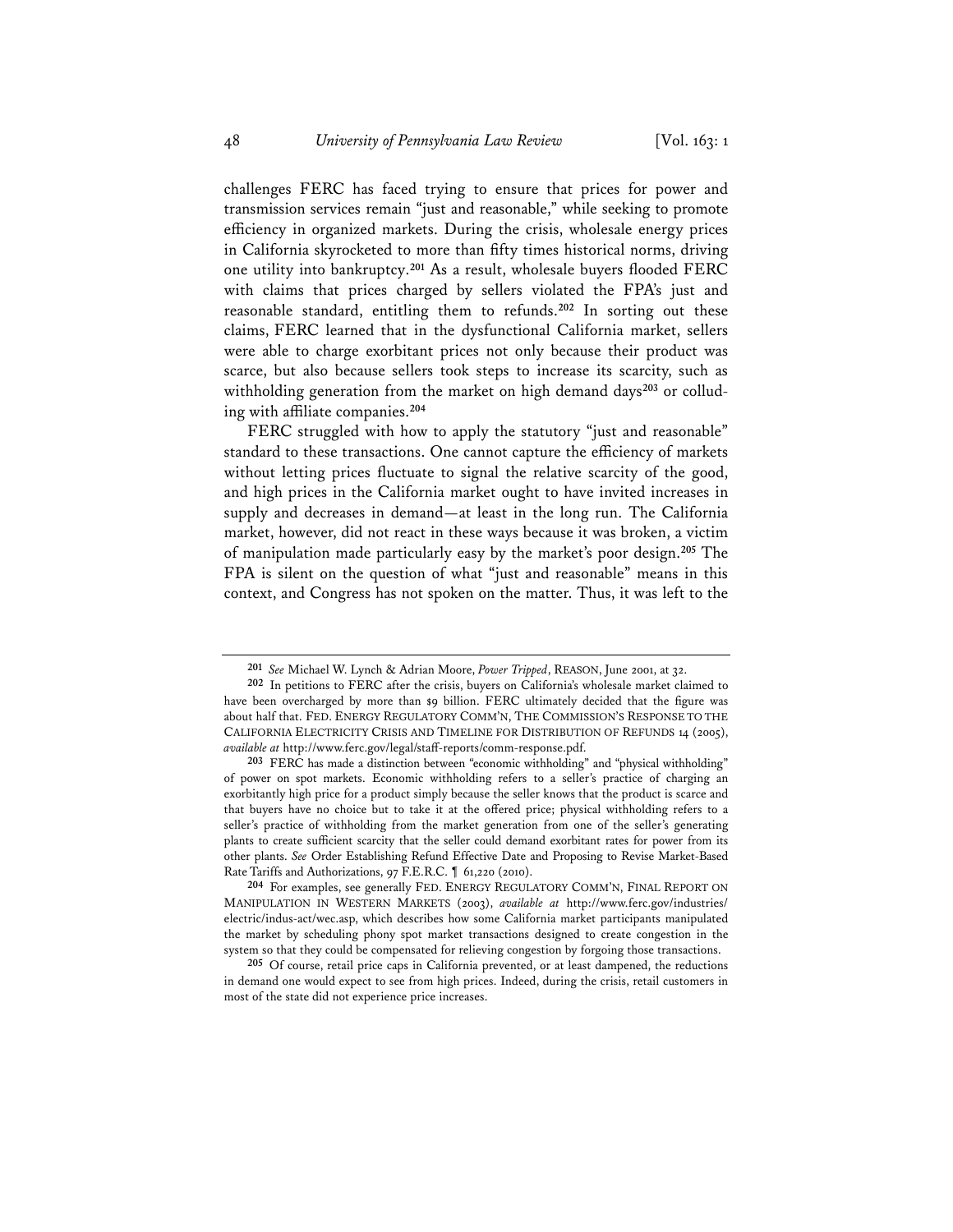challenges FERC has faced trying to ensure that prices for power and transmission services remain "just and reasonable," while seeking to promote efficiency in organized markets. During the crisis, wholesale energy prices in California skyrocketed to more than fifty times historical norms, driving one utility into bankruptcy.[201] As a result, wholesale buyers flooded FERC with claims that prices charged by sellers violated the FPA's just and reasonable standard, entitling them to refunds.[202] In sorting out these claims, FERC learned that in the dysfunctional California market, sellers were able to charge exorbitant prices not only because their product was scarce, but also because sellers took steps to increase its scarcity, such as withholding generation from the market on high demand days[203] or colluding with affiliate companies.[204]

FERC struggled with how to apply the statutory "just and reasonable" standard to these transactions. One cannot capture the efficiency of markets without letting prices fluctuate to signal the relative scarcity of the good, and high prices in the California market ought to have invited increases in supply and decreases in demand—at least in the long run. The California market, however, did not react in these ways because it was broken, a victim of manipulation made particularly easy by the market's poor design.[205] The FPA is silent on the question of what "just and reasonable" means in this context, and Congress has not spoken on the matter. Thus, it was left to the

---

[201] *See* Michael W. Lynch & Adrian Moore, *Power Tripped*, REASON, June 2001, at 32.

[202] In petitions to FERC after the crisis, buyers on California's wholesale market claimed to have been overcharged by more than $9 billion. FERC ultimately decided that the figure was about half that. FED. ENERGY REGULATORY COMM'N, THE COMMISSION'S RESPONSE TO THE CALIFORNIA ELECTRICITY CRISIS AND TIMELINE FOR DISTRIBUTION OF REFUNDS 14 (2005), *available at* http://www.ferc.gov/legal/staff-reports/comm-response.pdf.

[203] FERC has made a distinction between "economic withholding" and "physical withholding" of power on spot markets. Economic withholding refers to a seller's practice of charging an exorbitantly high price for a product simply because the seller knows that the product is scarce and that buyers have no choice but to take it at the offered price; physical withholding refers to a seller's practice of withholding from the market generation from one of the seller's generating plants to create sufficient scarcity that the seller could demand exorbitant rates for power from its other plants. *See* Order Establishing Refund Effective Date and Proposing to Revise Market-Based Rate Tariffs and Authorizations, 97 F.E.R.C. ¶ 61,220 (2010).

[204] For examples, see generally FED. ENERGY REGULATORY COMM'N, FINAL REPORT ON MANIPULATION IN WESTERN MARKETS (2003), *available at* http://www.ferc.gov/industries/electric/indus-act/wec.asp, which describes how some California market participants manipulated the market by scheduling phony spot market transactions designed to create congestion in the system so that they could be compensated for relieving congestion by forgoing those transactions.

[205] Of course, retail price caps in California prevented, or at least dampened, the reductions in demand one would expect to see from high prices. Indeed, during the crisis, retail customers in most of the state did not experience price increases.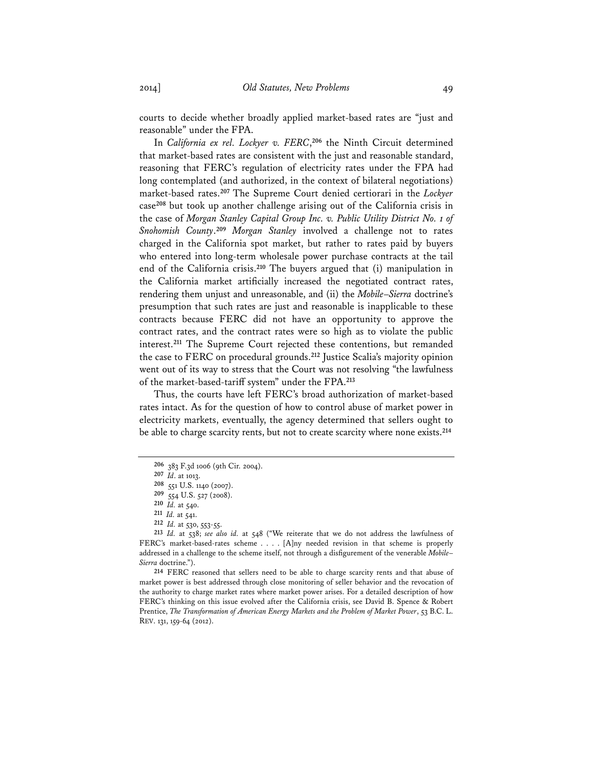courts to decide whether broadly applied market-based rates are "just and reasonable" under the FPA.

In *California ex rel. Lockyer v. FERC*,[206] the Ninth Circuit determined that market-based rates are consistent with the just and reasonable standard, reasoning that FERC's regulation of electricity rates under the FPA had long contemplated (and authorized, in the context of bilateral negotiations) market-based rates.[207] The Supreme Court denied certiorari in the *Lockyer* case[208] but took up another challenge arising out of the California crisis in the case of *Morgan Stanley Capital Group Inc. v. Public Utility District No. 1 of Snohomish County*.[209] *Morgan Stanley* involved a challenge not to rates charged in the California spot market, but rather to rates paid by buyers who entered into long-term wholesale power purchase contracts at the tail end of the California crisis.[210] The buyers argued that (i) manipulation in the California market artificially increased the negotiated contract rates, rendering them unjust and unreasonable, and (ii) the *Mobile–Sierra* doctrine's presumption that such rates are just and reasonable is inapplicable to these contracts because FERC did not have an opportunity to approve the contract rates, and the contract rates were so high as to violate the public interest.[211] The Supreme Court rejected these contentions, but remanded the case to FERC on procedural grounds.[212] Justice Scalia's majority opinion went out of its way to stress that the Court was not resolving "the lawfulness of the market-based-tariff system" under the FPA.[213]

Thus, the courts have left FERC's broad authorization of market-based rates intact. As for the question of how to control abuse of market power in electricity markets, eventually, the agency determined that sellers ought to be able to charge scarcity rents, but not to create scarcity where none exists.[214]

---

[206] 383 F.3d 1006 (9th Cir. 2004).

[207] *Id*. at 1013.

[208] 551 U.S. 1140 (2007).

[209] 554 U.S. 527 (2008).

[210] *Id*. at 540.

[211] *Id*. at 541.

[212] *Id*. at 530, 553-55.

[213] *Id*. at 538; *see also id*. at 548 ("We reiterate that we do not address the lawfulness of FERC's market-based-rates scheme . . . . [A]ny needed revision in that scheme is properly addressed in a challenge to the scheme itself, not through a disfigurement of the venerable *Mobile–Sierra* doctrine.").

[214] FERC reasoned that sellers need to be able to charge scarcity rents and that abuse of market power is best addressed through close monitoring of seller behavior and the revocation of the authority to charge market rates where market power arises. For a detailed description of how FERC's thinking on this issue evolved after the California crisis, see David B. Spence & Robert Prentice, *The Transformation of American Energy Markets and the Problem of Market Power*, 53 B.C. L. REV. 131, 159-64 (2012).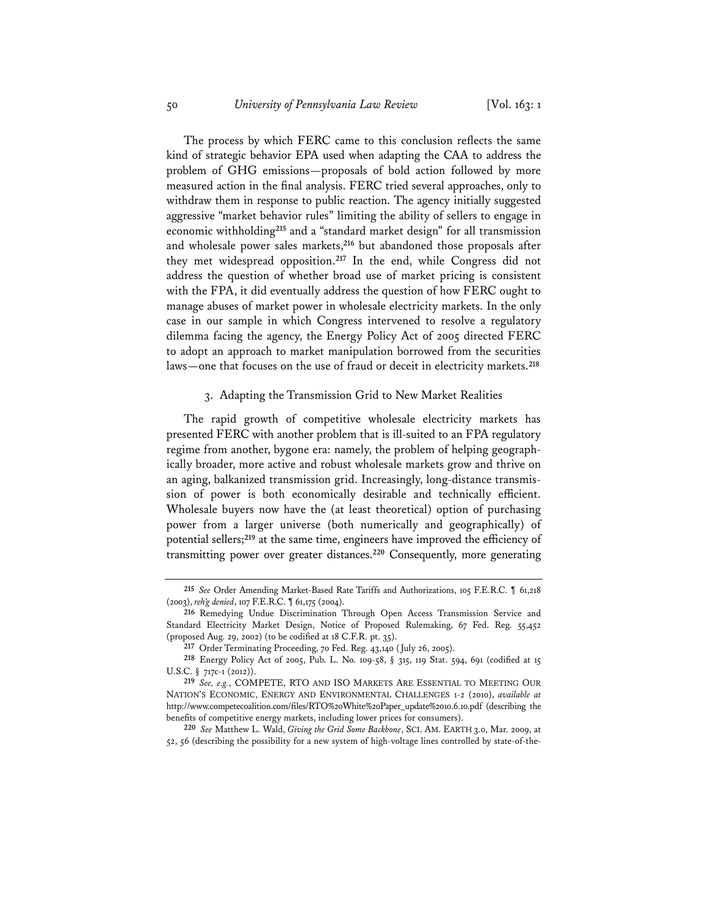The process by which FERC came to this conclusion reflects the same kind of strategic behavior EPA used when adapting the CAA to address the problem of GHG emissions—proposals of bold action followed by more measured action in the final analysis. FERC tried several approaches, only to withdraw them in response to public reaction. The agency initially suggested aggressive "market behavior rules" limiting the ability of sellers to engage in economic withholding[215] and a "standard market design" for all transmission and wholesale power sales markets,[216] but abandoned those proposals after they met widespread opposition.[217] In the end, while Congress did not address the question of whether broad use of market pricing is consistent with the FPA, it did eventually address the question of how FERC ought to manage abuses of market power in wholesale electricity markets. In the only case in our sample in which Congress intervened to resolve a regulatory dilemma facing the agency, the Energy Policy Act of 2005 directed FERC to adopt an approach to market manipulation borrowed from the securities laws—one that focuses on the use of fraud or deceit in electricity markets.[218]

### 3. Adapting the Transmission Grid to New Market Realities

The rapid growth of competitive wholesale electricity markets has presented FERC with another problem that is ill-suited to an FPA regulatory regime from another, bygone era: namely, the problem of helping geographically broader, more active and robust wholesale markets grow and thrive on an aging, balkanized transmission grid. Increasingly, long-distance transmission of power is both economically desirable and technically efficient. Wholesale buyers now have the (at least theoretical) option of purchasing power from a larger universe (both numerically and geographically) of potential sellers;[219] at the same time, engineers have improved the efficiency of transmitting power over greater distances.[220] Consequently, more generating

---

[215] *See* Order Amending Market-Based Rate Tariffs and Authorizations, 105 F.E.R.C. ¶ 61,218 (2003), *reh'g denied*, 107 F.E.R.C. ¶ 61,175 (2004).

[216] Remedying Undue Discrimination Through Open Access Transmission Service and Standard Electricity Market Design, Notice of Proposed Rulemaking, 67 Fed. Reg. 55,452 (proposed Aug. 29, 2002) (to be codified at 18 C.F.R. pt. 35).

[217] Order Terminating Proceeding, 70 Fed. Reg. 43,140 (July 26, 2005).

[218] Energy Policy Act of 2005, Pub. L. No. 109-58, § 315, 119 Stat. 594, 691 (codified at 15 U.S.C. § 717c-1 (2012)).

[219] *See, e.g.*, COMPETE, RTO AND ISO MARKETS ARE ESSENTIAL TO MEETING OUR NATION'S ECONOMIC, ENERGY AND ENVIRONMENTAL CHALLENGES 1-2 (2010), *available at* http://www.competecoalition.com/files/RTO%20White%20Paper_update%2010.6.10.pdf (describing the benefits of competitive energy markets, including lower prices for consumers).

[220] *See* Matthew L. Wald, *Giving the Grid Some Backbone*, SCI. AM. EARTH 3.0, Mar. 2009, at 52, 56 (describing the possibility for a new system of high-voltage lines controlled by state-of-the-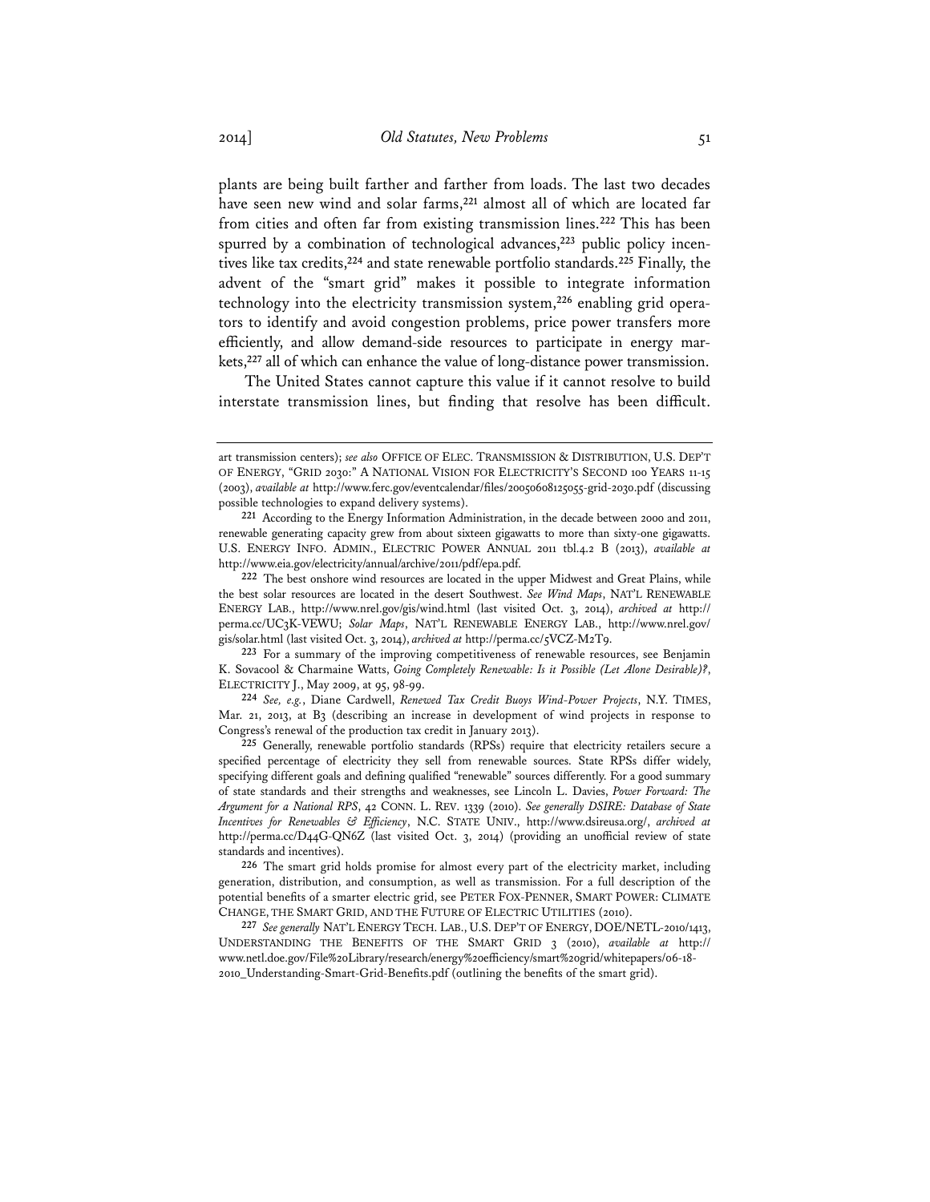plants are being built farther and farther from loads. The last two decades have seen new wind and solar farms,[221] almost all of which are located far from cities and often far from existing transmission lines.[222] This has been spurred by a combination of technological advances,[223] public policy incentives like tax credits,[224] and state renewable portfolio standards.[225] Finally, the advent of the "smart grid" makes it possible to integrate information technology into the electricity transmission system,[226] enabling grid operators to identify and avoid congestion problems, price power transfers more efficiently, and allow demand-side resources to participate in energy markets,[227] all of which can enhance the value of long-distance power transmission.

The United States cannot capture this value if it cannot resolve to build interstate transmission lines, but finding that resolve has been difficult.

---

art transmission centers); *see also* OFFICE OF ELEC. TRANSMISSION & DISTRIBUTION, U.S. DEP'T OF ENERGY, "GRID 2030:" A NATIONAL VISION FOR ELECTRICITY'S SECOND 100 YEARS 11-15 (2003), *available at* http://www.ferc.gov/eventcalendar/files/20050608125055-grid-2030.pdf (discussing possible technologies to expand delivery systems).

[221] According to the Energy Information Administration, in the decade between 2000 and 2011, renewable generating capacity grew from about sixteen gigawatts to more than sixty-one gigawatts. U.S. ENERGY INFO. ADMIN., ELECTRIC POWER ANNUAL 2011 tbl.4.2 B (2013), *available at* http://www.eia.gov/electricity/annual/archive/2011/pdf/epa.pdf.

[222] The best onshore wind resources are located in the upper Midwest and Great Plains, while the best solar resources are located in the desert Southwest. *See Wind Maps*, NAT'L RENEWABLE ENERGY LAB., http://www.nrel.gov/gis/wind.html (last visited Oct. 3, 2014), *archived at* http://perma.cc/UC3K-VEWU; *Solar Maps*, NAT'L RENEWABLE ENERGY LAB., http://www.nrel.gov/gis/solar.html (last visited Oct. 3, 2014), *archived at* http://perma.cc/5VCZ-M2T9.

[223] For a summary of the improving competitiveness of renewable resources, see Benjamin K. Sovacool & Charmaine Watts, *Going Completely Renewable: Is it Possible (Let Alone Desirable)?*, ELECTRICITY J., May 2009, at 95, 98-99.

[224] *See, e.g.*, Diane Cardwell, *Renewed Tax Credit Buoys Wind-Power Projects*, N.Y. TIMES, Mar. 21, 2013, at B3 (describing an increase in development of wind projects in response to Congress's renewal of the production tax credit in January 2013).

[225] Generally, renewable portfolio standards (RPSs) require that electricity retailers secure a specified percentage of electricity they sell from renewable sources. State RPSs differ widely, specifying different goals and defining qualified "renewable" sources differently. For a good summary of state standards and their strengths and weaknesses, see Lincoln L. Davies, *Power Forward: The Argument for a National RPS*, 42 CONN. L. REV. 1339 (2010). *See generally DSIRE: Database of State Incentives for Renewables & Efficiency*, N.C. STATE UNIV., http://www.dsireusa.org/, *archived at* http://perma.cc/D44G-QN6Z (last visited Oct. 3, 2014) (providing an unofficial review of state standards and incentives).

[226] The smart grid holds promise for almost every part of the electricity market, including generation, distribution, and consumption, as well as transmission. For a full description of the potential benefits of a smarter electric grid, see PETER FOX-PENNER, SMART POWER: CLIMATE CHANGE, THE SMART GRID, AND THE FUTURE OF ELECTRIC UTILITIES (2010).

[227] *See generally* NAT'L ENERGY TECH. LAB., U.S. DEP'T OF ENERGY, DOE/NETL-2010/1413, UNDERSTANDING THE BENEFITS OF THE SMART GRID 3 (2010), *available at* http://www.netl.doe.gov/File%20Library/research/energy%20efficiency/smart%20grid/whitepapers/06-18-2010_Understanding-Smart-Grid-Benefits.pdf (outlining the benefits of the smart grid).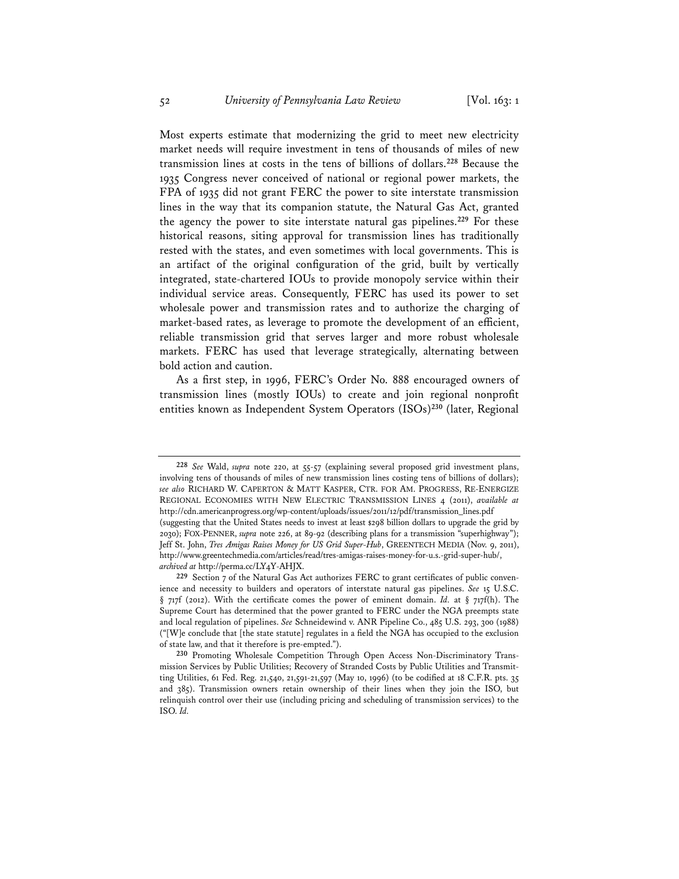Most experts estimate that modernizing the grid to meet new electricity market needs will require investment in tens of thousands of miles of new transmission lines at costs in the tens of billions of dollars.[228] Because the 1935 Congress never conceived of national or regional power markets, the FPA of 1935 did not grant FERC the power to site interstate transmission lines in the way that its companion statute, the Natural Gas Act, granted the agency the power to site interstate natural gas pipelines.[229] For these historical reasons, siting approval for transmission lines has traditionally rested with the states, and even sometimes with local governments. This is an artifact of the original configuration of the grid, built by vertically integrated, state-chartered IOUs to provide monopoly service within their individual service areas. Consequently, FERC has used its power to set wholesale power and transmission rates and to authorize the charging of market-based rates, as leverage to promote the development of an efficient, reliable transmission grid that serves larger and more robust wholesale markets. FERC has used that leverage strategically, alternating between bold action and caution.

As a first step, in 1996, FERC's Order No. 888 encouraged owners of transmission lines (mostly IOUs) to create and join regional nonprofit entities known as Independent System Operators (ISOs)[230] (later, Regional

---

[228] *See* Wald, *supra* note 220, at 55-57 (explaining several proposed grid investment plans, involving tens of thousands of miles of new transmission lines costing tens of billions of dollars); *see also* RICHARD W. CAPERTON & MATT KASPER, CTR. FOR AM. PROGRESS, RE-ENERGIZE REGIONAL ECONOMIES WITH NEW ELECTRIC TRANSMISSION LINES 4 (2011), *available at* http://cdn.americanprogress.org/wp-content/uploads/issues/2011/12/pdf/transmission_lines.pdf (suggesting that the United States needs to invest at least $298 billion dollars to upgrade the grid by 2030); FOX-PENNER, *supra* note 226, at 89-92 (describing plans for a transmission "superhighway"); Jeff St. John, *Tres Amigas Raises Money for US Grid Super-Hub*, GREENTECH MEDIA (Nov. 9, 2011), http://www.greentechmedia.com/articles/read/tres-amigas-raises-money-for-u.s.-grid-super-hub/, *archived at* http://perma.cc/LY4Y-AHJX.

[229] Section 7 of the Natural Gas Act authorizes FERC to grant certificates of public convenience and necessity to builders and operators of interstate natural gas pipelines. *See* 15 U.S.C. § 717f (2012). With the certificate comes the power of eminent domain. *Id.* at § 717f(h). The Supreme Court has determined that the power granted to FERC under the NGA preempts state and local regulation of pipelines. *See* Schneidewind v. ANR Pipeline Co., 485 U.S. 293, 300 (1988) ("[W]e conclude that [the state statute] regulates in a field the NGA has occupied to the exclusion of state law, and that it therefore is pre-empted.").

[230] Promoting Wholesale Competition Through Open Access Non-Discriminatory Transmission Services by Public Utilities; Recovery of Stranded Costs by Public Utilities and Transmitting Utilities, 61 Fed. Reg. 21,540, 21,591-21,597 (May 10, 1996) (to be codified at 18 C.F.R. pts. 35 and 385). Transmission owners retain ownership of their lines when they join the ISO, but relinquish control over their use (including pricing and scheduling of transmission services) to the ISO. *Id.*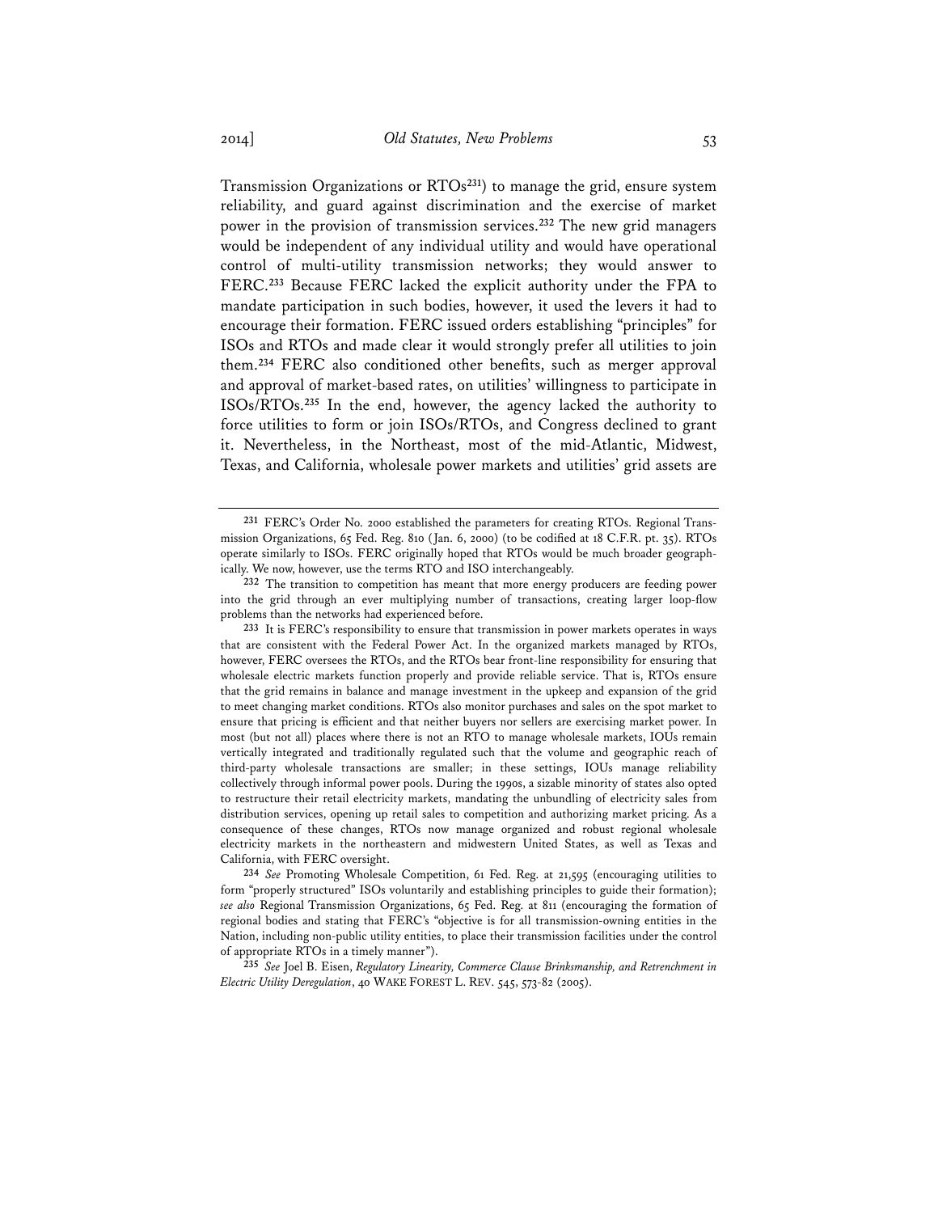Transmission Organizations or RTOs[231]) to manage the grid, ensure system reliability, and guard against discrimination and the exercise of market power in the provision of transmission services.[232] The new grid managers would be independent of any individual utility and would have operational control of multi-utility transmission networks; they would answer to FERC.[233] Because FERC lacked the explicit authority under the FPA to mandate participation in such bodies, however, it used the levers it had to encourage their formation. FERC issued orders establishing "principles" for ISOs and RTOs and made clear it would strongly prefer all utilities to join them.[234] FERC also conditioned other benefits, such as merger approval and approval of market-based rates, on utilities' willingness to participate in ISOs/RTOs.[235] In the end, however, the agency lacked the authority to force utilities to form or join ISOs/RTOs, and Congress declined to grant it. Nevertheless, in the Northeast, most of the mid-Atlantic, Midwest, Texas, and California, wholesale power markets and utilities' grid assets are

---

[231] FERC's Order No. 2000 established the parameters for creating RTOs. Regional Transmission Organizations, 65 Fed. Reg. 810 (Jan. 6, 2000) (to be codified at 18 C.F.R. pt. 35). RTOs operate similarly to ISOs. FERC originally hoped that RTOs would be much broader geographically. We now, however, use the terms RTO and ISO interchangeably.

[232] The transition to competition has meant that more energy producers are feeding power into the grid through an ever multiplying number of transactions, creating larger loop-flow problems than the networks had experienced before.

[233] It is FERC's responsibility to ensure that transmission in power markets operates in ways that are consistent with the Federal Power Act. In the organized markets managed by RTOs, however, FERC oversees the RTOs, and the RTOs bear front-line responsibility for ensuring that wholesale electric markets function properly and provide reliable service. That is, RTOs ensure that the grid remains in balance and manage investment in the upkeep and expansion of the grid to meet changing market conditions. RTOs also monitor purchases and sales on the spot market to ensure that pricing is efficient and that neither buyers nor sellers are exercising market power. In most (but not all) places where there is not an RTO to manage wholesale markets, IOUs remain vertically integrated and traditionally regulated such that the volume and geographic reach of third-party wholesale transactions are smaller; in these settings, IOUs manage reliability collectively through informal power pools. During the 1990s, a sizable minority of states also opted to restructure their retail electricity markets, mandating the unbundling of electricity sales from distribution services, opening up retail sales to competition and authorizing market pricing. As a consequence of these changes, RTOs now manage organized and robust regional wholesale electricity markets in the northeastern and midwestern United States, as well as Texas and California, with FERC oversight.

[234] *See* Promoting Wholesale Competition, 61 Fed. Reg. at 21,595 (encouraging utilities to form "properly structured" ISOs voluntarily and establishing principles to guide their formation); *see also* Regional Transmission Organizations, 65 Fed. Reg. at 811 (encouraging the formation of regional bodies and stating that FERC's "objective is for all transmission-owning entities in the Nation, including non-public utility entities, to place their transmission facilities under the control of appropriate RTOs in a timely manner").

[235] *See* Joel B. Eisen, *Regulatory Linearity, Commerce Clause Brinksmanship, and Retrenchment in Electric Utility Deregulation*, 40 WAKE FOREST L. REV. 545, 573-82 (2005).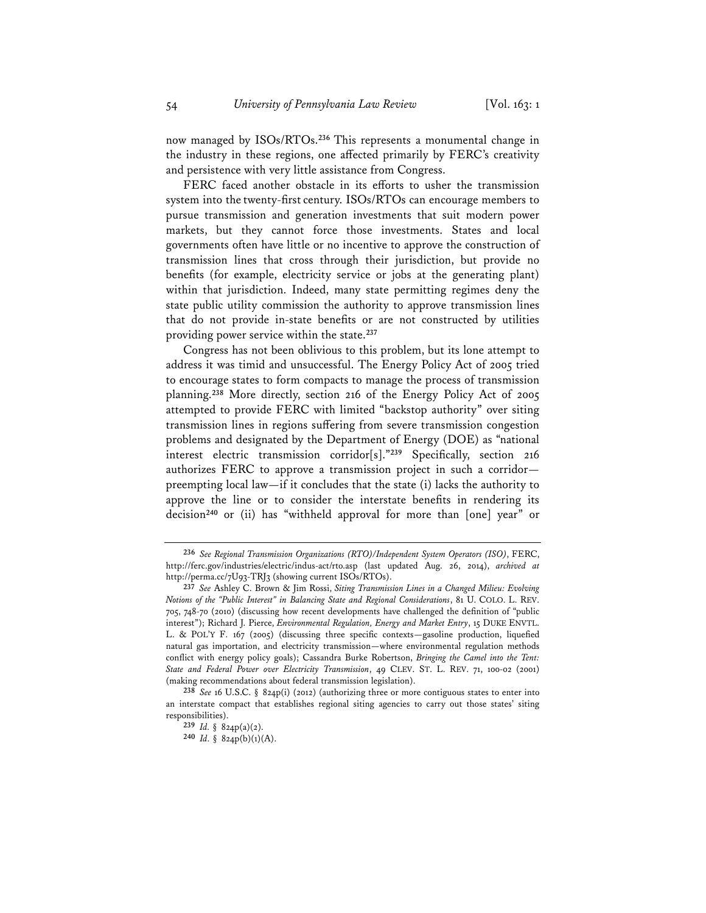now managed by ISOs/RTOs.[236] This represents a monumental change in the industry in these regions, one affected primarily by FERC's creativity and persistence with very little assistance from Congress.

FERC faced another obstacle in its efforts to usher the transmission system into the twenty-first century. ISOs/RTOs can encourage members to pursue transmission and generation investments that suit modern power markets, but they cannot force those investments. States and local governments often have little or no incentive to approve the construction of transmission lines that cross through their jurisdiction, but provide no benefits (for example, electricity service or jobs at the generating plant) within that jurisdiction. Indeed, many state permitting regimes deny the state public utility commission the authority to approve transmission lines that do not provide in-state benefits or are not constructed by utilities providing power service within the state.[237]

Congress has not been oblivious to this problem, but its lone attempt to address it was timid and unsuccessful. The Energy Policy Act of 2005 tried to encourage states to form compacts to manage the process of transmission planning.[238] More directly, section 216 of the Energy Policy Act of 2005 attempted to provide FERC with limited "backstop authority" over siting transmission lines in regions suffering from severe transmission congestion problems and designated by the Department of Energy (DOE) as "national interest electric transmission corridor[s]."[239] Specifically, section 216 authorizes FERC to approve a transmission project in such a corridor—preempting local law—if it concludes that the state (i) lacks the authority to approve the line or to consider the interstate benefits in rendering its decision[240] or (ii) has "withheld approval for more than [one] year" or

---

[236] *See Regional Transmission Organizations (RTO)/Independent System Operators (ISO)*, FERC, http://ferc.gov/industries/electric/indus-act/rto.asp (last updated Aug. 26, 2014), *archived at* http://perma.cc/7U93-TRJ3 (showing current ISOs/RTOs).

[237] *See* Ashley C. Brown & Jim Rossi, *Siting Transmission Lines in a Changed Milieu: Evolving Notions of the "Public Interest" in Balancing State and Regional Considerations*, 81 U. COLO. L. REV. 705, 748-70 (2010) (discussing how recent developments have challenged the definition of "public interest"); Richard J. Pierce, *Environmental Regulation, Energy and Market Entry*, 15 DUKE ENVTL. L. & POL'Y F. 167 (2005) (discussing three specific contexts—gasoline production, liquefied natural gas importation, and electricity transmission—where environmental regulation methods conflict with energy policy goals); Cassandra Burke Robertson, *Bringing the Camel into the Tent: State and Federal Power over Electricity Transmission*, 49 CLEV. ST. L. REV. 71, 100-02 (2001) (making recommendations about federal transmission legislation).

[238] *See* 16 U.S.C. § 824p(i) (2012) (authorizing three or more contiguous states to enter into an interstate compact that establishes regional siting agencies to carry out those states' siting responsibilities).

[239] *Id.* § 824p(a)(2).

[240] *Id.* § 824p(b)(1)(A).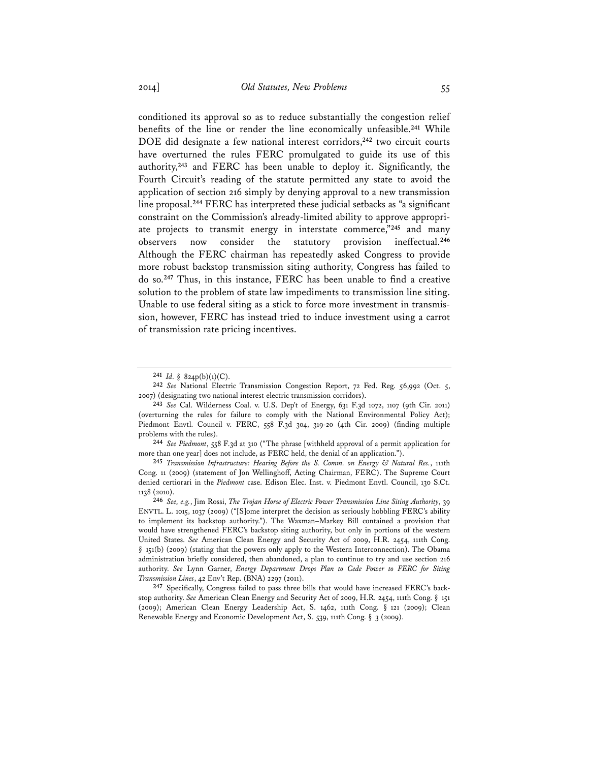conditioned its approval so as to reduce substantially the congestion relief benefits of the line or render the line economically unfeasible.[241] While DOE did designate a few national interest corridors,[242] two circuit courts have overturned the rules FERC promulgated to guide its use of this authority,[243] and FERC has been unable to deploy it. Significantly, the Fourth Circuit's reading of the statute permitted any state to avoid the application of section 216 simply by denying approval to a new transmission line proposal.[244] FERC has interpreted these judicial setbacks as "a significant constraint on the Commission's already-limited ability to approve appropriate projects to transmit energy in interstate commerce,"[245] and many observers now consider the statutory provision ineffectual.[246] Although the FERC chairman has repeatedly asked Congress to provide more robust backstop transmission siting authority, Congress has failed to do so.[247] Thus, in this instance, FERC has been unable to find a creative solution to the problem of state law impediments to transmission line siting. Unable to use federal siting as a stick to force more investment in transmission, however, FERC has instead tried to induce investment using a carrot of transmission rate pricing incentives.

---

[241] *Id.* § 824p(b)(1)(C).

[242] *See* National Electric Transmission Congestion Report, 72 Fed. Reg. 56,992 (Oct. 5, 2007) (designating two national interest electric transmission corridors).

[243] *See* Cal. Wilderness Coal. v. U.S. Dep't of Energy, 631 F.3d 1072, 1107 (9th Cir. 2011) (overturning the rules for failure to comply with the National Environmental Policy Act); Piedmont Envtl. Council v. FERC, 558 F.3d 304, 319-20 (4th Cir. 2009) (finding multiple problems with the rules).

[244] *See Piedmont*, 558 F.3d at 310 ("The phrase [withheld approval of a permit application for more than one year] does not include, as FERC held, the denial of an application.").

[245] *Transmission Infrastructure: Hearing Before the S. Comm. on Energy & Natural Res.*, 111th Cong. 11 (2009) (statement of Jon Wellinghoff, Acting Chairman, FERC). The Supreme Court denied certiorari in the *Piedmont* case. Edison Elec. Inst. v. Piedmont Envtl. Council, 130 S.Ct. 1138 (2010).

[246] *See, e.g.*, Jim Rossi, *The Trojan Horse of Electric Power Transmission Line Siting Authority*, 39 ENVTL. L. 1015, 1037 (2009) ("[S]ome interpret the decision as seriously hobbling FERC's ability to implement its backstop authority."). The Waxman–Markey Bill contained a provision that would have strengthened FERC's backstop siting authority, but only in portions of the western United States. *See* American Clean Energy and Security Act of 2009, H.R. 2454, 111th Cong. § 151(b) (2009) (stating that the powers only apply to the Western Interconnection). The Obama administration briefly considered, then abandoned, a plan to continue to try and use section 216 authority. *See* Lynn Garner, *Energy Department Drops Plan to Cede Power to FERC for Siting Transmission Lines*, 42 Env't Rep. (BNA) 2297 (2011).

[247] Specifically, Congress failed to pass three bills that would have increased FERC's backstop authority. *See* American Clean Energy and Security Act of 2009, H.R. 2454, 111th Cong. § 151 (2009); American Clean Energy Leadership Act, S. 1462, 111th Cong. § 121 (2009); Clean Renewable Energy and Economic Development Act, S. 539, 111th Cong. § 3 (2009).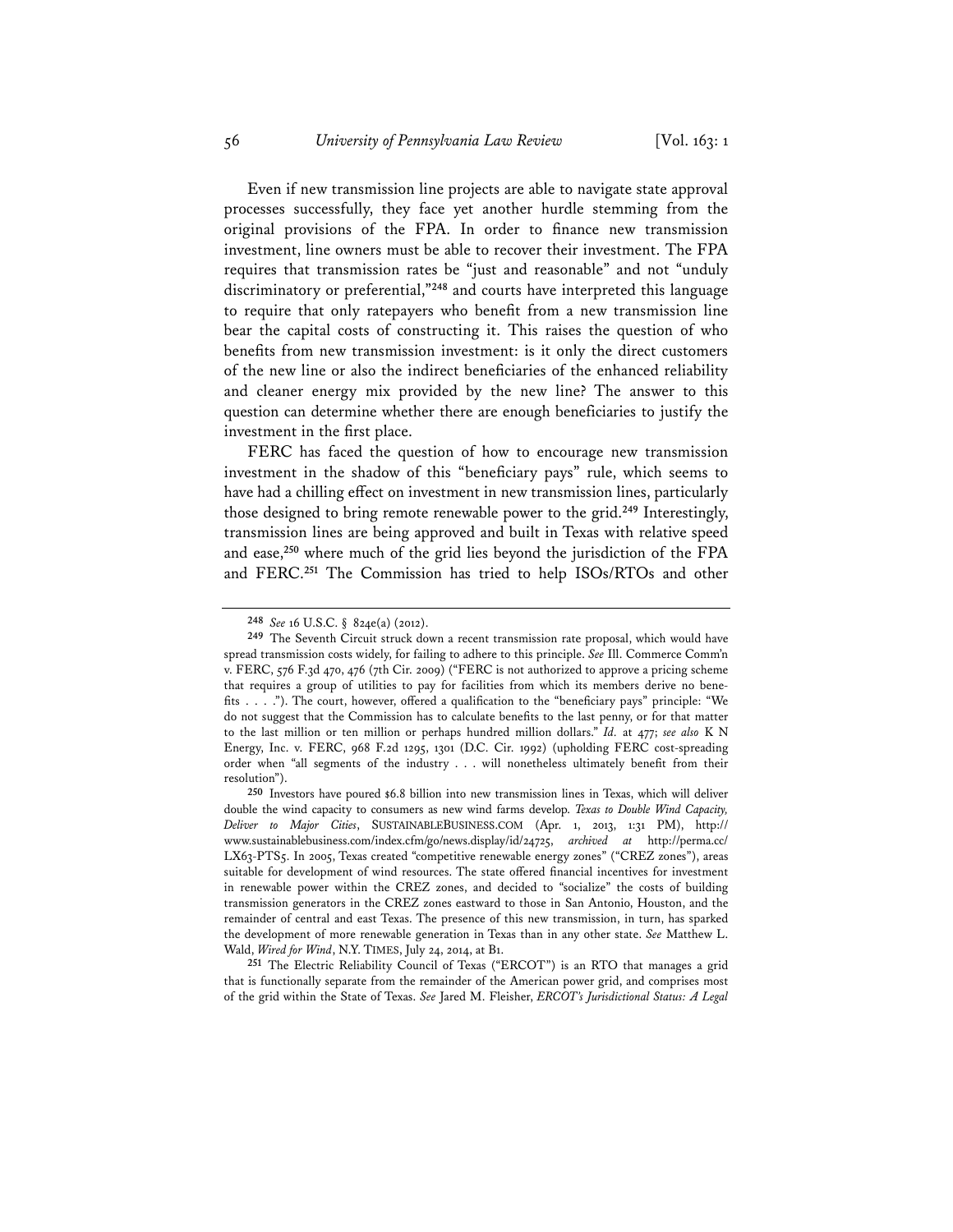Even if new transmission line projects are able to navigate state approval processes successfully, they face yet another hurdle stemming from the original provisions of the FPA. In order to finance new transmission investment, line owners must be able to recover their investment. The FPA requires that transmission rates be "just and reasonable" and not "unduly discriminatory or preferential,"[248] and courts have interpreted this language to require that only ratepayers who benefit from a new transmission line bear the capital costs of constructing it. This raises the question of who benefits from new transmission investment: is it only the direct customers of the new line or also the indirect beneficiaries of the enhanced reliability and cleaner energy mix provided by the new line? The answer to this question can determine whether there are enough beneficiaries to justify the investment in the first place.

FERC has faced the question of how to encourage new transmission investment in the shadow of this "beneficiary pays" rule, which seems to have had a chilling effect on investment in new transmission lines, particularly those designed to bring remote renewable power to the grid.[249] Interestingly, transmission lines are being approved and built in Texas with relative speed and ease,[250] where much of the grid lies beyond the jurisdiction of the FPA and FERC.[251] The Commission has tried to help ISOs/RTOs and other

---

[248] *See* 16 U.S.C. § 824e(a) (2012).

[249] The Seventh Circuit struck down a recent transmission rate proposal, which would have spread transmission costs widely, for failing to adhere to this principle. *See* Ill. Commerce Comm'n v. FERC, 576 F.3d 470, 476 (7th Cir. 2009) ("FERC is not authorized to approve a pricing scheme that requires a group of utilities to pay for facilities from which its members derive no benefits . . . ."). The court, however, offered a qualification to the "beneficiary pays" principle: "We do not suggest that the Commission has to calculate benefits to the last penny, or for that matter to the last million or ten million or perhaps hundred million dollars." *Id.* at 477; *see also* K N Energy, Inc. v. FERC, 968 F.2d 1295, 1301 (D.C. Cir. 1992) (upholding FERC cost-spreading order when "all segments of the industry . . . will nonetheless ultimately benefit from their resolution").

[250] Investors have poured $6.8 billion into new transmission lines in Texas, which will deliver double the wind capacity to consumers as new wind farms develop. *Texas to Double Wind Capacity, Deliver to Major Cities*, SUSTAINABLEBUSINESS.COM (Apr. 1, 2013, 1:31 PM), http://www.sustainablebusiness.com/index.cfm/go/news.display/id/24725, *archived at* http://perma.cc/LX63-PTS5. In 2005, Texas created "competitive renewable energy zones" ("CREZ zones"), areas suitable for development of wind resources. The state offered financial incentives for investment in renewable power within the CREZ zones, and decided to "socialize" the costs of building transmission generators in the CREZ zones eastward to those in San Antonio, Houston, and the remainder of central and east Texas. The presence of this new transmission, in turn, has sparked the development of more renewable generation in Texas than in any other state. *See* Matthew L. Wald, *Wired for Wind*, N.Y. TIMES, July 24, 2014, at B1.

[251] The Electric Reliability Council of Texas ("ERCOT") is an RTO that manages a grid that is functionally separate from the remainder of the American power grid, and comprises most of the grid within the State of Texas. *See* Jared M. Fleisher, *ERCOT's Jurisdictional Status: A Legal*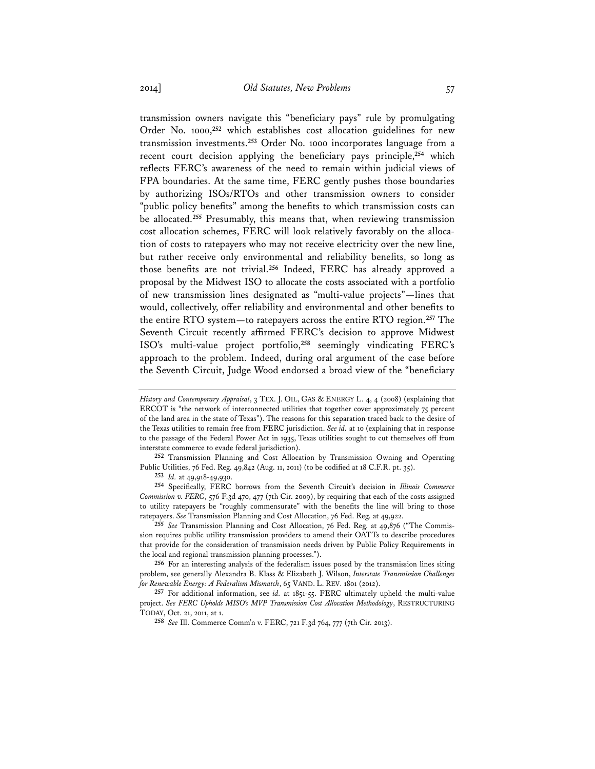transmission owners navigate this "beneficiary pays" rule by promulgating Order No. 1000,[252] which establishes cost allocation guidelines for new transmission investments.[253] Order No. 1000 incorporates language from a recent court decision applying the beneficiary pays principle,[254] which reflects FERC's awareness of the need to remain within judicial views of FPA boundaries. At the same time, FERC gently pushes those boundaries by authorizing ISOs/RTOs and other transmission owners to consider "public policy benefits" among the benefits to which transmission costs can be allocated.[255] Presumably, this means that, when reviewing transmission cost allocation schemes, FERC will look relatively favorably on the allocation of costs to ratepayers who may not receive electricity over the new line, but rather receive only environmental and reliability benefits, so long as those benefits are not trivial.[256] Indeed, FERC has already approved a proposal by the Midwest ISO to allocate the costs associated with a portfolio of new transmission lines designated as "multi-value projects"—lines that would, collectively, offer reliability and environmental and other benefits to the entire RTO system—to ratepayers across the entire RTO region.[257] The Seventh Circuit recently affirmed FERC's decision to approve Midwest ISO's multi-value project portfolio,[258] seemingly vindicating FERC's approach to the problem. Indeed, during oral argument of the case before the Seventh Circuit, Judge Wood endorsed a broad view of the "beneficiary

---

*History and Contemporary Appraisal*, 3 TEX. J. OIL, GAS & ENERGY L. 4, 4 (2008) (explaining that ERCOT is "the network of interconnected utilities that together cover approximately 75 percent of the land area in the state of Texas"). The reasons for this separation traced back to the desire of the Texas utilities to remain free from FERC jurisdiction. *See id.* at 10 (explaining that in response to the passage of the Federal Power Act in 1935, Texas utilities sought to cut themselves off from interstate commerce to evade federal jurisdiction).

[252] Transmission Planning and Cost Allocation by Transmission Owning and Operating Public Utilities, 76 Fed. Reg. 49,842 (Aug. 11, 2011) (to be codified at 18 C.F.R. pt. 35).

[253] *Id.* at 49,918-49,930.

[254] Specifically, FERC borrows from the Seventh Circuit's decision in *Illinois Commerce Commission v. FERC*, 576 F.3d 470, 477 (7th Cir. 2009), by requiring that each of the costs assigned to utility ratepayers be "roughly commensurate" with the benefits the line will bring to those ratepayers. *See* Transmission Planning and Cost Allocation, 76 Fed. Reg. at 49,922.

[255] *See* Transmission Planning and Cost Allocation, 76 Fed. Reg. at 49,876 ("The Commission requires public utility transmission providers to amend their OATTs to describe procedures that provide for the consideration of transmission needs driven by Public Policy Requirements in the local and regional transmission planning processes.").

[256] For an interesting analysis of the federalism issues posed by the transmission lines siting problem, see generally Alexandra B. Klass & Elizabeth J. Wilson, *Interstate Transmission Challenges for Renewable Energy: A Federalism Mismatch*, 65 VAND. L. REV. 1801 (2012).

[257] For additional information, see *id.* at 1851-55. FERC ultimately upheld the multi-value project. *See FERC Upholds MISO's MVP Transmission Cost Allocation Methodology*, RESTRUCTURING TODAY, Oct. 21, 2011, at 1.

[258] *See* Ill. Commerce Comm'n v. FERC, 721 F.3d 764, 777 (7th Cir. 2013).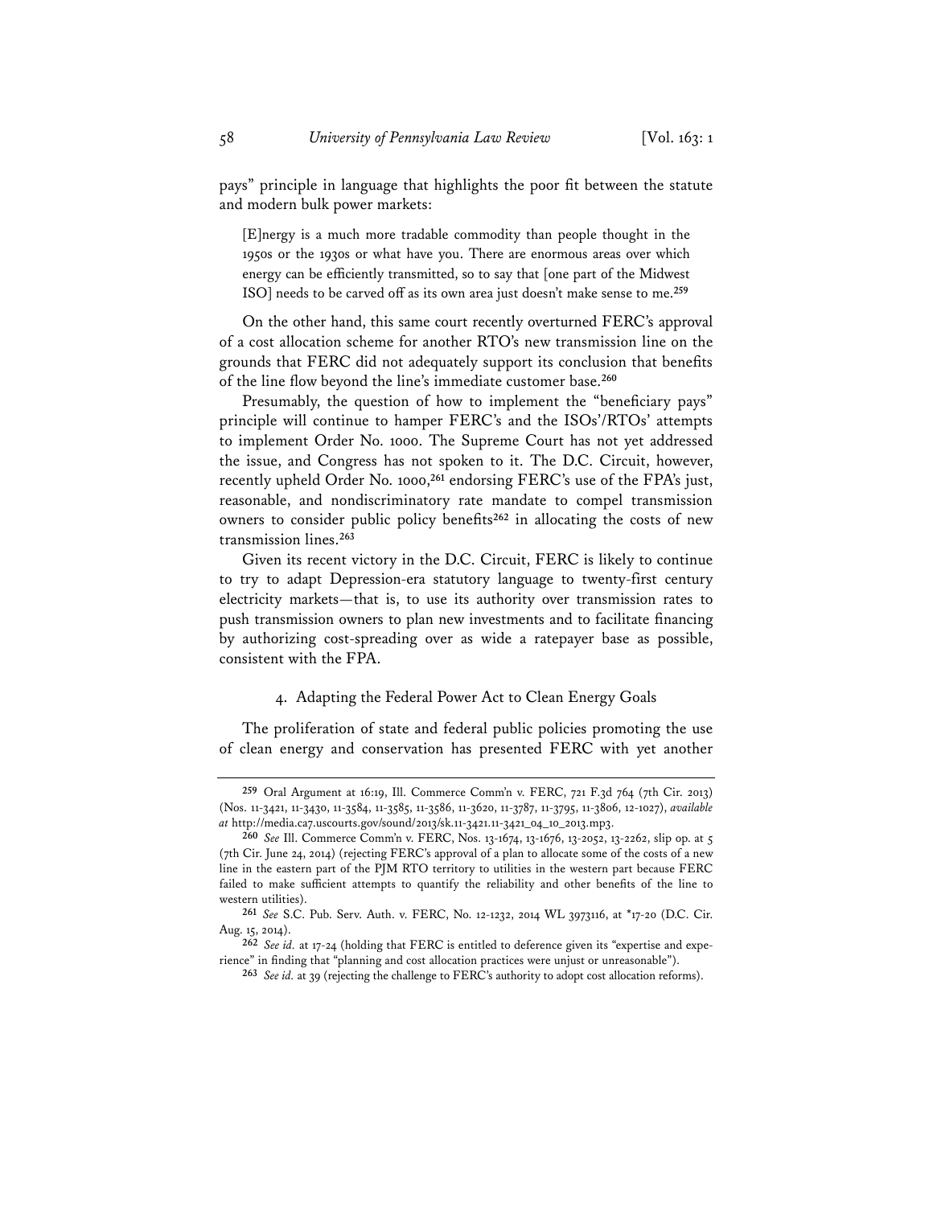pays" principle in language that highlights the poor fit between the statute and modern bulk power markets:

> [E]nergy is a much more tradable commodity than people thought in the 1950s or the 1930s or what have you. There are enormous areas over which energy can be efficiently transmitted, so to say that [one part of the Midwest ISO] needs to be carved off as its own area just doesn't make sense to me.[259]

On the other hand, this same court recently overturned FERC's approval of a cost allocation scheme for another RTO's new transmission line on the grounds that FERC did not adequately support its conclusion that benefits of the line flow beyond the line's immediate customer base.[260]

Presumably, the question of how to implement the "beneficiary pays" principle will continue to hamper FERC's and the ISOs'/RTOs' attempts to implement Order No. 1000. The Supreme Court has not yet addressed the issue, and Congress has not spoken to it. The D.C. Circuit, however, recently upheld Order No. 1000,[261] endorsing FERC's use of the FPA's just, reasonable, and nondiscriminatory rate mandate to compel transmission owners to consider public policy benefits[262] in allocating the costs of new transmission lines.[263]

Given its recent victory in the D.C. Circuit, FERC is likely to continue to try to adapt Depression-era statutory language to twenty-first century electricity markets—that is, to use its authority over transmission rates to push transmission owners to plan new investments and to facilitate financing by authorizing cost-spreading over as wide a ratepayer base as possible, consistent with the FPA.

#### 4. Adapting the Federal Power Act to Clean Energy Goals

The proliferation of state and federal public policies promoting the use of clean energy and conservation has presented FERC with yet another

---

[259] Oral Argument at 16:19, Ill. Commerce Comm'n v. FERC, 721 F.3d 764 (7th Cir. 2013) (Nos. 11-3421, 11-3430, 11-3584, 11-3585, 11-3586, 11-3620, 11-3787, 11-3795, 11-3806, 12-1027), *available at* http://media.ca7.uscourts.gov/sound/2013/sk.11-3421.11-3421_04_10_2013.mp3.

[260] *See* Ill. Commerce Comm'n v. FERC, Nos. 13-1674, 13-1676, 13-2052, 13-2262, slip op. at 5 (7th Cir. June 24, 2014) (rejecting FERC's approval of a plan to allocate some of the costs of a new line in the eastern part of the PJM RTO territory to utilities in the western part because FERC failed to make sufficient attempts to quantify the reliability and other benefits of the line to western utilities).

[261] *See* S.C. Pub. Serv. Auth. v. FERC, No. 12-1232, 2014 WL 3973116, at *17-20 (D.C. Cir. Aug. 15, 2014).

[262] *See id.* at 17-24 (holding that FERC is entitled to deference given its "expertise and experience" in finding that "planning and cost allocation practices were unjust or unreasonable").

[263] *See id.* at 39 (rejecting the challenge to FERC's authority to adopt cost allocation reforms).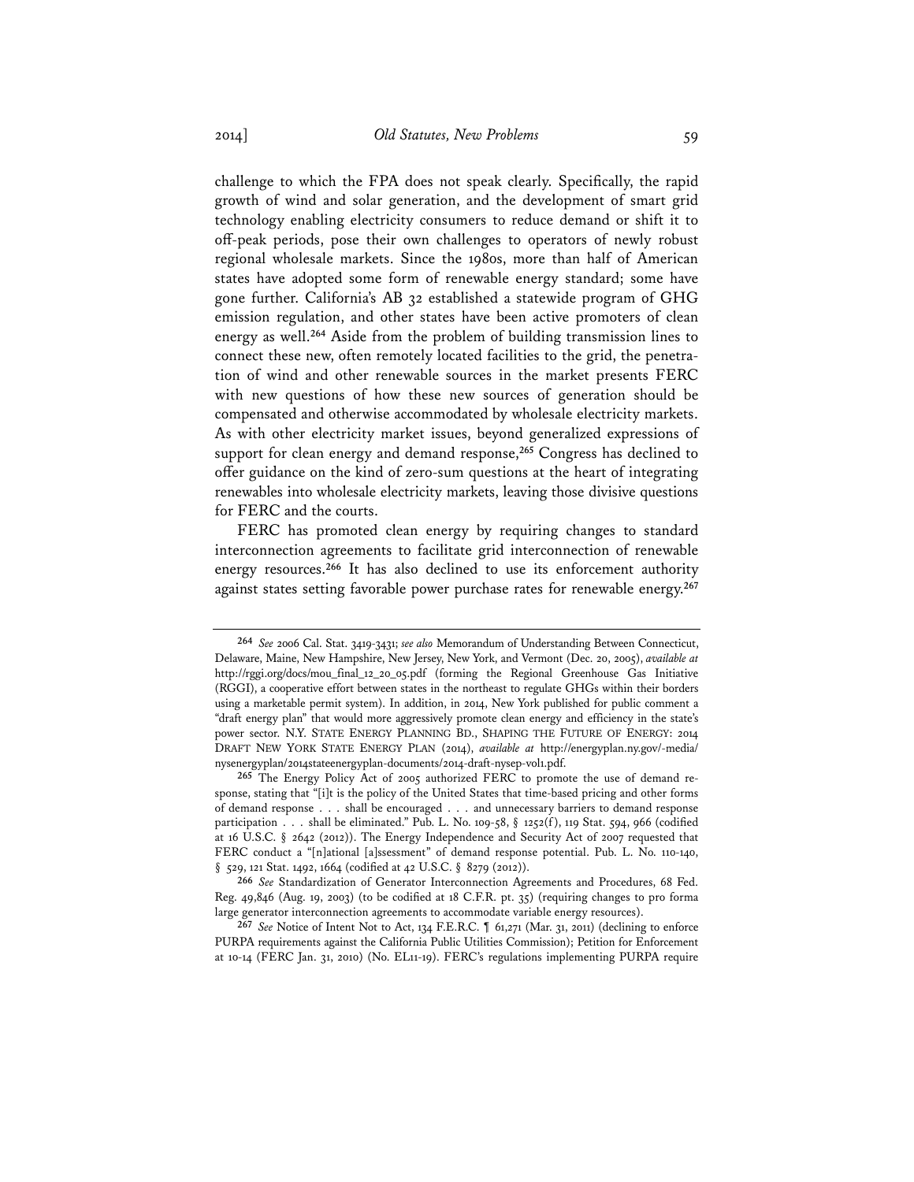challenge to which the FPA does not speak clearly. Specifically, the rapid growth of wind and solar generation, and the development of smart grid technology enabling electricity consumers to reduce demand or shift it to off-peak periods, pose their own challenges to operators of newly robust regional wholesale markets. Since the 1980s, more than half of American states have adopted some form of renewable energy standard; some have gone further. California's AB 32 established a statewide program of GHG emission regulation, and other states have been active promoters of clean energy as well.[264] Aside from the problem of building transmission lines to connect these new, often remotely located facilities to the grid, the penetration of wind and other renewable sources in the market presents FERC with new questions of how these new sources of generation should be compensated and otherwise accommodated by wholesale electricity markets. As with other electricity market issues, beyond generalized expressions of support for clean energy and demand response,[265] Congress has declined to offer guidance on the kind of zero-sum questions at the heart of integrating renewables into wholesale electricity markets, leaving those divisive questions for FERC and the courts.

FERC has promoted clean energy by requiring changes to standard interconnection agreements to facilitate grid interconnection of renewable energy resources.[266] It has also declined to use its enforcement authority against states setting favorable power purchase rates for renewable energy.[267]

---

[264] *See* 2006 Cal. Stat. 3419-3431; *see also* Memorandum of Understanding Between Connecticut, Delaware, Maine, New Hampshire, New Jersey, New York, and Vermont (Dec. 20, 2005), *available at* http://rggi.org/docs/mou_final_12_20_05.pdf (forming the Regional Greenhouse Gas Initiative (RGGI), a cooperative effort between states in the northeast to regulate GHGs within their borders using a marketable permit system). In addition, in 2014, New York published for public comment a "draft energy plan" that would more aggressively promote clean energy and efficiency in the state's power sector. N.Y. STATE ENERGY PLANNING BD., SHAPING THE FUTURE OF ENERGY: 2014 DRAFT NEW YORK STATE ENERGY PLAN (2014), *available at* http://energyplan.ny.gov/-media/nysenergyplan/2014stateenergyplan-documents/2014-draft-nysep-vol1.pdf.

[265] The Energy Policy Act of 2005 authorized FERC to promote the use of demand response, stating that "[i]t is the policy of the United States that time-based pricing and other forms of demand response . . . shall be encouraged . . . and unnecessary barriers to demand response participation . . . shall be eliminated." Pub. L. No. 109-58, § 1252(f), 119 Stat. 594, 966 (codified at 16 U.S.C. § 2642 (2012)). The Energy Independence and Security Act of 2007 requested that FERC conduct a "[n]ational [a]ssessment" of demand response potential. Pub. L. No. 110-140, § 529, 121 Stat. 1492, 1664 (codified at 42 U.S.C. § 8279 (2012)).

[266] *See* Standardization of Generator Interconnection Agreements and Procedures, 68 Fed. Reg. 49,846 (Aug. 19, 2003) (to be codified at 18 C.F.R. pt. 35) (requiring changes to pro forma large generator interconnection agreements to accommodate variable energy resources).

[267] *See* Notice of Intent Not to Act, 134 F.E.R.C. ¶ 61,271 (Mar. 31, 2011) (declining to enforce PURPA requirements against the California Public Utilities Commission); Petition for Enforcement at 10-14 (FERC Jan. 31, 2010) (No. EL11-19). FERC's regulations implementing PURPA require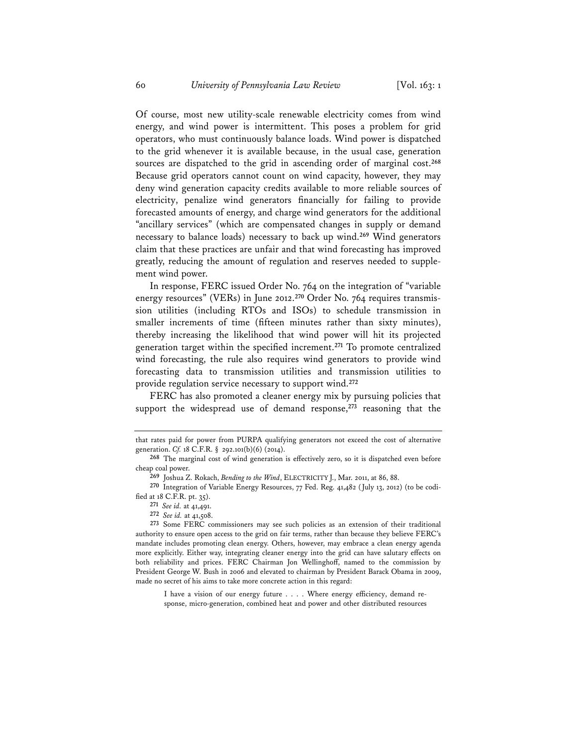Of course, most new utility-scale renewable electricity comes from wind energy, and wind power is intermittent. This poses a problem for grid operators, who must continuously balance loads. Wind power is dispatched to the grid whenever it is available because, in the usual case, generation sources are dispatched to the grid in ascending order of marginal cost.[268] Because grid operators cannot count on wind capacity, however, they may deny wind generation capacity credits available to more reliable sources of electricity, penalize wind generators financially for failing to provide forecasted amounts of energy, and charge wind generators for the additional "ancillary services" (which are compensated changes in supply or demand necessary to balance loads) necessary to back up wind.[269] Wind generators claim that these practices are unfair and that wind forecasting has improved greatly, reducing the amount of regulation and reserves needed to supplement wind power.

In response, FERC issued Order No. 764 on the integration of "variable energy resources" (VERs) in June 2012.[270] Order No. 764 requires transmission utilities (including RTOs and ISOs) to schedule transmission in smaller increments of time (fifteen minutes rather than sixty minutes), thereby increasing the likelihood that wind power will hit its projected generation target within the specified increment.[271] To promote centralized wind forecasting, the rule also requires wind generators to provide wind forecasting data to transmission utilities and transmission utilities to provide regulation service necessary to support wind.[272]

FERC has also promoted a cleaner energy mix by pursuing policies that support the widespread use of demand response,[273] reasoning that the

---

that rates paid for power from PURPA qualifying generators not exceed the cost of alternative generation. *Cf.* 18 C.F.R. § 292.101(b)(6) (2014).

[268] The marginal cost of wind generation is effectively zero, so it is dispatched even before cheap coal power.

[269] Joshua Z. Rokach, *Bending to the Wind*, ELECTRICITY J., Mar. 2011, at 86, 88.

[270] Integration of Variable Energy Resources, 77 Fed. Reg. 41,482 (July 13, 2012) (to be codified at 18 C.F.R. pt. 35).

[271] *See id.* at 41,491.

[272] *See id.* at 41,508.

[273] Some FERC commissioners may see such policies as an extension of their traditional authority to ensure open access to the grid on fair terms, rather than because they believe FERC's mandate includes promoting clean energy. Others, however, may embrace a clean energy agenda more explicitly. Either way, integrating cleaner energy into the grid can have salutary effects on both reliability and prices. FERC Chairman Jon Wellinghoff, named to the commission by President George W. Bush in 2006 and elevated to chairman by President Barack Obama in 2009, made no secret of his aims to take more concrete action in this regard:

> I have a vision of our energy future . . . . Where energy efficiency, demand response, micro-generation, combined heat and power and other distributed resources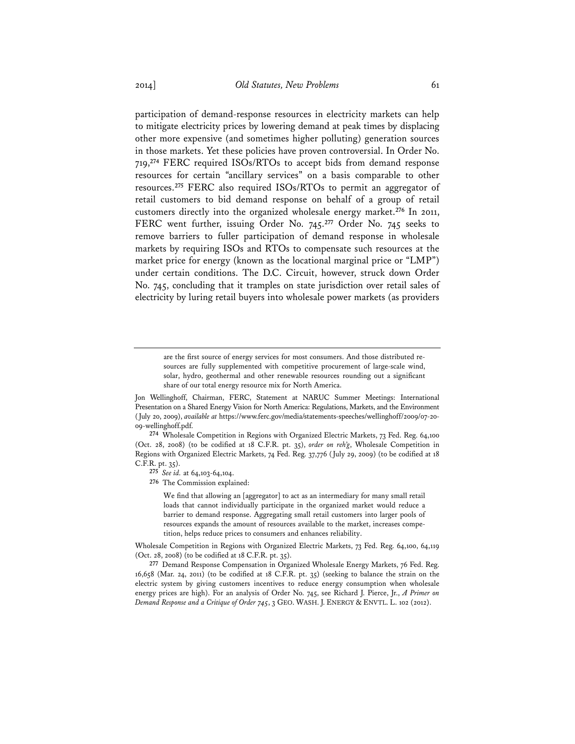participation of demand-response resources in electricity markets can help to mitigate electricity prices by lowering demand at peak times by displacing other more expensive (and sometimes higher polluting) generation sources in those markets. Yet these policies have proven controversial. In Order No. 719,[274] FERC required ISOs/RTOs to accept bids from demand response resources for certain "ancillary services" on a basis comparable to other resources.[275] FERC also required ISOs/RTOs to permit an aggregator of retail customers to bid demand response on behalf of a group of retail customers directly into the organized wholesale energy market.[276] In 2011, FERC went further, issuing Order No. 745.[277] Order No. 745 seeks to remove barriers to fuller participation of demand response in wholesale markets by requiring ISOs and RTOs to compensate such resources at the market price for energy (known as the locational marginal price or "LMP") under certain conditions. The D.C. Circuit, however, struck down Order No. 745, concluding that it tramples on state jurisdiction over retail sales of electricity by luring retail buyers into wholesale power markets (as providers

---

> are the first source of energy services for most consumers. And those distributed resources are fully supplemented with competitive procurement of large-scale wind, solar, hydro, geothermal and other renewable resources rounding out a significant share of our total energy resource mix for North America.

Jon Wellinghoff, Chairman, FERC, Statement at NARUC Summer Meetings: International Presentation on a Shared Energy Vision for North America: Regulations, Markets, and the Environment (July 20, 2009), *available at* https://www.ferc.gov/media/statements-speeches/wellinghoff/2009/07-20-09-wellinghoff.pdf.

[274] Wholesale Competition in Regions with Organized Electric Markets, 73 Fed. Reg. 64,100 (Oct. 28, 2008) (to be codified at 18 C.F.R. pt. 35), *order on reh'g*, Wholesale Competition in Regions with Organized Electric Markets, 74 Fed. Reg. 37,776 (July 29, 2009) (to be codified at 18 C.F.R. pt. 35).

[275] *See id.* at 64,103-64,104.

[276] The Commission explained:

> We find that allowing an [aggregator] to act as an intermediary for many small retail loads that cannot individually participate in the organized market would reduce a barrier to demand response. Aggregating small retail customers into larger pools of resources expands the amount of resources available to the market, increases competition, helps reduce prices to consumers and enhances reliability.

Wholesale Competition in Regions with Organized Electric Markets, 73 Fed. Reg. 64,100, 64,119 (Oct. 28, 2008) (to be codified at 18 C.F.R. pt. 35).

[277] Demand Response Compensation in Organized Wholesale Energy Markets, 76 Fed. Reg. 16,658 (Mar. 24, 2011) (to be codified at 18 C.F.R. pt. 35) (seeking to balance the strain on the electric system by giving customers incentives to reduce energy consumption when wholesale energy prices are high). For an analysis of Order No. 745, see Richard J. Pierce, Jr., *A Primer on Demand Response and a Critique of Order 745*, 3 GEO. WASH. J. ENERGY & ENVTL. L. 102 (2012).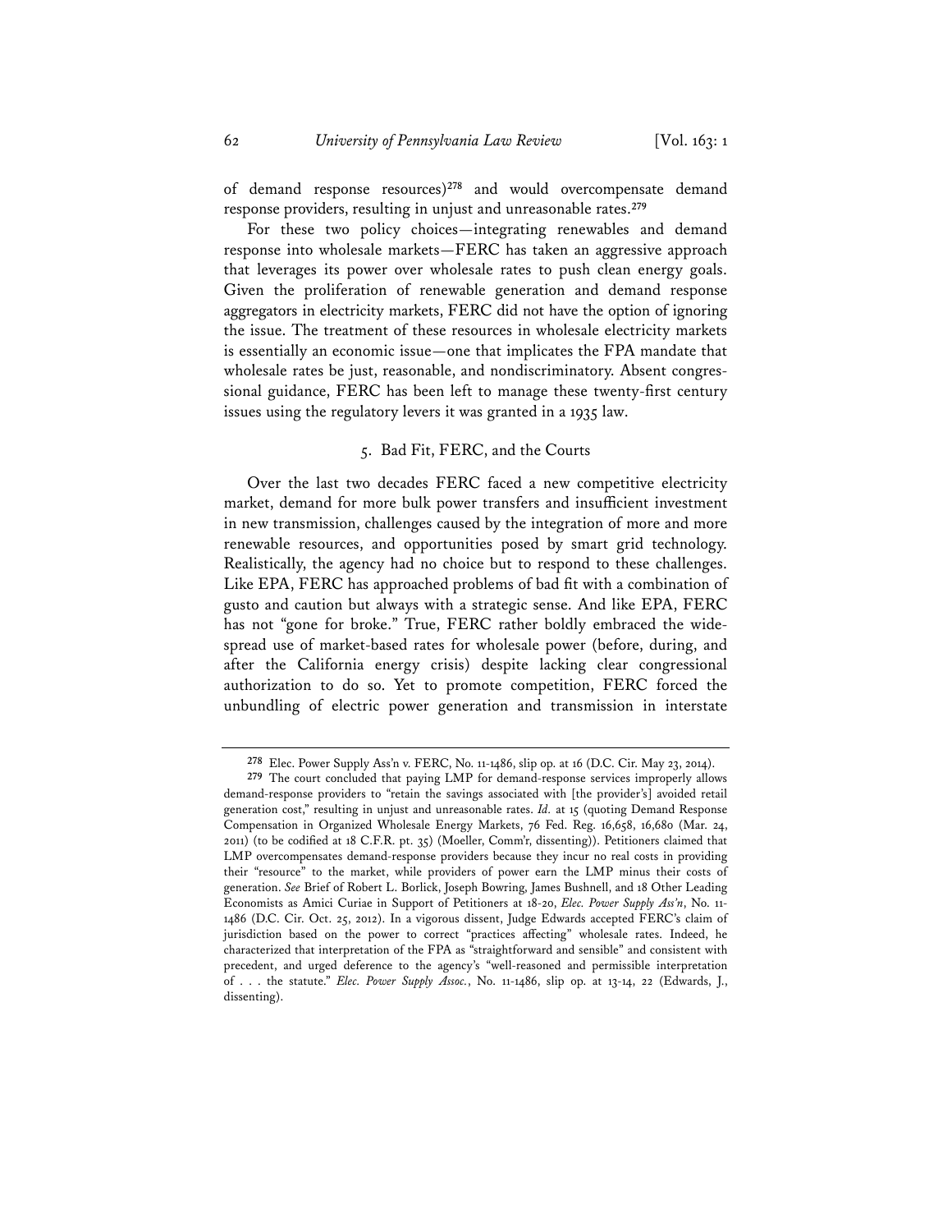of demand response resources)[278] and would overcompensate demand response providers, resulting in unjust and unreasonable rates.[279]

For these two policy choices—integrating renewables and demand response into wholesale markets—FERC has taken an aggressive approach that leverages its power over wholesale rates to push clean energy goals. Given the proliferation of renewable generation and demand response aggregators in electricity markets, FERC did not have the option of ignoring the issue. The treatment of these resources in wholesale electricity markets is essentially an economic issue—one that implicates the FPA mandate that wholesale rates be just, reasonable, and nondiscriminatory. Absent congressional guidance, FERC has been left to manage these twenty-first century issues using the regulatory levers it was granted in a 1935 law.

### 5. Bad Fit, FERC, and the Courts

Over the last two decades FERC faced a new competitive electricity market, demand for more bulk power transfers and insufficient investment in new transmission, challenges caused by the integration of more and more renewable resources, and opportunities posed by smart grid technology. Realistically, the agency had no choice but to respond to these challenges. Like EPA, FERC has approached problems of bad fit with a combination of gusto and caution but always with a strategic sense. And like EPA, FERC has not "gone for broke." True, FERC rather boldly embraced the widespread use of market-based rates for wholesale power (before, during, and after the California energy crisis) despite lacking clear congressional authorization to do so. Yet to promote competition, FERC forced the unbundling of electric power generation and transmission in interstate

---

[278] Elec. Power Supply Ass'n v. FERC, No. 11-1486, slip op. at 16 (D.C. Cir. May 23, 2014).

[279] The court concluded that paying LMP for demand-response services improperly allows demand-response providers to "retain the savings associated with [the provider's] avoided retail generation cost," resulting in unjust and unreasonable rates. *Id.* at 15 (quoting Demand Response Compensation in Organized Wholesale Energy Markets, 76 Fed. Reg. 16,658, 16,680 (Mar. 24, 2011) (to be codified at 18 C.F.R. pt. 35) (Moeller, Comm'r, dissenting)). Petitioners claimed that LMP overcompensates demand-response providers because they incur no real costs in providing their "resource" to the market, while providers of power earn the LMP minus their costs of generation. *See* Brief of Robert L. Borlick, Joseph Bowring, James Bushnell, and 18 Other Leading Economists as Amici Curiae in Support of Petitioners at 18-20, *Elec. Power Supply Ass'n*, No. 11-1486 (D.C. Cir. Oct. 25, 2012). In a vigorous dissent, Judge Edwards accepted FERC's claim of jurisdiction based on the power to correct "practices affecting" wholesale rates. Indeed, he characterized that interpretation of the FPA as "straightforward and sensible" and consistent with precedent, and urged deference to the agency's "well-reasoned and permissible interpretation of . . . the statute." *Elec. Power Supply Assoc.*, No. 11-1486, slip op. at 13-14, 22 (Edwards, J., dissenting).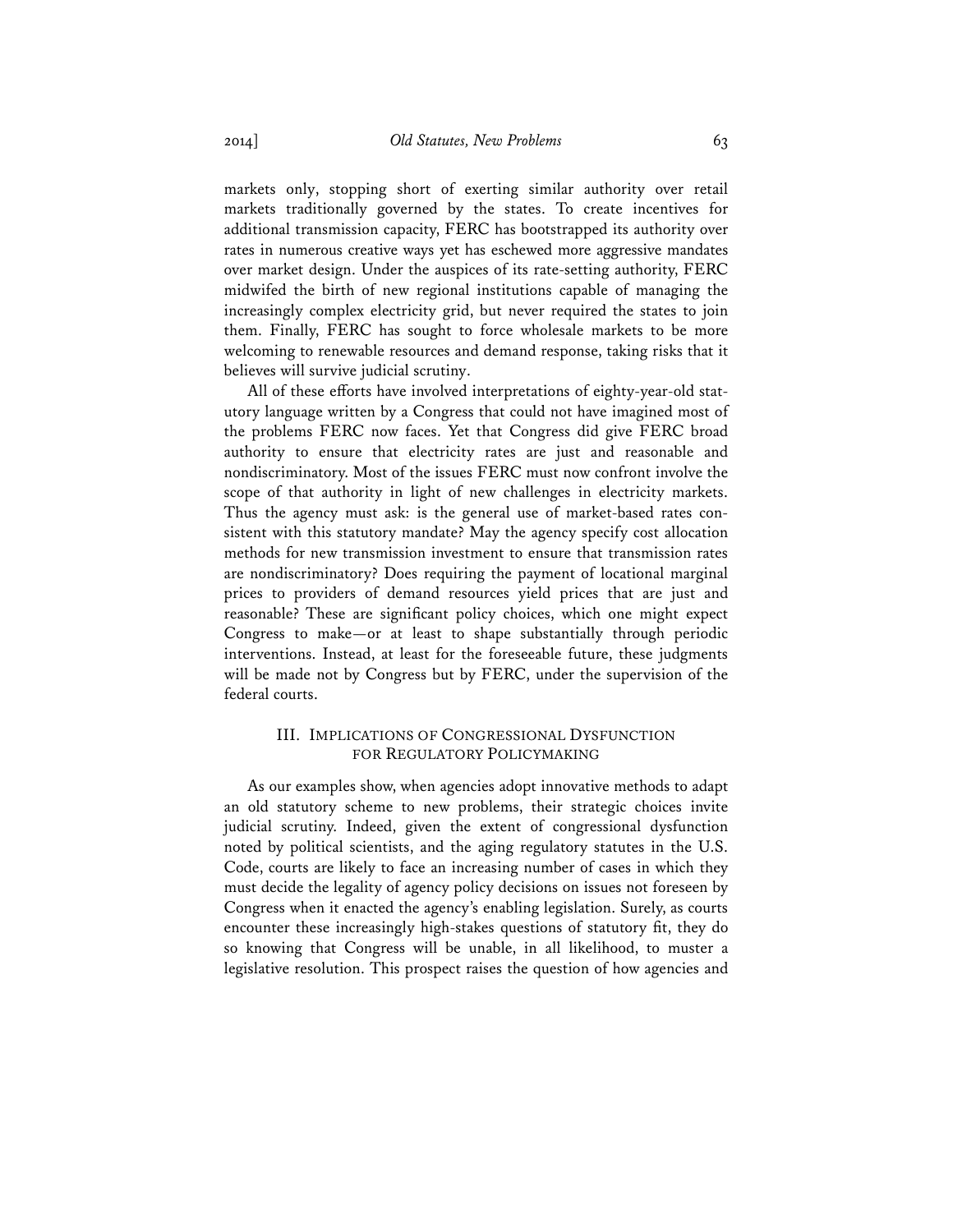markets only, stopping short of exerting similar authority over retail markets traditionally governed by the states. To create incentives for additional transmission capacity, FERC has bootstrapped its authority over rates in numerous creative ways yet has eschewed more aggressive mandates over market design. Under the auspices of its rate-setting authority, FERC midwifed the birth of new regional institutions capable of managing the increasingly complex electricity grid, but never required the states to join them. Finally, FERC has sought to force wholesale markets to be more welcoming to renewable resources and demand response, taking risks that it believes will survive judicial scrutiny.

All of these efforts have involved interpretations of eighty-year-old statutory language written by a Congress that could not have imagined most of the problems FERC now faces. Yet that Congress did give FERC broad authority to ensure that electricity rates are just and reasonable and nondiscriminatory. Most of the issues FERC must now confront involve the scope of that authority in light of new challenges in electricity markets. Thus the agency must ask: is the general use of market-based rates consistent with this statutory mandate? May the agency specify cost allocation methods for new transmission investment to ensure that transmission rates are nondiscriminatory? Does requiring the payment of locational marginal prices to providers of demand resources yield prices that are just and reasonable? These are significant policy choices, which one might expect Congress to make—or at least to shape substantially through periodic interventions. Instead, at least for the foreseeable future, these judgments will be made not by Congress but by FERC, under the supervision of the federal courts.

## III. Implications of Congressional Dysfunction for Regulatory Policymaking

As our examples show, when agencies adopt innovative methods to adapt an old statutory scheme to new problems, their strategic choices invite judicial scrutiny. Indeed, given the extent of congressional dysfunction noted by political scientists, and the aging regulatory statutes in the U.S. Code, courts are likely to face an increasing number of cases in which they must decide the legality of agency policy decisions on issues not foreseen by Congress when it enacted the agency's enabling legislation. Surely, as courts encounter these increasingly high-stakes questions of statutory fit, they do so knowing that Congress will be unable, in all likelihood, to muster a legislative resolution. This prospect raises the question of how agencies and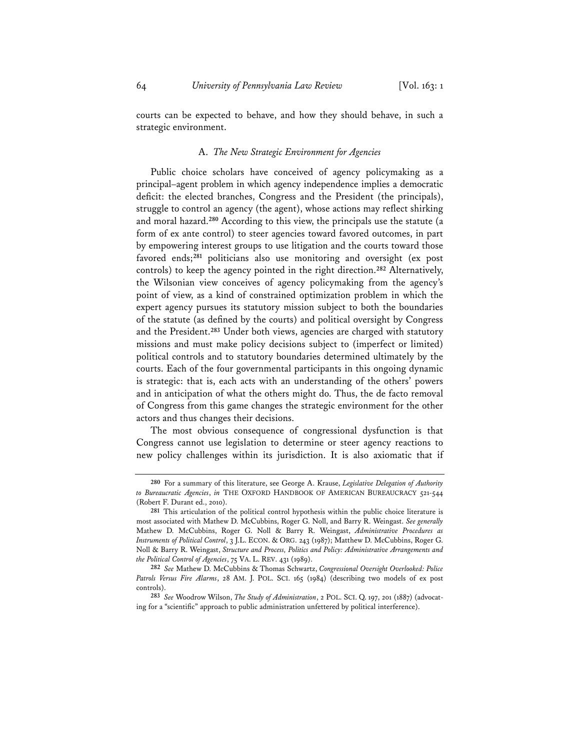courts can be expected to behave, and how they should behave, in such a strategic environment.

### A. *The New Strategic Environment for Agencies*

Public choice scholars have conceived of agency policymaking as a principal–agent problem in which agency independence implies a democratic deficit: the elected branches, Congress and the President (the principals), struggle to control an agency (the agent), whose actions may reflect shirking and moral hazard.[280] According to this view, the principals use the statute (a form of ex ante control) to steer agencies toward favored outcomes, in part by empowering interest groups to use litigation and the courts toward those favored ends;[281] politicians also use monitoring and oversight (ex post controls) to keep the agency pointed in the right direction.[282] Alternatively, the Wilsonian view conceives of agency policymaking from the agency's point of view, as a kind of constrained optimization problem in which the expert agency pursues its statutory mission subject to both the boundaries of the statute (as defined by the courts) and political oversight by Congress and the President.[283] Under both views, agencies are charged with statutory missions and must make policy decisions subject to (imperfect or limited) political controls and to statutory boundaries determined ultimately by the courts. Each of the four governmental participants in this ongoing dynamic is strategic: that is, each acts with an understanding of the others' powers and in anticipation of what the others might do. Thus, the de facto removal of Congress from this game changes the strategic environment for the other actors and thus changes their decisions.

The most obvious consequence of congressional dysfunction is that Congress cannot use legislation to determine or steer agency reactions to new policy challenges within its jurisdiction. It is also axiomatic that if

---

[280] For a summary of this literature, see George A. Krause, *Legislative Delegation of Authority to Bureaucratic Agencies*, *in* THE OXFORD HANDBOOK OF AMERICAN BUREAUCRACY 521-544 (Robert F. Durant ed., 2010).

[281] This articulation of the political control hypothesis within the public choice literature is most associated with Mathew D. McCubbins, Roger G. Noll, and Barry R. Weingast. *See generally* Mathew D. McCubbins, Roger G. Noll & Barry R. Weingast, *Administrative Procedures as Instruments of Political Control*, 3 J.L. ECON. & ORG. 243 (1987); Matthew D. McCubbins, Roger G. Noll & Barry R. Weingast, *Structure and Process, Politics and Policy: Administrative Arrangements and the Political Control of Agencies*, 75 VA. L. REV. 431 (1989).

[282] *See* Mathew D. McCubbins & Thomas Schwartz, *Congressional Oversight Overlooked: Police Patrols Versus Fire Alarms*, 28 AM. J. POL. SCI. 165 (1984) (describing two models of ex post controls).

[283] *See* Woodrow Wilson, *The Study of Administration*, 2 POL. SCI. Q. 197, 201 (1887) (advocating for a "scientific" approach to public administration unfettered by political interference).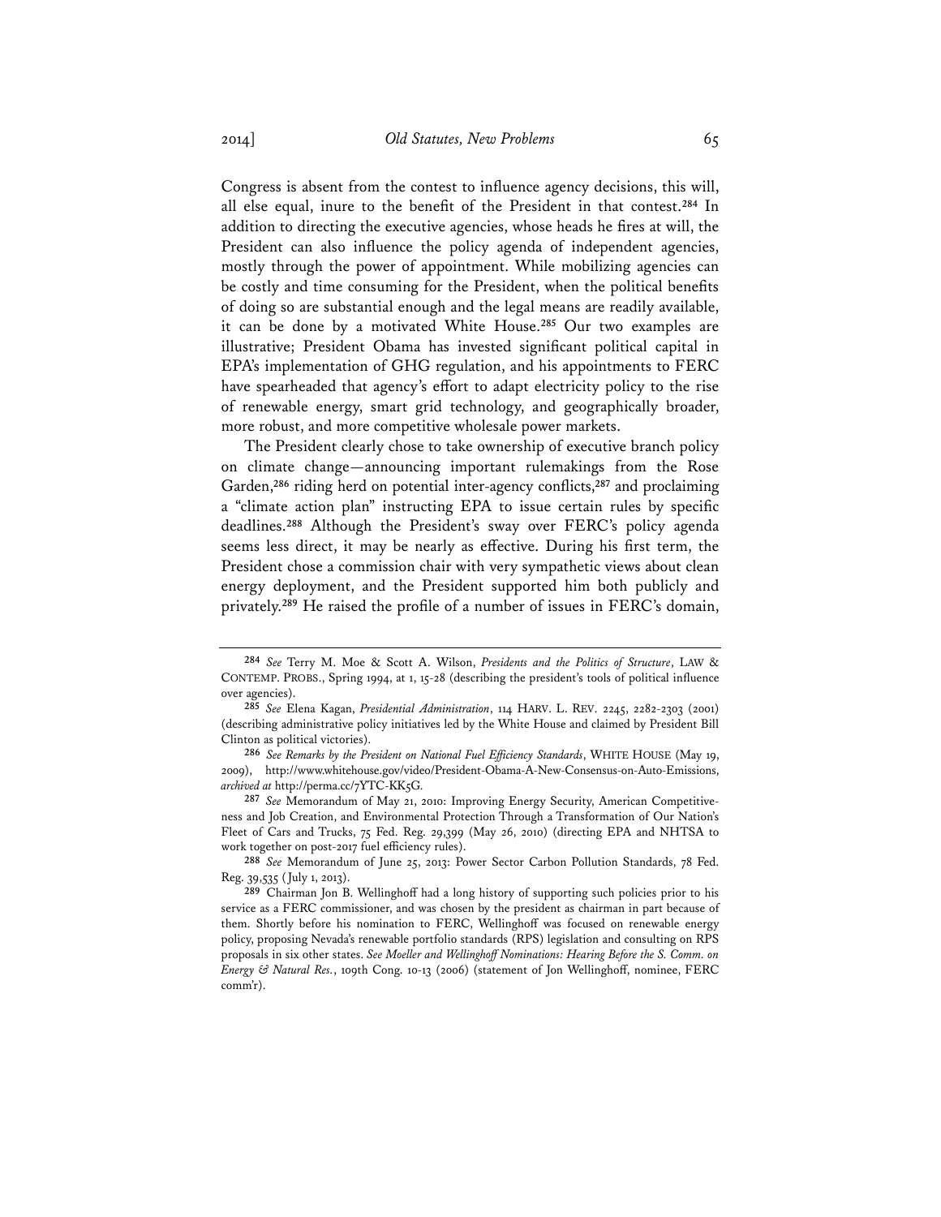Congress is absent from the contest to influence agency decisions, this will, all else equal, inure to the benefit of the President in that contest.[284] In addition to directing the executive agencies, whose heads he fires at will, the President can also influence the policy agenda of independent agencies, mostly through the power of appointment. While mobilizing agencies can be costly and time consuming for the President, when the political benefits of doing so are substantial enough and the legal means are readily available, it can be done by a motivated White House.[285] Our two examples are illustrative; President Obama has invested significant political capital in EPA's implementation of GHG regulation, and his appointments to FERC have spearheaded that agency's effort to adapt electricity policy to the rise of renewable energy, smart grid technology, and geographically broader, more robust, and more competitive wholesale power markets.

The President clearly chose to take ownership of executive branch policy on climate change—announcing important rulemakings from the Rose Garden,[286] riding herd on potential inter-agency conflicts,[287] and proclaiming a "climate action plan" instructing EPA to issue certain rules by specific deadlines.[288] Although the President's sway over FERC's policy agenda seems less direct, it may be nearly as effective. During his first term, the President chose a commission chair with very sympathetic views about clean energy deployment, and the President supported him both publicly and privately.[289] He raised the profile of a number of issues in FERC's domain,

---

[284] *See* Terry M. Moe & Scott A. Wilson, *Presidents and the Politics of Structure*, LAW & CONTEMP. PROBS., Spring 1994, at 1, 15-28 (describing the president's tools of political influence over agencies).

[285] *See* Elena Kagan, *Presidential Administration*, 114 HARV. L. REV. 2245, 2282-2303 (2001) (describing administrative policy initiatives led by the White House and claimed by President Bill Clinton as political victories).

[286] *See Remarks by the President on National Fuel Efficiency Standards*, WHITE HOUSE (May 19, 2009), http://www.whitehouse.gov/video/President-Obama-A-New-Consensus-on-Auto-Emissions, *archived at* http://perma.cc/7YTC-KK5G.

[287] *See* Memorandum of May 21, 2010: Improving Energy Security, American Competitiveness and Job Creation, and Environmental Protection Through a Transformation of Our Nation's Fleet of Cars and Trucks, 75 Fed. Reg. 29,399 (May 26, 2010) (directing EPA and NHTSA to work together on post-2017 fuel efficiency rules).

[288] *See* Memorandum of June 25, 2013: Power Sector Carbon Pollution Standards, 78 Fed. Reg. 39,535 (July 1, 2013).

[289] Chairman Jon B. Wellinghoff had a long history of supporting such policies prior to his service as a FERC commissioner, and was chosen by the president as chairman in part because of them. Shortly before his nomination to FERC, Wellinghoff was focused on renewable energy policy, proposing Nevada's renewable portfolio standards (RPS) legislation and consulting on RPS proposals in six other states. *See Moeller and Wellinghoff Nominations: Hearing Before the S. Comm. on Energy & Natural Res.*, 109th Cong. 10-13 (2006) (statement of Jon Wellinghoff, nominee, FERC comm'r).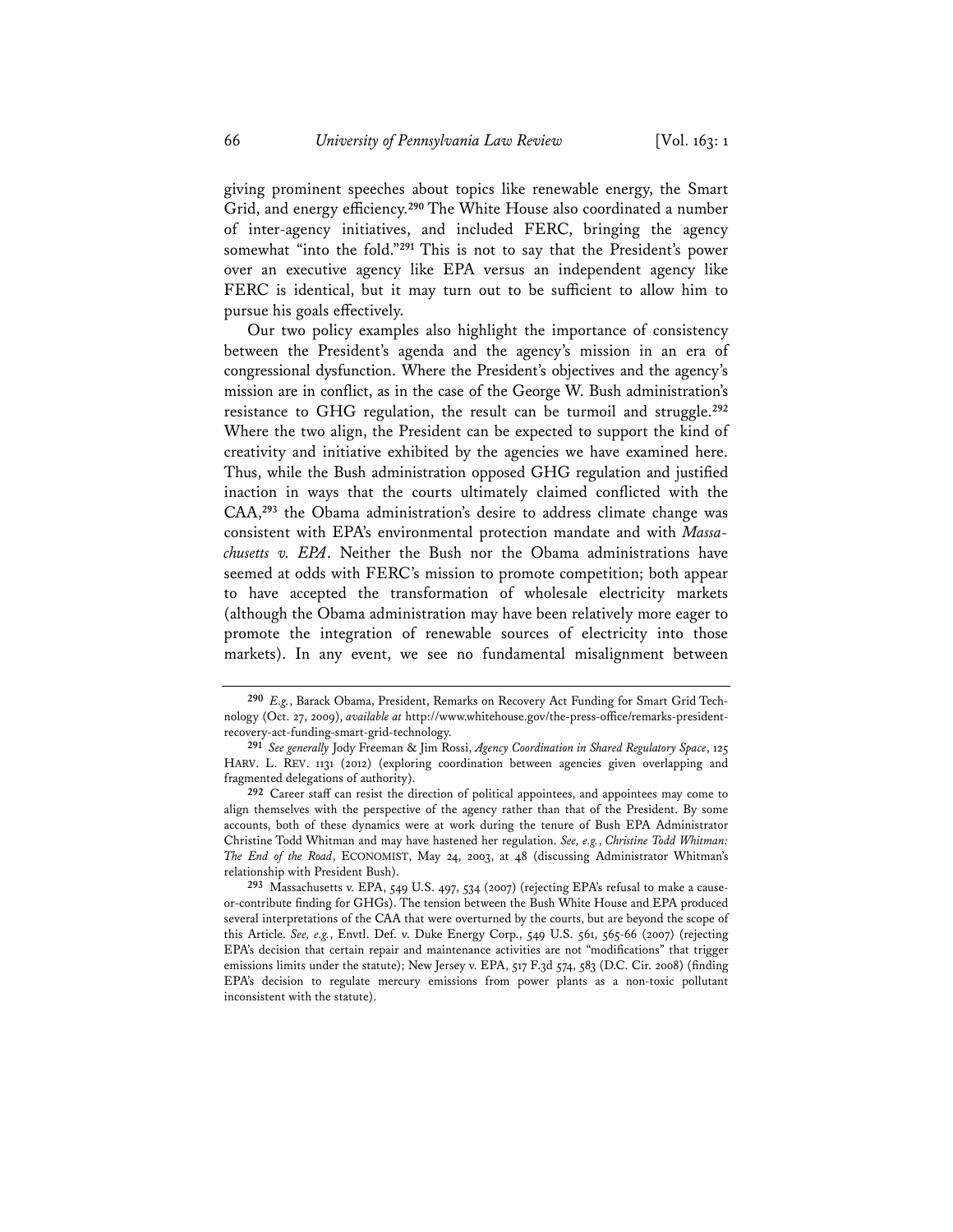giving prominent speeches about topics like renewable energy, the Smart Grid, and energy efficiency.[290] The White House also coordinated a number of inter-agency initiatives, and included FERC, bringing the agency somewhat "into the fold."[291] This is not to say that the President's power over an executive agency like EPA versus an independent agency like FERC is identical, but it may turn out to be sufficient to allow him to pursue his goals effectively.

Our two policy examples also highlight the importance of consistency between the President's agenda and the agency's mission in an era of congressional dysfunction. Where the President's objectives and the agency's mission are in conflict, as in the case of the George W. Bush administration's resistance to GHG regulation, the result can be turmoil and struggle.[292] Where the two align, the President can be expected to support the kind of creativity and initiative exhibited by the agencies we have examined here. Thus, while the Bush administration opposed GHG regulation and justified inaction in ways that the courts ultimately claimed conflicted with the CAA,[293] the Obama administration's desire to address climate change was consistent with EPA's environmental protection mandate and with *Massachusetts v. EPA*. Neither the Bush nor the Obama administrations have seemed at odds with FERC's mission to promote competition; both appear to have accepted the transformation of wholesale electricity markets (although the Obama administration may have been relatively more eager to promote the integration of renewable sources of electricity into those markets). In any event, we see no fundamental misalignment between

---

[290] *E.g.*, Barack Obama, President, Remarks on Recovery Act Funding for Smart Grid Technology (Oct. 27, 2009), *available at* http://www.whitehouse.gov/the-press-office/remarks-president-recovery-act-funding-smart-grid-technology.

[291] *See generally* Jody Freeman & Jim Rossi, *Agency Coordination in Shared Regulatory Space*, 125 HARV. L. REV. 1131 (2012) (exploring coordination between agencies given overlapping and fragmented delegations of authority).

[292] Career staff can resist the direction of political appointees, and appointees may come to align themselves with the perspective of the agency rather than that of the President. By some accounts, both of these dynamics were at work during the tenure of Bush EPA Administrator Christine Todd Whitman and may have hastened her regulation. *See, e.g.*, *Christine Todd Whitman: The End of the Road*, ECONOMIST, May 24, 2003, at 48 (discussing Administrator Whitman's relationship with President Bush).

[293] Massachusetts v. EPA, 549 U.S. 497, 534 (2007) (rejecting EPA's refusal to make a cause-or-contribute finding for GHGs). The tension between the Bush White House and EPA produced several interpretations of the CAA that were overturned by the courts, but are beyond the scope of this Article. *See, e.g.*, Envtl. Def. v. Duke Energy Corp., 549 U.S. 561, 565-66 (2007) (rejecting EPA's decision that certain repair and maintenance activities are not "modifications" that trigger emissions limits under the statute); New Jersey v. EPA, 517 F.3d 574, 583 (D.C. Cir. 2008) (finding EPA's decision to regulate mercury emissions from power plants as a non-toxic pollutant inconsistent with the statute).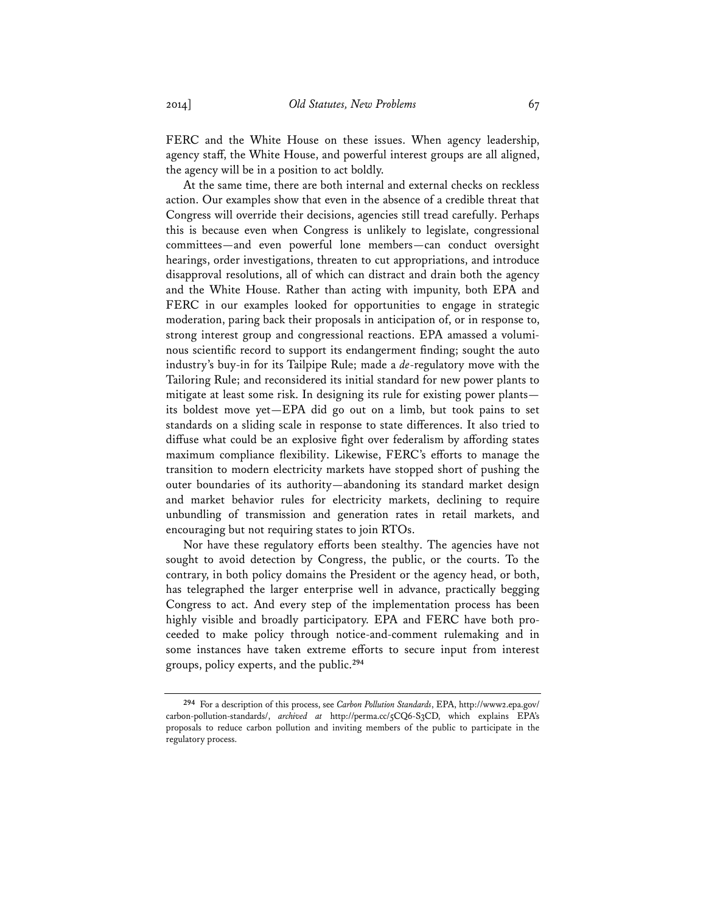FERC and the White House on these issues. When agency leadership, agency staff, the White House, and powerful interest groups are all aligned, the agency will be in a position to act boldly.

At the same time, there are both internal and external checks on reckless action. Our examples show that even in the absence of a credible threat that Congress will override their decisions, agencies still tread carefully. Perhaps this is because even when Congress is unlikely to legislate, congressional committees—and even powerful lone members—can conduct oversight hearings, order investigations, threaten to cut appropriations, and introduce disapproval resolutions, all of which can distract and drain both the agency and the White House. Rather than acting with impunity, both EPA and FERC in our examples looked for opportunities to engage in strategic moderation, paring back their proposals in anticipation of, or in response to, strong interest group and congressional reactions. EPA amassed a voluminous scientific record to support its endangerment finding; sought the auto industry's buy-in for its Tailpipe Rule; made a *de*-regulatory move with the Tailoring Rule; and reconsidered its initial standard for new power plants to mitigate at least some risk. In designing its rule for existing power plants—its boldest move yet—EPA did go out on a limb, but took pains to set standards on a sliding scale in response to state differences. It also tried to diffuse what could be an explosive fight over federalism by affording states maximum compliance flexibility. Likewise, FERC's efforts to manage the transition to modern electricity markets have stopped short of pushing the outer boundaries of its authority—abandoning its standard market design and market behavior rules for electricity markets, declining to require unbundling of transmission and generation rates in retail markets, and encouraging but not requiring states to join RTOs.

Nor have these regulatory efforts been stealthy. The agencies have not sought to avoid detection by Congress, the public, or the courts. To the contrary, in both policy domains the President or the agency head, or both, has telegraphed the larger enterprise well in advance, practically begging Congress to act. And every step of the implementation process has been highly visible and broadly participatory. EPA and FERC have both proceeded to make policy through notice-and-comment rulemaking and in some instances have taken extreme efforts to secure input from interest groups, policy experts, and the public.[294]

---

[294] For a description of this process, see *Carbon Pollution Standards*, EPA, http://www2.epa.gov/carbon-pollution-standards/, *archived at* http://perma.cc/5CQ6-S3CD, which explains EPA's proposals to reduce carbon pollution and inviting members of the public to participate in the regulatory process.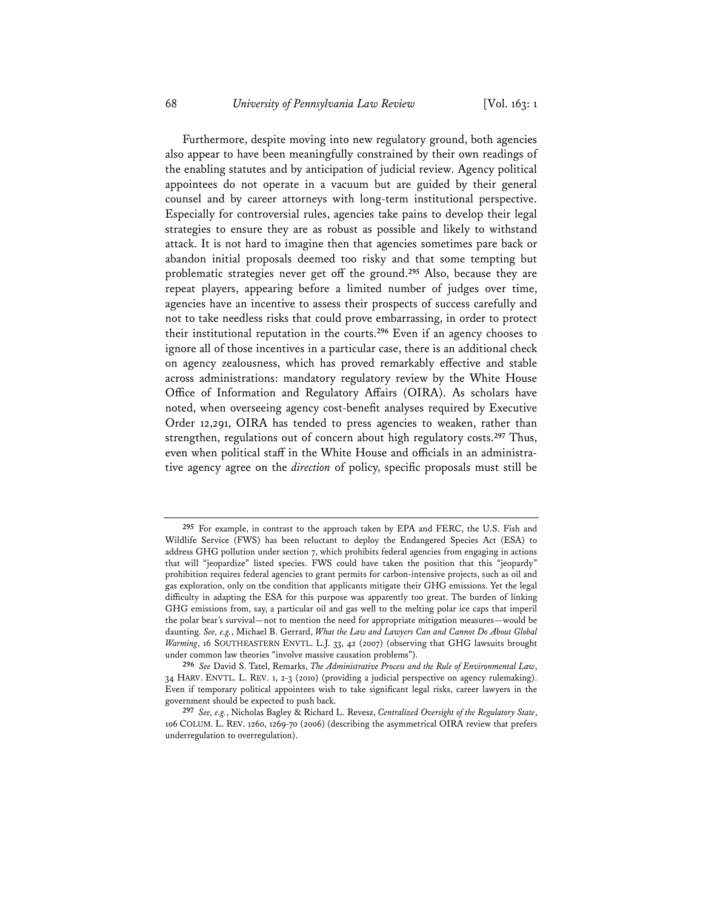Furthermore, despite moving into new regulatory ground, both agencies also appear to have been meaningfully constrained by their own readings of the enabling statutes and by anticipation of judicial review. Agency political appointees do not operate in a vacuum but are guided by their general counsel and by career attorneys with long-term institutional perspective. Especially for controversial rules, agencies take pains to develop their legal strategies to ensure they are as robust as possible and likely to withstand attack. It is not hard to imagine then that agencies sometimes pare back or abandon initial proposals deemed too risky and that some tempting but problematic strategies never get off the ground.[295] Also, because they are repeat players, appearing before a limited number of judges over time, agencies have an incentive to assess their prospects of success carefully and not to take needless risks that could prove embarrassing, in order to protect their institutional reputation in the courts.[296] Even if an agency chooses to ignore all of those incentives in a particular case, there is an additional check on agency zealousness, which has proved remarkably effective and stable across administrations: mandatory regulatory review by the White House Office of Information and Regulatory Affairs (OIRA). As scholars have noted, when overseeing agency cost-benefit analyses required by Executive Order 12,291, OIRA has tended to press agencies to weaken, rather than strengthen, regulations out of concern about high regulatory costs.[297] Thus, even when political staff in the White House and officials in an administrative agency agree on the *direction* of policy, specific proposals must still be

---

[295] For example, in contrast to the approach taken by EPA and FERC, the U.S. Fish and Wildlife Service (FWS) has been reluctant to deploy the Endangered Species Act (ESA) to address GHG pollution under section 7, which prohibits federal agencies from engaging in actions that will "jeopardize" listed species. FWS could have taken the position that this "jeopardy" prohibition requires federal agencies to grant permits for carbon-intensive projects, such as oil and gas exploration, only on the condition that applicants mitigate their GHG emissions. Yet the legal difficulty in adapting the ESA for this purpose was apparently too great. The burden of linking GHG emissions from, say, a particular oil and gas well to the melting polar ice caps that imperil the polar bear's survival—not to mention the need for appropriate mitigation measures—would be daunting. *See, e.g.*, Michael B. Gerrard, *What the Law and Lawyers Can and Cannot Do About Global Warming*, 16 SOUTHEASTERN ENVTL. L.J. 33, 42 (2007) (observing that GHG lawsuits brought under common law theories "involve massive causation problems").

[296] *See* David S. Tatel, Remarks, *The Administrative Process and the Rule of Environmental Law*, 34 HARV. ENVTL. L. REV. 1, 2-3 (2010) (providing a judicial perspective on agency rulemaking). Even if temporary political appointees wish to take significant legal risks, career lawyers in the government should be expected to push back.

[297] *See, e.g.*, Nicholas Bagley & Richard L. Revesz, *Centralized Oversight of the Regulatory State*, 106 COLUM. L. REV. 1260, 1269-70 (2006) (describing the asymmetrical OIRA review that prefers underregulation to overregulation).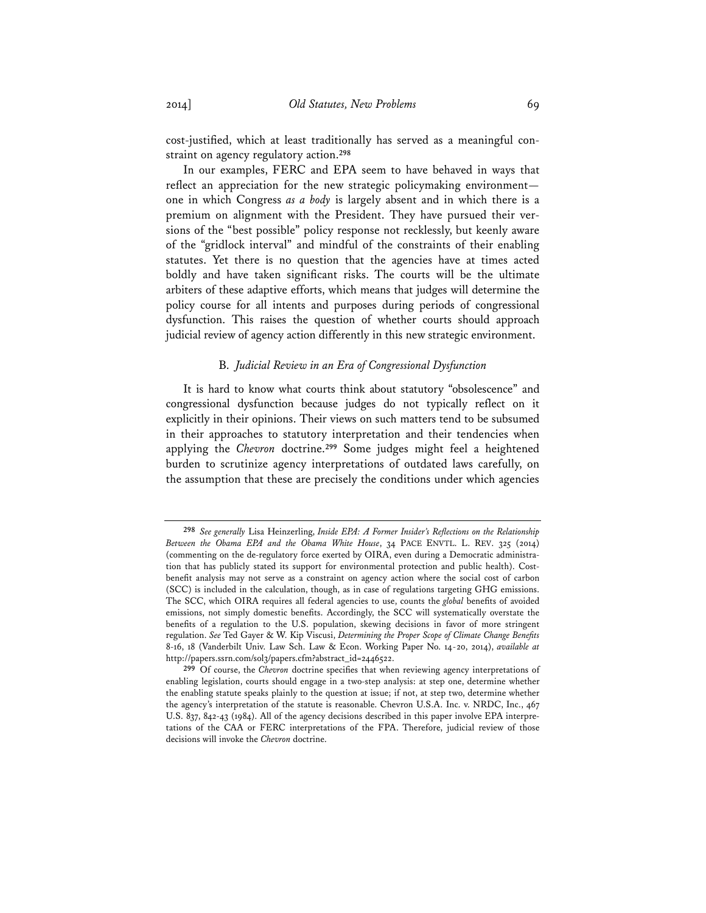cost-justified, which at least traditionally has served as a meaningful constraint on agency regulatory action.[298]

In our examples, FERC and EPA seem to have behaved in ways that reflect an appreciation for the new strategic policymaking environment—one in which Congress *as a body* is largely absent and in which there is a premium on alignment with the President. They have pursued their versions of the "best possible" policy response not recklessly, but keenly aware of the "gridlock interval" and mindful of the constraints of their enabling statutes. Yet there is no question that the agencies have at times acted boldly and have taken significant risks. The courts will be the ultimate arbiters of these adaptive efforts, which means that judges will determine the policy course for all intents and purposes during periods of congressional dysfunction. This raises the question of whether courts should approach judicial review of agency action differently in this new strategic environment.

### B. *Judicial Review in an Era of Congressional Dysfunction*

It is hard to know what courts think about statutory "obsolescence" and congressional dysfunction because judges do not typically reflect on it explicitly in their opinions. Their views on such matters tend to be subsumed in their approaches to statutory interpretation and their tendencies when applying the *Chevron* doctrine.[299] Some judges might feel a heightened burden to scrutinize agency interpretations of outdated laws carefully, on the assumption that these are precisely the conditions under which agencies

---

[298] *See generally* Lisa Heinzerling, *Inside EPA: A Former Insider's Reflections on the Relationship Between the Obama EPA and the Obama White House*, 34 PACE ENVTL. L. REV. 325 (2014) (commenting on the de-regulatory force exerted by OIRA, even during a Democratic administration that has publicly stated its support for environmental protection and public health). Cost-benefit analysis may not serve as a constraint on agency action where the social cost of carbon (SCC) is included in the calculation, though, as in case of regulations targeting GHG emissions. The SCC, which OIRA requires all federal agencies to use, counts the *global* benefits of avoided emissions, not simply domestic benefits. Accordingly, the SCC will systematically overstate the benefits of a regulation to the U.S. population, skewing decisions in favor of more stringent regulation. *See* Ted Gayer & W. Kip Viscusi, *Determining the Proper Scope of Climate Change Benefits* 8-16, 18 (Vanderbilt Univ. Law Sch. Law & Econ. Working Paper No. 14-20, 2014), *available at* http://papers.ssrn.com/sol3/papers.cfm?abstract_id=2446522.

[299] Of course, the *Chevron* doctrine specifies that when reviewing agency interpretations of enabling legislation, courts should engage in a two-step analysis: at step one, determine whether the enabling statute speaks plainly to the question at issue; if not, at step two, determine whether the agency's interpretation of the statute is reasonable. Chevron U.S.A. Inc. v. NRDC, Inc., 467 U.S. 837, 842-43 (1984). All of the agency decisions described in this paper involve EPA interpretations of the CAA or FERC interpretations of the FPA. Therefore, judicial review of those decisions will invoke the *Chevron* doctrine.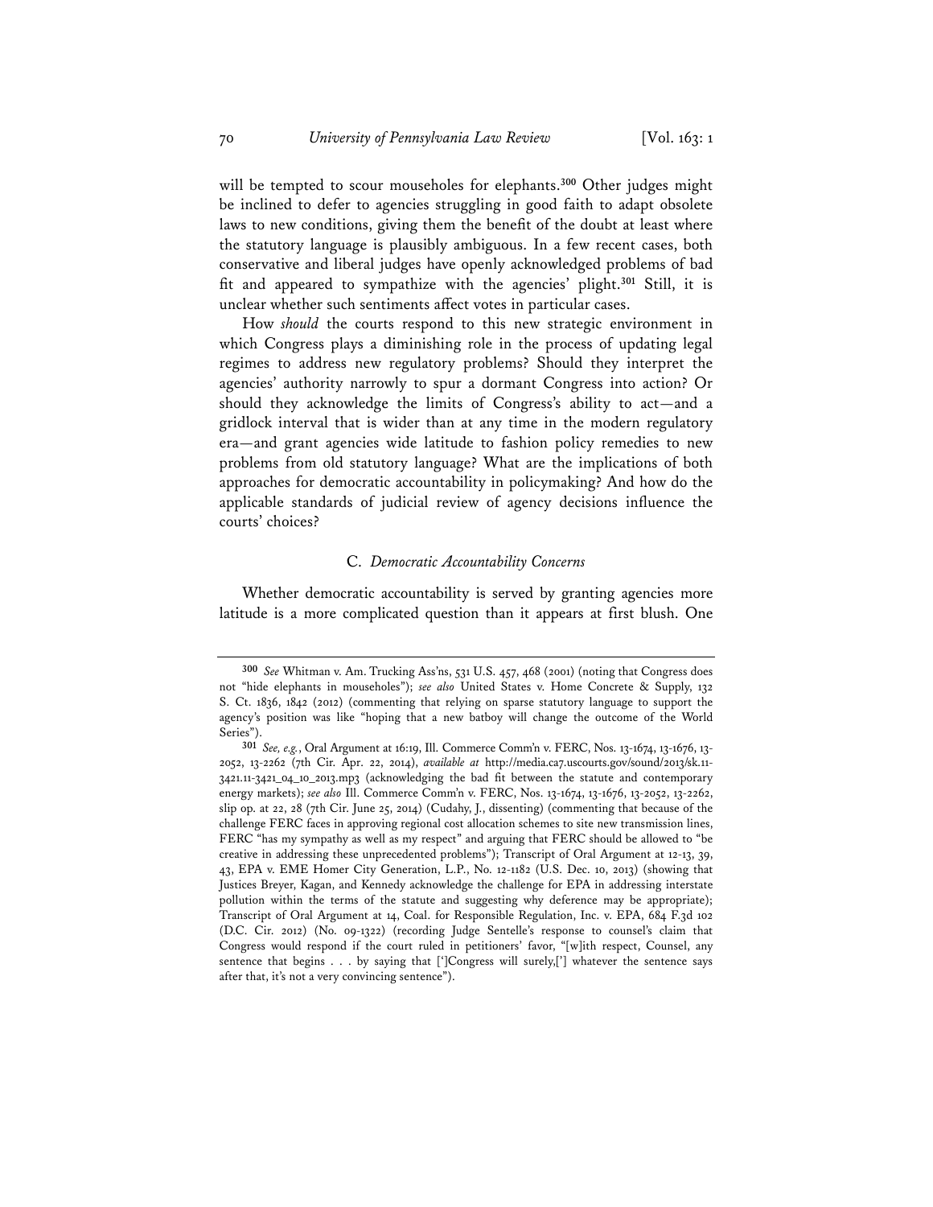will be tempted to scour mouseholes for elephants.[300] Other judges might be inclined to defer to agencies struggling in good faith to adapt obsolete laws to new conditions, giving them the benefit of the doubt at least where the statutory language is plausibly ambiguous. In a few recent cases, both conservative and liberal judges have openly acknowledged problems of bad fit and appeared to sympathize with the agencies' plight.[301] Still, it is unclear whether such sentiments affect votes in particular cases.

How *should* the courts respond to this new strategic environment in which Congress plays a diminishing role in the process of updating legal regimes to address new regulatory problems? Should they interpret the agencies' authority narrowly to spur a dormant Congress into action? Or should they acknowledge the limits of Congress's ability to act—and a gridlock interval that is wider than at any time in the modern regulatory era—and grant agencies wide latitude to fashion policy remedies to new problems from old statutory language? What are the implications of both approaches for democratic accountability in policymaking? And how do the applicable standards of judicial review of agency decisions influence the courts' choices?

### C. *Democratic Accountability Concerns*

Whether democratic accountability is served by granting agencies more latitude is a more complicated question than it appears at first blush. One

---

[300] *See* Whitman v. Am. Trucking Ass'ns, 531 U.S. 457, 468 (2001) (noting that Congress does not "hide elephants in mouseholes"); *see also* United States v. Home Concrete & Supply, 132 S. Ct. 1836, 1842 (2012) (commenting that relying on sparse statutory language to support the agency's position was like "hoping that a new batboy will change the outcome of the World Series").

[301] *See, e.g.*, Oral Argument at 16:19, Ill. Commerce Comm'n v. FERC, Nos. 13-1674, 13-1676, 13-2052, 13-2262 (7th Cir. Apr. 22, 2014), *available at* http://media.ca7.uscourts.gov/sound/2013/sk.11-3421.11-3421_04_10_2013.mp3 (acknowledging the bad fit between the statute and contemporary energy markets); *see also* Ill. Commerce Comm'n v. FERC, Nos. 13-1674, 13-1676, 13-2052, 13-2262, slip op. at 22, 28 (7th Cir. June 25, 2014) (Cudahy, J., dissenting) (commenting that because of the challenge FERC faces in approving regional cost allocation schemes to site new transmission lines, FERC "has my sympathy as well as my respect" and arguing that FERC should be allowed to "be creative in addressing these unprecedented problems"); Transcript of Oral Argument at 12-13, 39, 43, EPA v. EME Homer City Generation, L.P., No. 12-1182 (U.S. Dec. 10, 2013) (showing that Justices Breyer, Kagan, and Kennedy acknowledge the challenge for EPA in addressing interstate pollution within the terms of the statute and suggesting why deference may be appropriate); Transcript of Oral Argument at 14, Coal. for Responsible Regulation, Inc. v. EPA, 684 F.3d 102 (D.C. Cir. 2012) (No. 09-1322) (recording Judge Sentelle's response to counsel's claim that Congress would respond if the court ruled in petitioners' favor, "[w]ith respect, Counsel, any sentence that begins . . . by saying that [']Congress will surely,['] whatever the sentence says after that, it's not a very convincing sentence").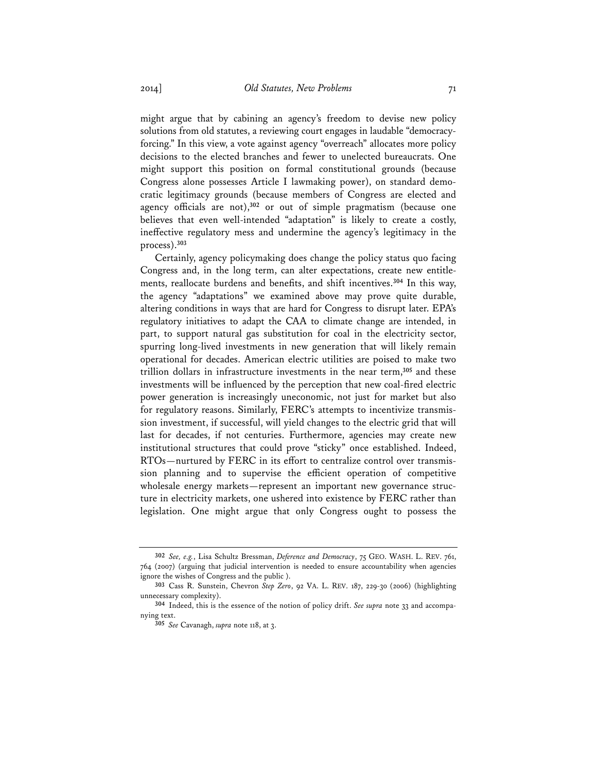might argue that by cabining an agency's freedom to devise new policy solutions from old statutes, a reviewing court engages in laudable "democracy-forcing." In this view, a vote against agency "overreach" allocates more policy decisions to the elected branches and fewer to unelected bureaucrats. One might support this position on formal constitutional grounds (because Congress alone possesses Article I lawmaking power), on standard democratic legitimacy grounds (because members of Congress are elected and agency officials are not),[302] or out of simple pragmatism (because one believes that even well-intended "adaptation" is likely to create a costly, ineffective regulatory mess and undermine the agency's legitimacy in the process).[303]

Certainly, agency policymaking does change the policy status quo facing Congress and, in the long term, can alter expectations, create new entitlements, reallocate burdens and benefits, and shift incentives.[304] In this way, the agency "adaptations" we examined above may prove quite durable, altering conditions in ways that are hard for Congress to disrupt later. EPA's regulatory initiatives to adapt the CAA to climate change are intended, in part, to support natural gas substitution for coal in the electricity sector, spurring long-lived investments in new generation that will likely remain operational for decades. American electric utilities are poised to make two trillion dollars in infrastructure investments in the near term,[305] and these investments will be influenced by the perception that new coal-fired electric power generation is increasingly uneconomic, not just for market but also for regulatory reasons. Similarly, FERC's attempts to incentivize transmission investment, if successful, will yield changes to the electric grid that will last for decades, if not centuries. Furthermore, agencies may create new institutional structures that could prove "sticky" once established. Indeed, RTOs—nurtured by FERC in its effort to centralize control over transmission planning and to supervise the efficient operation of competitive wholesale energy markets—represent an important new governance structure in electricity markets, one ushered into existence by FERC rather than legislation. One might argue that only Congress ought to possess the

---

[302] *See, e.g.*, Lisa Schultz Bressman, *Deference and Democracy*, 75 GEO. WASH. L. REV. 761, 764 (2007) (arguing that judicial intervention is needed to ensure accountability when agencies ignore the wishes of Congress and the public ).

[303] Cass R. Sunstein, Chevron *Step Zero*, 92 VA. L. REV. 187, 229-30 (2006) (highlighting unnecessary complexity).

[304] Indeed, this is the essence of the notion of policy drift. *See supra* note 33 and accompanying text.

[305] *See* Cavanagh, *supra* note 118, at 3.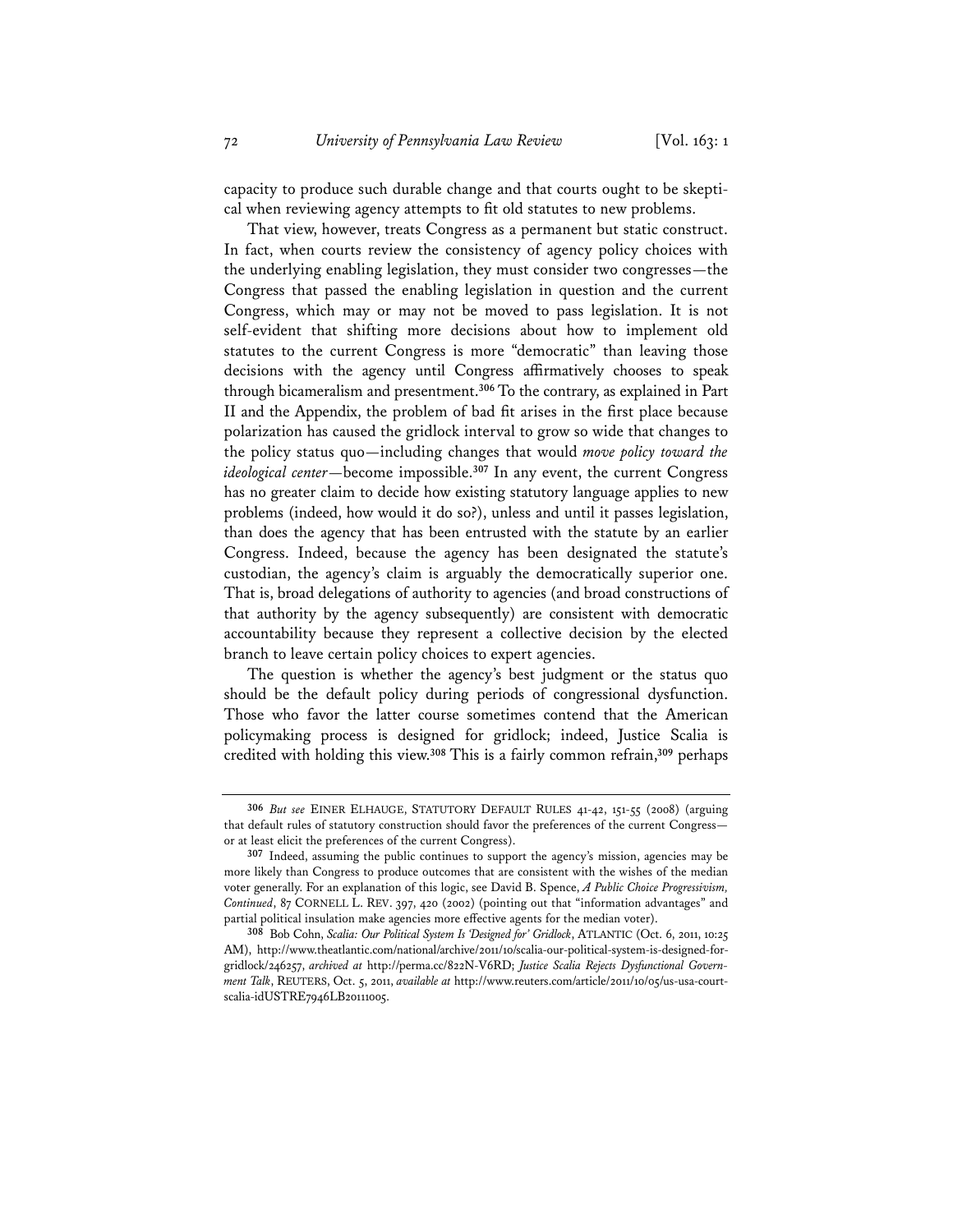capacity to produce such durable change and that courts ought to be skeptical when reviewing agency attempts to fit old statutes to new problems.

That view, however, treats Congress as a permanent but static construct. In fact, when courts review the consistency of agency policy choices with the underlying enabling legislation, they must consider two congresses—the Congress that passed the enabling legislation in question and the current Congress, which may or may not be moved to pass legislation. It is not self-evident that shifting more decisions about how to implement old statutes to the current Congress is more "democratic" than leaving those decisions with the agency until Congress affirmatively chooses to speak through bicameralism and presentment.[306] To the contrary, as explained in Part II and the Appendix, the problem of bad fit arises in the first place because polarization has caused the gridlock interval to grow so wide that changes to the policy status quo—including changes that would *move policy toward the ideological center*—become impossible.[307] In any event, the current Congress has no greater claim to decide how existing statutory language applies to new problems (indeed, how would it do so?), unless and until it passes legislation, than does the agency that has been entrusted with the statute by an earlier Congress. Indeed, because the agency has been designated the statute's custodian, the agency's claim is arguably the democratically superior one. That is, broad delegations of authority to agencies (and broad constructions of that authority by the agency subsequently) are consistent with democratic accountability because they represent a collective decision by the elected branch to leave certain policy choices to expert agencies.

The question is whether the agency's best judgment or the status quo should be the default policy during periods of congressional dysfunction. Those who favor the latter course sometimes contend that the American policymaking process is designed for gridlock; indeed, Justice Scalia is credited with holding this view.[308] This is a fairly common refrain,[309] perhaps

---

[306] *But see* EINER ELHAUGE, STATUTORY DEFAULT RULES 41-42, 151-55 (2008) (arguing that default rules of statutory construction should favor the preferences of the current Congress—or at least elicit the preferences of the current Congress).

[307] Indeed, assuming the public continues to support the agency's mission, agencies may be more likely than Congress to produce outcomes that are consistent with the wishes of the median voter generally. For an explanation of this logic, see David B. Spence, *A Public Choice Progressivism, Continued*, 87 CORNELL L. REV. 397, 420 (2002) (pointing out that "information advantages" and partial political insulation make agencies more effective agents for the median voter).

[308] Bob Cohn, *Scalia: Our Political System Is 'Designed for' Gridlock*, ATLANTIC (Oct. 6, 2011, 10:25 AM), http://www.theatlantic.com/national/archive/2011/10/scalia-our-political-system-is-designed-for-gridlock/246257, *archived at* http://perma.cc/822N-V6RD; *Justice Scalia Rejects Dysfunctional Government Talk*, REUTERS, Oct. 5, 2011, *available at* http://www.reuters.com/article/2011/10/05/us-usa-court-scalia-idUSTRE7946LB20111005.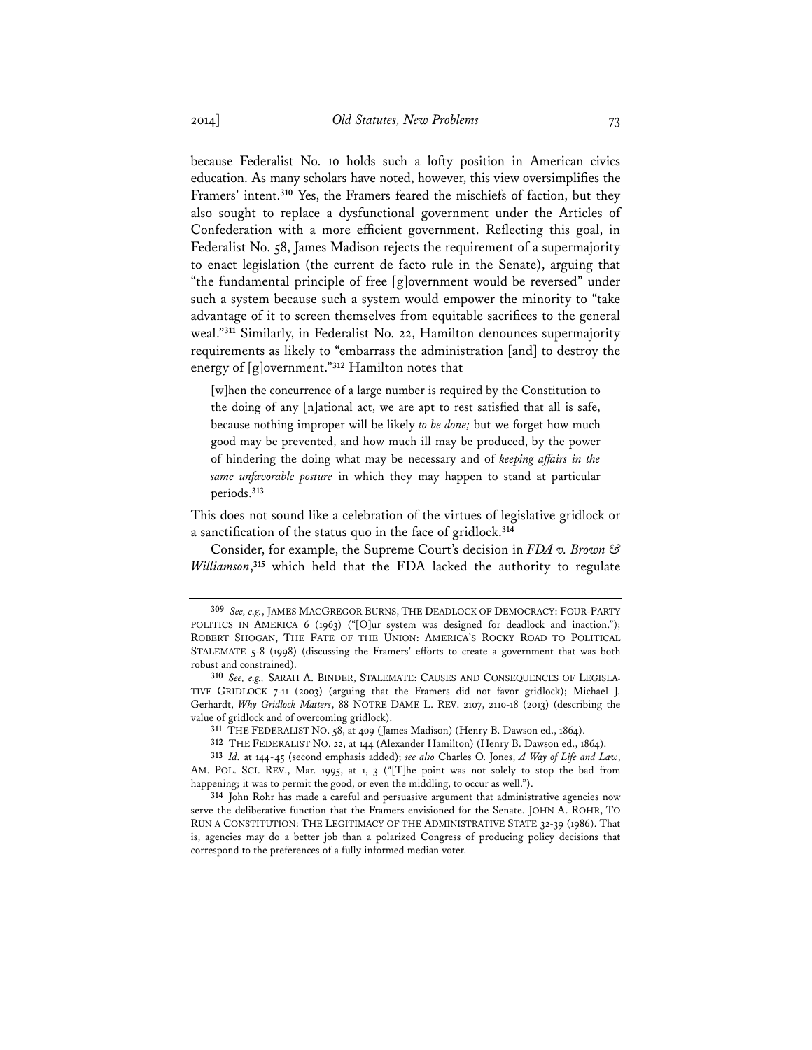because Federalist No. 10 holds such a lofty position in American civics education. As many scholars have noted, however, this view oversimplifies the Framers' intent.[310] Yes, the Framers feared the mischiefs of faction, but they also sought to replace a dysfunctional government under the Articles of Confederation with a more efficient government. Reflecting this goal, in Federalist No. 58, James Madison rejects the requirement of a supermajority to enact legislation (the current de facto rule in the Senate), arguing that "the fundamental principle of free [g]overnment would be reversed" under such a system because such a system would empower the minority to "take advantage of it to screen themselves from equitable sacrifices to the general weal."[311] Similarly, in Federalist No. 22, Hamilton denounces supermajority requirements as likely to "embarrass the administration [and] to destroy the energy of [g]overnment."[312] Hamilton notes that

> [w]hen the concurrence of a large number is required by the Constitution to the doing of any [n]ational act, we are apt to rest satisfied that all is safe, because nothing improper will be likely *to be done;* but we forget how much good may be prevented, and how much ill may be produced, by the power of hindering the doing what may be necessary and of *keeping affairs in the same unfavorable posture* in which they may happen to stand at particular periods.[313]

This does not sound like a celebration of the virtues of legislative gridlock or a sanctification of the status quo in the face of gridlock.[314]

Consider, for example, the Supreme Court's decision in *FDA v. Brown & Williamson*,[315] which held that the FDA lacked the authority to regulate

---

[309] *See, e.g.*, JAMES MACGREGOR BURNS, THE DEADLOCK OF DEMOCRACY: FOUR-PARTY POLITICS IN AMERICA 6 (1963) ("[O]ur system was designed for deadlock and inaction."); ROBERT SHOGAN, THE FATE OF THE UNION: AMERICA'S ROCKY ROAD TO POLITICAL STALEMATE 5-8 (1998) (discussing the Framers' efforts to create a government that was both robust and constrained).

[310] *See, e.g.*, SARAH A. BINDER, STALEMATE: CAUSES AND CONSEQUENCES OF LEGISLATIVE GRIDLOCK 7-11 (2003) (arguing that the Framers did not favor gridlock); Michael J. Gerhardt, *Why Gridlock Matters*, 88 NOTRE DAME L. REV. 2107, 2110-18 (2013) (describing the value of gridlock and of overcoming gridlock).

[311] THE FEDERALIST NO. 58, at 409 (James Madison) (Henry B. Dawson ed., 1864).

[312] THE FEDERALIST NO. 22, at 144 (Alexander Hamilton) (Henry B. Dawson ed., 1864).

[313] *Id.* at 144-45 (second emphasis added); *see also* Charles O. Jones, *A Way of Life and Law*, AM. POL. SCI. REV., Mar. 1995, at 1, 3 ("[T]he point was not solely to stop the bad from happening; it was to permit the good, or even the middling, to occur as well.").

[314] John Rohr has made a careful and persuasive argument that administrative agencies now serve the deliberative function that the Framers envisioned for the Senate. JOHN A. ROHR, TO RUN A CONSTITUTION: THE LEGITIMACY OF THE ADMINISTRATIVE STATE 32-39 (1986). That is, agencies may do a better job than a polarized Congress of producing policy decisions that correspond to the preferences of a fully informed median voter.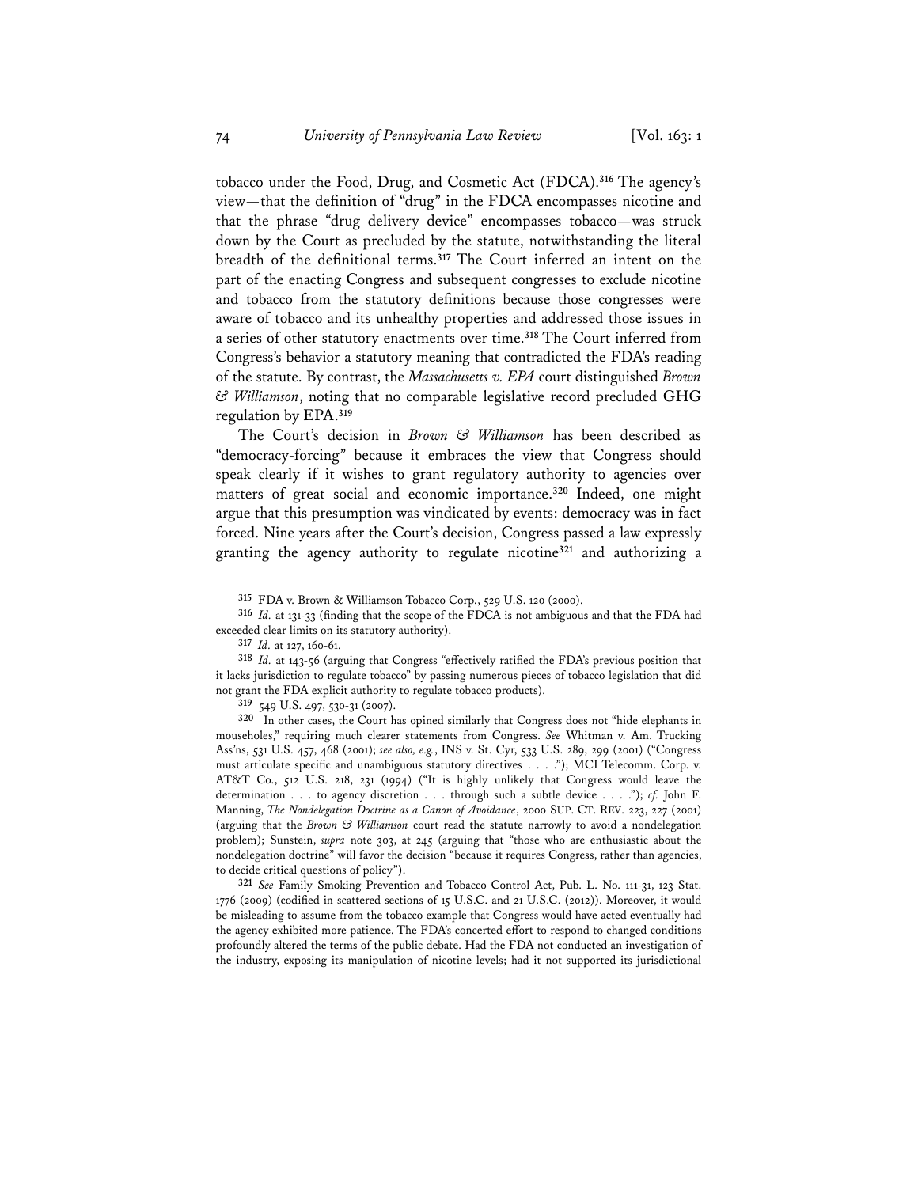tobacco under the Food, Drug, and Cosmetic Act (FDCA).[316] The agency's view—that the definition of "drug" in the FDCA encompasses nicotine and that the phrase "drug delivery device" encompasses tobacco—was struck down by the Court as precluded by the statute, notwithstanding the literal breadth of the definitional terms.[317] The Court inferred an intent on the part of the enacting Congress and subsequent congresses to exclude nicotine and tobacco from the statutory definitions because those congresses were aware of tobacco and its unhealthy properties and addressed those issues in a series of other statutory enactments over time.[318] The Court inferred from Congress's behavior a statutory meaning that contradicted the FDA's reading of the statute. By contrast, the *Massachusetts v. EPA* court distinguished *Brown & Williamson*, noting that no comparable legislative record precluded GHG regulation by EPA.[319]

The Court's decision in *Brown & Williamson* has been described as "democracy-forcing" because it embraces the view that Congress should speak clearly if it wishes to grant regulatory authority to agencies over matters of great social and economic importance.[320] Indeed, one might argue that this presumption was vindicated by events: democracy was in fact forced. Nine years after the Court's decision, Congress passed a law expressly granting the agency authority to regulate nicotine[321] and authorizing a

---

[315] FDA v. Brown & Williamson Tobacco Corp., 529 U.S. 120 (2000).

[316] *Id.* at 131-33 (finding that the scope of the FDCA is not ambiguous and that the FDA had exceeded clear limits on its statutory authority).

[317] *Id.* at 127, 160-61.

[318] *Id.* at 143-56 (arguing that Congress "effectively ratified the FDA's previous position that it lacks jurisdiction to regulate tobacco" by passing numerous pieces of tobacco legislation that did not grant the FDA explicit authority to regulate tobacco products).

[319] 549 U.S. 497, 530-31 (2007).

[320] In other cases, the Court has opined similarly that Congress does not "hide elephants in mouseholes," requiring much clearer statements from Congress. *See* Whitman v. Am. Trucking Ass'ns, 531 U.S. 457, 468 (2001); *see also, e.g.*, INS v. St. Cyr, 533 U.S. 289, 299 (2001) ("Congress must articulate specific and unambiguous statutory directives . . . ."); MCI Telecomm. Corp. v. AT&T Co., 512 U.S. 218, 231 (1994) ("It is highly unlikely that Congress would leave the determination . . . to agency discretion . . . through such a subtle device . . . ."); *cf.* John F. Manning, *The Nondelegation Doctrine as a Canon of Avoidance*, 2000 SUP. CT. REV. 223, 227 (2001) (arguing that the *Brown & Williamson* court read the statute narrowly to avoid a nondelegation problem); Sunstein, *supra* note 303, at 245 (arguing that "those who are enthusiastic about the nondelegation doctrine" will favor the decision "because it requires Congress, rather than agencies, to decide critical questions of policy").

[321] *See* Family Smoking Prevention and Tobacco Control Act, Pub. L. No. 111-31, 123 Stat. 1776 (2009) (codified in scattered sections of 15 U.S.C. and 21 U.S.C. (2012)). Moreover, it would be misleading to assume from the tobacco example that Congress would have acted eventually had the agency exhibited more patience. The FDA's concerted effort to respond to changed conditions profoundly altered the terms of the public debate. Had the FDA not conducted an investigation of the industry, exposing its manipulation of nicotine levels; had it not supported its jurisdictional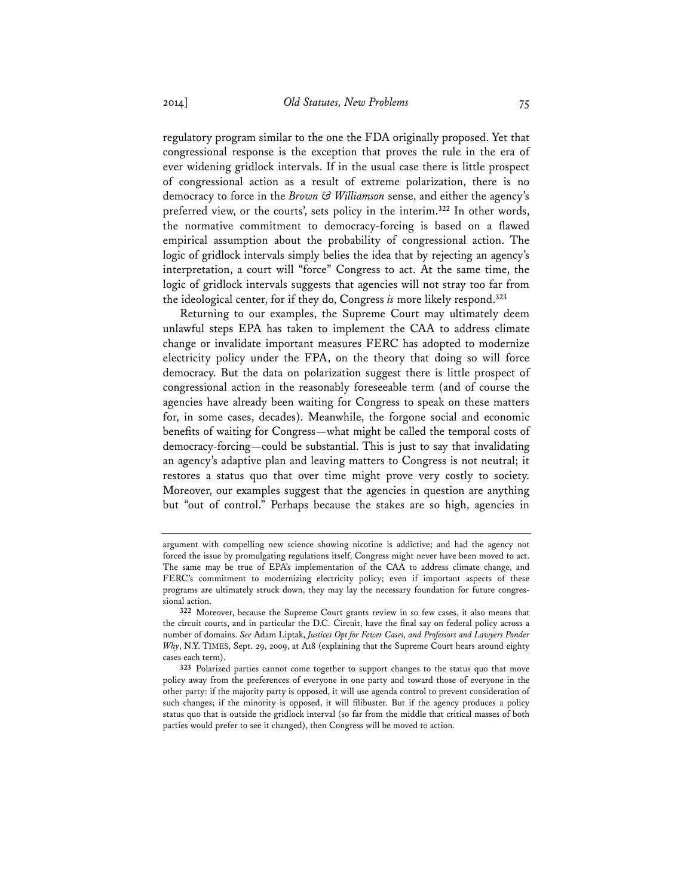regulatory program similar to the one the FDA originally proposed. Yet that congressional response is the exception that proves the rule in the era of ever widening gridlock intervals. If in the usual case there is little prospect of congressional action as a result of extreme polarization, there is no democracy to force in the *Brown & Williamson* sense, and either the agency's preferred view, or the courts', sets policy in the interim.[322] In other words, the normative commitment to democracy-forcing is based on a flawed empirical assumption about the probability of congressional action. The logic of gridlock intervals simply belies the idea that by rejecting an agency's interpretation, a court will "force" Congress to act. At the same time, the logic of gridlock intervals suggests that agencies will not stray too far from the ideological center, for if they do, Congress *is* more likely respond.[323]

Returning to our examples, the Supreme Court may ultimately deem unlawful steps EPA has taken to implement the CAA to address climate change or invalidate important measures FERC has adopted to modernize electricity policy under the FPA, on the theory that doing so will force democracy. But the data on polarization suggest there is little prospect of congressional action in the reasonably foreseeable term (and of course the agencies have already been waiting for Congress to speak on these matters for, in some cases, decades). Meanwhile, the forgone social and economic benefits of waiting for Congress—what might be called the temporal costs of democracy-forcing—could be substantial. This is just to say that invalidating an agency's adaptive plan and leaving matters to Congress is not neutral; it restores a status quo that over time might prove very costly to society. Moreover, our examples suggest that the agencies in question are anything but "out of control." Perhaps because the stakes are so high, agencies in

---

argument with compelling new science showing nicotine is addictive; and had the agency not forced the issue by promulgating regulations itself, Congress might never have been moved to act. The same may be true of EPA's implementation of the CAA to address climate change, and FERC's commitment to modernizing electricity policy; even if important aspects of these programs are ultimately struck down, they may lay the necessary foundation for future congressional action.

[322] Moreover, because the Supreme Court grants review in so few cases, it also means that the circuit courts, and in particular the D.C. Circuit, have the final say on federal policy across a number of domains. *See* Adam Liptak, *Justices Opt for Fewer Cases, and Professors and Lawyers Ponder Why*, N.Y. TIMES, Sept. 29, 2009, at A18 (explaining that the Supreme Court hears around eighty cases each term).

[323] Polarized parties cannot come together to support changes to the status quo that move policy away from the preferences of everyone in one party and toward those of everyone in the other party: if the majority party is opposed, it will use agenda control to prevent consideration of such changes; if the minority is opposed, it will filibuster. But if the agency produces a policy status quo that is outside the gridlock interval (so far from the middle that critical masses of both parties would prefer to see it changed), then Congress will be moved to action.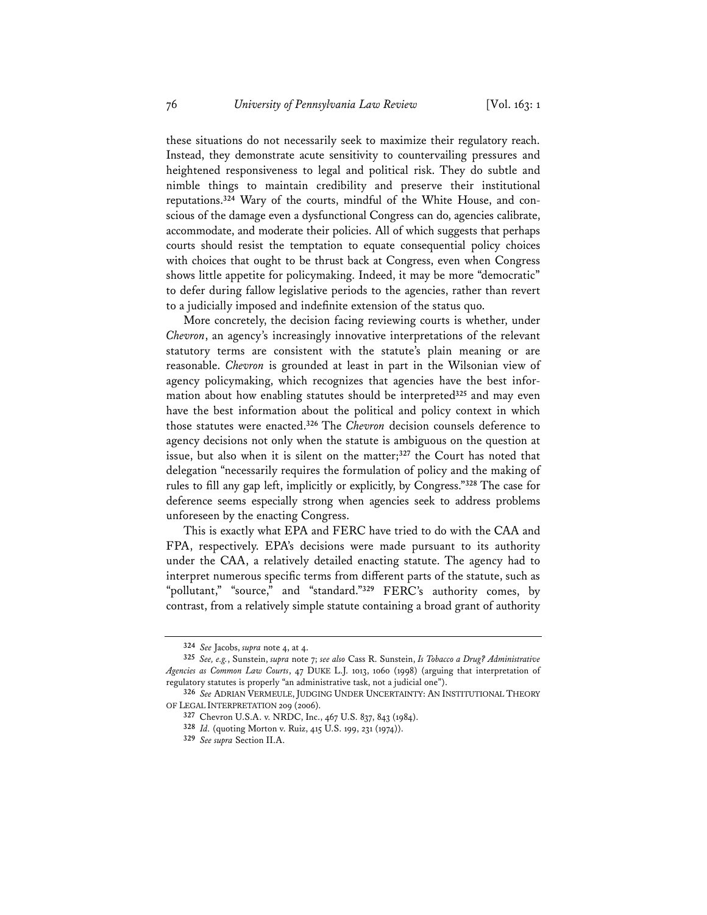these situations do not necessarily seek to maximize their regulatory reach. Instead, they demonstrate acute sensitivity to countervailing pressures and heightened responsiveness to legal and political risk. They do subtle and nimble things to maintain credibility and preserve their institutional reputations.[324] Wary of the courts, mindful of the White House, and conscious of the damage even a dysfunctional Congress can do, agencies calibrate, accommodate, and moderate their policies. All of which suggests that perhaps courts should resist the temptation to equate consequential policy choices with choices that ought to be thrust back at Congress, even when Congress shows little appetite for policymaking. Indeed, it may be more "democratic" to defer during fallow legislative periods to the agencies, rather than revert to a judicially imposed and indefinite extension of the status quo.

More concretely, the decision facing reviewing courts is whether, under *Chevron*, an agency's increasingly innovative interpretations of the relevant statutory terms are consistent with the statute's plain meaning or are reasonable. *Chevron* is grounded at least in part in the Wilsonian view of agency policymaking, which recognizes that agencies have the best information about how enabling statutes should be interpreted[325] and may even have the best information about the political and policy context in which those statutes were enacted.[326] The *Chevron* decision counsels deference to agency decisions not only when the statute is ambiguous on the question at issue, but also when it is silent on the matter;[327] the Court has noted that delegation "necessarily requires the formulation of policy and the making of rules to fill any gap left, implicitly or explicitly, by Congress."[328] The case for deference seems especially strong when agencies seek to address problems unforeseen by the enacting Congress.

This is exactly what EPA and FERC have tried to do with the CAA and FPA, respectively. EPA's decisions were made pursuant to its authority under the CAA, a relatively detailed enacting statute. The agency had to interpret numerous specific terms from different parts of the statute, such as "pollutant," "source," and "standard."[329] FERC's authority comes, by contrast, from a relatively simple statute containing a broad grant of authority

---

[324] *See* Jacobs, *supra* note 4, at 4.

[325] *See, e.g.*, Sunstein, *supra* note 7; *see also* Cass R. Sunstein, *Is Tobacco a Drug? Administrative Agencies as Common Law Courts*, 47 DUKE L.J. 1013, 1060 (1998) (arguing that interpretation of regulatory statutes is properly "an administrative task, not a judicial one").

[326] *See* ADRIAN VERMEULE, JUDGING UNDER UNCERTAINTY: AN INSTITUTIONAL THEORY OF LEGAL INTERPRETATION 209 (2006).

[327] Chevron U.S.A. v. NRDC, Inc., 467 U.S. 837, 843 (1984).

[328] *Id.* (quoting Morton v. Ruiz, 415 U.S. 199, 231 (1974)).

[329] *See supra* Section II.A.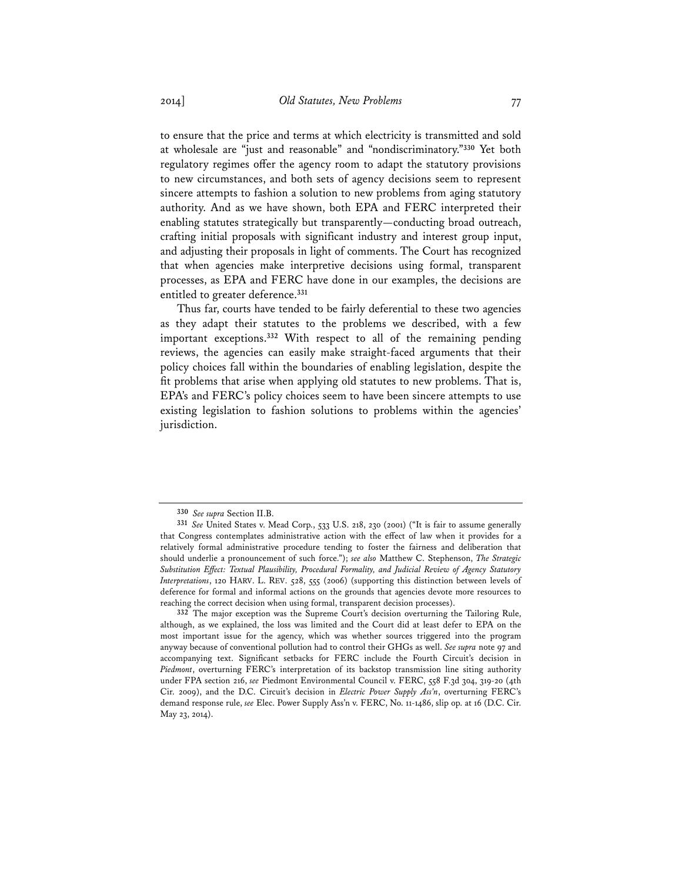to ensure that the price and terms at which electricity is transmitted and sold at wholesale are "just and reasonable" and "nondiscriminatory."[330] Yet both regulatory regimes offer the agency room to adapt the statutory provisions to new circumstances, and both sets of agency decisions seem to represent sincere attempts to fashion a solution to new problems from aging statutory authority. And as we have shown, both EPA and FERC interpreted their enabling statutes strategically but transparently—conducting broad outreach, crafting initial proposals with significant industry and interest group input, and adjusting their proposals in light of comments. The Court has recognized that when agencies make interpretive decisions using formal, transparent processes, as EPA and FERC have done in our examples, the decisions are entitled to greater deference.[331]

Thus far, courts have tended to be fairly deferential to these two agencies as they adapt their statutes to the problems we described, with a few important exceptions.[332] With respect to all of the remaining pending reviews, the agencies can easily make straight-faced arguments that their policy choices fall within the boundaries of enabling legislation, despite the fit problems that arise when applying old statutes to new problems. That is, EPA's and FERC's policy choices seem to have been sincere attempts to use existing legislation to fashion solutions to problems within the agencies' jurisdiction.

---

[330] *See supra* Section II.B.

[331] *See* United States v. Mead Corp., 533 U.S. 218, 230 (2001) ("It is fair to assume generally that Congress contemplates administrative action with the effect of law when it provides for a relatively formal administrative procedure tending to foster the fairness and deliberation that should underlie a pronouncement of such force."); *see also* Matthew C. Stephenson, *The Strategic Substitution Effect: Textual Plausibility, Procedural Formality, and Judicial Review of Agency Statutory Interpretations*, 120 HARV. L. REV. 528, 555 (2006) (supporting this distinction between levels of deference for formal and informal actions on the grounds that agencies devote more resources to reaching the correct decision when using formal, transparent decision processes).

[332] The major exception was the Supreme Court's decision overturning the Tailoring Rule, although, as we explained, the loss was limited and the Court did at least defer to EPA on the most important issue for the agency, which was whether sources triggered into the program anyway because of conventional pollution had to control their GHGs as well. *See supra* note 97 and accompanying text. Significant setbacks for FERC include the Fourth Circuit's decision in *Piedmont*, overturning FERC's interpretation of its backstop transmission line siting authority under FPA section 216, *see* Piedmont Environmental Council v. FERC, 558 F.3d 304, 319-20 (4th Cir. 2009), and the D.C. Circuit's decision in *Electric Power Supply Ass'n*, overturning FERC's demand response rule, *see* Elec. Power Supply Ass'n v. FERC, No. 11-1486, slip op. at 16 (D.C. Cir. May 23, 2014).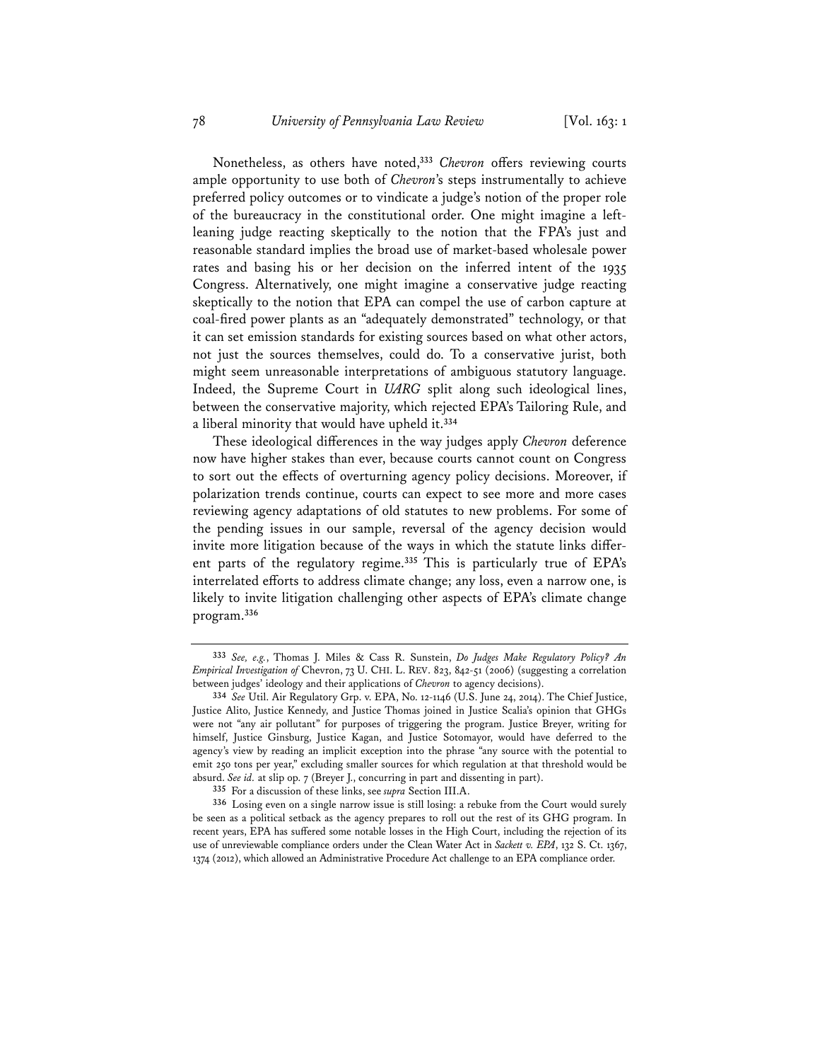Nonetheless, as others have noted,[333] *Chevron* offers reviewing courts ample opportunity to use both of *Chevron*'s steps instrumentally to achieve preferred policy outcomes or to vindicate a judge's notion of the proper role of the bureaucracy in the constitutional order. One might imagine a left-leaning judge reacting skeptically to the notion that the FPA's just and reasonable standard implies the broad use of market-based wholesale power rates and basing his or her decision on the inferred intent of the 1935 Congress. Alternatively, one might imagine a conservative judge reacting skeptically to the notion that EPA can compel the use of carbon capture at coal-fired power plants as an "adequately demonstrated" technology, or that it can set emission standards for existing sources based on what other actors, not just the sources themselves, could do. To a conservative jurist, both might seem unreasonable interpretations of ambiguous statutory language. Indeed, the Supreme Court in *UARG* split along such ideological lines, between the conservative majority, which rejected EPA's Tailoring Rule, and a liberal minority that would have upheld it.[334]

These ideological differences in the way judges apply *Chevron* deference now have higher stakes than ever, because courts cannot count on Congress to sort out the effects of overturning agency policy decisions. Moreover, if polarization trends continue, courts can expect to see more and more cases reviewing agency adaptations of old statutes to new problems. For some of the pending issues in our sample, reversal of the agency decision would invite more litigation because of the ways in which the statute links different parts of the regulatory regime.[335] This is particularly true of EPA's interrelated efforts to address climate change; any loss, even a narrow one, is likely to invite litigation challenging other aspects of EPA's climate change program.[336]

---

[333] *See, e.g.*, Thomas J. Miles & Cass R. Sunstein, *Do Judges Make Regulatory Policy? An Empirical Investigation of* Chevron, 73 U. CHI. L. REV. 823, 842-51 (2006) (suggesting a correlation between judges' ideology and their applications of *Chevron* to agency decisions).

[334] *See* Util. Air Regulatory Grp. v. EPA, No. 12-1146 (U.S. June 24, 2014). The Chief Justice, Justice Alito, Justice Kennedy, and Justice Thomas joined in Justice Scalia's opinion that GHGs were not "any air pollutant" for purposes of triggering the program. Justice Breyer, writing for himself, Justice Ginsburg, Justice Kagan, and Justice Sotomayor, would have deferred to the agency's view by reading an implicit exception into the phrase "any source with the potential to emit 250 tons per year," excluding smaller sources for which regulation at that threshold would be absurd. *See id.* at slip op. 7 (Breyer J., concurring in part and dissenting in part).

[335] For a discussion of these links, see *supra* Section III.A.

[336] Losing even on a single narrow issue is still losing: a rebuke from the Court would surely be seen as a political setback as the agency prepares to roll out the rest of its GHG program. In recent years, EPA has suffered some notable losses in the High Court, including the rejection of its use of unreviewable compliance orders under the Clean Water Act in *Sackett v. EPA*, 132 S. Ct. 1367, 1374 (2012), which allowed an Administrative Procedure Act challenge to an EPA compliance order.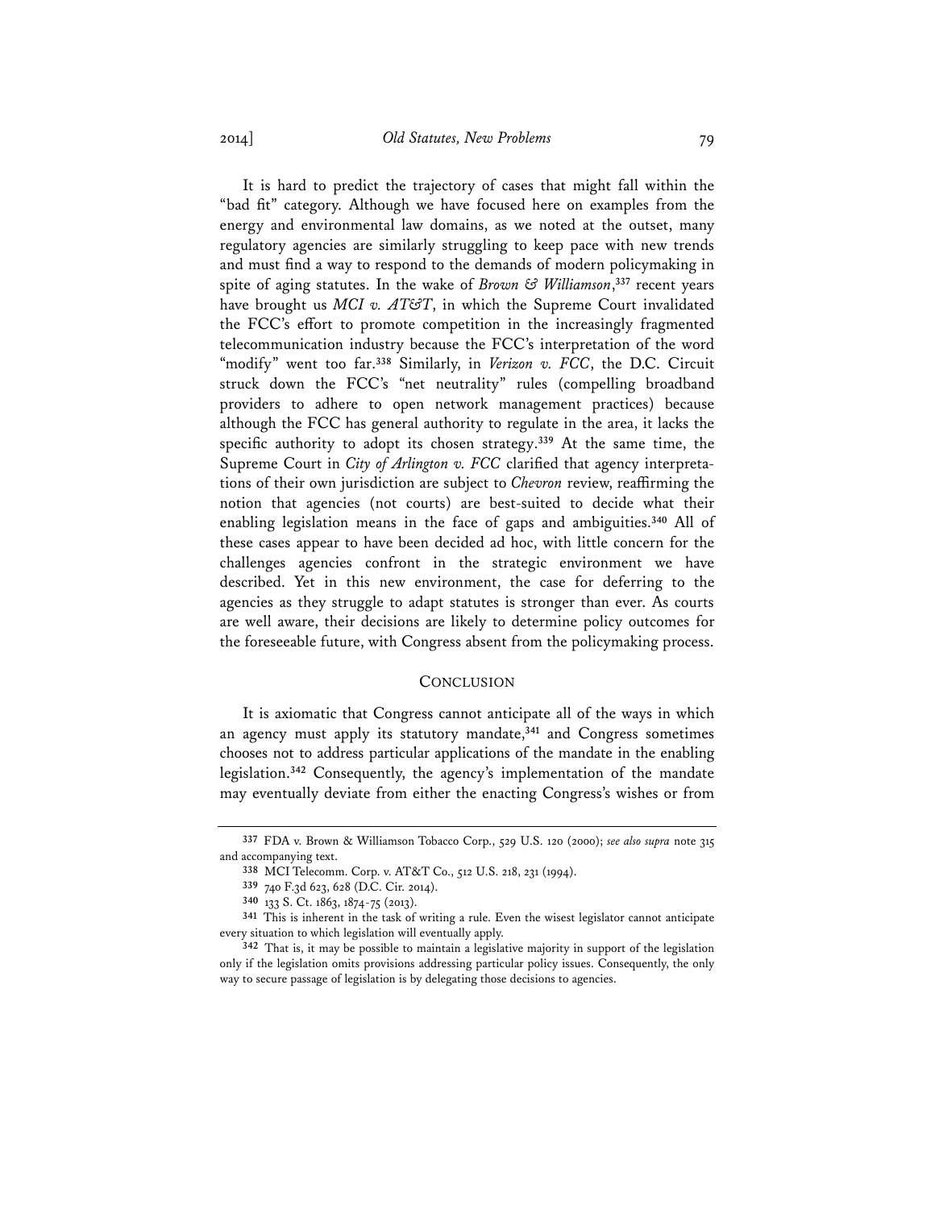It is hard to predict the trajectory of cases that might fall within the "bad fit" category. Although we have focused here on examples from the energy and environmental law domains, as we noted at the outset, many regulatory agencies are similarly struggling to keep pace with new trends and must find a way to respond to the demands of modern policymaking in spite of aging statutes. In the wake of *Brown & Williamson*,[337] recent years have brought us *MCI v. AT&T*, in which the Supreme Court invalidated the FCC's effort to promote competition in the increasingly fragmented telecommunication industry because the FCC's interpretation of the word "modify" went too far.[338] Similarly, in *Verizon v. FCC*, the D.C. Circuit struck down the FCC's "net neutrality" rules (compelling broadband providers to adhere to open network management practices) because although the FCC has general authority to regulate in the area, it lacks the specific authority to adopt its chosen strategy.[339] At the same time, the Supreme Court in *City of Arlington v. FCC* clarified that agency interpretations of their own jurisdiction are subject to *Chevron* review, reaffirming the notion that agencies (not courts) are best-suited to decide what their enabling legislation means in the face of gaps and ambiguities.[340] All of these cases appear to have been decided ad hoc, with little concern for the challenges agencies confront in the strategic environment we have described. Yet in this new environment, the case for deferring to the agencies as they struggle to adapt statutes is stronger than ever. As courts are well aware, their decisions are likely to determine policy outcomes for the foreseeable future, with Congress absent from the policymaking process.

## CONCLUSION

It is axiomatic that Congress cannot anticipate all of the ways in which an agency must apply its statutory mandate,[341] and Congress sometimes chooses not to address particular applications of the mandate in the enabling legislation.[342] Consequently, the agency's implementation of the mandate may eventually deviate from either the enacting Congress's wishes or from

---

[337] FDA v. Brown & Williamson Tobacco Corp., 529 U.S. 120 (2000); *see also supra* note 315 and accompanying text.

[338] MCI Telecomm. Corp. v. AT&T Co., 512 U.S. 218, 231 (1994).

[339] 740 F.3d 623, 628 (D.C. Cir. 2014).

[340] 133 S. Ct. 1863, 1874-75 (2013).

[341] This is inherent in the task of writing a rule. Even the wisest legislator cannot anticipate every situation to which legislation will eventually apply.

[342] That is, it may be possible to maintain a legislative majority in support of the legislation only if the legislation omits provisions addressing particular policy issues. Consequently, the only way to secure passage of legislation is by delegating those decisions to agencies.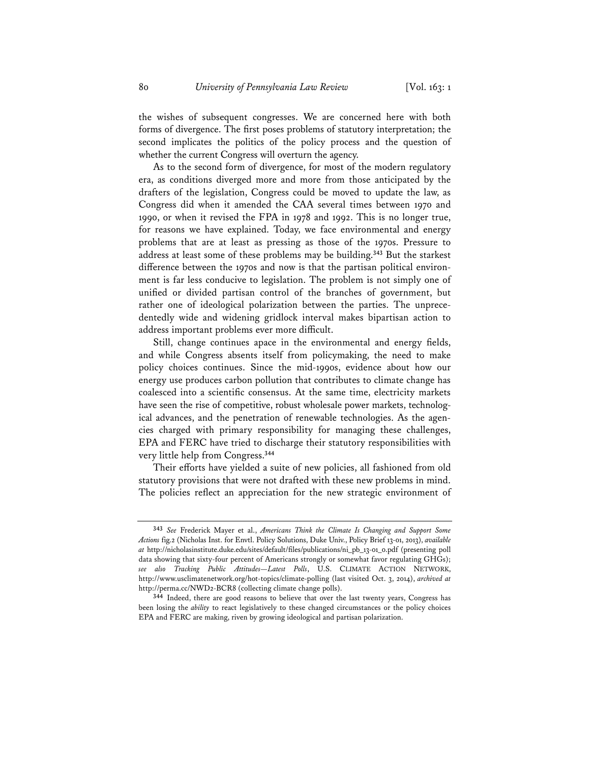the wishes of subsequent congresses. We are concerned here with both forms of divergence. The first poses problems of statutory interpretation; the second implicates the politics of the policy process and the question of whether the current Congress will overturn the agency.

As to the second form of divergence, for most of the modern regulatory era, as conditions diverged more and more from those anticipated by the drafters of the legislation, Congress could be moved to update the law, as Congress did when it amended the CAA several times between 1970 and 1990, or when it revised the FPA in 1978 and 1992. This is no longer true, for reasons we have explained. Today, we face environmental and energy problems that are at least as pressing as those of the 1970s. Pressure to address at least some of these problems may be building.[343] But the starkest difference between the 1970s and now is that the partisan political environment is far less conducive to legislation. The problem is not simply one of unified or divided partisan control of the branches of government, but rather one of ideological polarization between the parties. The unprecedentedly wide and widening gridlock interval makes bipartisan action to address important problems ever more difficult.

Still, change continues apace in the environmental and energy fields, and while Congress absents itself from policymaking, the need to make policy choices continues. Since the mid-1990s, evidence about how our energy use produces carbon pollution that contributes to climate change has coalesced into a scientific consensus. At the same time, electricity markets have seen the rise of competitive, robust wholesale power markets, technological advances, and the penetration of renewable technologies. As the agencies charged with primary responsibility for managing these challenges, EPA and FERC have tried to discharge their statutory responsibilities with very little help from Congress.[344]

Their efforts have yielded a suite of new policies, all fashioned from old statutory provisions that were not drafted with these new problems in mind. The policies reflect an appreciation for the new strategic environment of

---

[343] *See* Frederick Mayer et al., *Americans Think the Climate Is Changing and Support Some Actions* fig.2 (Nicholas Inst. for Envtl. Policy Solutions, Duke Univ., Policy Brief 13-01, 2013), *available at* http://nicholasinstitute.duke.edu/sites/default/files/publications/ni_pb_13-01_0.pdf (presenting poll data showing that sixty-four percent of Americans strongly or somewhat favor regulating GHGs); *see also Tracking Public Attitudes—Latest Polls*, U.S. CLIMATE ACTION NETWORK, http://www.usclimatenetwork.org/hot-topics/climate-polling (last visited Oct. 3, 2014), *archived at* http://perma.cc/NWD2-BCR8 (collecting climate change polls).

[344] Indeed, there are good reasons to believe that over the last twenty years, Congress has been losing the *ability* to react legislatively to these changed circumstances or the policy choices EPA and FERC are making, riven by growing ideological and partisan polarization.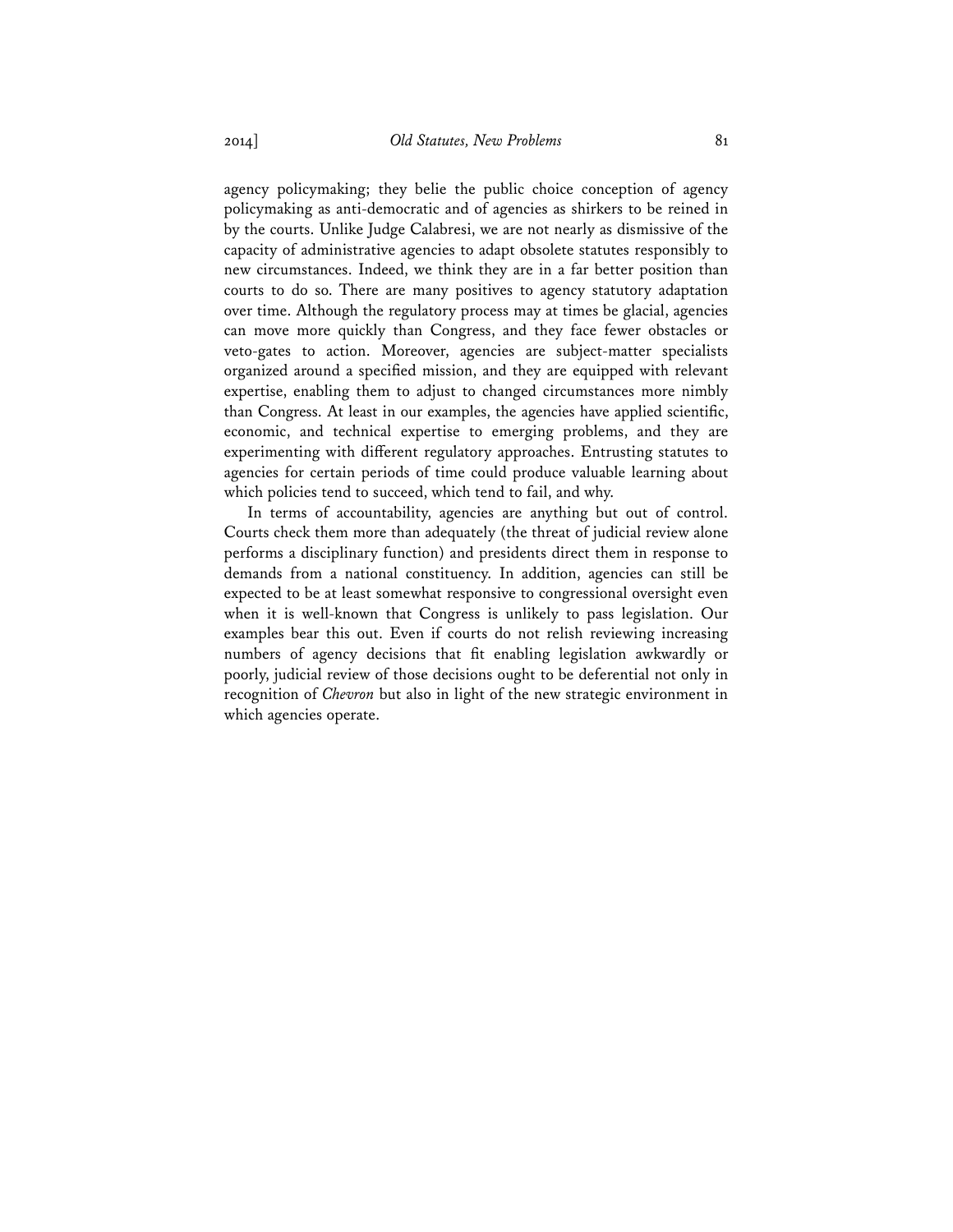agency policymaking; they belie the public choice conception of agency policymaking as anti-democratic and of agencies as shirkers to be reined in by the courts. Unlike Judge Calabresi, we are not nearly as dismissive of the capacity of administrative agencies to adapt obsolete statutes responsibly to new circumstances. Indeed, we think they are in a far better position than courts to do so. There are many positives to agency statutory adaptation over time. Although the regulatory process may at times be glacial, agencies can move more quickly than Congress, and they face fewer obstacles or veto-gates to action. Moreover, agencies are subject-matter specialists organized around a specified mission, and they are equipped with relevant expertise, enabling them to adjust to changed circumstances more nimbly than Congress. At least in our examples, the agencies have applied scientific, economic, and technical expertise to emerging problems, and they are experimenting with different regulatory approaches. Entrusting statutes to agencies for certain periods of time could produce valuable learning about which policies tend to succeed, which tend to fail, and why.

In terms of accountability, agencies are anything but out of control. Courts check them more than adequately (the threat of judicial review alone performs a disciplinary function) and presidents direct them in response to demands from a national constituency. In addition, agencies can still be expected to be at least somewhat responsive to congressional oversight even when it is well-known that Congress is unlikely to pass legislation. Our examples bear this out. Even if courts do not relish reviewing increasing numbers of agency decisions that fit enabling legislation awkwardly or poorly, judicial review of those decisions ought to be deferential not only in recognition of *Chevron* but also in light of the new strategic environment in which agencies operate.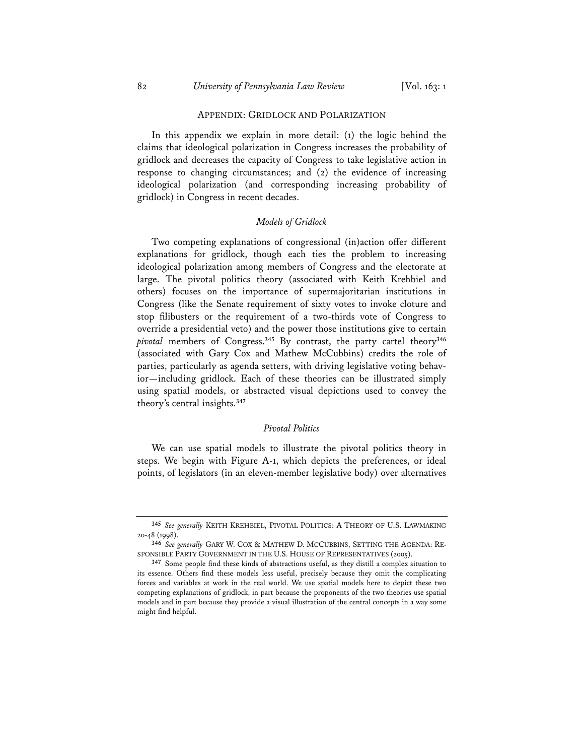## APPENDIX: GRIDLOCK AND POLARIZATION

In this appendix we explain in more detail: (1) the logic behind the claims that ideological polarization in Congress increases the probability of gridlock and decreases the capacity of Congress to take legislative action in response to changing circumstances; and (2) the evidence of increasing ideological polarization (and corresponding increasing probability of gridlock) in Congress in recent decades.

### *Models of Gridlock*

Two competing explanations of congressional (in)action offer different explanations for gridlock, though each ties the problem to increasing ideological polarization among members of Congress and the electorate at large. The pivotal politics theory (associated with Keith Krehbiel and others) focuses on the importance of supermajoritarian institutions in Congress (like the Senate requirement of sixty votes to invoke cloture and stop filibusters or the requirement of a two-thirds vote of Congress to override a presidential veto) and the power those institutions give to certain *pivotal* members of Congress.[345] By contrast, the party cartel theory[346] (associated with Gary Cox and Mathew McCubbins) credits the role of parties, particularly as agenda setters, with driving legislative voting behavior—including gridlock. Each of these theories can be illustrated simply using spatial models, or abstracted visual depictions used to convey the theory's central insights.[347]

### *Pivotal Politics*

We can use spatial models to illustrate the pivotal politics theory in steps. We begin with Figure A-1, which depicts the preferences, or ideal points, of legislators (in an eleven-member legislative body) over alternatives

---

[345] *See generally* KEITH KREHBIEL, PIVOTAL POLITICS: A THEORY OF U.S. LAWMAKING 20-48 (1998).

[346] *See generally* GARY W. COX & MATHEW D. MCCUBBINS, SETTING THE AGENDA: RESPONSIBLE PARTY GOVERNMENT IN THE U.S. HOUSE OF REPRESENTATIVES (2005).

[347] Some people find these kinds of abstractions useful, as they distill a complex situation to its essence. Others find these models less useful, precisely because they omit the complicating forces and variables at work in the real world. We use spatial models here to depict these two competing explanations of gridlock, in part because the proponents of the two theories use spatial models and in part because they provide a visual illustration of the central concepts in a way some might find helpful.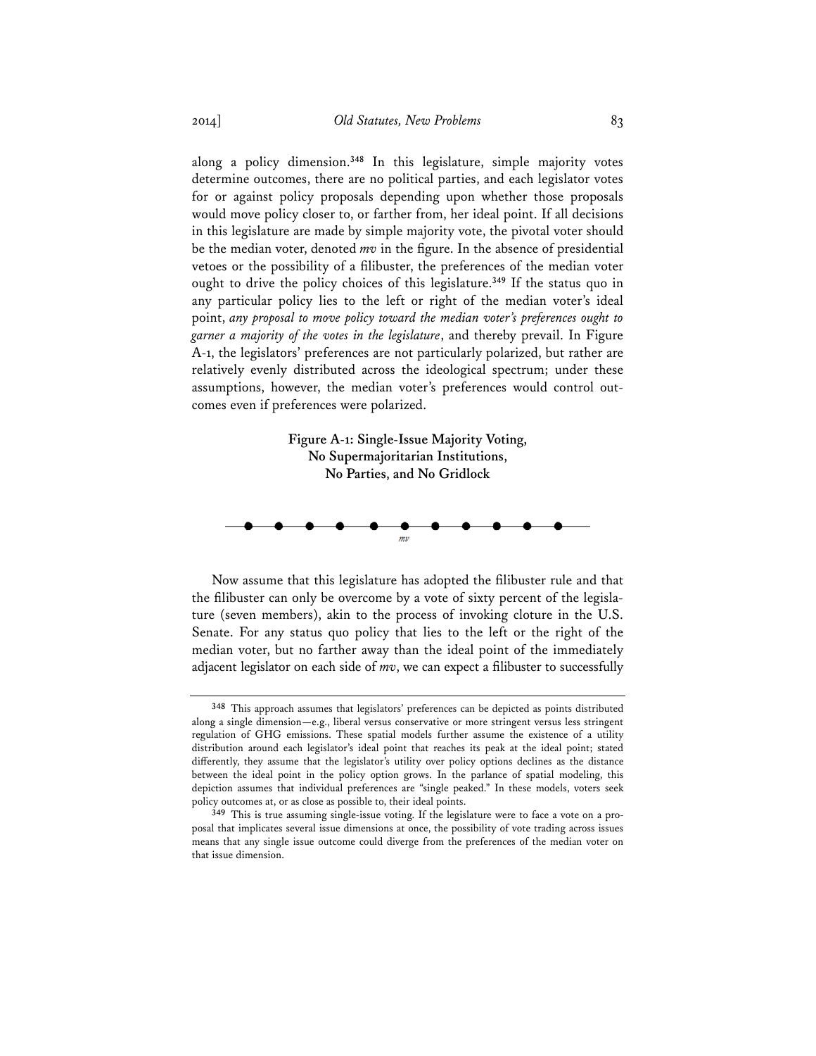along a policy dimension.[348] In this legislature, simple majority votes determine outcomes, there are no political parties, and each legislator votes for or against policy proposals depending upon whether those proposals would move policy closer to, or farther from, her ideal point. If all decisions in this legislature are made by simple majority vote, the pivotal voter should be the median voter, denoted *mv* in the figure. In the absence of presidential vetoes or the possibility of a filibuster, the preferences of the median voter ought to drive the policy choices of this legislature.[349] If the status quo in any particular policy lies to the left or right of the median voter's ideal point, *any proposal to move policy toward the median voter's preferences ought to garner a majority of the votes in the legislature*, and thereby prevail. In Figure A-1, the legislators' preferences are not particularly polarized, but rather are relatively evenly distributed across the ideological spectrum; under these assumptions, however, the median voter's preferences would control outcomes even if preferences were polarized.

**Figure A-1: Single-Issue Majority Voting, No Supermajoritarian Institutions, No Parties, and No Gridlock**

*mv*

Now assume that this legislature has adopted the filibuster rule and that the filibuster can only be overcome by a vote of sixty percent of the legislature (seven members), akin to the process of invoking cloture in the U.S. Senate. For any status quo policy that lies to the left or the right of the median voter, but no farther away than the ideal point of the immediately adjacent legislator on each side of *mv*, we can expect a filibuster to successfully

---

[348] This approach assumes that legislators' preferences can be depicted as points distributed along a single dimension—e.g., liberal versus conservative or more stringent versus less stringent regulation of GHG emissions. These spatial models further assume the existence of a utility distribution around each legislator's ideal point that reaches its peak at the ideal point; stated differently, they assume that the legislator's utility over policy options declines as the distance between the ideal point in the policy option grows. In the parlance of spatial modeling, this depiction assumes that individual preferences are "single peaked." In these models, voters seek policy outcomes at, or as close as possible to, their ideal points.

[349] This is true assuming single-issue voting. If the legislature were to face a vote on a proposal that implicates several issue dimensions at once, the possibility of vote trading across issues means that any single issue outcome could diverge from the preferences of the median voter on that issue dimension.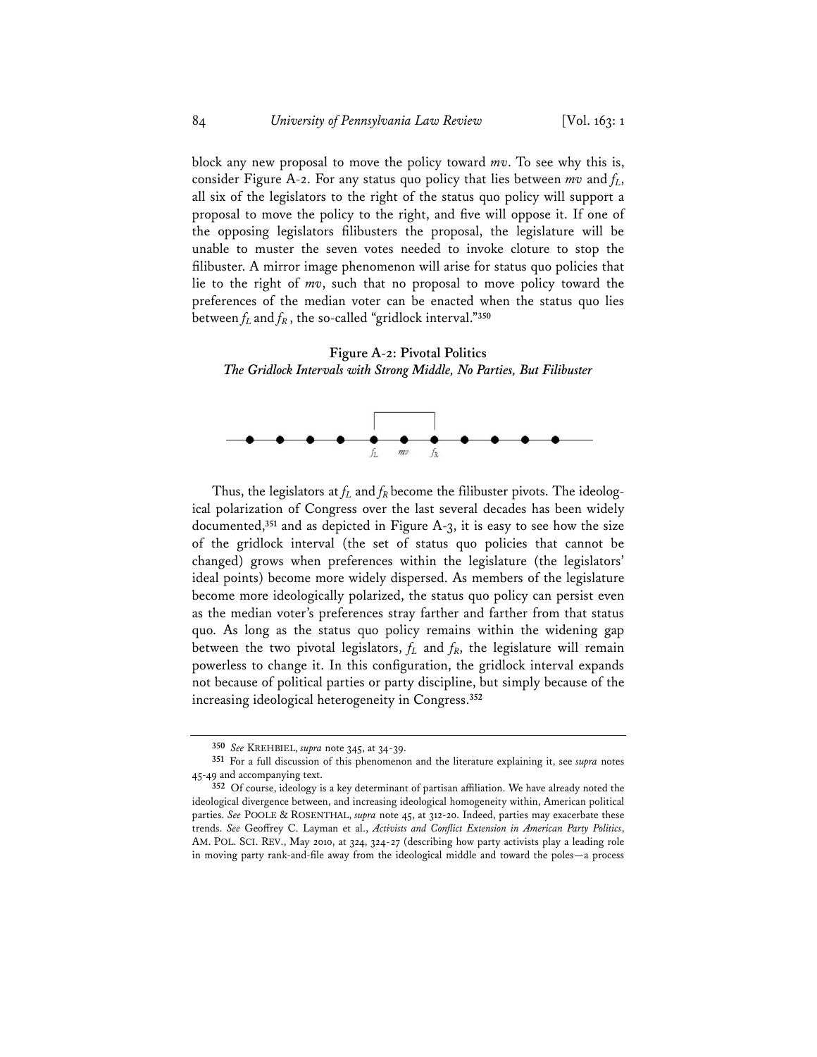block any new proposal to move the policy toward *mv*. To see why this is, consider Figure A-2. For any status quo policy that lies between *mv* and $f_L$, all six of the legislators to the right of the status quo policy will support a proposal to move the policy to the right, and five will oppose it. If one of the opposing legislators filibusters the proposal, the legislature will be unable to muster the seven votes needed to invoke cloture to stop the filibuster. A mirror image phenomenon will arise for status quo policies that lie to the right of *mv*, such that no proposal to move policy toward the preferences of the median voter can be enacted when the status quo lies between $f_L$ and $f_R$, the so-called "gridlock interval."[350]

**Figure A-2: Pivotal Politics**
***The Gridlock Intervals with Strong Middle, No Parties, But Filibuster***

Thus, the legislators at $f_L$ and $f_R$ become the filibuster pivots. The ideological polarization of Congress over the last several decades has been widely documented,[351] and as depicted in Figure A-3, it is easy to see how the size of the gridlock interval (the set of status quo policies that cannot be changed) grows when preferences within the legislature (the legislators' ideal points) become more widely dispersed. As members of the legislature become more ideologically polarized, the status quo policy can persist even as the median voter's preferences stray farther and farther from that status quo. As long as the status quo policy remains within the widening gap between the two pivotal legislators, $f_L$ and $f_R$, the legislature will remain powerless to change it. In this configuration, the gridlock interval expands not because of political parties or party discipline, but simply because of the increasing ideological heterogeneity in Congress.[352]

---

[350] *See* KREHBIEL, *supra* note 345, at 34-39.

[351] For a full discussion of this phenomenon and the literature explaining it, see *supra* notes 45-49 and accompanying text.

[352] Of course, ideology is a key determinant of partisan affiliation. We have already noted the ideological divergence between, and increasing ideological homogeneity within, American political parties. *See* POOLE & ROSENTHAL, *supra* note 45, at 312-20. Indeed, parties may exacerbate these trends. *See* Geoffrey C. Layman et al., *Activists and Conflict Extension in American Party Politics*, AM. POL. SCI. REV., May 2010, at 324, 324-27 (describing how party activists play a leading role in moving party rank-and-file away from the ideological middle and toward the poles—a process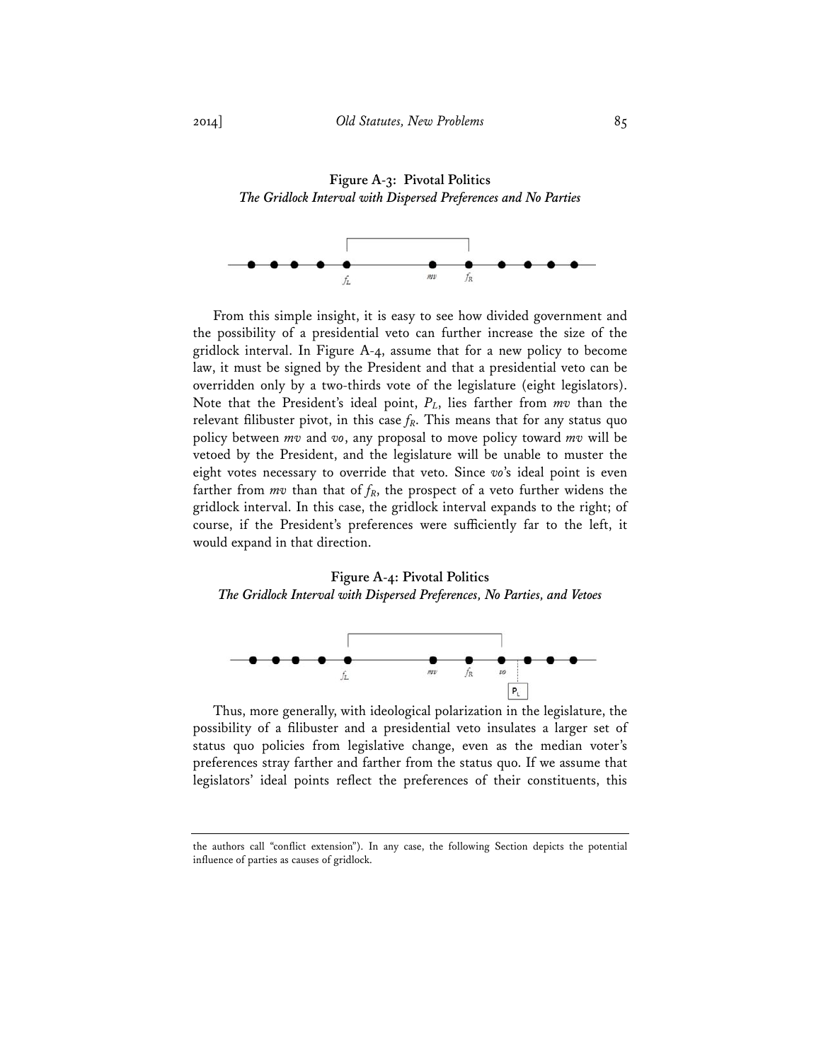**Figure A-3: Pivotal Politics**
***The Gridlock Interval with Dispersed Preferences and No Parties***

From this simple insight, it is easy to see how divided government and the possibility of a presidential veto can further increase the size of the gridlock interval. In Figure A-4, assume that for a new policy to become law, it must be signed by the President and that a presidential veto can be overridden only by a two-thirds vote of the legislature (eight legislators). Note that the President's ideal point, $P_L$, lies farther from *mv* than the relevant filibuster pivot, in this case $f_R$. This means that for any status quo policy between *mv* and *vo*, any proposal to move policy toward *mv* will be vetoed by the President, and the legislature will be unable to muster the eight votes necessary to override that veto. Since *vo*'s ideal point is even farther from *mv* than that of $f_R$, the prospect of a veto further widens the gridlock interval. In this case, the gridlock interval expands to the right; of course, if the President's preferences were sufficiently far to the left, it would expand in that direction.

**Figure A-4: Pivotal Politics**
***The Gridlock Interval with Dispersed Preferences, No Parties, and Vetoes***

Thus, more generally, with ideological polarization in the legislature, the possibility of a filibuster and a presidential veto insulates a larger set of status quo policies from legislative change, even as the median voter's preferences stray farther and farther from the status quo. If we assume that legislators' ideal points reflect the preferences of their constituents, this

---

the authors call "conflict extension"). In any case, the following Section depicts the potential influence of parties as causes of gridlock.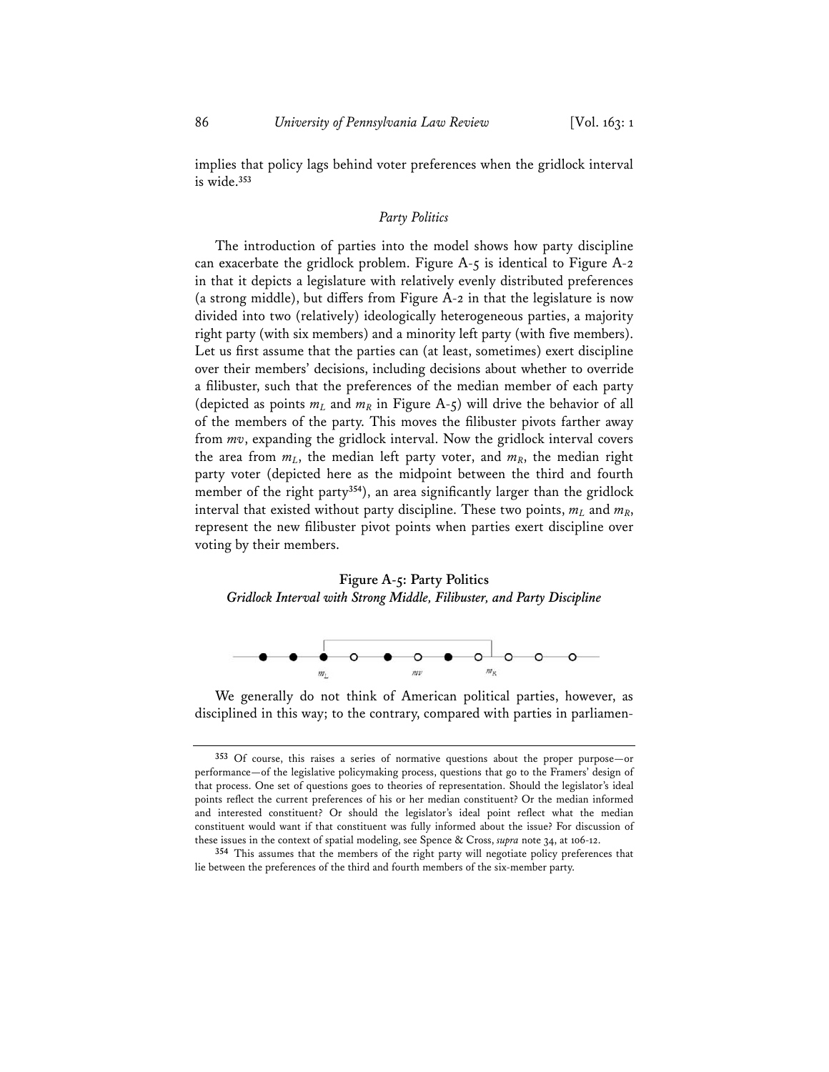implies that policy lags behind voter preferences when the gridlock interval is wide.[353]

*Party Politics*

The introduction of parties into the model shows how party discipline can exacerbate the gridlock problem. Figure A-5 is identical to Figure A-2 in that it depicts a legislature with relatively evenly distributed preferences (a strong middle), but differs from Figure A-2 in that the legislature is now divided into two (relatively) ideologically heterogeneous parties, a majority right party (with six members) and a minority left party (with five members). Let us first assume that the parties can (at least, sometimes) exert discipline over their members' decisions, including decisions about whether to override a filibuster, such that the preferences of the median member of each party (depicted as points $m_L$ and $m_R$ in Figure A-5) will drive the behavior of all of the members of the party. This moves the filibuster pivots farther away from $mv$, expanding the gridlock interval. Now the gridlock interval covers the area from $m_L$, the median left party voter, and $m_R$, the median right party voter (depicted here as the midpoint between the third and fourth member of the right party[354]), an area significantly larger than the gridlock interval that existed without party discipline. These two points, $m_L$ and $m_R$, represent the new filibuster pivot points when parties exert discipline over voting by their members.

**Figure A-5: Party Politics**
***Gridlock Interval with Strong Middle, Filibuster, and Party Discipline***

We generally do not think of American political parties, however, as disciplined in this way; to the contrary, compared with parties in parliamen-

---

[353] Of course, this raises a series of normative questions about the proper purpose—or performance—of the legislative policymaking process, questions that go to the Framers' design of that process. One set of questions goes to theories of representation. Should the legislator's ideal points reflect the current preferences of his or her median constituent? Or the median informed and interested constituent? Or should the legislator's ideal point reflect what the median constituent would want if that constituent was fully informed about the issue? For discussion of these issues in the context of spatial modeling, see Spence & Cross, *supra* note 34, at 106-12.

[354] This assumes that the members of the right party will negotiate policy preferences that lie between the preferences of the third and fourth members of the six-member party.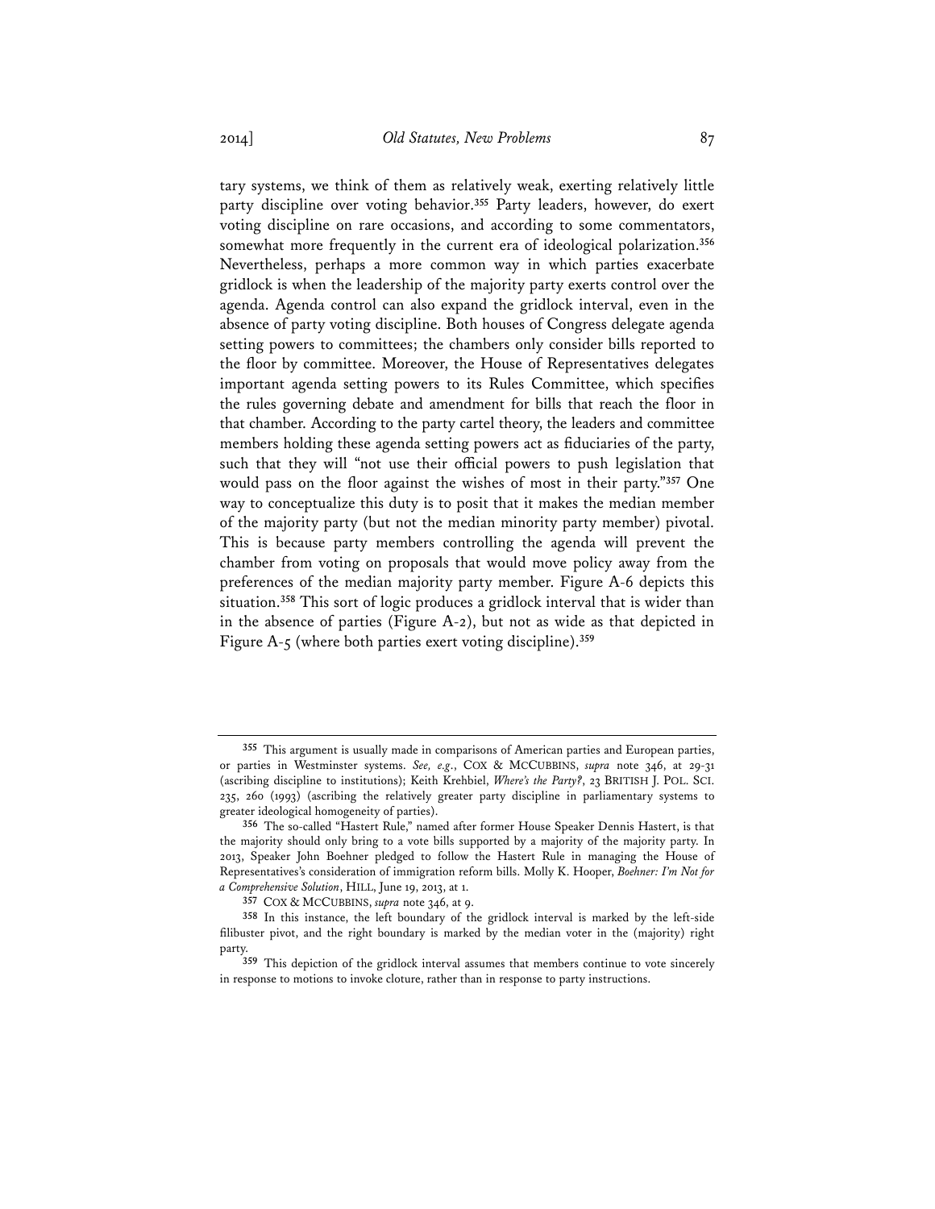tary systems, we think of them as relatively weak, exerting relatively little party discipline over voting behavior.[355] Party leaders, however, do exert voting discipline on rare occasions, and according to some commentators, somewhat more frequently in the current era of ideological polarization.[356] Nevertheless, perhaps a more common way in which parties exacerbate gridlock is when the leadership of the majority party exerts control over the agenda. Agenda control can also expand the gridlock interval, even in the absence of party voting discipline. Both houses of Congress delegate agenda setting powers to committees; the chambers only consider bills reported to the floor by committee. Moreover, the House of Representatives delegates important agenda setting powers to its Rules Committee, which specifies the rules governing debate and amendment for bills that reach the floor in that chamber. According to the party cartel theory, the leaders and committee members holding these agenda setting powers act as fiduciaries of the party, such that they will "not use their official powers to push legislation that would pass on the floor against the wishes of most in their party."[357] One way to conceptualize this duty is to posit that it makes the median member of the majority party (but not the median minority party member) pivotal. This is because party members controlling the agenda will prevent the chamber from voting on proposals that would move policy away from the preferences of the median majority party member. Figure A-6 depicts this situation.[358] This sort of logic produces a gridlock interval that is wider than in the absence of parties (Figure A-2), but not as wide as that depicted in Figure A-5 (where both parties exert voting discipline).[359]

---

[355] This argument is usually made in comparisons of American parties and European parties, or parties in Westminster systems. *See, e.g.*, COX & MCCUBBINS, *supra* note 346, at 29-31 (ascribing discipline to institutions); Keith Krehbiel, *Where's the Party?*, 23 BRITISH J. POL. SCI. 235, 260 (1993) (ascribing the relatively greater party discipline in parliamentary systems to greater ideological homogeneity of parties).

[356] The so-called "Hastert Rule," named after former House Speaker Dennis Hastert, is that the majority should only bring to a vote bills supported by a majority of the majority party. In 2013, Speaker John Boehner pledged to follow the Hastert Rule in managing the House of Representatives's consideration of immigration reform bills. Molly K. Hooper, *Boehner: I'm Not for a Comprehensive Solution*, HILL, June 19, 2013, at 1.

[357] COX & MCCUBBINS, *supra* note 346, at 9.

[358] In this instance, the left boundary of the gridlock interval is marked by the left-side filibuster pivot, and the right boundary is marked by the median voter in the (majority) right party.

[359] This depiction of the gridlock interval assumes that members continue to vote sincerely in response to motions to invoke cloture, rather than in response to party instructions.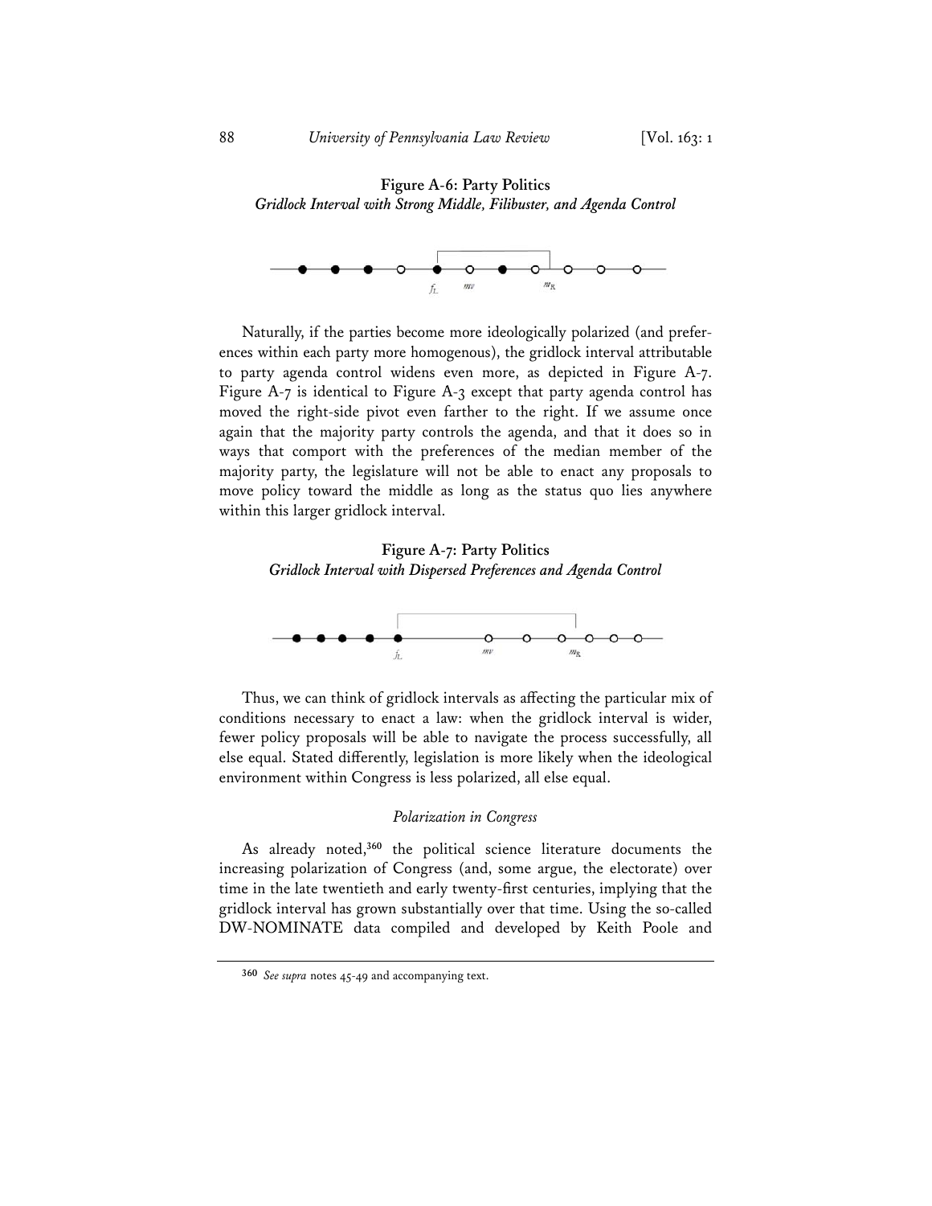**Figure A-6: Party Politics**
*Gridlock Interval with Strong Middle, Filibuster, and Agenda Control*

Naturally, if the parties become more ideologically polarized (and preferences within each party more homogenous), the gridlock interval attributable to party agenda control widens even more, as depicted in Figure A-7. Figure A-7 is identical to Figure A-3 except that party agenda control has moved the right-side pivot even farther to the right. If we assume once again that the majority party controls the agenda, and that it does so in ways that comport with the preferences of the median member of the majority party, the legislature will not be able to enact any proposals to move policy toward the middle as long as the status quo lies anywhere within this larger gridlock interval.

**Figure A-7: Party Politics**
*Gridlock Interval with Dispersed Preferences and Agenda Control*

Thus, we can think of gridlock intervals as affecting the particular mix of conditions necessary to enact a law: when the gridlock interval is wider, fewer policy proposals will be able to navigate the process successfully, all else equal. Stated differently, legislation is more likely when the ideological environment within Congress is less polarized, all else equal.

*Polarization in Congress*

As already noted,[360] the political science literature documents the increasing polarization of Congress (and, some argue, the electorate) over time in the late twentieth and early twenty-first centuries, implying that the gridlock interval has grown substantially over that time. Using the so-called DW-NOMINATE data compiled and developed by Keith Poole and

---

[360] *See supra* notes 45-49 and accompanying text.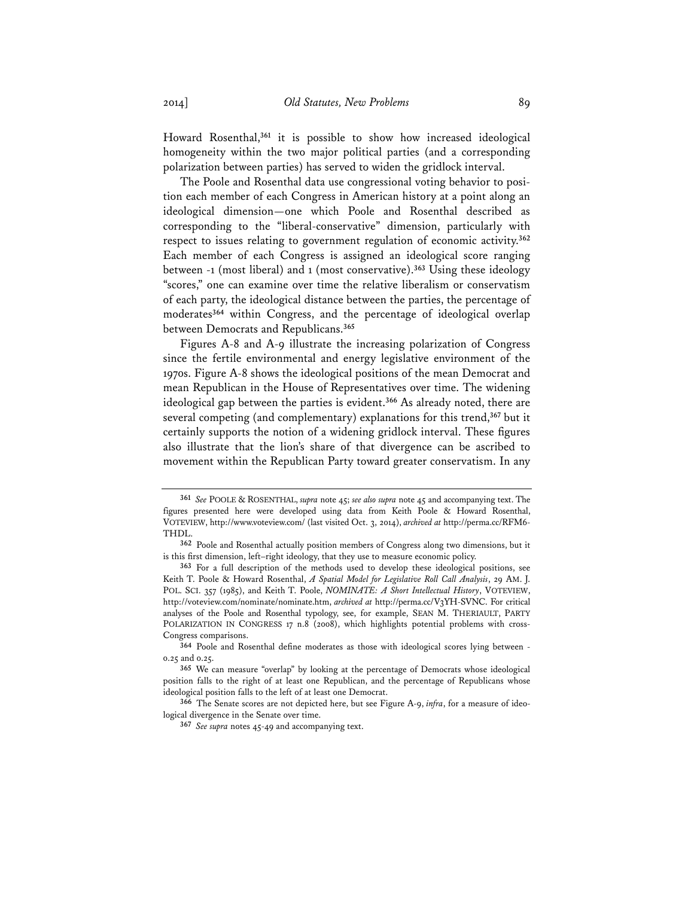Howard Rosenthal,[361] it is possible to show how increased ideological homogeneity within the two major political parties (and a corresponding polarization between parties) has served to widen the gridlock interval.

The Poole and Rosenthal data use congressional voting behavior to position each member of each Congress in American history at a point along an ideological dimension—one which Poole and Rosenthal described as corresponding to the "liberal-conservative" dimension, particularly with respect to issues relating to government regulation of economic activity.[362] Each member of each Congress is assigned an ideological score ranging between -1 (most liberal) and 1 (most conservative).[363] Using these ideology "scores," one can examine over time the relative liberalism or conservatism of each party, the ideological distance between the parties, the percentage of moderates[364] within Congress, and the percentage of ideological overlap between Democrats and Republicans.[365]

Figures A-8 and A-9 illustrate the increasing polarization of Congress since the fertile environmental and energy legislative environment of the 1970s. Figure A-8 shows the ideological positions of the mean Democrat and mean Republican in the House of Representatives over time. The widening ideological gap between the parties is evident.[366] As already noted, there are several competing (and complementary) explanations for this trend,[367] but it certainly supports the notion of a widening gridlock interval. These figures also illustrate that the lion's share of that divergence can be ascribed to movement within the Republican Party toward greater conservatism. In any

---

[361] *See* POOLE & ROSENTHAL, *supra* note 45; *see also supra* note 45 and accompanying text. The figures presented here were developed using data from Keith Poole & Howard Rosenthal, VOTEVIEW, http://www.voteview.com/ (last visited Oct. 3, 2014), *archived at* http://perma.cc/RFM6-THDL.

[362] Poole and Rosenthal actually position members of Congress along two dimensions, but it is this first dimension, left–right ideology, that they use to measure economic policy.

[363] For a full description of the methods used to develop these ideological positions, see Keith T. Poole & Howard Rosenthal, *A Spatial Model for Legislative Roll Call Analysis*, 29 AM. J. POL. SCI. 357 (1985), and Keith T. Poole, *NOMINATE: A Short Intellectual History*, VOTEVIEW, http://voteview.com/nominate/nominate.htm, *archived at* http://perma.cc/V3YH-SVNC. For critical analyses of the Poole and Rosenthal typology, see, for example, SEAN M. THERIAULT, PARTY POLARIZATION IN CONGRESS 17 n.8 (2008), which highlights potential problems with cross-Congress comparisons.

[364] Poole and Rosenthal define moderates as those with ideological scores lying between -0.25 and 0.25.

[365] We can measure "overlap" by looking at the percentage of Democrats whose ideological position falls to the right of at least one Republican, and the percentage of Republicans whose ideological position falls to the left of at least one Democrat.

[366] The Senate scores are not depicted here, but see Figure A-9, *infra*, for a measure of ideological divergence in the Senate over time.

[367] *See supra* notes 45-49 and accompanying text.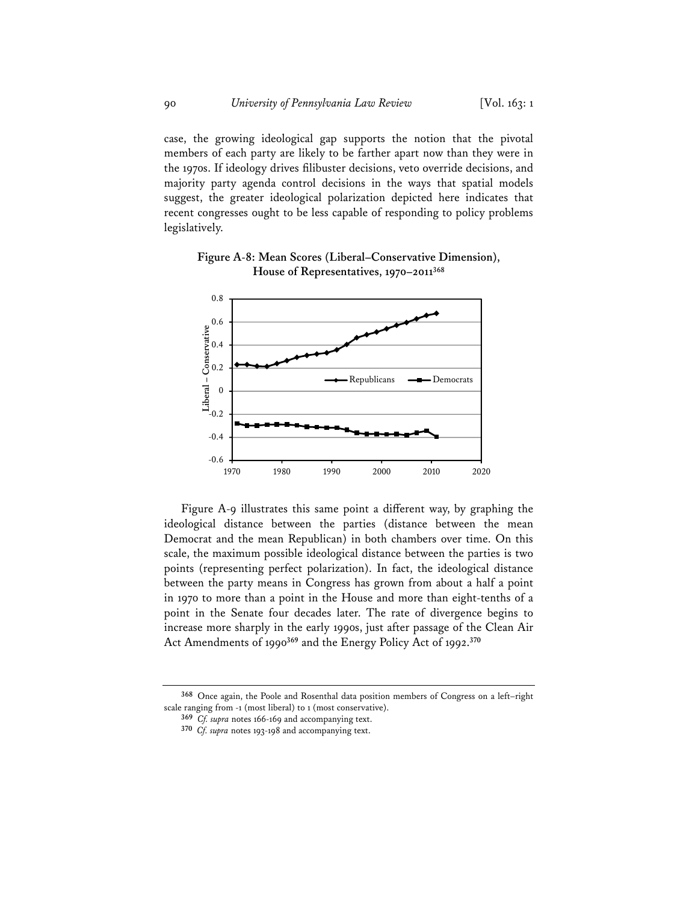case, the growing ideological gap supports the notion that the pivotal members of each party are likely to be farther apart now than they were in the 1970s. If ideology drives filibuster decisions, veto override decisions, and majority party agenda control decisions in the ways that spatial models suggest, the greater ideological polarization depicted here indicates that recent congresses ought to be less capable of responding to policy problems legislatively.

**Figure A-8: Mean Scores (Liberal–Conservative Dimension), House of Representatives, 1970–2011**[368]

Figure A-9 illustrates this same point a different way, by graphing the ideological distance between the parties (distance between the mean Democrat and the mean Republican) in both chambers over time. On this scale, the maximum possible ideological distance between the parties is two points (representing perfect polarization). In fact, the ideological distance between the party means in Congress has grown from about a half a point in 1970 to more than a point in the House and more than eight-tenths of a point in the Senate four decades later. The rate of divergence begins to increase more sharply in the early 1990s, just after passage of the Clean Air Act Amendments of 1990[369] and the Energy Policy Act of 1992.[370]

---

[368] Once again, the Poole and Rosenthal data position members of Congress on a left–right scale ranging from -1 (most liberal) to 1 (most conservative).

[369] *Cf. supra* notes 166-169 and accompanying text.

[370] *Cf. supra* notes 193-198 and accompanying text.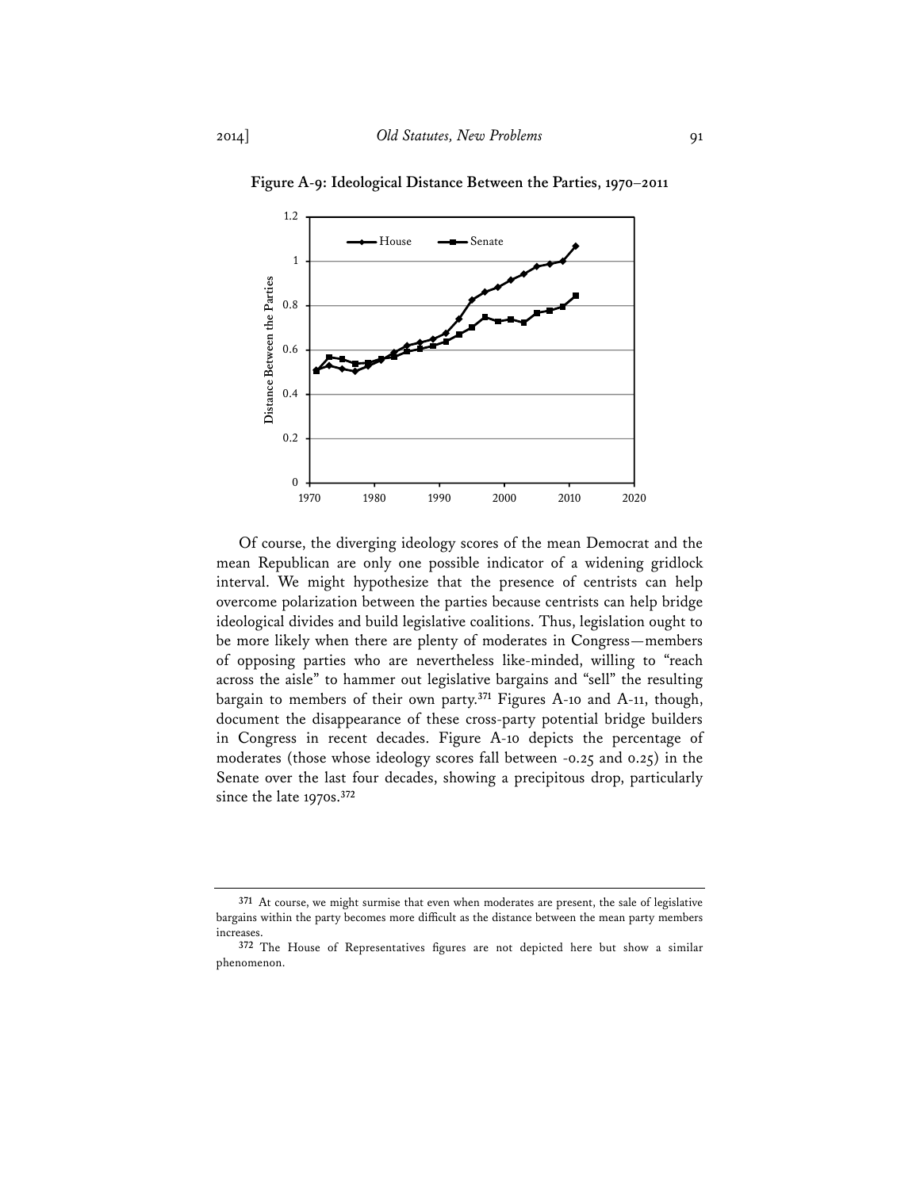**Figure A-9: Ideological Distance Between the Parties, 1970–2011**

Of course, the diverging ideology scores of the mean Democrat and the mean Republican are only one possible indicator of a widening gridlock interval. We might hypothesize that the presence of centrists can help overcome polarization between the parties because centrists can help bridge ideological divides and build legislative coalitions. Thus, legislation ought to be more likely when there are plenty of moderates in Congress—members of opposing parties who are nevertheless like-minded, willing to "reach across the aisle" to hammer out legislative bargains and "sell" the resulting bargain to members of their own party.[371] Figures A-10 and A-11, though, document the disappearance of these cross-party potential bridge builders in Congress in recent decades. Figure A-10 depicts the percentage of moderates (those whose ideology scores fall between -0.25 and 0.25) in the Senate over the last four decades, showing a precipitous drop, particularly since the late 1970s.[372]

---

[371] At course, we might surmise that even when moderates are present, the sale of legislative bargains within the party becomes more difficult as the distance between the mean party members increases.

[372] The House of Representatives figures are not depicted here but show a similar phenomenon.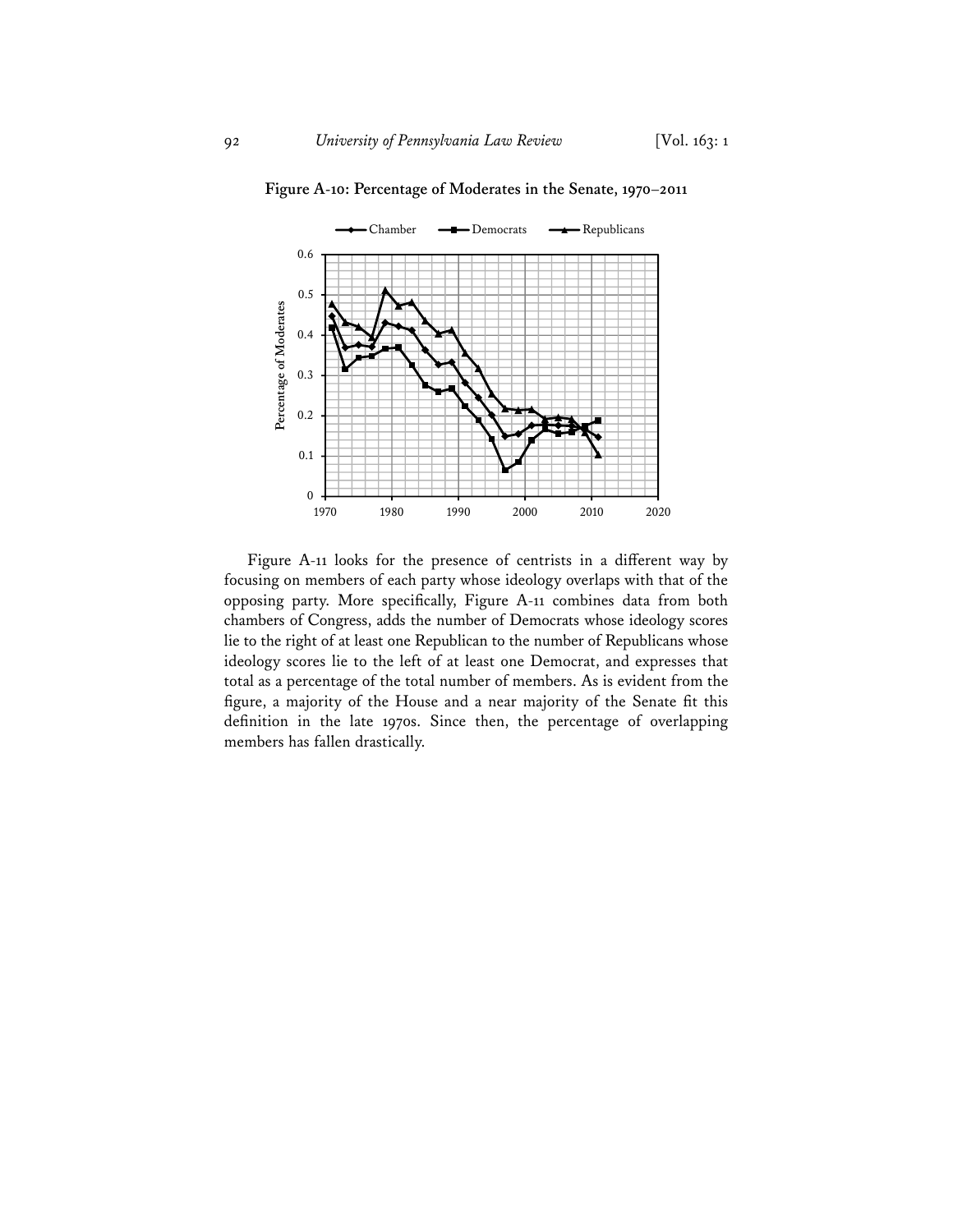**Figure A-10: Percentage of Moderates in the Senate, 1970–2011**

Figure A-11 looks for the presence of centrists in a different way by focusing on members of each party whose ideology overlaps with that of the opposing party. More specifically, Figure A-11 combines data from both chambers of Congress, adds the number of Democrats whose ideology scores lie to the right of at least one Republican to the number of Republicans whose ideology scores lie to the left of at least one Democrat, and expresses that total as a percentage of the total number of members. As is evident from the figure, a majority of the House and a near majority of the Senate fit this definition in the late 1970s. Since then, the percentage of overlapping members has fallen drastically.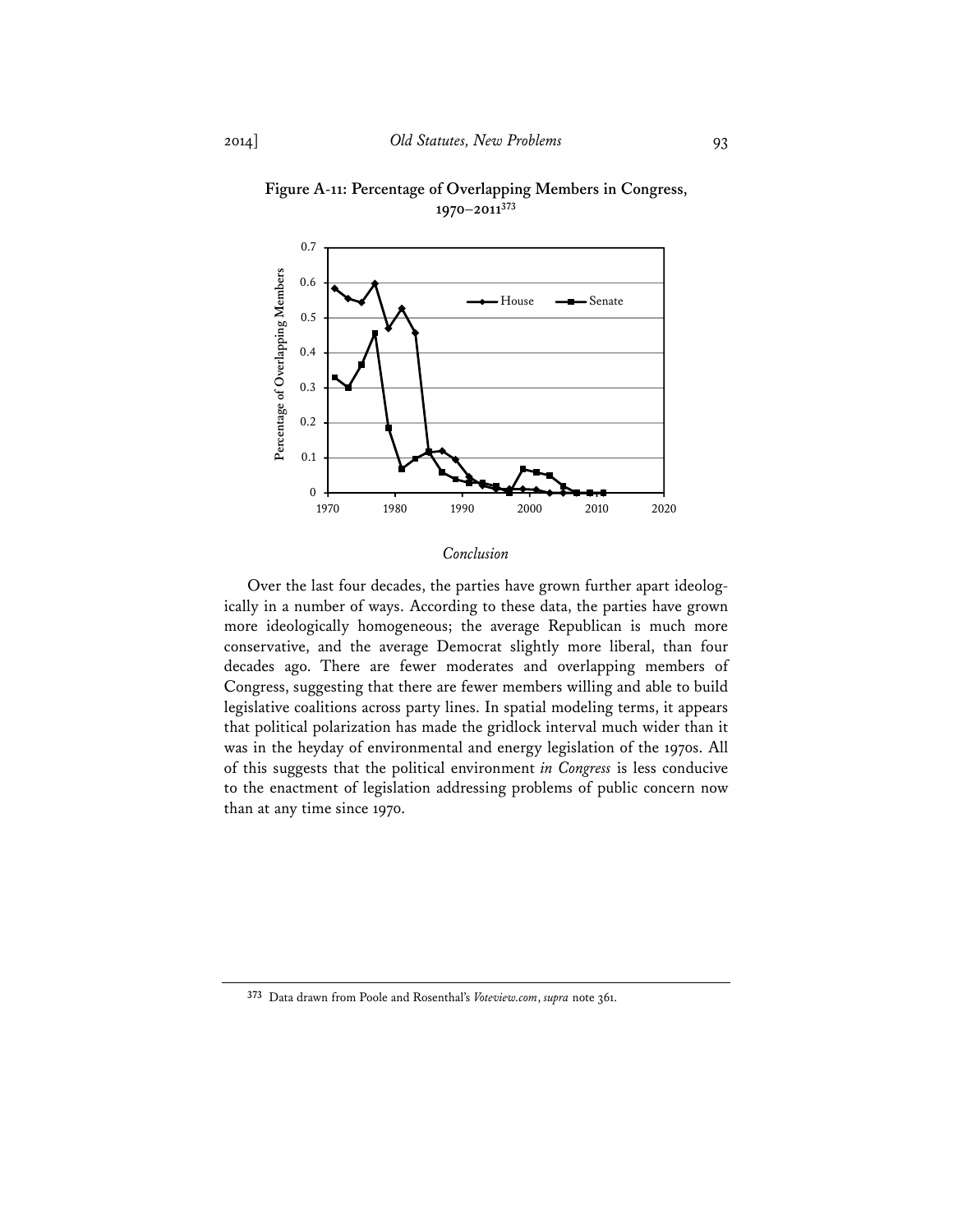**Figure A-11: Percentage of Overlapping Members in Congress, 1970–2011**[373]

0.7
0.6
0.5
0.4
0.3
0.2
0.1
0

Percentage of Overlapping Members

House
Senate

1970
1980
1990
2000
2010
2020

*Conclusion*

Over the last four decades, the parties have grown further apart ideologically in a number of ways. According to these data, the parties have grown more ideologically homogeneous; the average Republican is much more conservative, and the average Democrat slightly more liberal, than four decades ago. There are fewer moderates and overlapping members of Congress, suggesting that there are fewer members willing and able to build legislative coalitions across party lines. In spatial modeling terms, it appears that political polarization has made the gridlock interval much wider than it was in the heyday of environmental and energy legislation of the 1970s. All of this suggests that the political environment *in Congress* is less conducive to the enactment of legislation addressing problems of public concern now than at any time since 1970.

---

373 Data drawn from Poole and Rosenthal's *Voteview.com*, *supra* note 361.